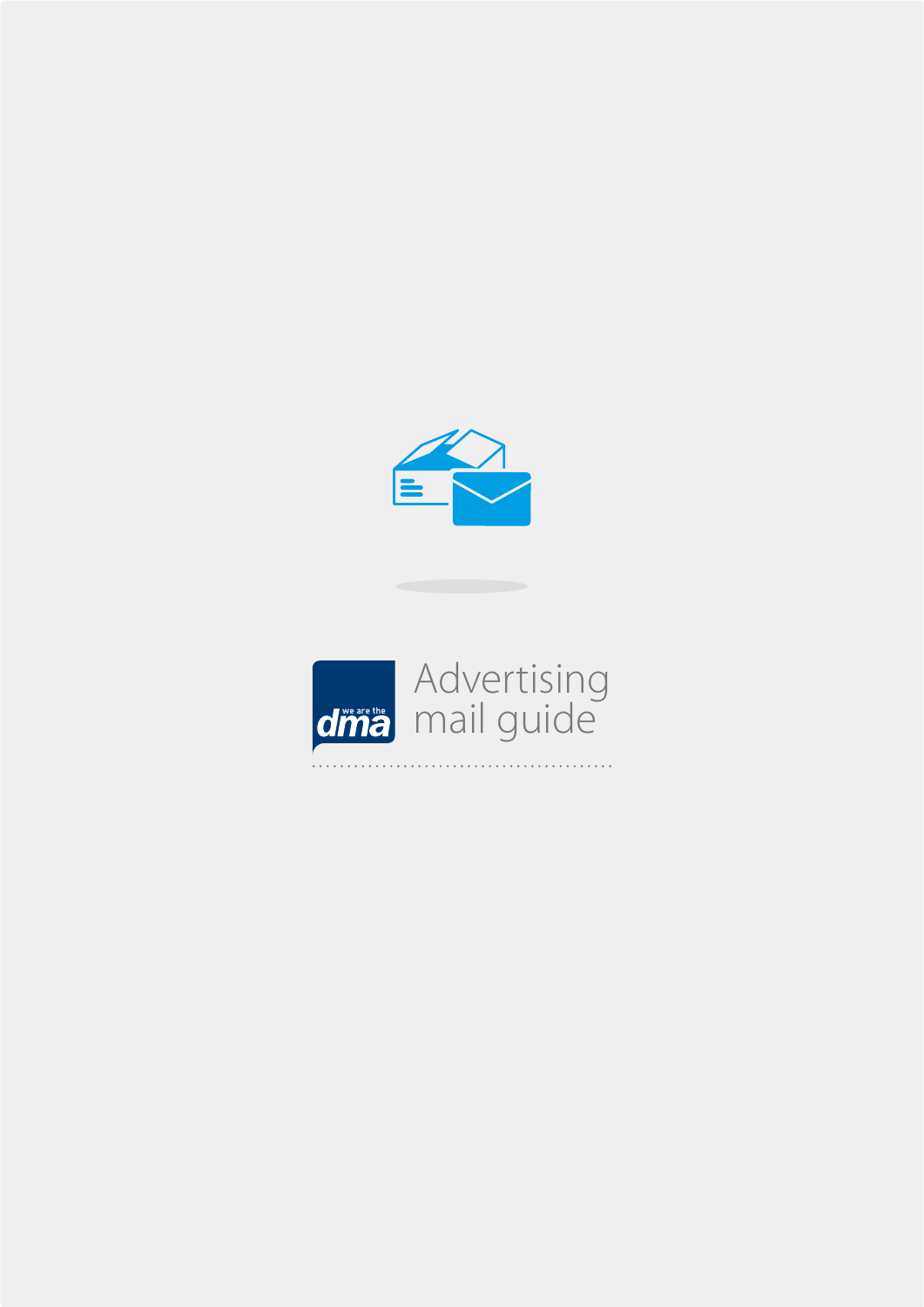# Advertising mail guide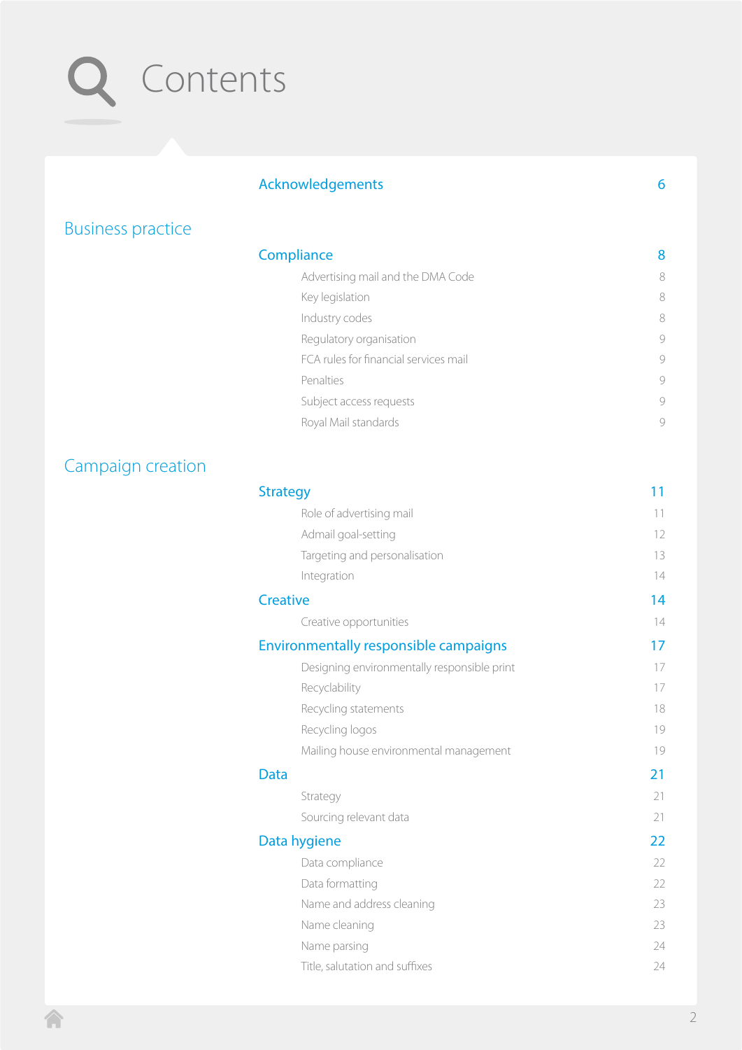# Contents

| | |
|---|---|
| **Acknowledgements** | **6** |

## Business practice

| | |
|---|---|
| **Compliance** | **8** |
| Advertising mail and the DMA Code | 8 |
| Key legislation | 8 |
| Industry codes | 8 |
| Regulatory organisation | 9 |
| FCA rules for financial services mail | 9 |
| Penalties | 9 |
| Subject access requests | 9 |
| Royal Mail standards | 9 |

## Campaign creation

| | |
|---|---|
| **Strategy** | **11** |
| Role of advertising mail | 11 |
| Admail goal-setting | 12 |
| Targeting and personalisation | 13 |
| Integration | 14 |
| **Creative** | **14** |
| Creative opportunities | 14 |
| **Environmentally responsible campaigns** | **17** |
| Designing environmentally responsible print | 17 |
| Recyclability | 17 |
| Recycling statements | 18 |
| Recycling logos | 19 |
| Mailing house environmental management | 19 |
| **Data** | **21** |
| Strategy | 21 |
| Sourcing relevant data | 21 |
| **Data hygiene** | **22** |
| Data compliance | 22 |
| Data formatting | 22 |
| Name and address cleaning | 23 |
| Name cleaning | 23 |
| Name parsing | 24 |
| Title, salutation and suffixes | 24 |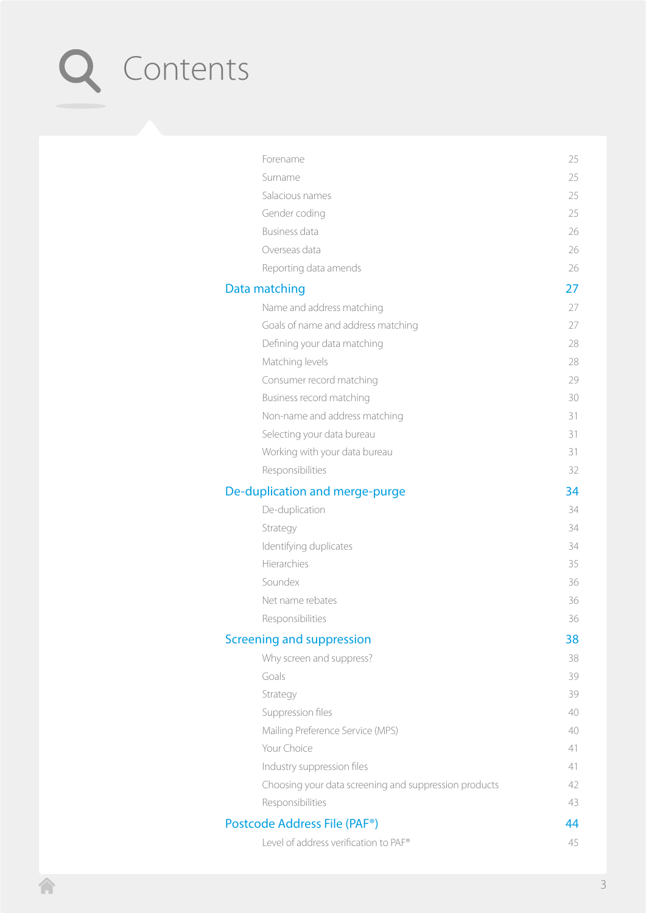# Contents

| | |
|---|---|
| Forename | 25 |
| Surname | 25 |
| Salacious names | 25 |
| Gender coding | 25 |
| Business data | 26 |
| Overseas data | 26 |
| Reporting data amends | 26 |
| **Data matching** | **27** |
| Name and address matching | 27 |
| Goals of name and address matching | 27 |
| Defining your data matching | 28 |
| Matching levels | 28 |
| Consumer record matching | 29 |
| Business record matching | 30 |
| Non-name and address matching | 31 |
| Selecting your data bureau | 31 |
| Working with your data bureau | 31 |
| Responsibilities | 32 |
| **De-duplication and merge-purge** | **34** |
| De-duplication | 34 |
| Strategy | 34 |
| Identifying duplicates | 34 |
| Hierarchies | 35 |
| Soundex | 36 |
| Net name rebates | 36 |
| Responsibilities | 36 |
| **Screening and suppression** | **38** |
| Why screen and suppress? | 38 |
| Goals | 39 |
| Strategy | 39 |
| Suppression files | 40 |
| Mailing Preference Service (MPS) | 40 |
| Your Choice | 41 |
| Industry suppression files | 41 |
| Choosing your data screening and suppression products | 42 |
| Responsibilities | 43 |
| **Postcode Address File (PAF®)** | **44** |
| Level of address verification to PAF® | 45 |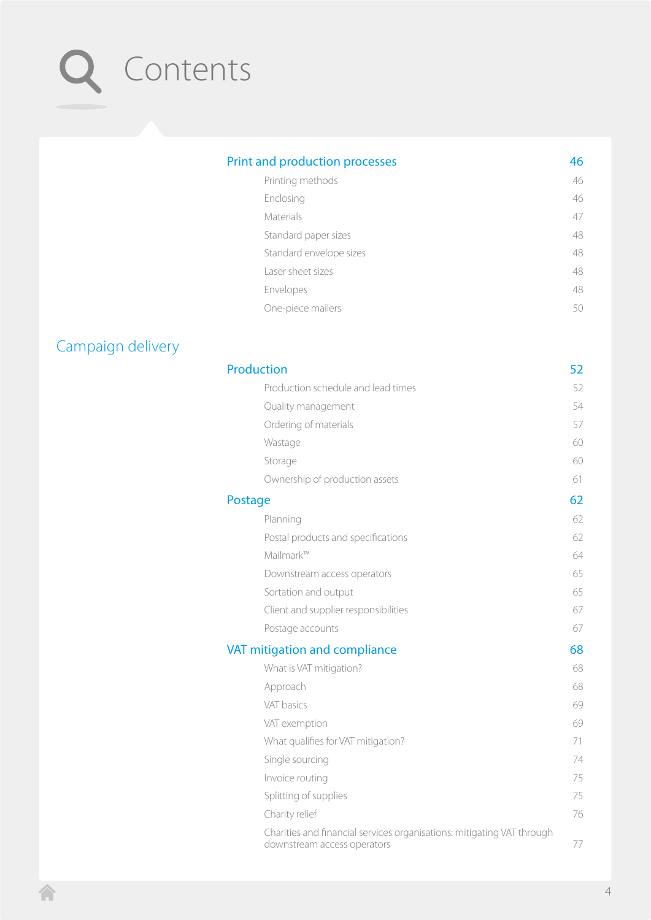# Contents

| | |
|---|---|
| **Print and production processes** | **46** |
| Printing methods | 46 |
| Enclosing | 46 |
| Materials | 47 |
| Standard paper sizes | 48 |
| Standard envelope sizes | 48 |
| Laser sheet sizes | 48 |
| Envelopes | 48 |
| One-piece mailers | 50 |

## Campaign delivery

| | |
|---|---|
| **Production** | **52** |
| Production schedule and lead times | 52 |
| Quality management | 54 |
| Ordering of materials | 57 |
| Wastage | 60 |
| Storage | 60 |
| Ownership of production assets | 61 |
| **Postage** | **62** |
| Planning | 62 |
| Postal products and specifications | 62 |
| Mailmark™ | 64 |
| Downstream access operators | 65 |
| Sortation and output | 65 |
| Client and supplier responsibilities | 67 |
| Postage accounts | 67 |
| **VAT mitigation and compliance** | **68** |
| What is VAT mitigation? | 68 |
| Approach | 68 |
| VAT basics | 69 |
| VAT exemption | 69 |
| What qualifies for VAT mitigation? | 71 |
| Single sourcing | 74 |
| Invoice routing | 75 |
| Splitting of supplies | 75 |
| Charity relief | 76 |
| Charities and financial services organisations: mitigating VAT through downstream access operators | 77 |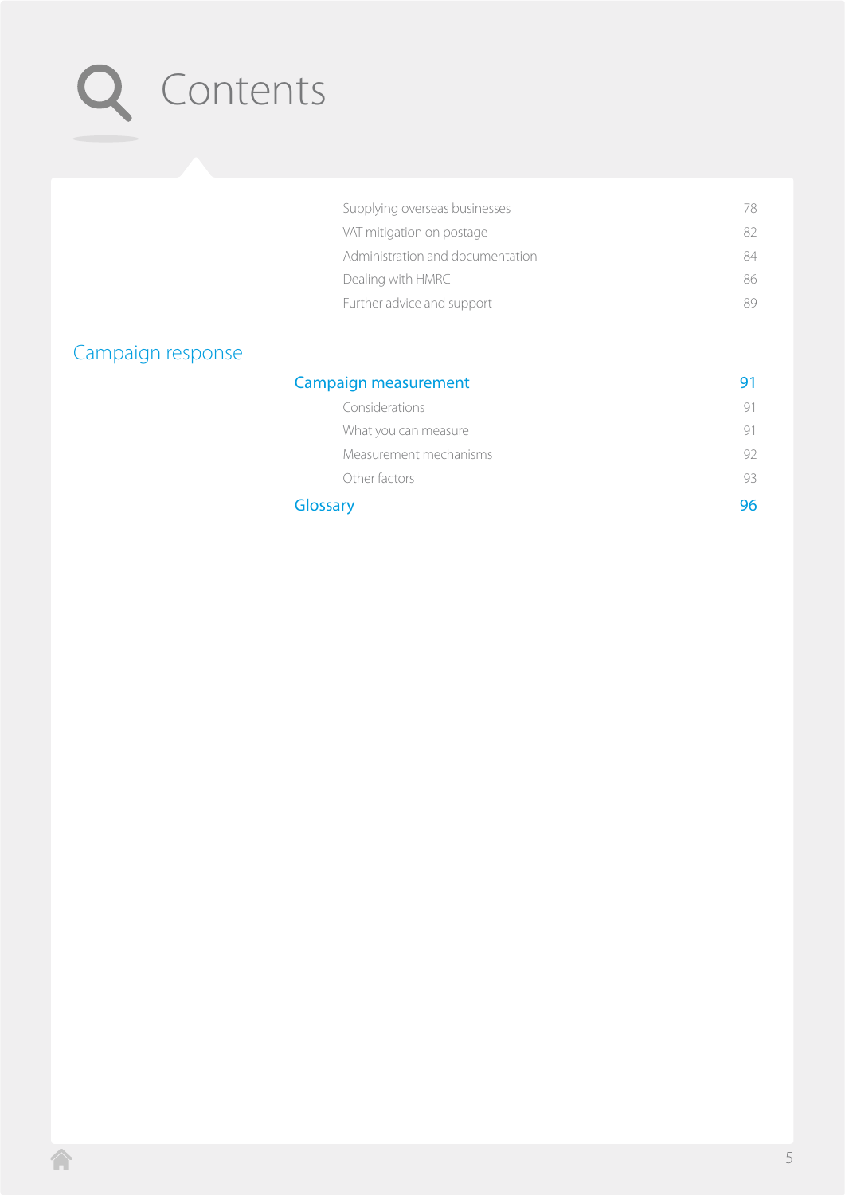# Contents

| | |
|---|---|
| Supplying overseas businesses | 78 |
| VAT mitigation on postage | 82 |
| Administration and documentation | 84 |
| Dealing with HMRC | 86 |
| Further advice and support | 89 |

## Campaign response

| | |
|---|---|
| **Campaign measurement** | **91** |
| Considerations | 91 |
| What you can measure | 91 |
| Measurement mechanisms | 92 |
| Other factors | 93 |
| **Glossary** | **96** |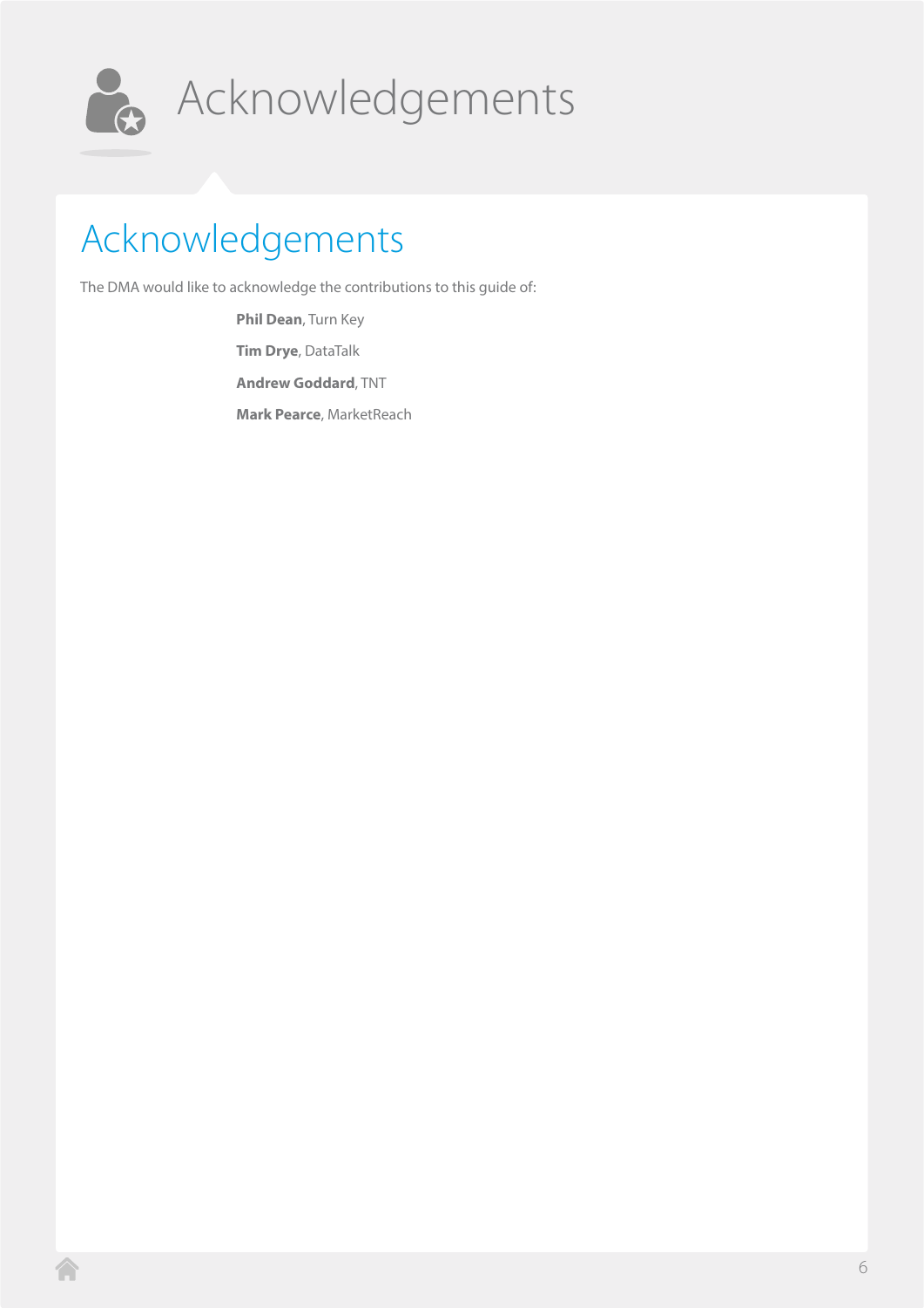# Acknowledgements

## Acknowledgements

The DMA would like to acknowledge the contributions to this guide of:

**Phil Dean**, Turn Key

**Tim Drye**, DataTalk

**Andrew Goddard**, TNT

**Mark Pearce**, MarketReach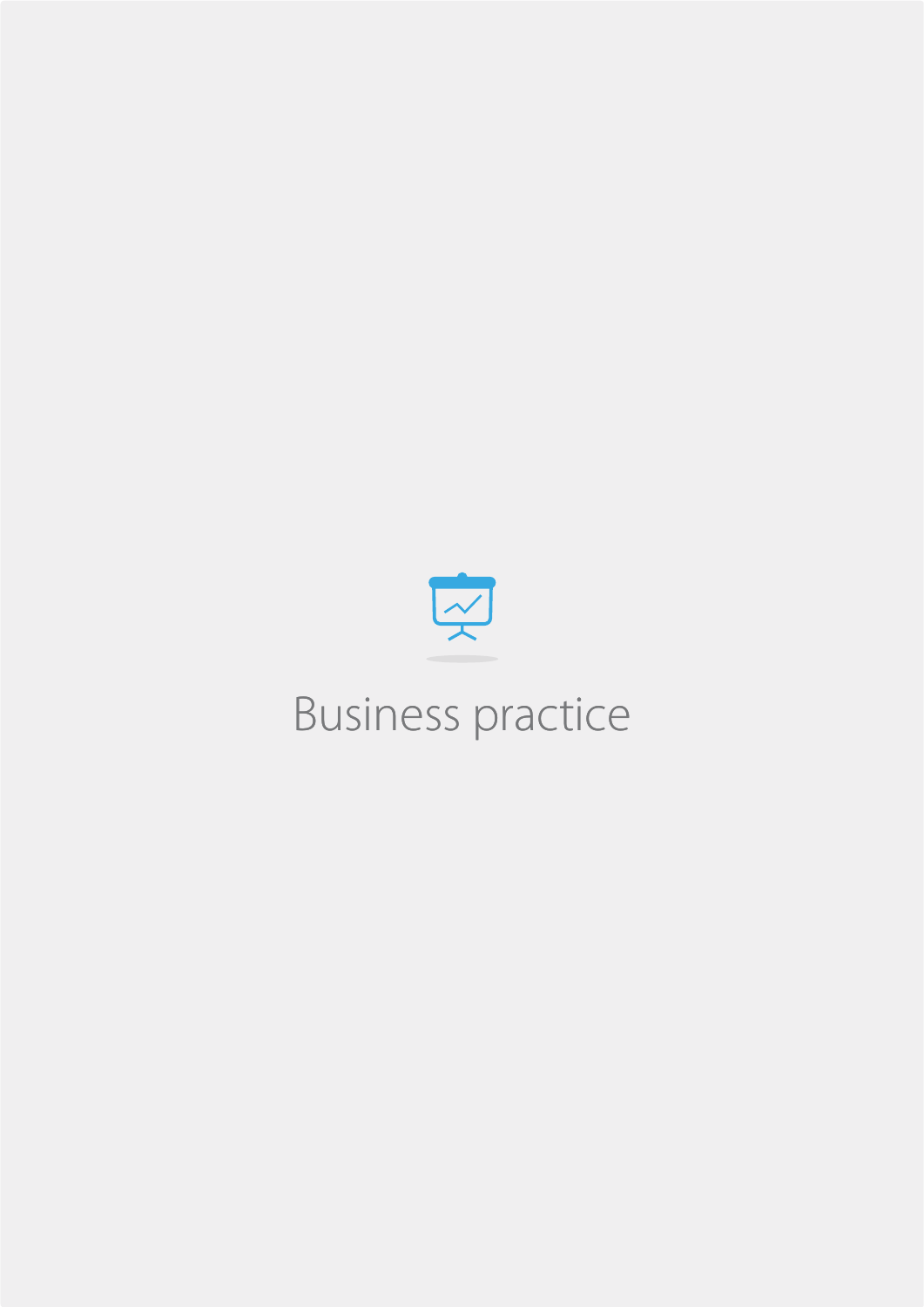# Business practice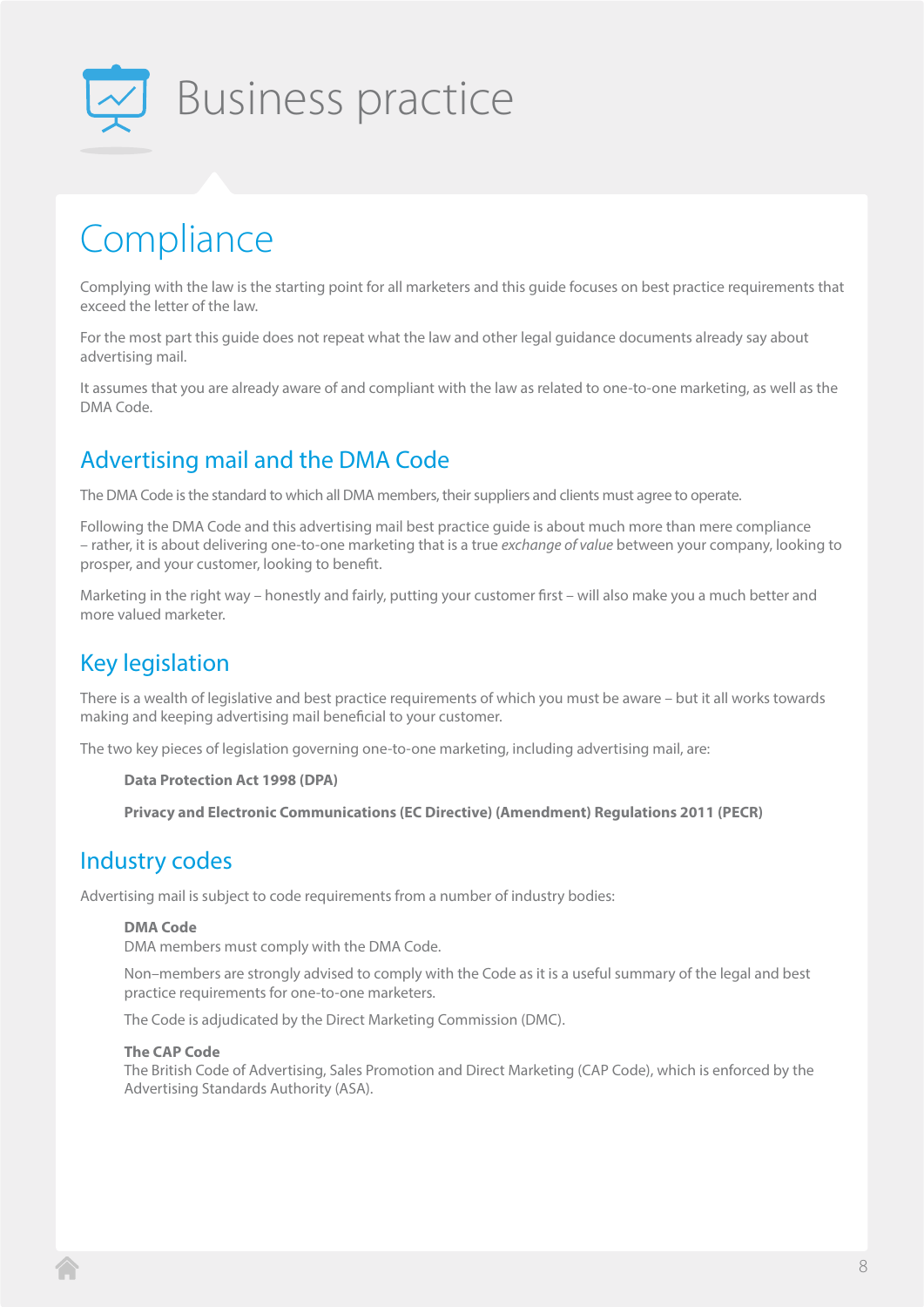# Business practice

## Compliance

Complying with the law is the starting point for all marketers and this guide focuses on best practice requirements that exceed the letter of the law.

For the most part this guide does not repeat what the law and other legal guidance documents already say about advertising mail.

It assumes that you are already aware of and compliant with the law as related to one-to-one marketing, as well as the DMA Code.

### Advertising mail and the DMA Code

The DMA Code is the standard to which all DMA members, their suppliers and clients must agree to operate.

Following the DMA Code and this advertising mail best practice guide is about much more than mere compliance – rather, it is about delivering one-to-one marketing that is a true *exchange of value* between your company, looking to prosper, and your customer, looking to benefit.

Marketing in the right way – honestly and fairly, putting your customer first – will also make you a much better and more valued marketer.

### Key legislation

There is a wealth of legislative and best practice requirements of which you must be aware – but it all works towards making and keeping advertising mail beneficial to your customer.

The two key pieces of legislation governing one-to-one marketing, including advertising mail, are:

**Data Protection Act 1998 (DPA)**

**Privacy and Electronic Communications (EC Directive) (Amendment) Regulations 2011 (PECR)**

### Industry codes

Advertising mail is subject to code requirements from a number of industry bodies:

**DMA Code**
DMA members must comply with the DMA Code.

Non–members are strongly advised to comply with the Code as it is a useful summary of the legal and best practice requirements for one-to-one marketers.

The Code is adjudicated by the Direct Marketing Commission (DMC).

**The CAP Code**
The British Code of Advertising, Sales Promotion and Direct Marketing (CAP Code), which is enforced by the Advertising Standards Authority (ASA).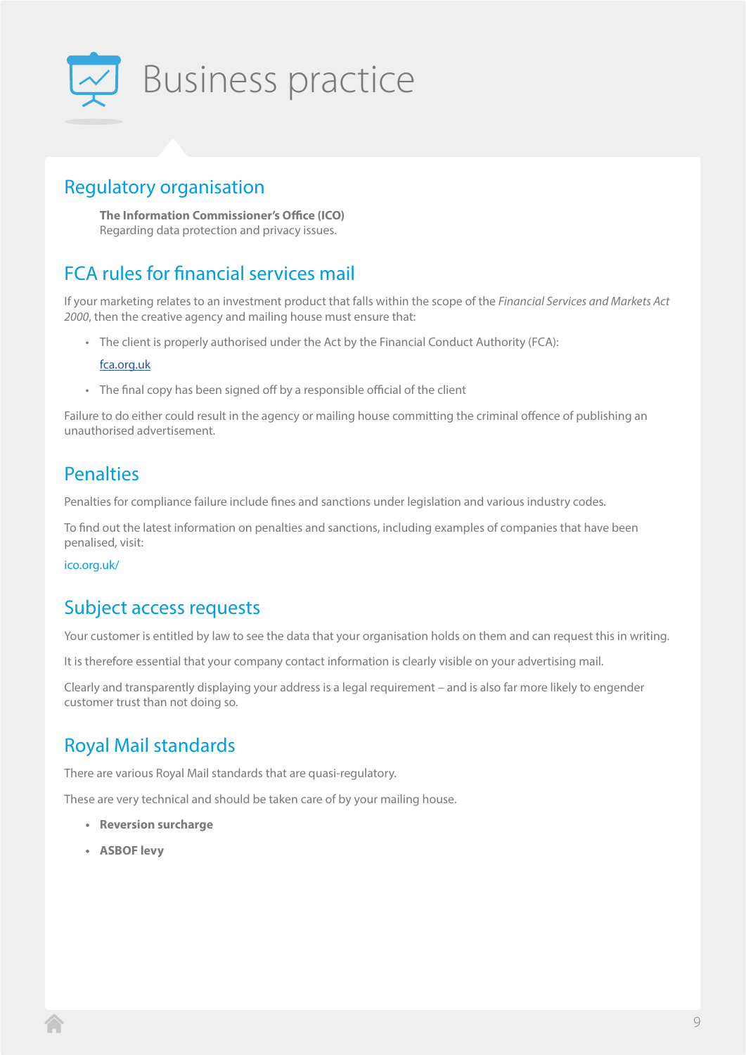# Business practice

## Regulatory organisation

**The Information Commissioner's Office (ICO)**
Regarding data protection and privacy issues.

## FCA rules for financial services mail

If your marketing relates to an investment product that falls within the scope of the *Financial Services and Markets Act 2000*, then the creative agency and mailing house must ensure that:

- The client is properly authorised under the Act by the Financial Conduct Authority (FCA):

  fca.org.uk

- The final copy has been signed off by a responsible official of the client

Failure to do either could result in the agency or mailing house committing the criminal offence of publishing an unauthorised advertisement.

## Penalties

Penalties for compliance failure include fines and sanctions under legislation and various industry codes.

To find out the latest information on penalties and sanctions, including examples of companies that have been penalised, visit:

ico.org.uk/

## Subject access requests

Your customer is entitled by law to see the data that your organisation holds on them and can request this in writing.

It is therefore essential that your company contact information is clearly visible on your advertising mail.

Clearly and transparently displaying your address is a legal requirement – and is also far more likely to engender customer trust than not doing so.

## Royal Mail standards

There are various Royal Mail standards that are quasi-regulatory.

These are very technical and should be taken care of by your mailing house.

- **Reversion surcharge**
- **ASBOF levy**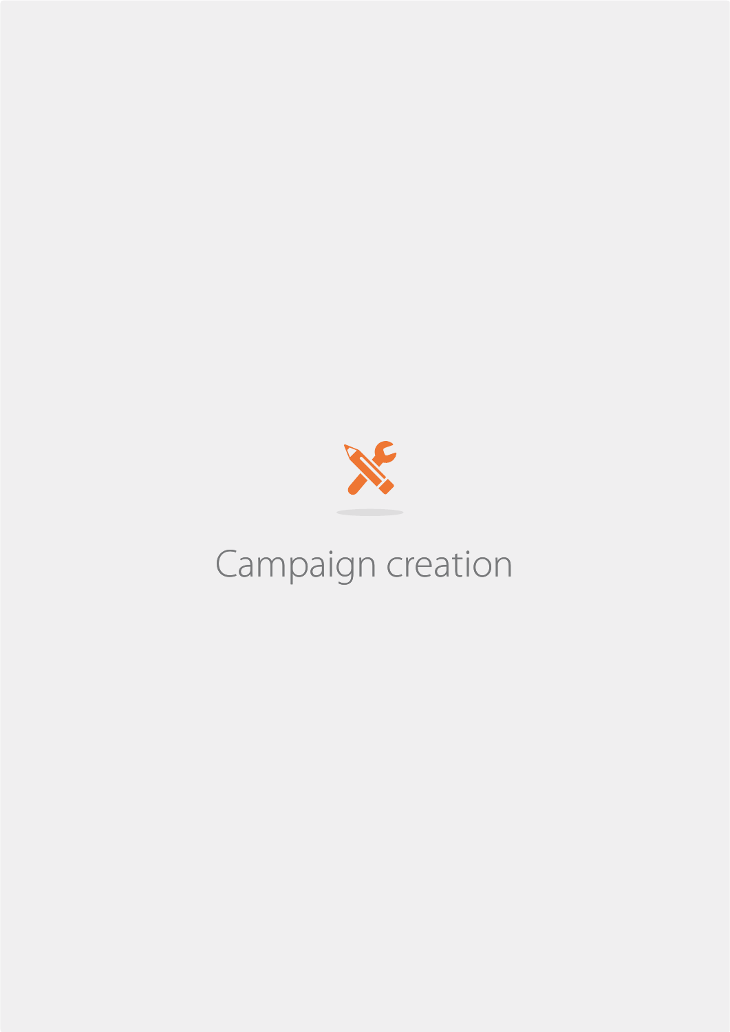# Campaign creation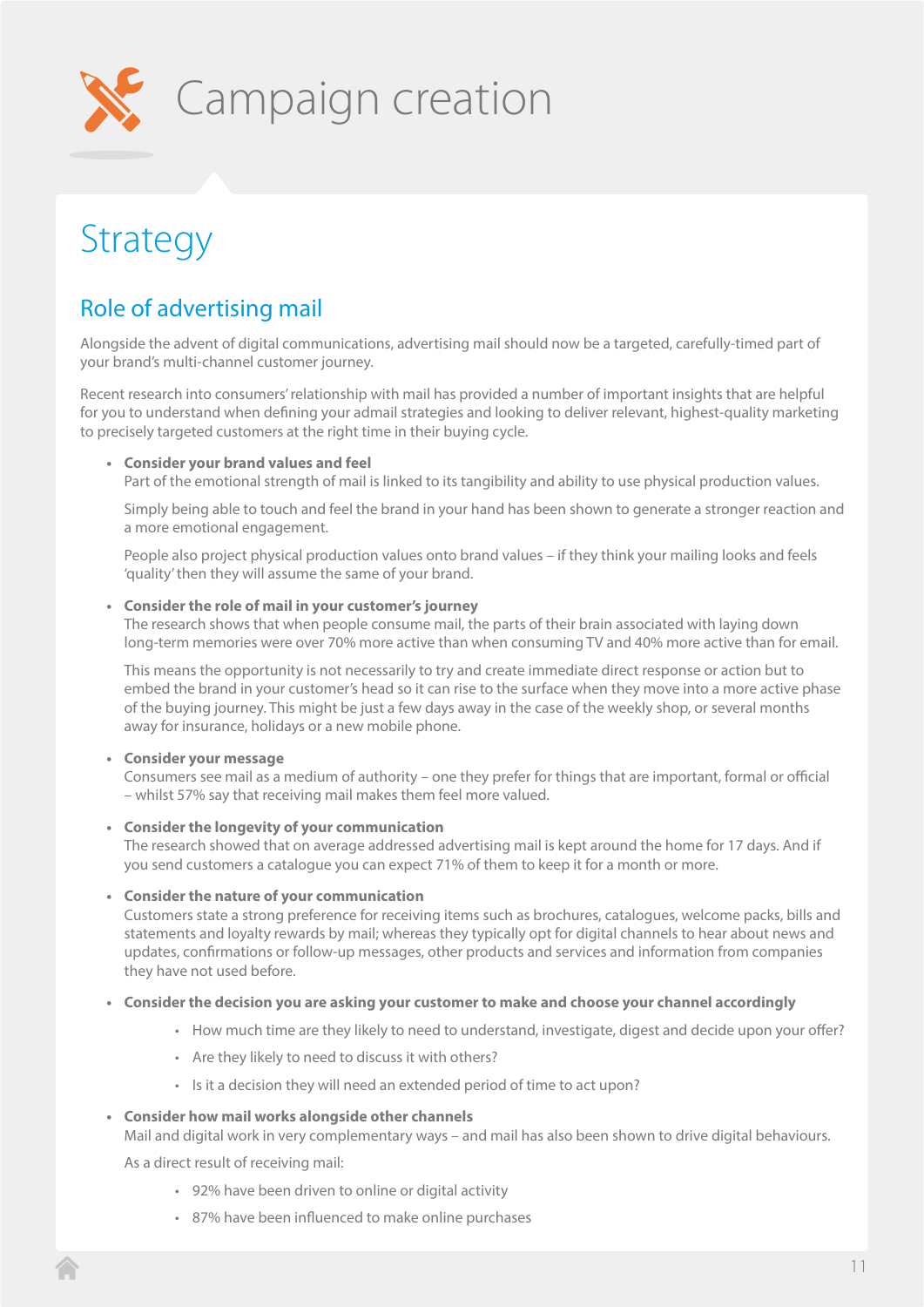# Campaign creation

## Strategy

### Role of advertising mail

Alongside the advent of digital communications, advertising mail should now be a targeted, carefully-timed part of your brand's multi-channel customer journey.

Recent research into consumers' relationship with mail has provided a number of important insights that are helpful for you to understand when defining your admail strategies and looking to deliver relevant, highest-quality marketing to precisely targeted customers at the right time in their buying cycle.

- **Consider your brand values and feel**
  Part of the emotional strength of mail is linked to its tangibility and ability to use physical production values.

  Simply being able to touch and feel the brand in your hand has been shown to generate a stronger reaction and a more emotional engagement.

  People also project physical production values onto brand values – if they think your mailing looks and feels 'quality' then they will assume the same of your brand.

- **Consider the role of mail in your customer's journey**
  The research shows that when people consume mail, the parts of their brain associated with laying down long-term memories were over 70% more active than when consuming TV and 40% more active than for email.

  This means the opportunity is not necessarily to try and create immediate direct response or action but to embed the brand in your customer's head so it can rise to the surface when they move into a more active phase of the buying journey. This might be just a few days away in the case of the weekly shop, or several months away for insurance, holidays or a new mobile phone.

- **Consider your message**
  Consumers see mail as a medium of authority – one they prefer for things that are important, formal or official – whilst 57% say that receiving mail makes them feel more valued.

- **Consider the longevity of your communication**
  The research showed that on average addressed advertising mail is kept around the home for 17 days. And if you send customers a catalogue you can expect 71% of them to keep it for a month or more.

- **Consider the nature of your communication**
  Customers state a strong preference for receiving items such as brochures, catalogues, welcome packs, bills and statements and loyalty rewards by mail; whereas they typically opt for digital channels to hear about news and updates, confirmations or follow-up messages, other products and services and information from companies they have not used before.

- **Consider the decision you are asking your customer to make and choose your channel accordingly**
  - How much time are they likely to need to understand, investigate, digest and decide upon your offer?
  - Are they likely to need to discuss it with others?
  - Is it a decision they will need an extended period of time to act upon?

- **Consider how mail works alongside other channels**
  Mail and digital work in very complementary ways – and mail has also been shown to drive digital behaviours.

  As a direct result of receiving mail:
  - 92% have been driven to online or digital activity
  - 87% have been influenced to make online purchases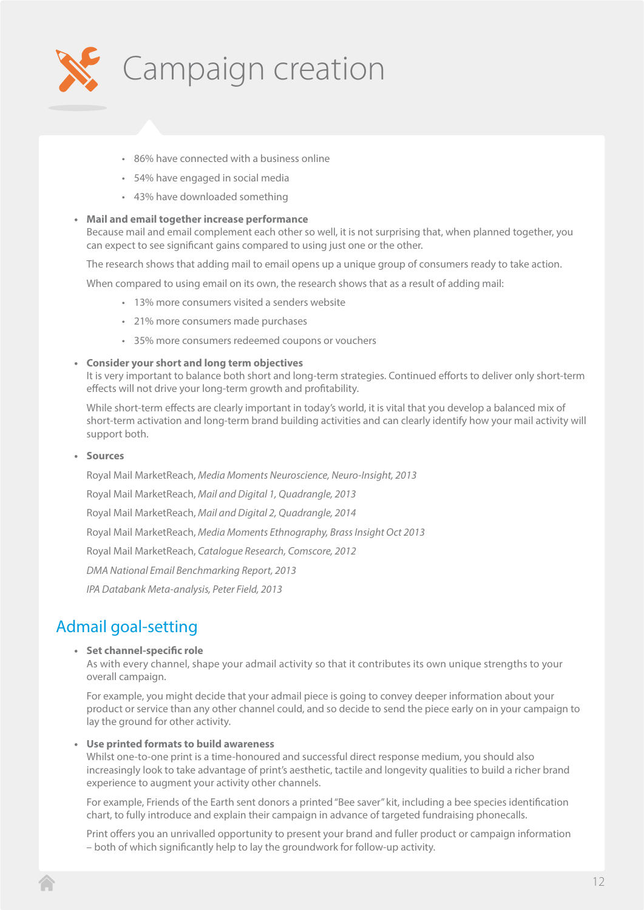# Campaign creation

  - 86% have connected with a business online
  - 54% have engaged in social media
  - 43% have downloaded something

- **Mail and email together increase performance**
  Because mail and email complement each other so well, it is not surprising that, when planned together, you can expect to see significant gains compared to using just one or the other.

  The research shows that adding mail to email opens up a unique group of consumers ready to take action.

  When compared to using email on its own, the research shows that as a result of adding mail:

  - 13% more consumers visited a senders website
  - 21% more consumers made purchases
  - 35% more consumers redeemed coupons or vouchers

- **Consider your short and long term objectives**
  It is very important to balance both short and long-term strategies. Continued efforts to deliver only short-term effects will not drive your long-term growth and profitability.

  While short-term effects are clearly important in today's world, it is vital that you develop a balanced mix of short-term activation and long-term brand building activities and can clearly identify how your mail activity will support both.

- **Sources**

  Royal Mail MarketReach, *Media Moments Neuroscience, Neuro-Insight, 2013*

  Royal Mail MarketReach, *Mail and Digital 1, Quadrangle, 2013*

  Royal Mail MarketReach, *Mail and Digital 2, Quadrangle, 2014*

  Royal Mail MarketReach, *Media Moments Ethnography, Brass Insight Oct 2013*

  Royal Mail MarketReach, *Catalogue Research, Comscore, 2012*

  *DMA National Email Benchmarking Report, 2013*

  *IPA Databank Meta-analysis, Peter Field, 2013*

## Admail goal-setting

- **Set channel-specific role**
  As with every channel, shape your admail activity so that it contributes its own unique strengths to your overall campaign.

  For example, you might decide that your admail piece is going to convey deeper information about your product or service than any other channel could, and so decide to send the piece early on in your campaign to lay the ground for other activity.

- **Use printed formats to build awareness**
  Whilst one-to-one print is a time-honoured and successful direct response medium, you should also increasingly look to take advantage of print's aesthetic, tactile and longevity qualities to build a richer brand experience to augment your activity other channels.

  For example, Friends of the Earth sent donors a printed "Bee saver" kit, including a bee species identification chart, to fully introduce and explain their campaign in advance of targeted fundraising phonecalls.

  Print offers you an unrivalled opportunity to present your brand and fuller product or campaign information – both of which significantly help to lay the groundwork for follow-up activity.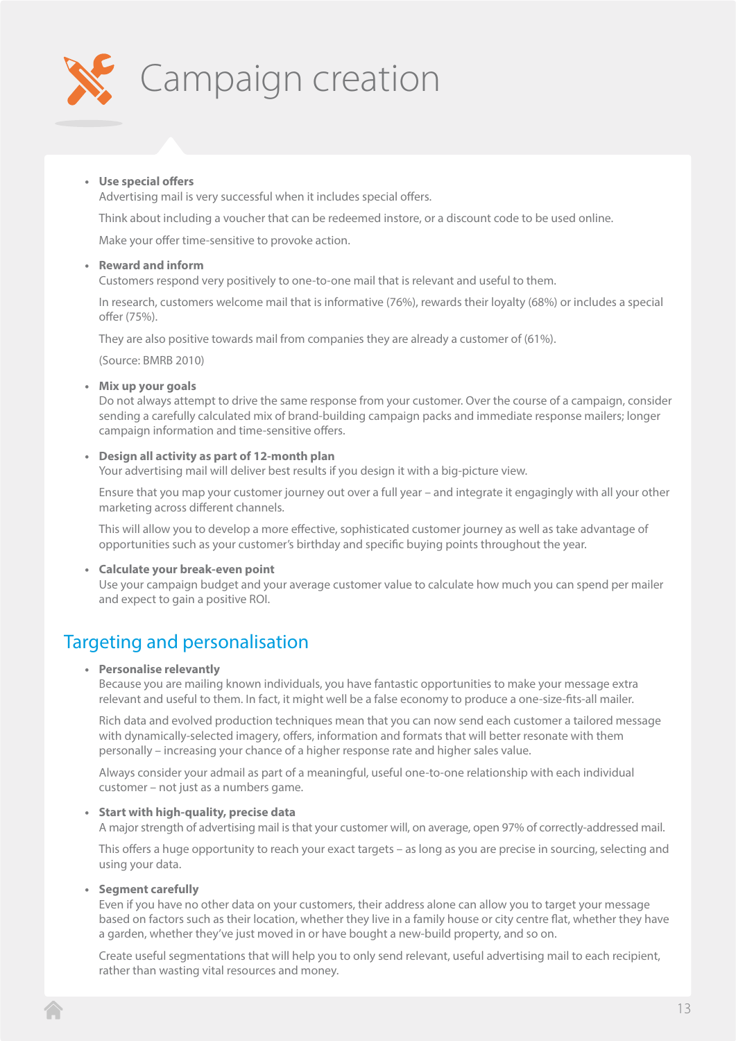# Campaign creation

- **Use special offers**
  Advertising mail is very successful when it includes special offers.

  Think about including a voucher that can be redeemed instore, or a discount code to be used online.

  Make your offer time-sensitive to provoke action.

- **Reward and inform**
  Customers respond very positively to one-to-one mail that is relevant and useful to them.

  In research, customers welcome mail that is informative (76%), rewards their loyalty (68%) or includes a special offer (75%).

  They are also positive towards mail from companies they are already a customer of (61%).

  (Source: BMRB 2010)

- **Mix up your goals**
  Do not always attempt to drive the same response from your customer. Over the course of a campaign, consider sending a carefully calculated mix of brand-building campaign packs and immediate response mailers; longer campaign information and time-sensitive offers.

- **Design all activity as part of 12-month plan**
  Your advertising mail will deliver best results if you design it with a big-picture view.

  Ensure that you map your customer journey out over a full year – and integrate it engagingly with all your other marketing across different channels.

  This will allow you to develop a more effective, sophisticated customer journey as well as take advantage of opportunities such as your customer's birthday and specific buying points throughout the year.

- **Calculate your break-even point**
  Use your campaign budget and your average customer value to calculate how much you can spend per mailer and expect to gain a positive ROI.

## Targeting and personalisation

- **Personalise relevantly**
  Because you are mailing known individuals, you have fantastic opportunities to make your message extra relevant and useful to them. In fact, it might well be a false economy to produce a one-size-fits-all mailer.

  Rich data and evolved production techniques mean that you can now send each customer a tailored message with dynamically-selected imagery, offers, information and formats that will better resonate with them personally – increasing your chance of a higher response rate and higher sales value.

  Always consider your admail as part of a meaningful, useful one-to-one relationship with each individual customer – not just as a numbers game.

- **Start with high-quality, precise data**
  A major strength of advertising mail is that your customer will, on average, open 97% of correctly-addressed mail.

  This offers a huge opportunity to reach your exact targets – as long as you are precise in sourcing, selecting and using your data.

- **Segment carefully**
  Even if you have no other data on your customers, their address alone can allow you to target your message based on factors such as their location, whether they live in a family house or city centre flat, whether they have a garden, whether they've just moved in or have bought a new-build property, and so on.

  Create useful segmentations that will help you to only send relevant, useful advertising mail to each recipient, rather than wasting vital resources and money.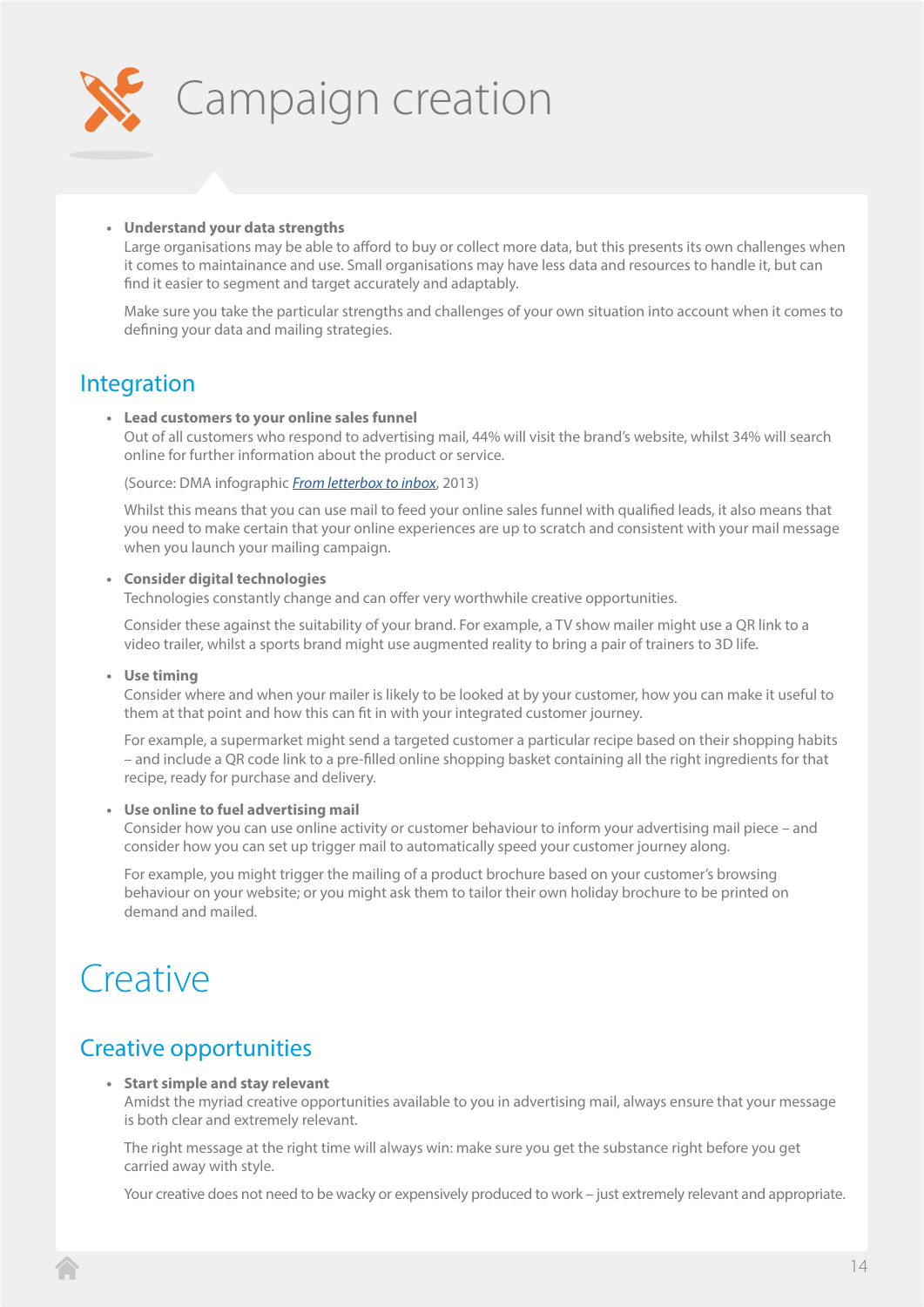# Campaign creation

- **Understand your data strengths**
  Large organisations may be able to afford to buy or collect more data, but this presents its own challenges when it comes to maintainance and use. Small organisations may have less data and resources to handle it, but can find it easier to segment and target accurately and adaptably.

  Make sure you take the particular strengths and challenges of your own situation into account when it comes to defining your data and mailing strategies.

## Integration

- **Lead customers to your online sales funnel**
  Out of all customers who respond to advertising mail, 44% will visit the brand's website, whilst 34% will search online for further information about the product or service.

  (Source: DMA infographic *From letterbox to inbox*, 2013)

  Whilst this means that you can use mail to feed your online sales funnel with qualified leads, it also means that you need to make certain that your online experiences are up to scratch and consistent with your mail message when you launch your mailing campaign.

- **Consider digital technologies**
  Technologies constantly change and can offer very worthwhile creative opportunities.

  Consider these against the suitability of your brand. For example, a TV show mailer might use a QR link to a video trailer, whilst a sports brand might use augmented reality to bring a pair of trainers to 3D life.

- **Use timing**
  Consider where and when your mailer is likely to be looked at by your customer, how you can make it useful to them at that point and how this can fit in with your integrated customer journey.

  For example, a supermarket might send a targeted customer a particular recipe based on their shopping habits – and include a QR code link to a pre-filled online shopping basket containing all the right ingredients for that recipe, ready for purchase and delivery.

- **Use online to fuel advertising mail**
  Consider how you can use online activity or customer behaviour to inform your advertising mail piece – and consider how you can set up trigger mail to automatically speed your customer journey along.

  For example, you might trigger the mailing of a product brochure based on your customer's browsing behaviour on your website; or you might ask them to tailor their own holiday brochure to be printed on demand and mailed.

# Creative

## Creative opportunities

- **Start simple and stay relevant**
  Amidst the myriad creative opportunities available to you in advertising mail, always ensure that your message is both clear and extremely relevant.

  The right message at the right time will always win: make sure you get the substance right before you get carried away with style.

  Your creative does not need to be wacky or expensively produced to work – just extremely relevant and appropriate.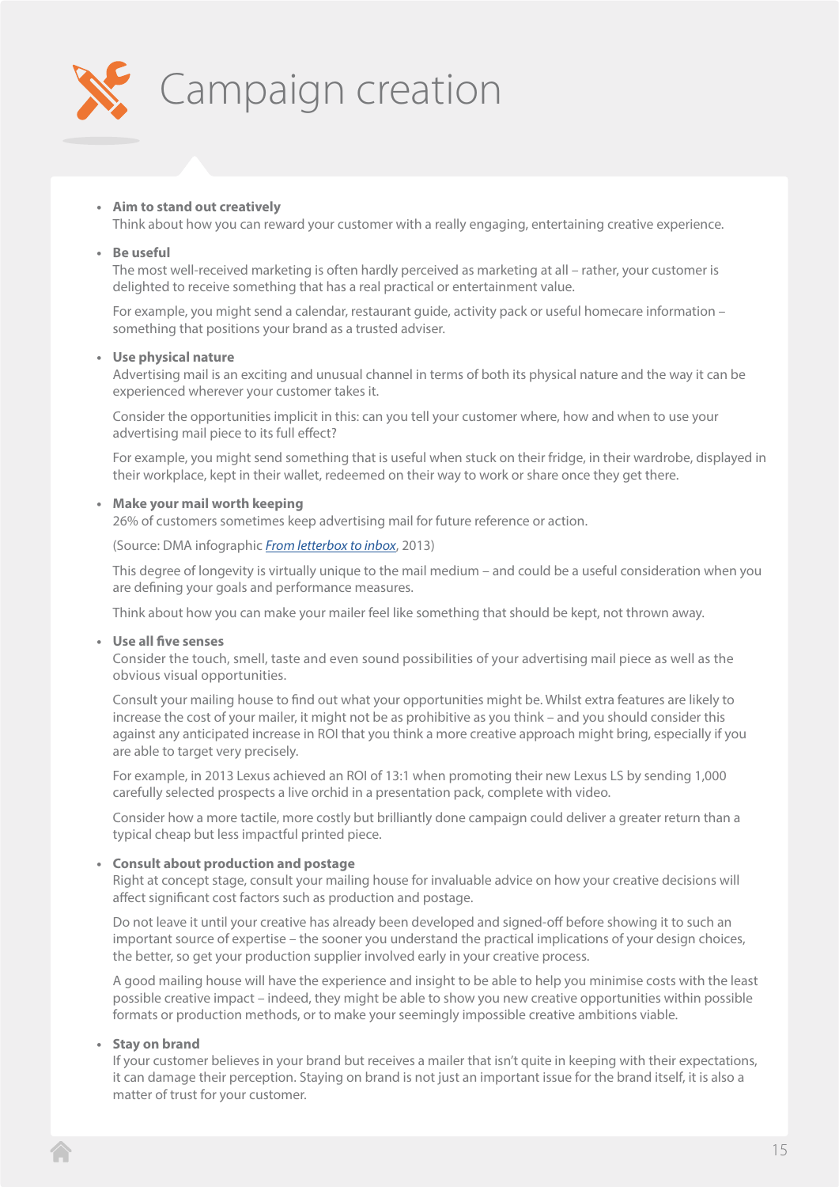# Campaign creation

- **Aim to stand out creatively**
  Think about how you can reward your customer with a really engaging, entertaining creative experience.

- **Be useful**
  The most well-received marketing is often hardly perceived as marketing at all – rather, your customer is delighted to receive something that has a real practical or entertainment value.

  For example, you might send a calendar, restaurant guide, activity pack or useful homecare information – something that positions your brand as a trusted adviser.

- **Use physical nature**
  Advertising mail is an exciting and unusual channel in terms of both its physical nature and the way it can be experienced wherever your customer takes it.

  Consider the opportunities implicit in this: can you tell your customer where, how and when to use your advertising mail piece to its full effect?

  For example, you might send something that is useful when stuck on their fridge, in their wardrobe, displayed in their workplace, kept in their wallet, redeemed on their way to work or share once they get there.

- **Make your mail worth keeping**
  26% of customers sometimes keep advertising mail for future reference or action.

  (Source: DMA infographic *From letterbox to inbox*, 2013)

  This degree of longevity is virtually unique to the mail medium – and could be a useful consideration when you are defining your goals and performance measures.

  Think about how you can make your mailer feel like something that should be kept, not thrown away.

- **Use all five senses**
  Consider the touch, smell, taste and even sound possibilities of your advertising mail piece as well as the obvious visual opportunities.

  Consult your mailing house to find out what your opportunities might be. Whilst extra features are likely to increase the cost of your mailer, it might not be as prohibitive as you think – and you should consider this against any anticipated increase in ROI that you think a more creative approach might bring, especially if you are able to target very precisely.

  For example, in 2013 Lexus achieved an ROI of 13:1 when promoting their new Lexus LS by sending 1,000 carefully selected prospects a live orchid in a presentation pack, complete with video.

  Consider how a more tactile, more costly but brilliantly done campaign could deliver a greater return than a typical cheap but less impactful printed piece.

- **Consult about production and postage**
  Right at concept stage, consult your mailing house for invaluable advice on how your creative decisions will affect significant cost factors such as production and postage.

  Do not leave it until your creative has already been developed and signed-off before showing it to such an important source of expertise – the sooner you understand the practical implications of your design choices, the better, so get your production supplier involved early in your creative process.

  A good mailing house will have the experience and insight to be able to help you minimise costs with the least possible creative impact – indeed, they might be able to show you new creative opportunities within possible formats or production methods, or to make your seemingly impossible creative ambitions viable.

- **Stay on brand**
  If your customer believes in your brand but receives a mailer that isn't quite in keeping with their expectations, it can damage their perception. Staying on brand is not just an important issue for the brand itself, it is also a matter of trust for your customer.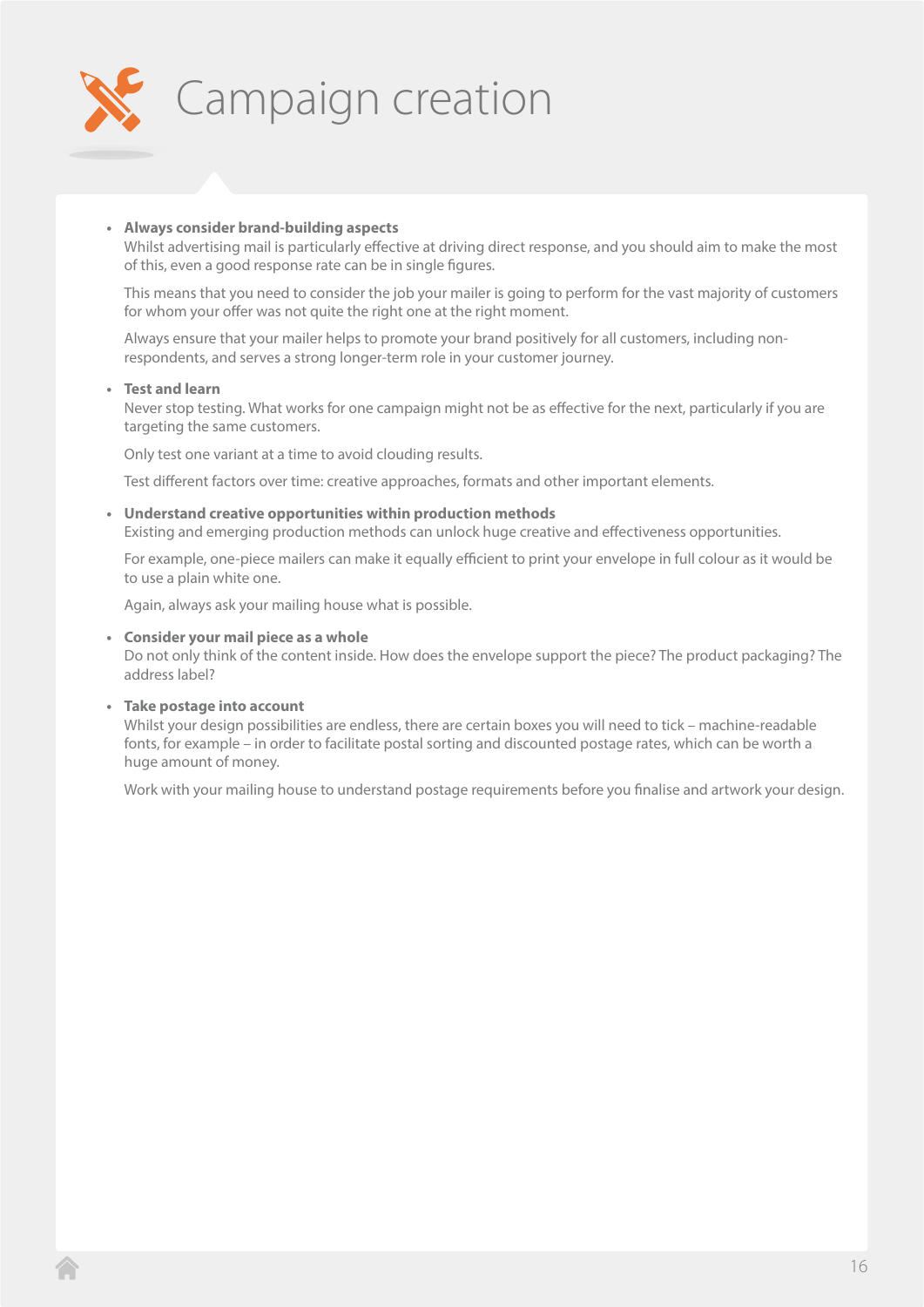# Campaign creation

- **Always consider brand-building aspects**
  Whilst advertising mail is particularly effective at driving direct response, and you should aim to make the most of this, even a good response rate can be in single figures.

  This means that you need to consider the job your mailer is going to perform for the vast majority of customers for whom your offer was not quite the right one at the right moment.

  Always ensure that your mailer helps to promote your brand positively for all customers, including non-respondents, and serves a strong longer-term role in your customer journey.

- **Test and learn**
  Never stop testing. What works for one campaign might not be as effective for the next, particularly if you are targeting the same customers.

  Only test one variant at a time to avoid clouding results.

  Test different factors over time: creative approaches, formats and other important elements.

- **Understand creative opportunities within production methods**
  Existing and emerging production methods can unlock huge creative and effectiveness opportunities.

  For example, one-piece mailers can make it equally efficient to print your envelope in full colour as it would be to use a plain white one.

  Again, always ask your mailing house what is possible.

- **Consider your mail piece as a whole**
  Do not only think of the content inside. How does the envelope support the piece? The product packaging? The address label?

- **Take postage into account**
  Whilst your design possibilities are endless, there are certain boxes you will need to tick – machine-readable fonts, for example – in order to facilitate postal sorting and discounted postage rates, which can be worth a huge amount of money.

  Work with your mailing house to understand postage requirements before you finalise and artwork your design.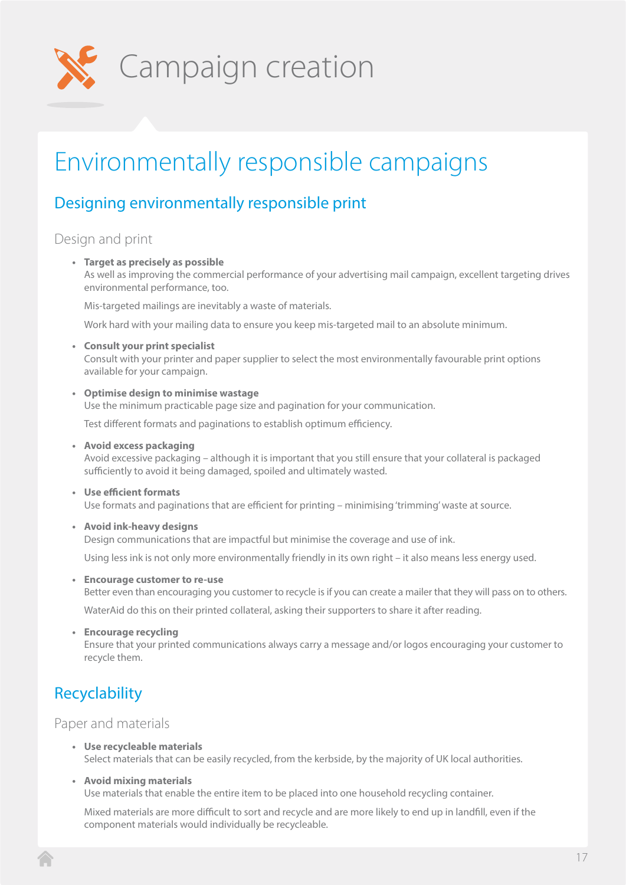# Campaign creation

## Environmentally responsible campaigns

### Designing environmentally responsible print

#### Design and print

- **Target as precisely as possible**
  As well as improving the commercial performance of your advertising mail campaign, excellent targeting drives environmental performance, too.

  Mis-targeted mailings are inevitably a waste of materials.

  Work hard with your mailing data to ensure you keep mis-targeted mail to an absolute minimum.

- **Consult your print specialist**
  Consult with your printer and paper supplier to select the most environmentally favourable print options available for your campaign.

- **Optimise design to minimise wastage**
  Use the minimum practicable page size and pagination for your communication.

  Test different formats and paginations to establish optimum efficiency.

- **Avoid excess packaging**
  Avoid excessive packaging – although it is important that you still ensure that your collateral is packaged sufficiently to avoid it being damaged, spoiled and ultimately wasted.

- **Use efficient formats**
  Use formats and paginations that are efficient for printing – minimising 'trimming' waste at source.

- **Avoid ink-heavy designs**
  Design communications that are impactful but minimise the coverage and use of ink.

  Using less ink is not only more environmentally friendly in its own right – it also means less energy used.

- **Encourage customer to re-use**
  Better even than encouraging you customer to recycle is if you can create a mailer that they will pass on to others.

  WaterAid do this on their printed collateral, asking their supporters to share it after reading.

- **Encourage recycling**
  Ensure that your printed communications always carry a message and/or logos encouraging your customer to recycle them.

### Recyclability

#### Paper and materials

- **Use recyclable materials**
  Select materials that can be easily recycled, from the kerbside, by the majority of UK local authorities.

- **Avoid mixing materials**
  Use materials that enable the entire item to be placed into one household recycling container.

  Mixed materials are more difficult to sort and recycle and are more likely to end up in landfill, even if the component materials would individually be recycleable.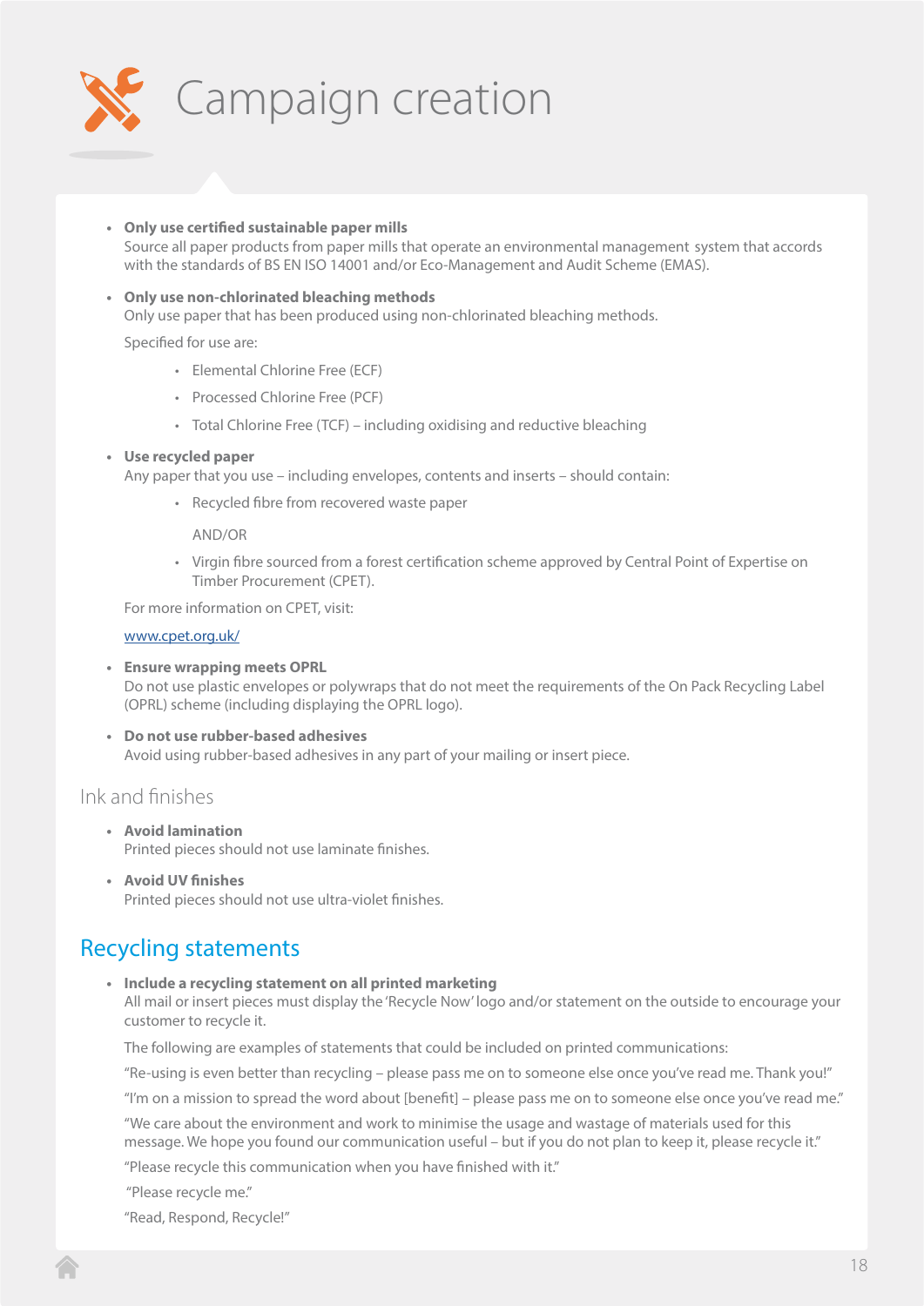# Campaign creation

- **Only use certified sustainable paper mills**
  Source all paper products from paper mills that operate an environmental management system that accords with the standards of BS EN ISO 14001 and/or Eco-Management and Audit Scheme (EMAS).

- **Only use non-chlorinated bleaching methods**
  Only use paper that has been produced using non-chlorinated bleaching methods.

  Specified for use are:

  - Elemental Chlorine Free (ECF)
  - Processed Chlorine Free (PCF)
  - Total Chlorine Free (TCF) – including oxidising and reductive bleaching

- **Use recycled paper**
  Any paper that you use – including envelopes, contents and inserts – should contain:

  - Recycled fibre from recovered waste paper

    AND/OR

  - Virgin fibre sourced from a forest certification scheme approved by Central Point of Expertise on Timber Procurement (CPET).

  For more information on CPET, visit:

  www.cpet.org.uk/

- **Ensure wrapping meets OPRL**
  Do not use plastic envelopes or polywraps that do not meet the requirements of the On Pack Recycling Label (OPRL) scheme (including displaying the OPRL logo).

- **Do not use rubber-based adhesives**
  Avoid using rubber-based adhesives in any part of your mailing or insert piece.

### Ink and finishes

- **Avoid lamination**
  Printed pieces should not use laminate finishes.

- **Avoid UV finishes**
  Printed pieces should not use ultra-violet finishes.

## Recycling statements

- **Include a recycling statement on all printed marketing**
  All mail or insert pieces must display the 'Recycle Now' logo and/or statement on the outside to encourage your customer to recycle it.

  The following are examples of statements that could be included on printed communications:

  "Re-using is even better than recycling – please pass me on to someone else once you've read me. Thank you!"

  "I'm on a mission to spread the word about [benefit] – please pass me on to someone else once you've read me."

  "We care about the environment and work to minimise the usage and wastage of materials used for this message. We hope you found our communication useful – but if you do not plan to keep it, please recycle it."

  "Please recycle this communication when you have finished with it."

  "Please recycle me."

  "Read, Respond, Recycle!"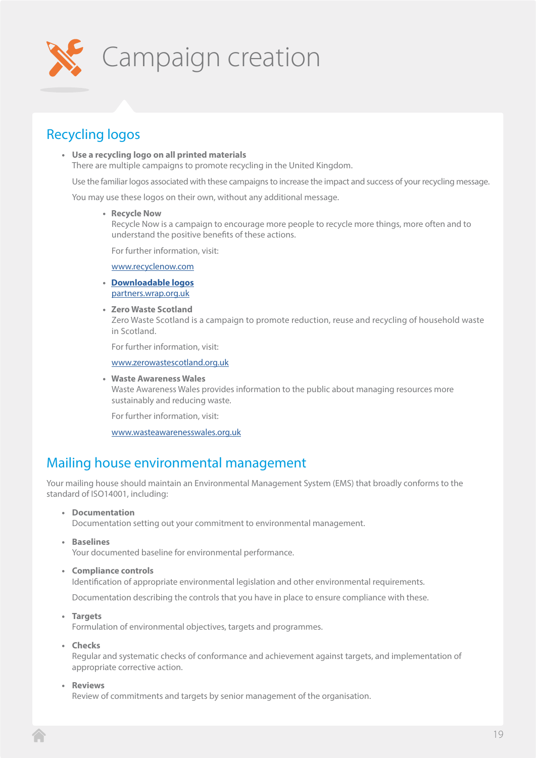# Campaign creation

## Recycling logos

- **Use a recycling logo on all printed materials**
  There are multiple campaigns to promote recycling in the United Kingdom.

  Use the familiar logos associated with these campaigns to increase the impact and success of your recycling message.

  You may use these logos on their own, without any additional message.

  - **Recycle Now**
    Recycle Now is a campaign to encourage more people to recycle more things, more often and to understand the positive benefits of these actions.

    For further information, visit:

    www.recyclenow.com

  - **Downloadable logos**
    partners.wrap.org.uk

  - **Zero Waste Scotland**
    Zero Waste Scotland is a campaign to promote reduction, reuse and recycling of household waste in Scotland.

    For further information, visit:

    www.zerowastescotland.org.uk

  - **Waste Awareness Wales**
    Waste Awareness Wales provides information to the public about managing resources more sustainably and reducing waste.

    For further information, visit:

    www.wasteawarenesswales.org.uk

## Mailing house environmental management

Your mailing house should maintain an Environmental Management System (EMS) that broadly conforms to the standard of ISO14001, including:

- **Documentation**
  Documentation setting out your commitment to environmental management.

- **Baselines**
  Your documented baseline for environmental performance.

- **Compliance controls**
  Identification of appropriate environmental legislation and other environmental requirements.

  Documentation describing the controls that you have in place to ensure compliance with these.

- **Targets**
  Formulation of environmental objectives, targets and programmes.

- **Checks**
  Regular and systematic checks of conformance and achievement against targets, and implementation of appropriate corrective action.

- **Reviews**
  Review of commitments and targets by senior management of the organisation.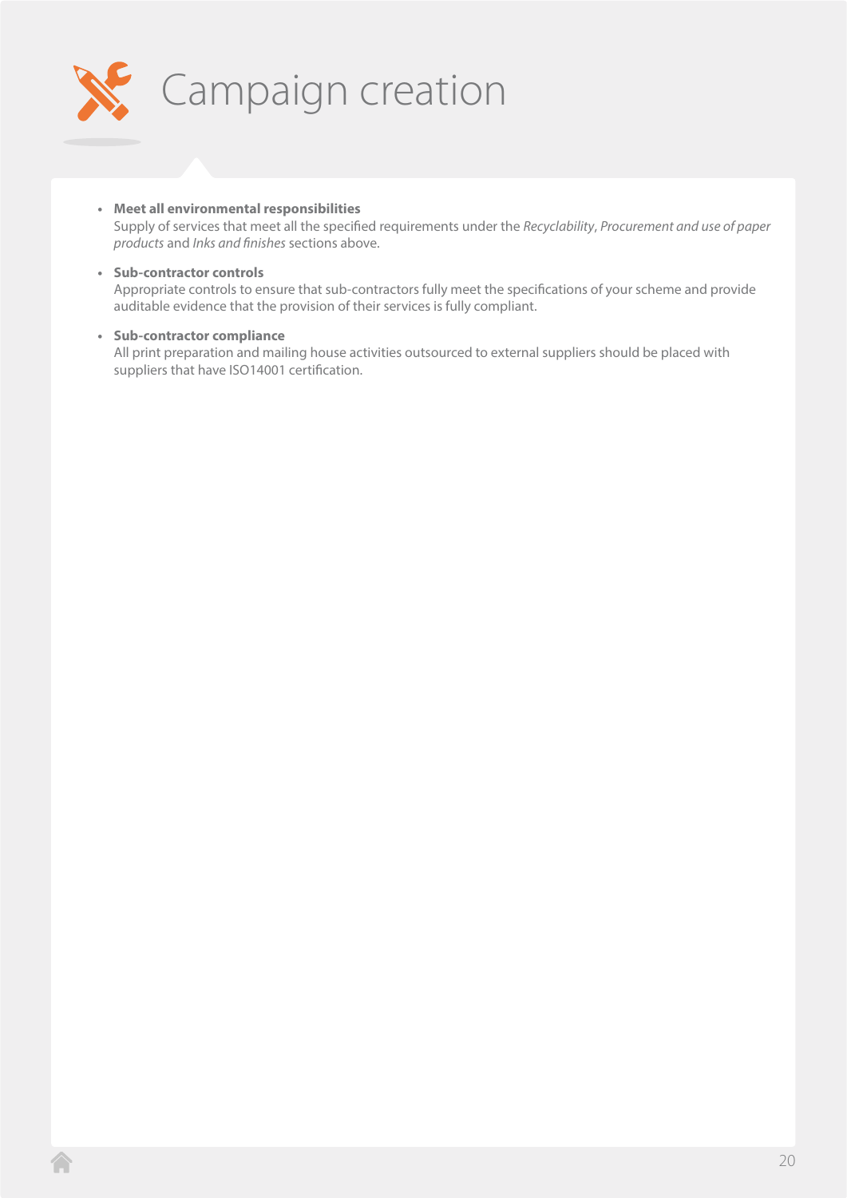# Campaign creation

- **Meet all environmental responsibilities**
  Supply of services that meet all the specified requirements under the *Recyclability*, *Procurement and use of paper products* and *Inks and finishes* sections above.

- **Sub-contractor controls**
  Appropriate controls to ensure that sub-contractors fully meet the specifications of your scheme and provide auditable evidence that the provision of their services is fully compliant.

- **Sub-contractor compliance**
  All print preparation and mailing house activities outsourced to external suppliers should be placed with suppliers that have ISO14001 certification.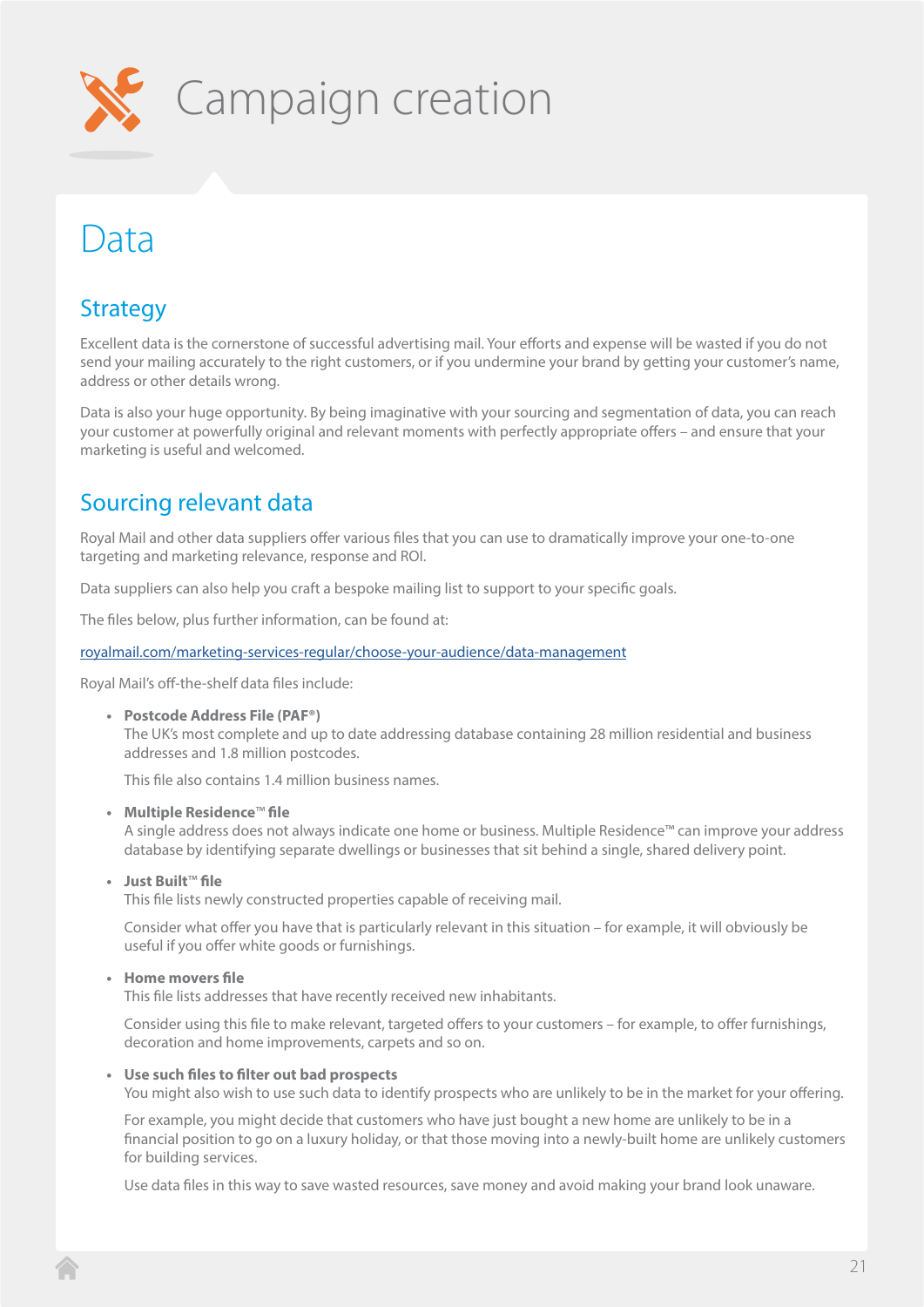# Campaign creation

## Data

### Strategy

Excellent data is the cornerstone of successful advertising mail. Your efforts and expense will be wasted if you do not send your mailing accurately to the right customers, or if you undermine your brand by getting your customer's name, address or other details wrong.

Data is also your huge opportunity. By being imaginative with your sourcing and segmentation of data, you can reach your customer at powerfully original and relevant moments with perfectly appropriate offers – and ensure that your marketing is useful and welcomed.

### Sourcing relevant data

Royal Mail and other data suppliers offer various files that you can use to dramatically improve your one-to-one targeting and marketing relevance, response and ROI.

Data suppliers can also help you craft a bespoke mailing list to support to your specific goals.

The files below, plus further information, can be found at:

royalmail.com/marketing-services-regular/choose-your-audience/data-management

Royal Mail's off-the-shelf data files include:

- **Postcode Address File (PAF®)**
  The UK's most complete and up to date addressing database containing 28 million residential and business addresses and 1.8 million postcodes.

  This file also contains 1.4 million business names.

- **Multiple Residence™ file**
  A single address does not always indicate one home or business. Multiple Residence™ can improve your address database by identifying separate dwellings or businesses that sit behind a single, shared delivery point.

- **Just Built™ file**
  This file lists newly constructed properties capable of receiving mail.

  Consider what offer you have that is particularly relevant in this situation – for example, it will obviously be useful if you offer white goods or furnishings.

- **Home movers file**
  This file lists addresses that have recently received new inhabitants.

  Consider using this file to make relevant, targeted offers to your customers – for example, to offer furnishings, decoration and home improvements, carpets and so on.

- **Use such files to filter out bad prospects**
  You might also wish to use such data to identify prospects who are unlikely to be in the market for your offering.

  For example, you might decide that customers who have just bought a new home are unlikely to be in a financial position to go on a luxury holiday, or that those moving into a newly-built home are unlikely customers for building services.

  Use data files in this way to save wasted resources, save money and avoid making your brand look unaware.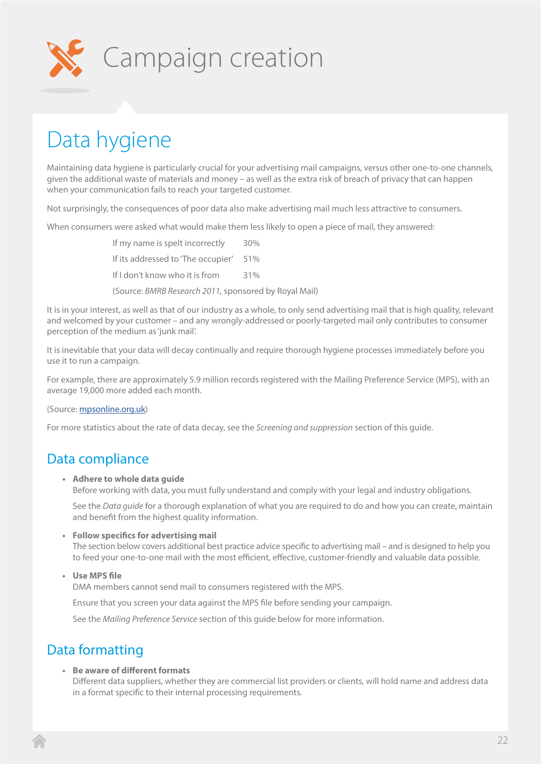# Campaign creation

## Data hygiene

Maintaining data hygiene is particularly crucial for your advertising mail campaigns, versus other one-to-one channels, given the additional waste of materials and money – as well as the extra risk of breach of privacy that can happen when your communication fails to reach your targeted customer.

Not surprisingly, the consequences of poor data also make advertising mail much less attractive to consumers.

When consumers were asked what would make them less likely to open a piece of mail, they answered:

| | |
|---|---|
| If my name is spelt incorrectly | 30% |
| If its addressed to 'The occupier' | 51% |
| If I don't know who it is from | 31% |

(Source: *BMRB Research 2011,* sponsored by Royal Mail)

It is in your interest, as well as that of our industry as a whole, to only send advertising mail that is high quality, relevant and welcomed by your customer – and any wrongly-addressed or poorly-targeted mail only contributes to consumer perception of the medium as 'junk mail'.

It is inevitable that your data will decay continually and require thorough hygiene processes immediately before you use it to run a campaign.

For example, there are approximately 5.9 million records registered with the Mailing Preference Service (MPS), with an average 19,000 more added each month.

(Source: mpsonline.org.uk)

For more statistics about the rate of data decay, see the *Screening and suppression* section of this guide.

### Data compliance

- **Adhere to whole data guide**
  Before working with data, you must fully understand and comply with your legal and industry obligations.

  See the *Data guide* for a thorough explanation of what you are required to do and how you can create, maintain and benefit from the highest quality information.

- **Follow specifics for advertising mail**
  The section below covers additional best practice advice specific to advertising mail – and is designed to help you to feed your one-to-one mail with the most efficient, effective, customer-friendly and valuable data possible.

- **Use MPS file**
  DMA members cannot send mail to consumers registered with the MPS.

  Ensure that you screen your data against the MPS file before sending your campaign.

  See the *Mailing Preference Service* section of this guide below for more information.

### Data formatting

- **Be aware of different formats**
  Different data suppliers, whether they are commercial list providers or clients, will hold name and address data in a format specific to their internal processing requirements.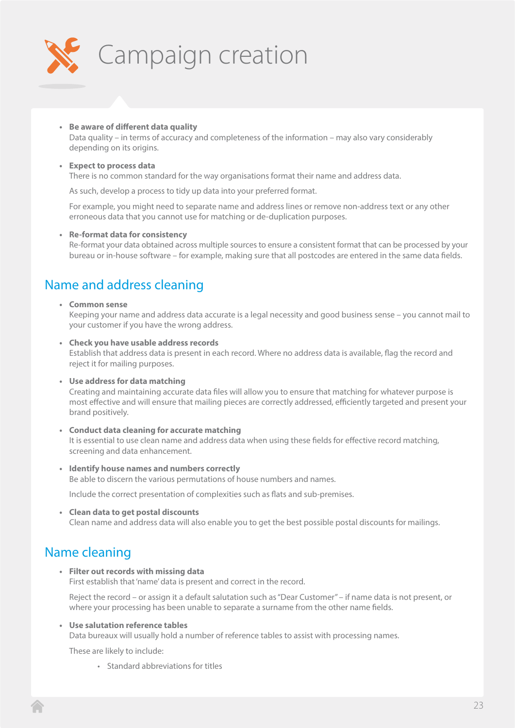# Campaign creation

- **Be aware of different data quality**
  Data quality – in terms of accuracy and completeness of the information – may also vary considerably depending on its origins.

- **Expect to process data**
  There is no common standard for the way organisations format their name and address data.

  As such, develop a process to tidy up data into your preferred format.

  For example, you might need to separate name and address lines or remove non-address text or any other erroneous data that you cannot use for matching or de-duplication purposes.

- **Re-format data for consistency**
  Re-format your data obtained across multiple sources to ensure a consistent format that can be processed by your bureau or in-house software – for example, making sure that all postcodes are entered in the same data fields.

## Name and address cleaning

- **Common sense**
  Keeping your name and address data accurate is a legal necessity and good business sense – you cannot mail to your customer if you have the wrong address.

- **Check you have usable address records**
  Establish that address data is present in each record. Where no address data is available, flag the record and reject it for mailing purposes.

- **Use address for data matching**
  Creating and maintaining accurate data files will allow you to ensure that matching for whatever purpose is most effective and will ensure that mailing pieces are correctly addressed, efficiently targeted and present your brand positively.

- **Conduct data cleaning for accurate matching**
  It is essential to use clean name and address data when using these fields for effective record matching, screening and data enhancement.

- **Identify house names and numbers correctly**
  Be able to discern the various permutations of house numbers and names.

  Include the correct presentation of complexities such as flats and sub-premises.

- **Clean data to get postal discounts**
  Clean name and address data will also enable you to get the best possible postal discounts for mailings.

## Name cleaning

- **Filter out records with missing data**
  First establish that 'name' data is present and correct in the record.

  Reject the record – or assign it a default salutation such as "Dear Customer" – if name data is not present, or where your processing has been unable to separate a surname from the other name fields.

- **Use salutation reference tables**
  Data bureaux will usually hold a number of reference tables to assist with processing names.

  These are likely to include:

  - Standard abbreviations for titles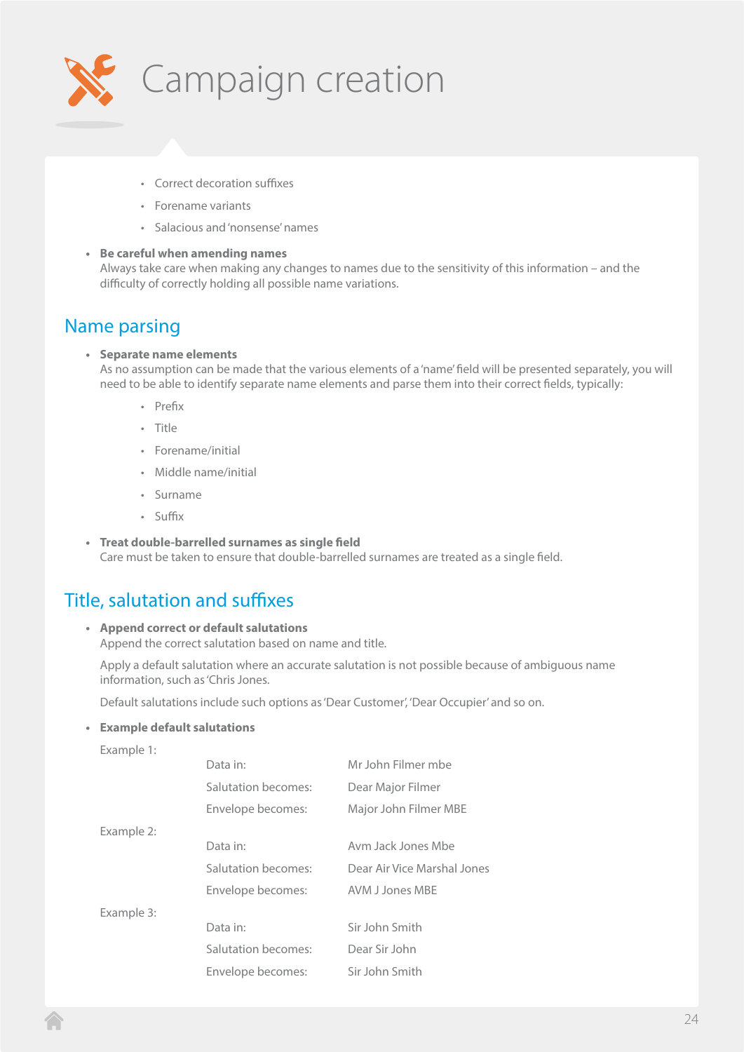# Campaign creation

  - Correct decoration suffixes
  - Forename variants
  - Salacious and 'nonsense' names

- **Be careful when amending names**
  Always take care when making any changes to names due to the sensitivity of this information – and the difficulty of correctly holding all possible name variations.

## Name parsing

- **Separate name elements**
  As no assumption can be made that the various elements of a 'name' field will be presented separately, you will need to be able to identify separate name elements and parse them into their correct fields, typically:
  - Prefix
  - Title
  - Forename/initial
  - Middle name/initial
  - Surname
  - Suffix

- **Treat double-barrelled surnames as single field**
  Care must be taken to ensure that double-barrelled surnames are treated as a single field.

## Title, salutation and suffixes

- **Append correct or default salutations**
  Append the correct salutation based on name and title.

  Apply a default salutation where an accurate salutation is not possible because of ambiguous name information, such as 'Chris Jones.

  Default salutations include such options as 'Dear Customer', 'Dear Occupier' and so on.

- **Example default salutations**

  Example 1:

  | | |
  |---|---|
  | Data in: | Mr John Filmer mbe |
  | Salutation becomes: | Dear Major Filmer |
  | Envelope becomes: | Major John Filmer MBE |

  Example 2:

  | | |
  |---|---|
  | Data in: | Avm Jack Jones Mbe |
  | Salutation becomes: | Dear Air Vice Marshal Jones |
  | Envelope becomes: | AVM J Jones MBE |

  Example 3:

  | | |
  |---|---|
  | Data in: | Sir John Smith |
  | Salutation becomes: | Dear Sir John |
  | Envelope becomes: | Sir John Smith |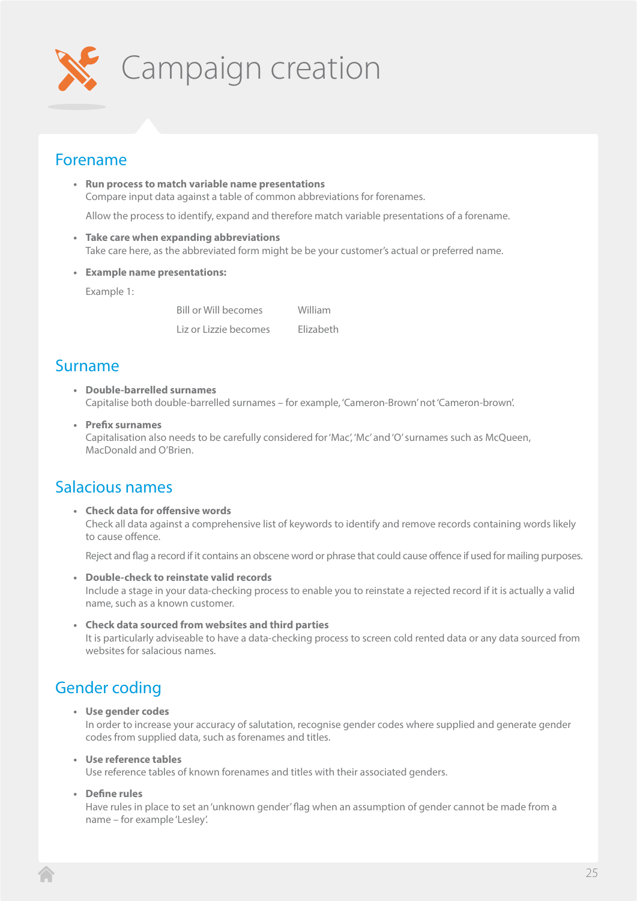# Campaign creation

## Forename

- **Run process to match variable name presentations**
  Compare input data against a table of common abbreviations for forenames.

  Allow the process to identify, expand and therefore match variable presentations of a forename.

- **Take care when expanding abbreviations**
  Take care here, as the abbreviated form might be be your customer's actual or preferred name.

- **Example name presentations:**

  Example 1:

  | | |
  |---|---|
  | Bill or Will becomes | William |
  | Liz or Lizzie becomes | Elizabeth |

## Surname

- **Double-barrelled surnames**
  Capitalise both double-barrelled surnames – for example, 'Cameron-Brown' not 'Cameron-brown'.

- **Prefix surnames**
  Capitalisation also needs to be carefully considered for 'Mac', 'Mc' and 'O' surnames such as McQueen, MacDonald and O'Brien.

## Salacious names

- **Check data for offensive words**
  Check all data against a comprehensive list of keywords to identify and remove records containing words likely to cause offence.

  Reject and flag a record if it contains an obscene word or phrase that could cause offence if used for mailing purposes.

- **Double-check to reinstate valid records**
  Include a stage in your data-checking process to enable you to reinstate a rejected record if it is actually a valid name, such as a known customer.

- **Check data sourced from websites and third parties**
  It is particularly adviseable to have a data-checking process to screen cold rented data or any data sourced from websites for salacious names.

## Gender coding

- **Use gender codes**
  In order to increase your accuracy of salutation, recognise gender codes where supplied and generate gender codes from supplied data, such as forenames and titles.

- **Use reference tables**
  Use reference tables of known forenames and titles with their associated genders.

- **Define rules**
  Have rules in place to set an 'unknown gender' flag when an assumption of gender cannot be made from a name – for example 'Lesley'.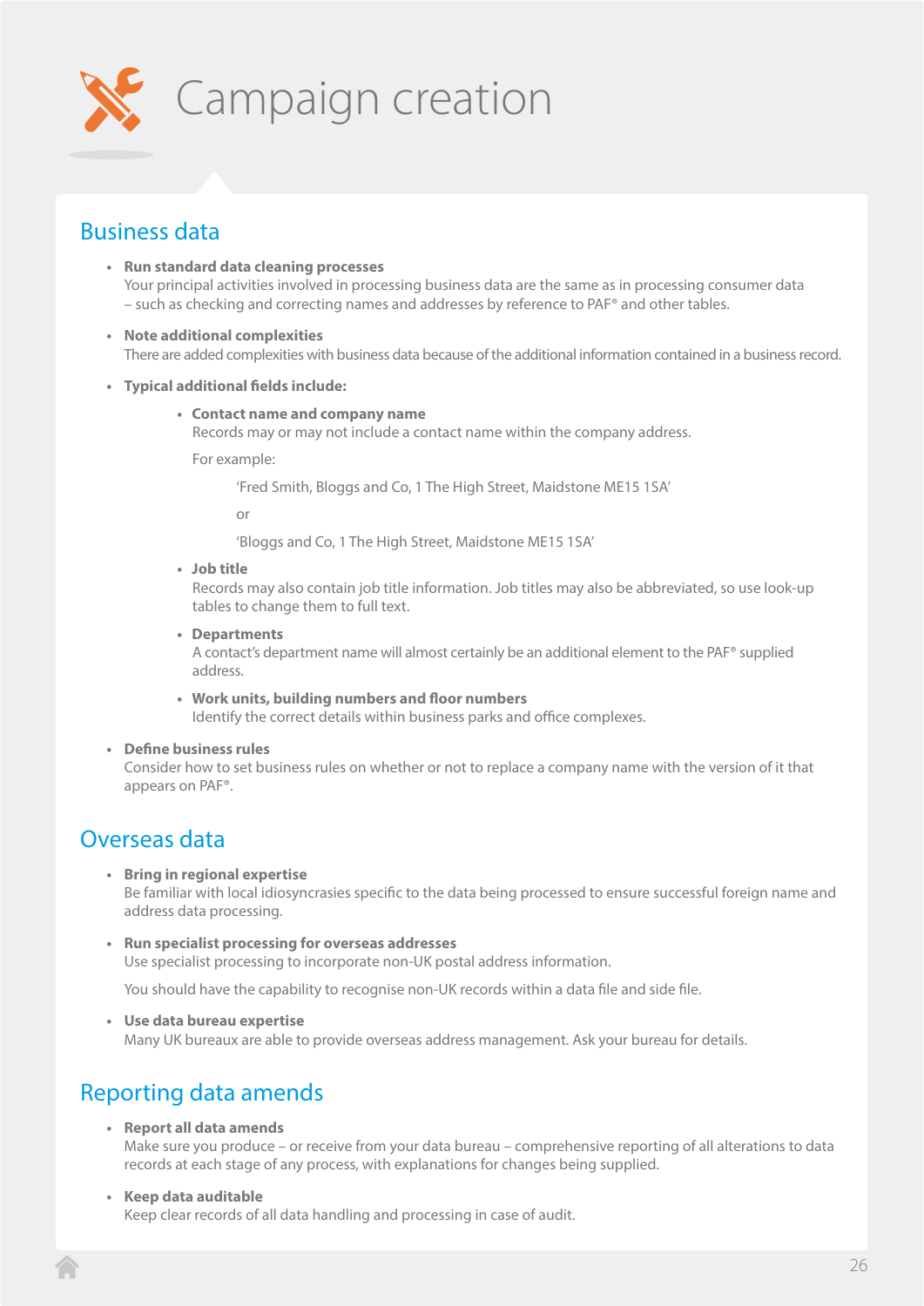# Campaign creation

## Business data

- **Run standard data cleaning processes**
  Your principal activities involved in processing business data are the same as in processing consumer data – such as checking and correcting names and addresses by reference to PAF® and other tables.

- **Note additional complexities**
  There are added complexities with business data because of the additional information contained in a business record.

- **Typical additional fields include:**

  - **Contact name and company name**
    Records may or may not include a contact name within the company address.

    For example:

    'Fred Smith, Bloggs and Co, 1 The High Street, Maidstone ME15 1SA'

    or

    'Bloggs and Co, 1 The High Street, Maidstone ME15 1SA'

  - **Job title**
    Records may also contain job title information. Job titles may also be abbreviated, so use look-up tables to change them to full text.

  - **Departments**
    A contact's department name will almost certainly be an additional element to the PAF® supplied address.

  - **Work units, building numbers and floor numbers**
    Identify the correct details within business parks and office complexes.

- **Define business rules**
  Consider how to set business rules on whether or not to replace a company name with the version of it that appears on PAF®.

## Overseas data

- **Bring in regional expertise**
  Be familiar with local idiosyncrasies specific to the data being processed to ensure successful foreign name and address data processing.

- **Run specialist processing for overseas addresses**
  Use specialist processing to incorporate non-UK postal address information.

  You should have the capability to recognise non-UK records within a data file and side file.

- **Use data bureau expertise**
  Many UK bureaux are able to provide overseas address management. Ask your bureau for details.

## Reporting data amends

- **Report all data amends**
  Make sure you produce – or receive from your data bureau – comprehensive reporting of all alterations to data records at each stage of any process, with explanations for changes being supplied.

- **Keep data auditable**
  Keep clear records of all data handling and processing in case of audit.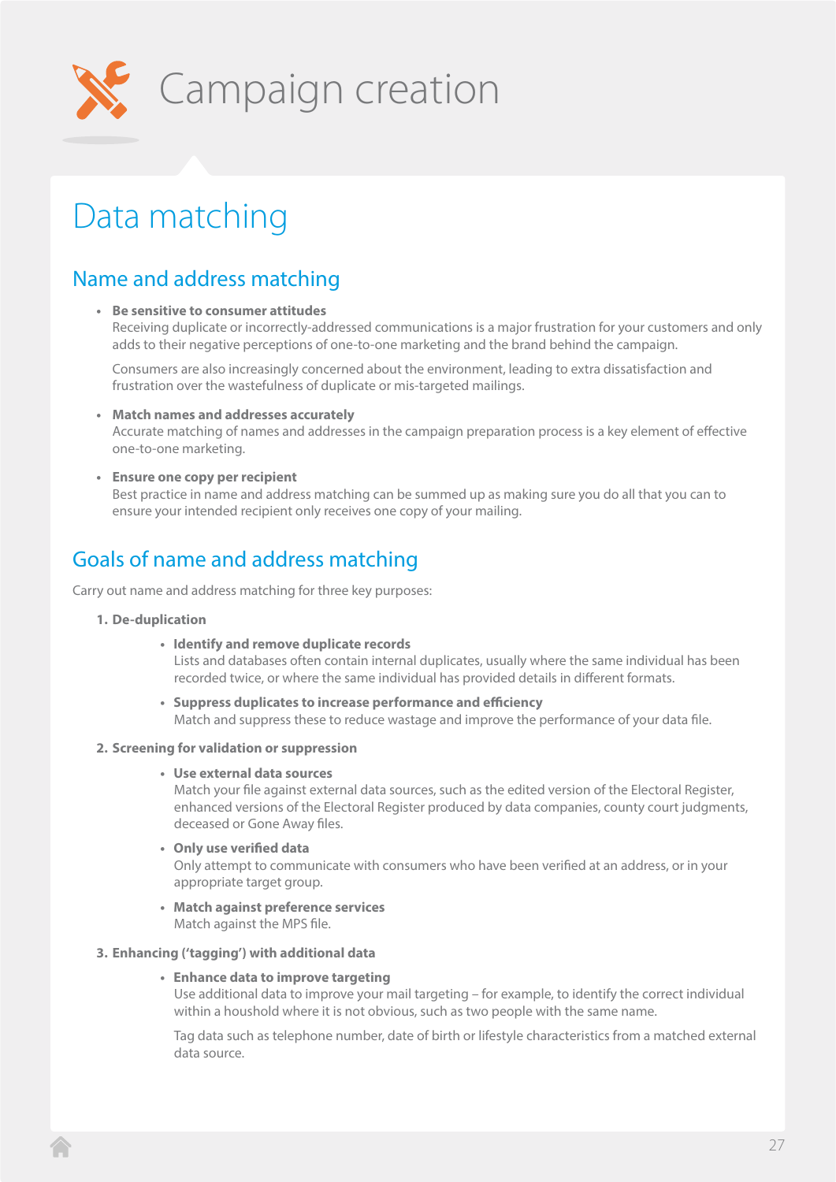# Campaign creation

## Data matching

### Name and address matching

- **Be sensitive to consumer attitudes**
  Receiving duplicate or incorrectly-addressed communications is a major frustration for your customers and only adds to their negative perceptions of one-to-one marketing and the brand behind the campaign.

  Consumers are also increasingly concerned about the environment, leading to extra dissatisfaction and frustration over the wastefulness of duplicate or mis-targeted mailings.

- **Match names and addresses accurately**
  Accurate matching of names and addresses in the campaign preparation process is a key element of effective one-to-one marketing.

- **Ensure one copy per recipient**
  Best practice in name and address matching can be summed up as making sure you do all that you can to ensure your intended recipient only receives one copy of your mailing.

### Goals of name and address matching

Carry out name and address matching for three key purposes:

1. **De-duplication**
   - **Identify and remove duplicate records**
     Lists and databases often contain internal duplicates, usually where the same individual has been recorded twice, or where the same individual has provided details in different formats.
   - **Suppress duplicates to increase performance and efficiency**
     Match and suppress these to reduce wastage and improve the performance of your data file.

2. **Screening for validation or suppression**
   - **Use external data sources**
     Match your file against external data sources, such as the edited version of the Electoral Register, enhanced versions of the Electoral Register produced by data companies, county court judgments, deceased or Gone Away files.
   - **Only use verified data**
     Only attempt to communicate with consumers who have been verified at an address, or in your appropriate target group.
   - **Match against preference services**
     Match against the MPS file.

3. **Enhancing ('tagging') with additional data**
   - **Enhance data to improve targeting**
     Use additional data to improve your mail targeting – for example, to identify the correct individual within a houshold where it is not obvious, such as two people with the same name.

     Tag data such as telephone number, date of birth or lifestyle characteristics from a matched external data source.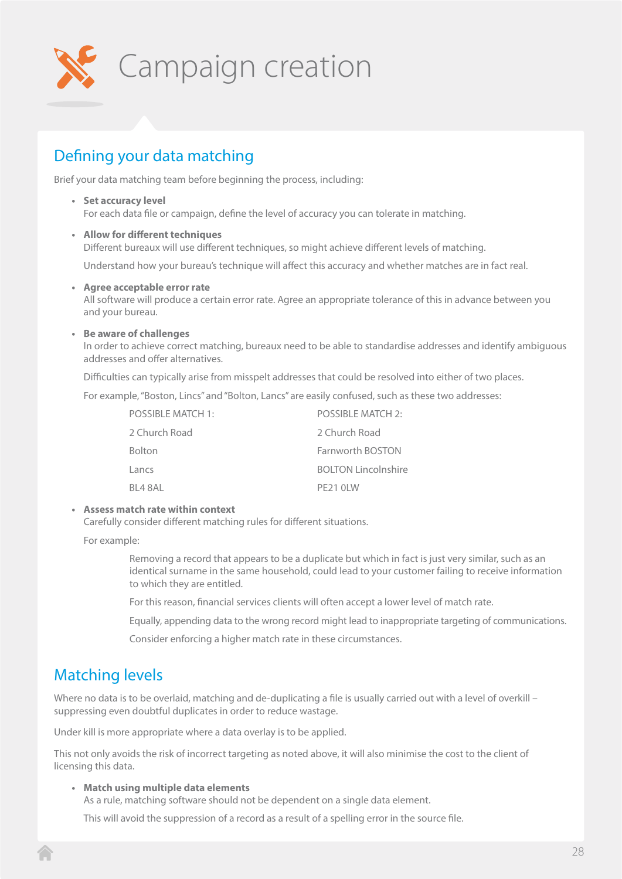# Campaign creation

## Defining your data matching

Brief your data matching team before beginning the process, including:

- **Set accuracy level**
  For each data file or campaign, define the level of accuracy you can tolerate in matching.

- **Allow for different techniques**
  Different bureaux will use different techniques, so might achieve different levels of matching.

  Understand how your bureau's technique will affect this accuracy and whether matches are in fact real.

- **Agree acceptable error rate**
  All software will produce a certain error rate. Agree an appropriate tolerance of this in advance between you and your bureau.

- **Be aware of challenges**
  In order to achieve correct matching, bureaux need to be able to standardise addresses and identify ambiguous addresses and offer alternatives.

  Difficulties can typically arise from misspelt addresses that could be resolved into either of two places.

  For example, "Boston, Lincs" and "Bolton, Lancs" are easily confused, such as these two addresses:

  | POSSIBLE MATCH 1: | POSSIBLE MATCH 2: |
  | --- | --- |
  | 2 Church Road | 2 Church Road |
  | Bolton | Farnworth BOSTON |
  | Lancs | BOLTON Lincolnshire |
  | BL4 8AL | PE21 0LW |

- **Assess match rate within context**
  Carefully consider different matching rules for different situations.

  For example:

  > Removing a record that appears to be a duplicate but which in fact is just very similar, such as an identical surname in the same household, could lead to your customer failing to receive information to which they are entitled.
  >
  > For this reason, financial services clients will often accept a lower level of match rate.
  >
  > Equally, appending data to the wrong record might lead to inappropriate targeting of communications.
  >
  > Consider enforcing a higher match rate in these circumstances.

## Matching levels

Where no data is to be overlaid, matching and de-duplicating a file is usually carried out with a level of overkill – suppressing even doubtful duplicates in order to reduce wastage.

Under kill is more appropriate where a data overlay is to be applied.

This not only avoids the risk of incorrect targeting as noted above, it will also minimise the cost to the client of licensing this data.

- **Match using multiple data elements**
  As a rule, matching software should not be dependent on a single data element.

  This will avoid the suppression of a record as a result of a spelling error in the source file.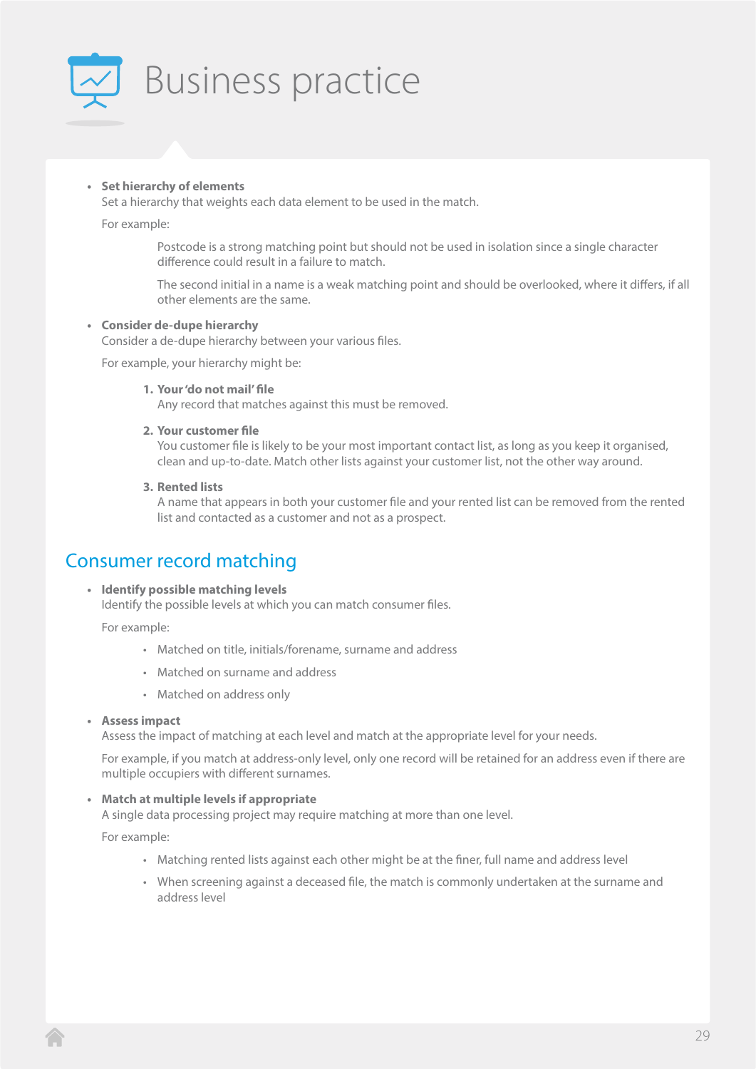# Business practice

- **Set hierarchy of elements**
  Set a hierarchy that weights each data element to be used in the match.

  For example:

  > Postcode is a strong matching point but should not be used in isolation since a single character difference could result in a failure to match.
  >
  > The second initial in a name is a weak matching point and should be overlooked, where it differs, if all other elements are the same.

- **Consider de-dupe hierarchy**
  Consider a de-dupe hierarchy between your various files.

  For example, your hierarchy might be:

  1. **Your 'do not mail' file**
     Any record that matches against this must be removed.
  2. **Your customer file**
     You customer file is likely to be your most important contact list, as long as you keep it organised, clean and up-to-date. Match other lists against your customer list, not the other way around.
  3. **Rented lists**
     A name that appears in both your customer file and your rented list can be removed from the rented list and contacted as a customer and not as a prospect.

## Consumer record matching

- **Identify possible matching levels**
  Identify the possible levels at which you can match consumer files.

  For example:

  - Matched on title, initials/forename, surname and address
  - Matched on surname and address
  - Matched on address only

- **Assess impact**
  Assess the impact of matching at each level and match at the appropriate level for your needs.

  For example, if you match at address-only level, only one record will be retained for an address even if there are multiple occupiers with different surnames.

- **Match at multiple levels if appropriate**
  A single data processing project may require matching at more than one level.

  For example:

  - Matching rented lists against each other might be at the finer, full name and address level
  - When screening against a deceased file, the match is commonly undertaken at the surname and address level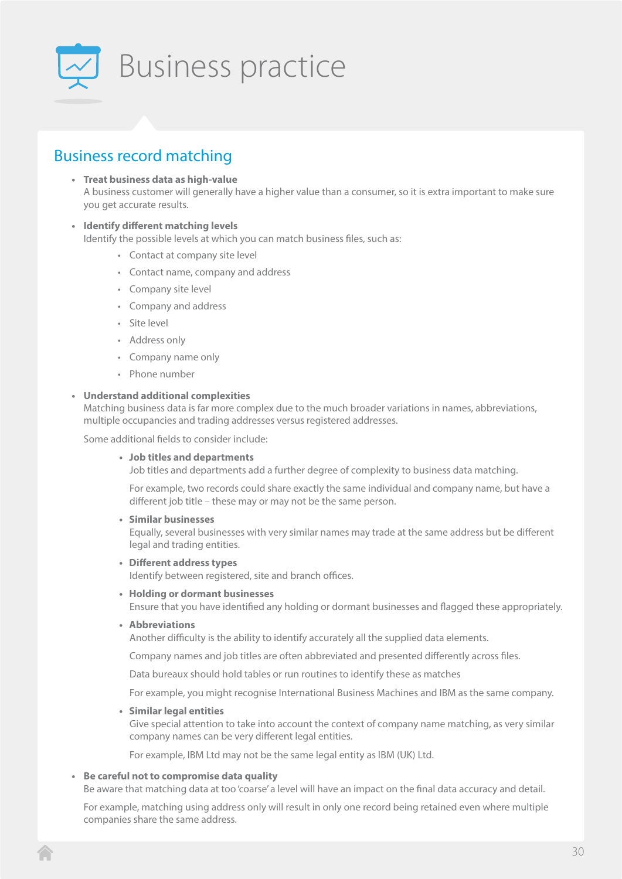# Business practice

## Business record matching

- **Treat business data as high-value**
  A business customer will generally have a higher value than a consumer, so it is extra important to make sure you get accurate results.

- **Identify different matching levels**
  Identify the possible levels at which you can match business files, such as:
  - Contact at company site level
  - Contact name, company and address
  - Company site level
  - Company and address
  - Site level
  - Address only
  - Company name only
  - Phone number

- **Understand additional complexities**
  Matching business data is far more complex due to the much broader variations in names, abbreviations, multiple occupancies and trading addresses versus registered addresses.

  Some additional fields to consider include:

  - **Job titles and departments**
    Job titles and departments add a further degree of complexity to business data matching.

    For example, two records could share exactly the same individual and company name, but have a different job title – these may or may not be the same person.

  - **Similar businesses**
    Equally, several businesses with very similar names may trade at the same address but be different legal and trading entities.

  - **Different address types**
    Identify between registered, site and branch offices.

  - **Holding or dormant businesses**
    Ensure that you have identified any holding or dormant businesses and flagged these appropriately.

  - **Abbreviations**
    Another difficulty is the ability to identify accurately all the supplied data elements.

    Company names and job titles are often abbreviated and presented differently across files.

    Data bureaux should hold tables or run routines to identify these as matches

    For example, you might recognise International Business Machines and IBM as the same company.

  - **Similar legal entities**
    Give special attention to take into account the context of company name matching, as very similar company names can be very different legal entities.

    For example, IBM Ltd may not be the same legal entity as IBM (UK) Ltd.

- **Be careful not to compromise data quality**
  Be aware that matching data at too 'coarse' a level will have an impact on the final data accuracy and detail.

  For example, matching using address only will result in only one record being retained even where multiple companies share the same address.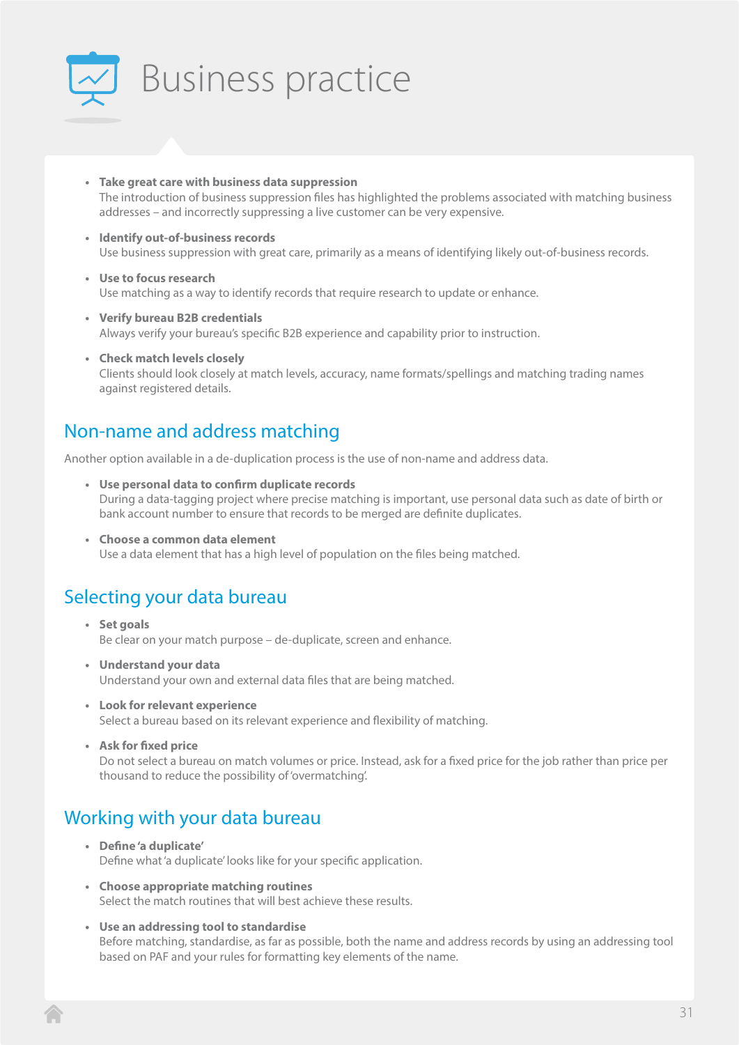# Business practice

- **Take great care with business data suppression**
  The introduction of business suppression files has highlighted the problems associated with matching business addresses – and incorrectly suppressing a live customer can be very expensive.

- **Identify out-of-business records**
  Use business suppression with great care, primarily as a means of identifying likely out-of-business records.

- **Use to focus research**
  Use matching as a way to identify records that require research to update or enhance.

- **Verify bureau B2B credentials**
  Always verify your bureau's specific B2B experience and capability prior to instruction.

- **Check match levels closely**
  Clients should look closely at match levels, accuracy, name formats/spellings and matching trading names against registered details.

## Non-name and address matching

Another option available in a de-duplication process is the use of non-name and address data.

- **Use personal data to confirm duplicate records**
  During a data-tagging project where precise matching is important, use personal data such as date of birth or bank account number to ensure that records to be merged are definite duplicates.

- **Choose a common data element**
  Use a data element that has a high level of population on the files being matched.

## Selecting your data bureau

- **Set goals**
  Be clear on your match purpose – de-duplicate, screen and enhance.

- **Understand your data**
  Understand your own and external data files that are being matched.

- **Look for relevant experience**
  Select a bureau based on its relevant experience and flexibility of matching.

- **Ask for fixed price**
  Do not select a bureau on match volumes or price. Instead, ask for a fixed price for the job rather than price per thousand to reduce the possibility of 'overmatching'.

## Working with your data bureau

- **Define 'a duplicate'**
  Define what 'a duplicate' looks like for your specific application.

- **Choose appropriate matching routines**
  Select the match routines that will best achieve these results.

- **Use an addressing tool to standardise**
  Before matching, standardise, as far as possible, both the name and address records by using an addressing tool based on PAF and your rules for formatting key elements of the name.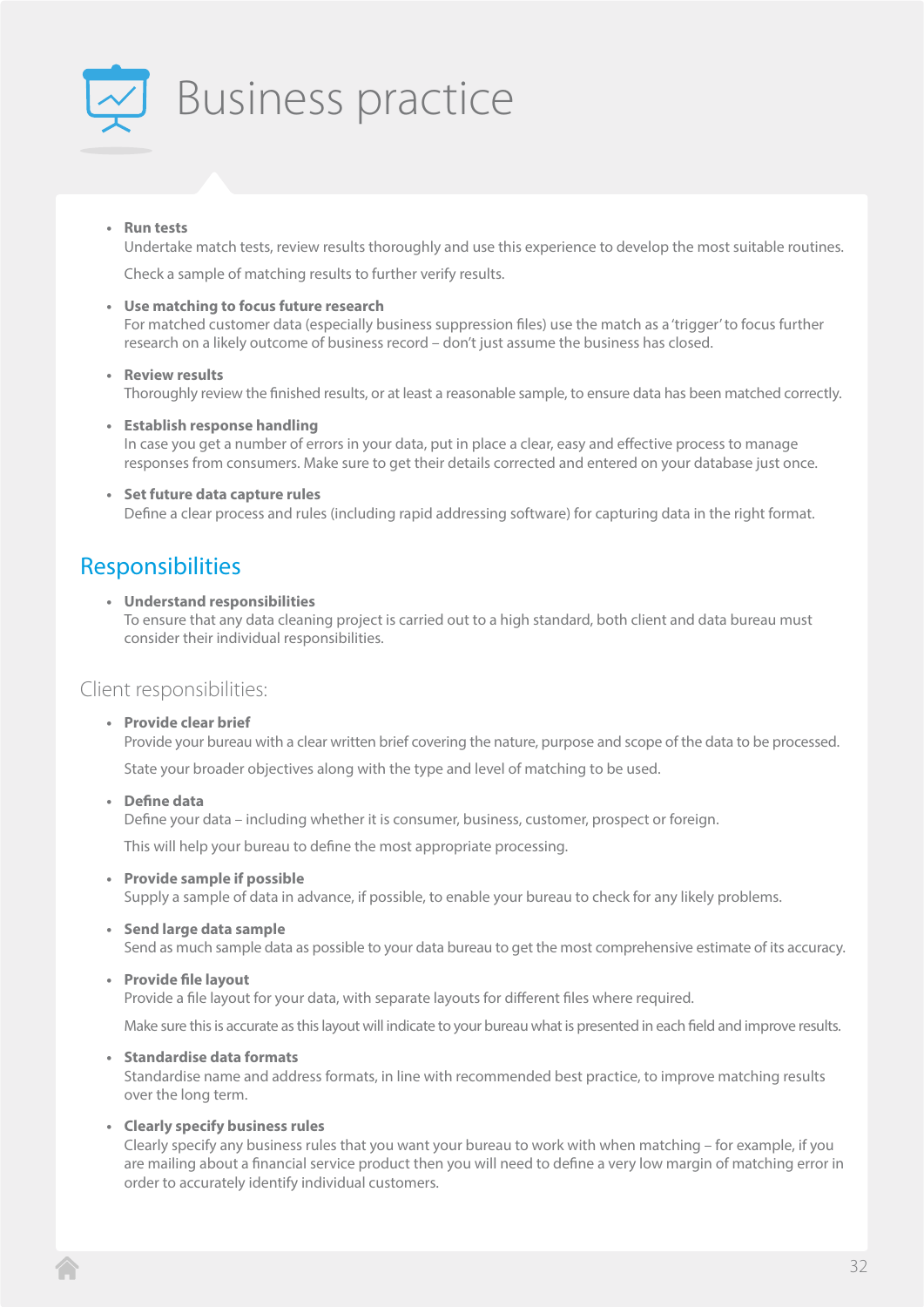# Business practice

- **Run tests**
  Undertake match tests, review results thoroughly and use this experience to develop the most suitable routines.

  Check a sample of matching results to further verify results.

- **Use matching to focus future research**
  For matched customer data (especially business suppression files) use the match as a 'trigger' to focus further research on a likely outcome of business record – don't just assume the business has closed.

- **Review results**
  Thoroughly review the finished results, or at least a reasonable sample, to ensure data has been matched correctly.

- **Establish response handling**
  In case you get a number of errors in your data, put in place a clear, easy and effective process to manage responses from consumers. Make sure to get their details corrected and entered on your database just once.

- **Set future data capture rules**
  Define a clear process and rules (including rapid addressing software) for capturing data in the right format.

## Responsibilities

- **Understand responsibilities**
  To ensure that any data cleaning project is carried out to a high standard, both client and data bureau must consider their individual responsibilities.

### Client responsibilities:

- **Provide clear brief**
  Provide your bureau with a clear written brief covering the nature, purpose and scope of the data to be processed.

  State your broader objectives along with the type and level of matching to be used.

- **Define data**
  Define your data – including whether it is consumer, business, customer, prospect or foreign.

  This will help your bureau to define the most appropriate processing.

- **Provide sample if possible**
  Supply a sample of data in advance, if possible, to enable your bureau to check for any likely problems.

- **Send large data sample**
  Send as much sample data as possible to your data bureau to get the most comprehensive estimate of its accuracy.

- **Provide file layout**
  Provide a file layout for your data, with separate layouts for different files where required.

  Make sure this is accurate as this layout will indicate to your bureau what is presented in each field and improve results.

- **Standardise data formats**
  Standardise name and address formats, in line with recommended best practice, to improve matching results over the long term.

- **Clearly specify business rules**
  Clearly specify any business rules that you want your bureau to work with when matching – for example, if you are mailing about a financial service product then you will need to define a very low margin of matching error in order to accurately identify individual customers.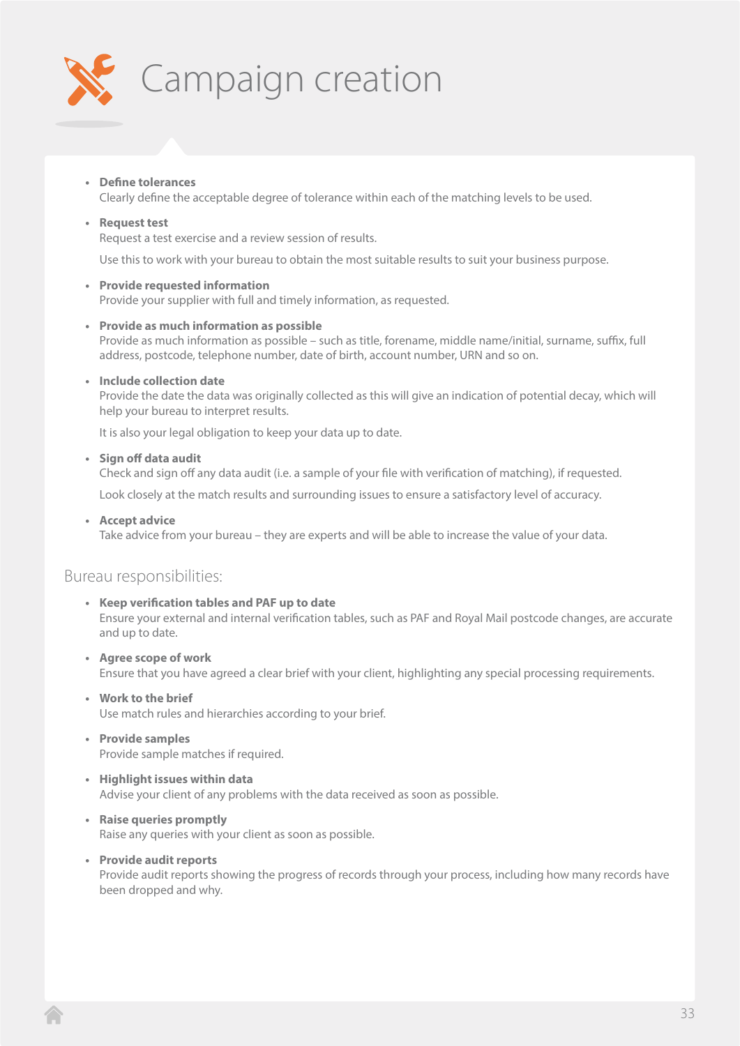# Campaign creation

- **Define tolerances**
  Clearly define the acceptable degree of tolerance within each of the matching levels to be used.

- **Request test**
  Request a test exercise and a review session of results.

  Use this to work with your bureau to obtain the most suitable results to suit your business purpose.

- **Provide requested information**
  Provide your supplier with full and timely information, as requested.

- **Provide as much information as possible**
  Provide as much information as possible – such as title, forename, middle name/initial, surname, suffix, full address, postcode, telephone number, date of birth, account number, URN and so on.

- **Include collection date**
  Provide the date the data was originally collected as this will give an indication of potential decay, which will help your bureau to interpret results.

  It is also your legal obligation to keep your data up to date.

- **Sign off data audit**
  Check and sign off any data audit (i.e. a sample of your file with verification of matching), if requested.

  Look closely at the match results and surrounding issues to ensure a satisfactory level of accuracy.

- **Accept advice**
  Take advice from your bureau – they are experts and will be able to increase the value of your data.

## Bureau responsibilities:

- **Keep verification tables and PAF up to date**
  Ensure your external and internal verification tables, such as PAF and Royal Mail postcode changes, are accurate and up to date.

- **Agree scope of work**
  Ensure that you have agreed a clear brief with your client, highlighting any special processing requirements.

- **Work to the brief**
  Use match rules and hierarchies according to your brief.

- **Provide samples**
  Provide sample matches if required.

- **Highlight issues within data**
  Advise your client of any problems with the data received as soon as possible.

- **Raise queries promptly**
  Raise any queries with your client as soon as possible.

- **Provide audit reports**
  Provide audit reports showing the progress of records through your process, including how many records have been dropped and why.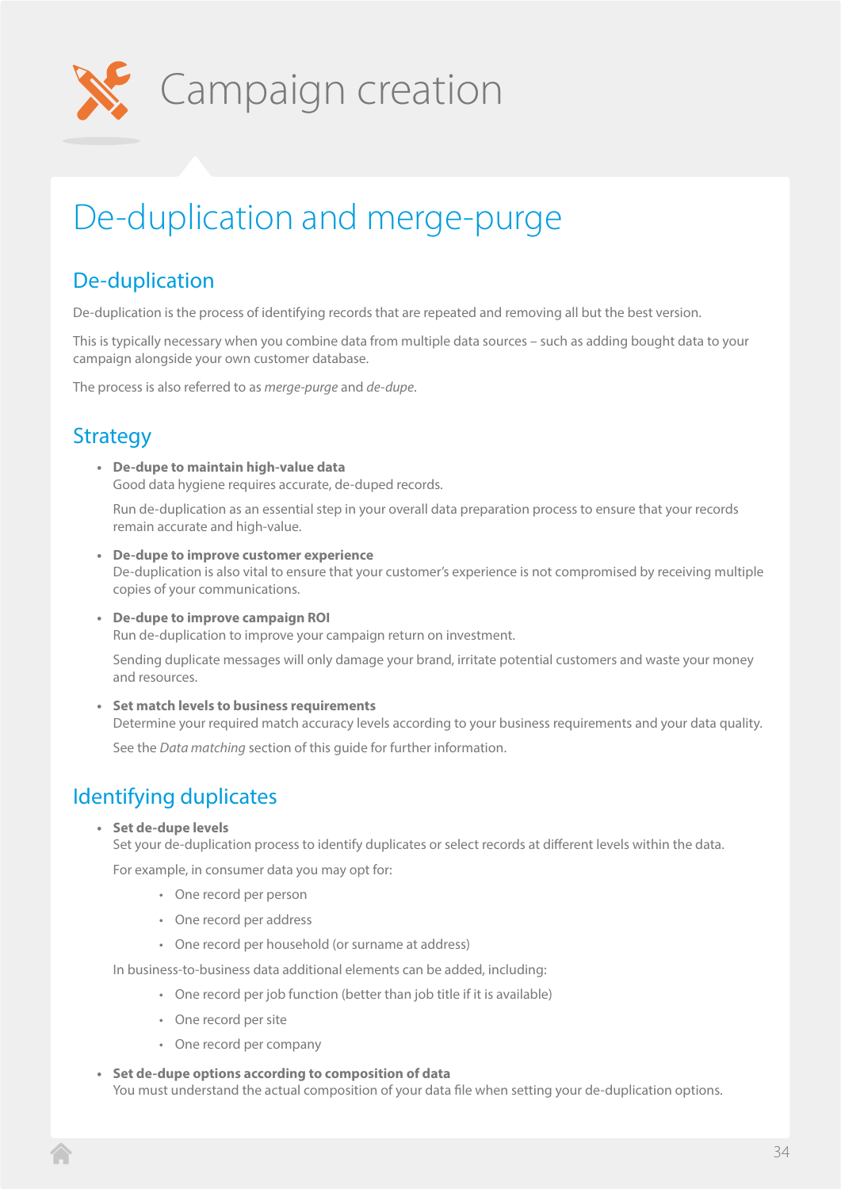# Campaign creation

## De-duplication and merge-purge

### De-duplication

De-duplication is the process of identifying records that are repeated and removing all but the best version.

This is typically necessary when you combine data from multiple data sources – such as adding bought data to your campaign alongside your own customer database.

The process is also referred to as *merge-purge* and *de-dupe*.

### Strategy

- **De-dupe to maintain high-value data**
  Good data hygiene requires accurate, de-duped records.

  Run de-duplication as an essential step in your overall data preparation process to ensure that your records remain accurate and high-value.

- **De-dupe to improve customer experience**
  De-duplication is also vital to ensure that your customer's experience is not compromised by receiving multiple copies of your communications.

- **De-dupe to improve campaign ROI**
  Run de-duplication to improve your campaign return on investment.

  Sending duplicate messages will only damage your brand, irritate potential customers and waste your money and resources.

- **Set match levels to business requirements**
  Determine your required match accuracy levels according to your business requirements and your data quality.

  See the *Data matching* section of this guide for further information.

### Identifying duplicates

- **Set de-dupe levels**
  Set your de-duplication process to identify duplicates or select records at different levels within the data.

  For example, in consumer data you may opt for:

  - One record per person
  - One record per address
  - One record per household (or surname at address)

  In business-to-business data additional elements can be added, including:

  - One record per job function (better than job title if it is available)
  - One record per site
  - One record per company

- **Set de-dupe options according to composition of data**
  You must understand the actual composition of your data file when setting your de-duplication options.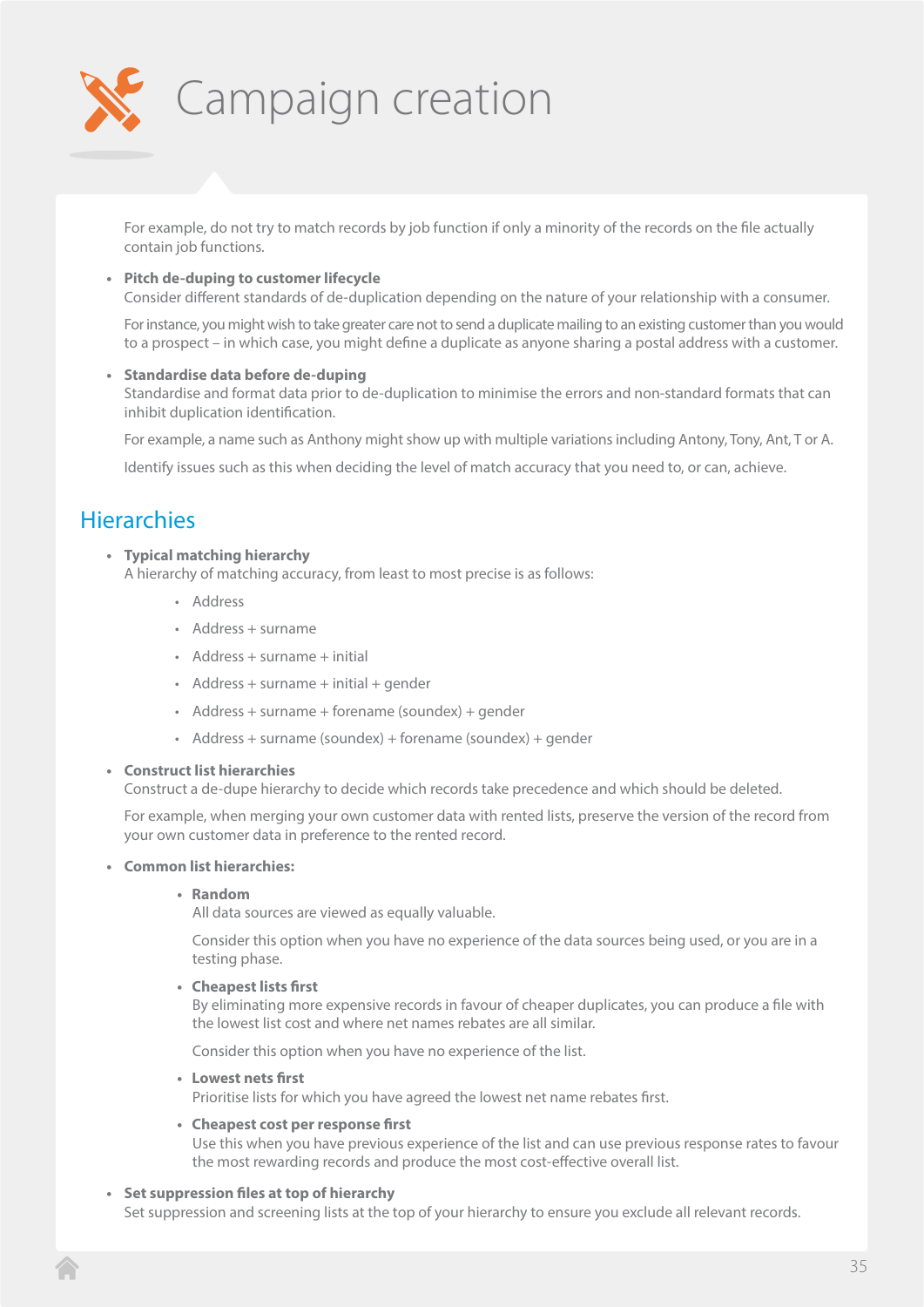# Campaign creation

For example, do not try to match records by job function if only a minority of the records on the file actually contain job functions.

- **Pitch de-duping to customer lifecycle**
  Consider different standards of de-duplication depending on the nature of your relationship with a consumer.

  For instance, you might wish to take greater care not to send a duplicate mailing to an existing customer than you would to a prospect – in which case, you might define a duplicate as anyone sharing a postal address with a customer.

- **Standardise data before de-duping**
  Standardise and format data prior to de-duplication to minimise the errors and non-standard formats that can inhibit duplication identification.

  For example, a name such as Anthony might show up with multiple variations including Antony, Tony, Ant, T or A.

  Identify issues such as this when deciding the level of match accuracy that you need to, or can, achieve.

## Hierarchies

- **Typical matching hierarchy**
  A hierarchy of matching accuracy, from least to most precise is as follows:
  - Address
  - Address + surname
  - Address + surname + initial
  - Address + surname + initial + gender
  - Address + surname + forename (soundex) + gender
  - Address + surname (soundex) + forename (soundex) + gender

- **Construct list hierarchies**
  Construct a de-dupe hierarchy to decide which records take precedence and which should be deleted.

  For example, when merging your own customer data with rented lists, preserve the version of the record from your own customer data in preference to the rented record.

- **Common list hierarchies:**
  - **Random**
    All data sources are viewed as equally valuable.

    Consider this option when you have no experience of the data sources being used, or you are in a testing phase.
  - **Cheapest lists first**
    By eliminating more expensive records in favour of cheaper duplicates, you can produce a file with the lowest list cost and where net names rebates are all similar.

    Consider this option when you have no experience of the list.
  - **Lowest nets first**
    Prioritise lists for which you have agreed the lowest net name rebates first.
  - **Cheapest cost per response first**
    Use this when you have previous experience of the list and can use previous response rates to favour the most rewarding records and produce the most cost-effective overall list.

- **Set suppression files at top of hierarchy**
  Set suppression and screening lists at the top of your hierarchy to ensure you exclude all relevant records.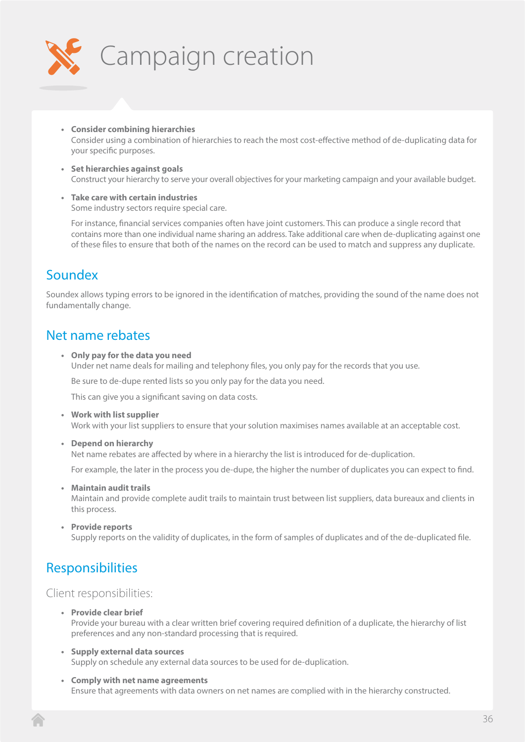# Campaign creation

- **Consider combining hierarchies**
  Consider using a combination of hierarchies to reach the most cost-effective method of de-duplicating data for your specific purposes.

- **Set hierarchies against goals**
  Construct your hierarchy to serve your overall objectives for your marketing campaign and your available budget.

- **Take care with certain industries**
  Some industry sectors require special care.

  For instance, financial services companies often have joint customers. This can produce a single record that contains more than one individual name sharing an address. Take additional care when de-duplicating against one of these files to ensure that both of the names on the record can be used to match and suppress any duplicate.

## Soundex

Soundex allows typing errors to be ignored in the identification of matches, providing the sound of the name does not fundamentally change.

## Net name rebates

- **Only pay for the data you need**
  Under net name deals for mailing and telephony files, you only pay for the records that you use.

  Be sure to de-dupe rented lists so you only pay for the data you need.

  This can give you a significant saving on data costs.

- **Work with list supplier**
  Work with your list suppliers to ensure that your solution maximises names available at an acceptable cost.

- **Depend on hierarchy**
  Net name rebates are affected by where in a hierarchy the list is introduced for de-duplication.

  For example, the later in the process you de-dupe, the higher the number of duplicates you can expect to find.

- **Maintain audit trails**
  Maintain and provide complete audit trails to maintain trust between list suppliers, data bureaux and clients in this process.

- **Provide reports**
  Supply reports on the validity of duplicates, in the form of samples of duplicates and of the de-duplicated file.

## Responsibilities

### Client responsibilities:

- **Provide clear brief**
  Provide your bureau with a clear written brief covering required definition of a duplicate, the hierarchy of list preferences and any non-standard processing that is required.

- **Supply external data sources**
  Supply on schedule any external data sources to be used for de-duplication.

- **Comply with net name agreements**
  Ensure that agreements with data owners on net names are complied with in the hierarchy constructed.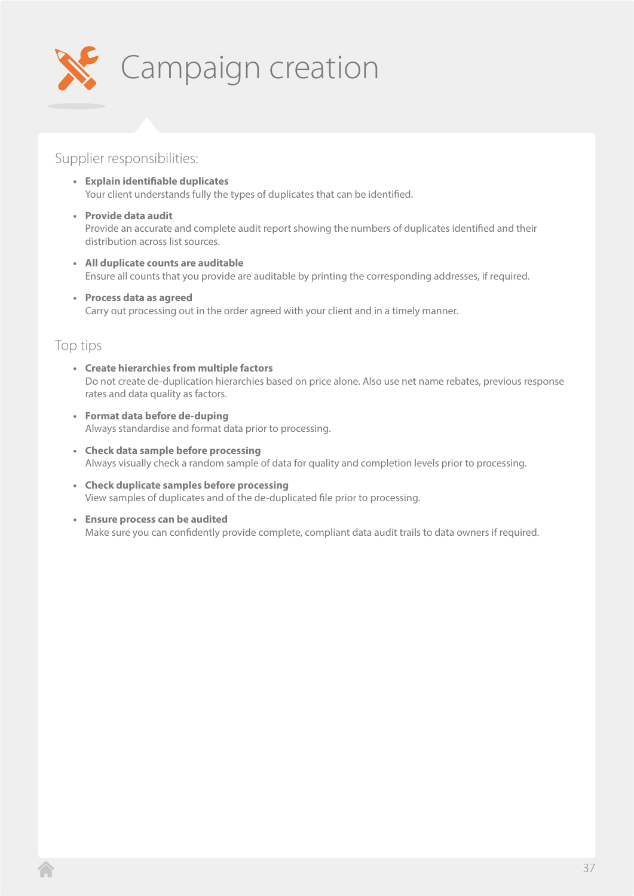# Campaign creation

## Supplier responsibilities:

- **Explain identifiable duplicates**
  Your client understands fully the types of duplicates that can be identified.

- **Provide data audit**
  Provide an accurate and complete audit report showing the numbers of duplicates identified and their distribution across list sources.

- **All duplicate counts are auditable**
  Ensure all counts that you provide are auditable by printing the corresponding addresses, if required.

- **Process data as agreed**
  Carry out processing out in the order agreed with your client and in a timely manner.

## Top tips

- **Create hierarchies from multiple factors**
  Do not create de-duplication hierarchies based on price alone. Also use net name rebates, previous response rates and data quality as factors.

- **Format data before de-duping**
  Always standardise and format data prior to processing.

- **Check data sample before processing**
  Always visually check a random sample of data for quality and completion levels prior to processing.

- **Check duplicate samples before processing**
  View samples of duplicates and of the de-duplicated file prior to processing.

- **Ensure process can be audited**
  Make sure you can confidently provide complete, compliant data audit trails to data owners if required.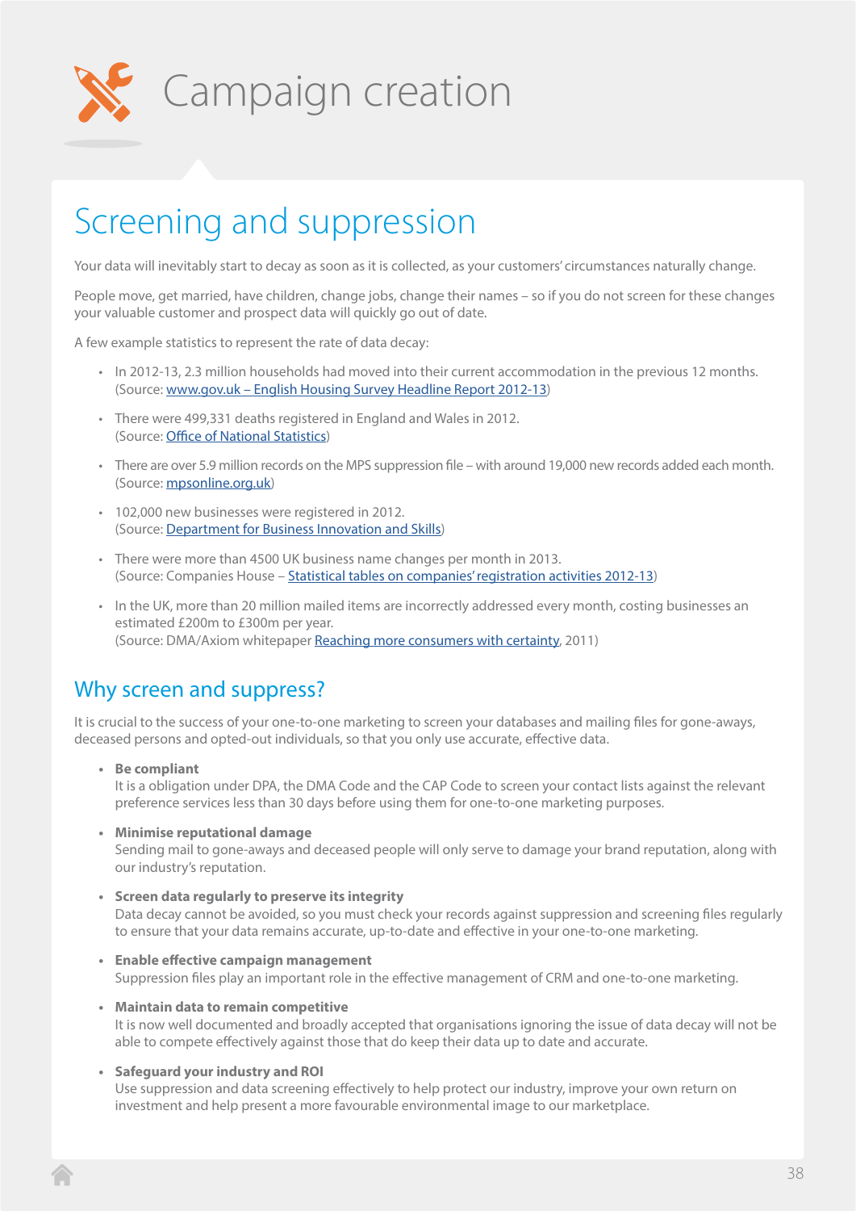# Campaign creation

## Screening and suppression

Your data will inevitably start to decay as soon as it is collected, as your customers' circumstances naturally change.

People move, get married, have children, change jobs, change their names – so if you do not screen for these changes your valuable customer and prospect data will quickly go out of date.

A few example statistics to represent the rate of data decay:

- In 2012-13, 2.3 million households had moved into their current accommodation in the previous 12 months. (Source: www.gov.uk – English Housing Survey Headline Report 2012-13)
- There were 499,331 deaths registered in England and Wales in 2012. (Source: Office of National Statistics)
- There are over 5.9 million records on the MPS suppression file – with around 19,000 new records added each month. (Source: mpsonline.org.uk)
- 102,000 new businesses were registered in 2012. (Source: Department for Business Innovation and Skills)
- There were more than 4500 UK business name changes per month in 2013. (Source: Companies House – Statistical tables on companies' registration activities 2012-13)
- In the UK, more than 20 million mailed items are incorrectly addressed every month, costing businesses an estimated £200m to £300m per year. (Source: DMA/Axiom whitepaper Reaching more consumers with certainty, 2011)

### Why screen and suppress?

It is crucial to the success of your one-to-one marketing to screen your databases and mailing files for gone-aways, deceased persons and opted-out individuals, so that you only use accurate, effective data.

- **Be compliant**
  It is a obligation under DPA, the DMA Code and the CAP Code to screen your contact lists against the relevant preference services less than 30 days before using them for one-to-one marketing purposes.
- **Minimise reputational damage**
  Sending mail to gone-aways and deceased people will only serve to damage your brand reputation, along with our industry's reputation.
- **Screen data regularly to preserve its integrity**
  Data decay cannot be avoided, so you must check your records against suppression and screening files regularly to ensure that your data remains accurate, up-to-date and effective in your one-to-one marketing.
- **Enable effective campaign management**
  Suppression files play an important role in the effective management of CRM and one-to-one marketing.
- **Maintain data to remain competitive**
  It is now well documented and broadly accepted that organisations ignoring the issue of data decay will not be able to compete effectively against those that do keep their data up to date and accurate.
- **Safeguard your industry and ROI**
  Use suppression and data screening effectively to help protect our industry, improve your own return on investment and help present a more favourable environmental image to our marketplace.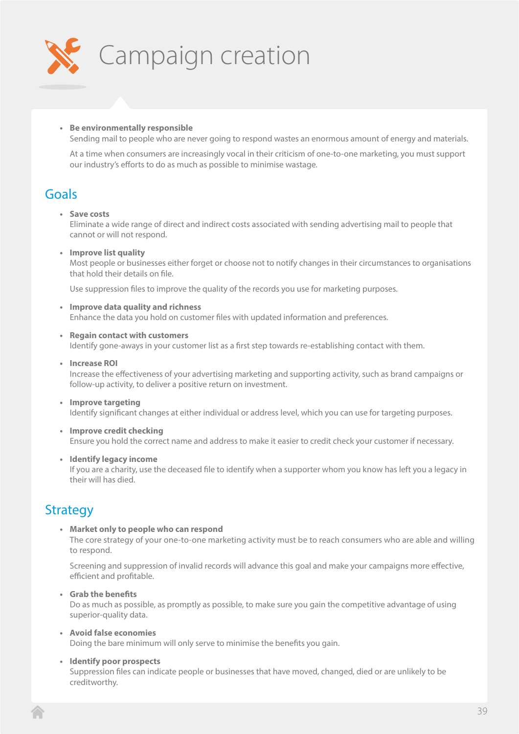# Campaign creation

- **Be environmentally responsible**
  Sending mail to people who are never going to respond wastes an enormous amount of energy and materials.

  At a time when consumers are increasingly vocal in their criticism of one-to-one marketing, you must support our industry's efforts to do as much as possible to minimise wastage.

## Goals

- **Save costs**
  Eliminate a wide range of direct and indirect costs associated with sending advertising mail to people that cannot or will not respond.

- **Improve list quality**
  Most people or businesses either forget or choose not to notify changes in their circumstances to organisations that hold their details on file.

  Use suppression files to improve the quality of the records you use for marketing purposes.

- **Improve data quality and richness**
  Enhance the data you hold on customer files with updated information and preferences.

- **Regain contact with customers**
  Identify gone-aways in your customer list as a first step towards re-establishing contact with them.

- **Increase ROI**
  Increase the effectiveness of your advertising marketing and supporting activity, such as brand campaigns or follow-up activity, to deliver a positive return on investment.

- **Improve targeting**
  Identify significant changes at either individual or address level, which you can use for targeting purposes.

- **Improve credit checking**
  Ensure you hold the correct name and address to make it easier to credit check your customer if necessary.

- **Identify legacy income**
  If you are a charity, use the deceased file to identify when a supporter whom you know has left you a legacy in their will has died.

## Strategy

- **Market only to people who can respond**
  The core strategy of your one-to-one marketing activity must be to reach consumers who are able and willing to respond.

  Screening and suppression of invalid records will advance this goal and make your campaigns more effective, efficient and profitable.

- **Grab the benefits**
  Do as much as possible, as promptly as possible, to make sure you gain the competitive advantage of using superior-quality data.

- **Avoid false economies**
  Doing the bare minimum will only serve to minimise the benefits you gain.

- **Identify poor prospects**
  Suppression files can indicate people or businesses that have moved, changed, died or are unlikely to be creditworthy.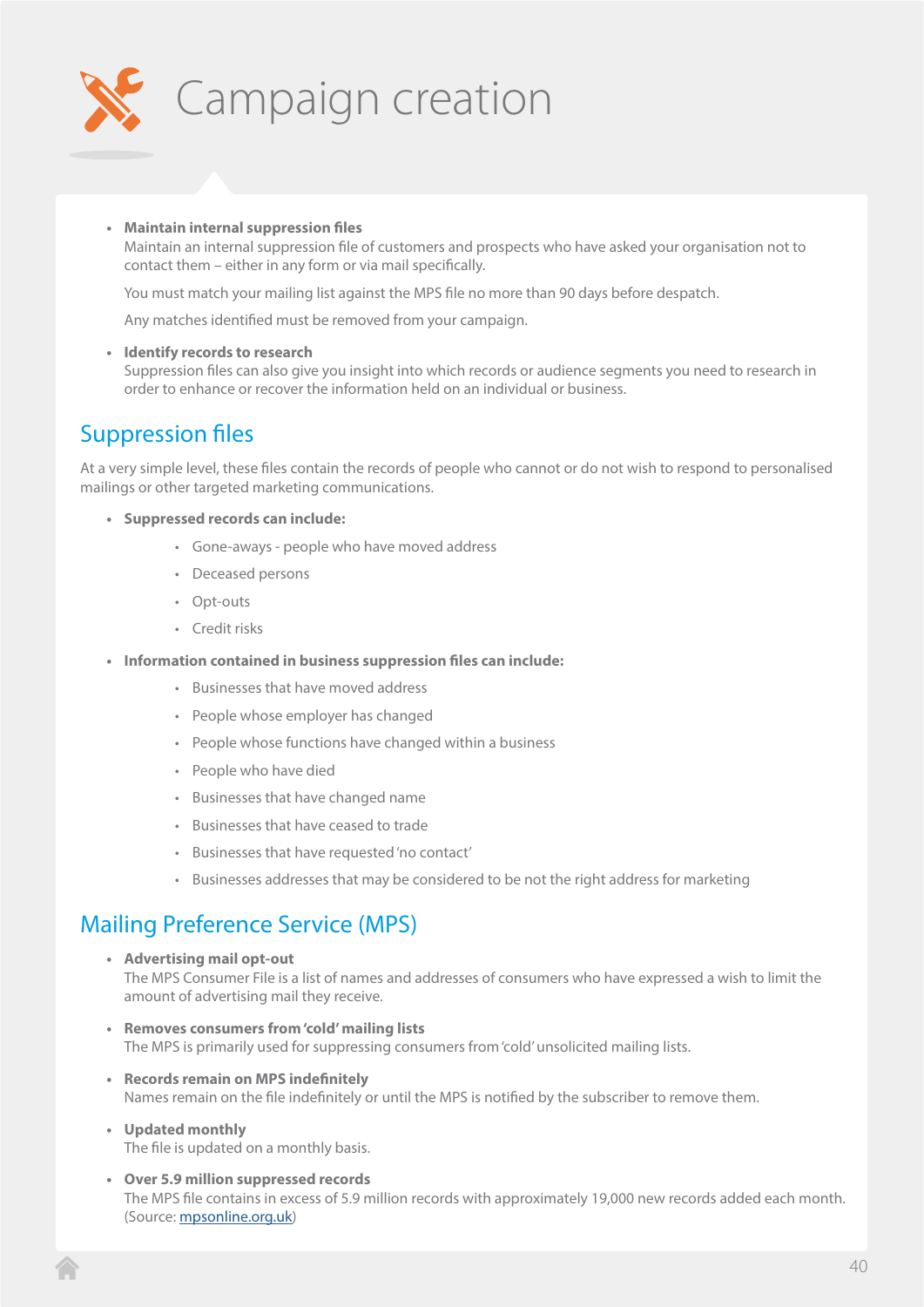# Campaign creation

- **Maintain internal suppression files**
  Maintain an internal suppression file of customers and prospects who have asked your organisation not to contact them – either in any form or via mail specifically.

  You must match your mailing list against the MPS file no more than 90 days before despatch.

  Any matches identified must be removed from your campaign.

- **Identify records to research**
  Suppression files can also give you insight into which records or audience segments you need to research in order to enhance or recover the information held on an individual or business.

## Suppression files

At a very simple level, these files contain the records of people who cannot or do not wish to respond to personalised mailings or other targeted marketing communications.

- **Suppressed records can include:**
  - Gone-aways - people who have moved address
  - Deceased persons
  - Opt-outs
  - Credit risks

- **Information contained in business suppression files can include:**
  - Businesses that have moved address
  - People whose employer has changed
  - People whose functions have changed within a business
  - People who have died
  - Businesses that have changed name
  - Businesses that have ceased to trade
  - Businesses that have requested 'no contact'
  - Businesses addresses that may be considered to be not the right address for marketing

## Mailing Preference Service (MPS)

- **Advertising mail opt-out**
  The MPS Consumer File is a list of names and addresses of consumers who have expressed a wish to limit the amount of advertising mail they receive.

- **Removes consumers from 'cold' mailing lists**
  The MPS is primarily used for suppressing consumers from 'cold' unsolicited mailing lists.

- **Records remain on MPS indefinitely**
  Names remain on the file indefinitely or until the MPS is notified by the subscriber to remove them.

- **Updated monthly**
  The file is updated on a monthly basis.

- **Over 5.9 million suppressed records**
  The MPS file contains in excess of 5.9 million records with approximately 19,000 new records added each month. (Source: mpsonline.org.uk)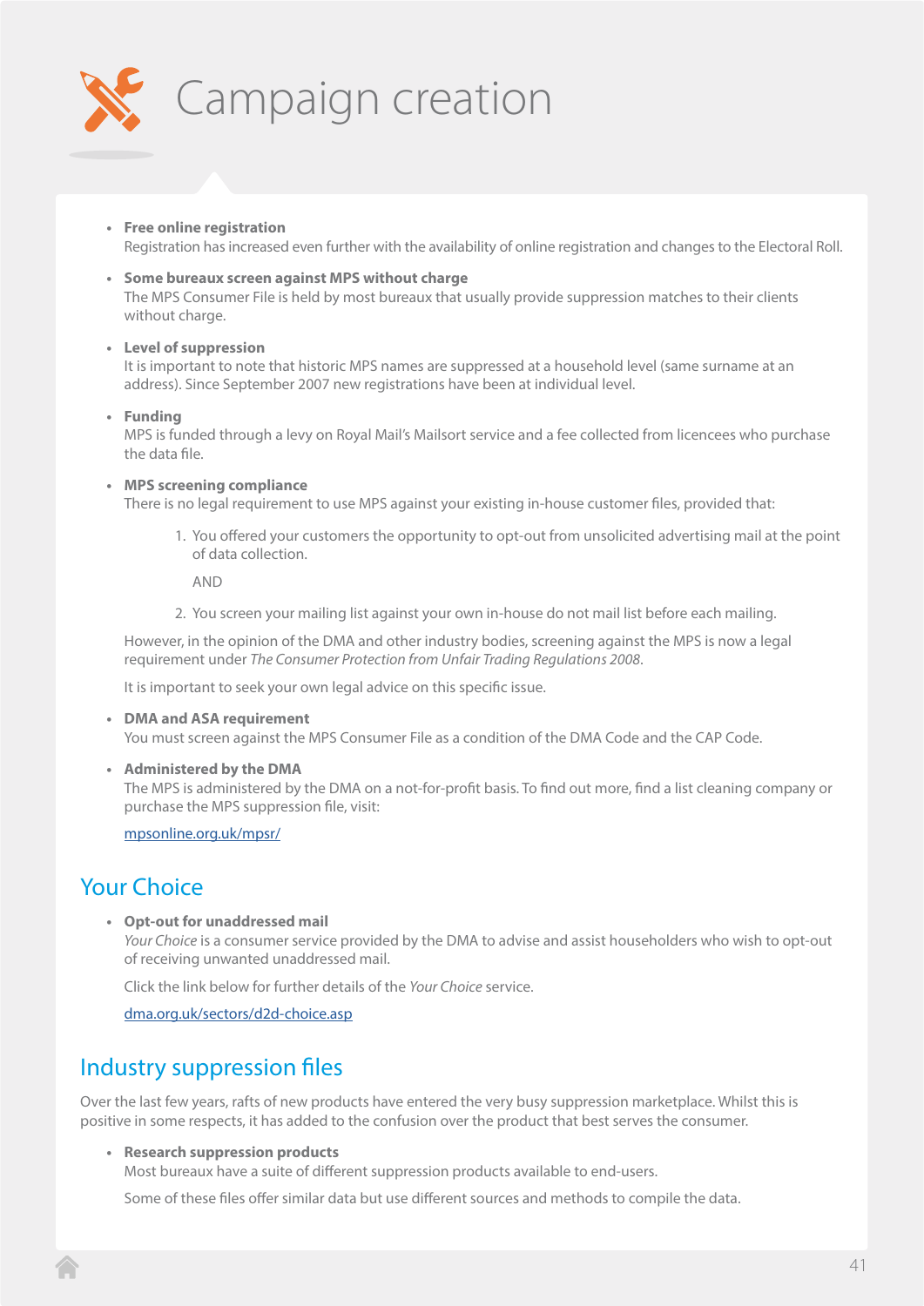# Campaign creation

- **Free online registration**
  Registration has increased even further with the availability of online registration and changes to the Electoral Roll.

- **Some bureaux screen against MPS without charge**
  The MPS Consumer File is held by most bureaux that usually provide suppression matches to their clients without charge.

- **Level of suppression**
  It is important to note that historic MPS names are suppressed at a household level (same surname at an address). Since September 2007 new registrations have been at individual level.

- **Funding**
  MPS is funded through a levy on Royal Mail's Mailsort service and a fee collected from licencees who purchase the data file.

- **MPS screening compliance**
  There is no legal requirement to use MPS against your existing in-house customer files, provided that:

  1. You offered your customers the opportunity to opt-out from unsolicited advertising mail at the point of data collection.

     AND

  2. You screen your mailing list against your own in-house do not mail list before each mailing.

  However, in the opinion of the DMA and other industry bodies, screening against the MPS is now a legal requirement under *The Consumer Protection from Unfair Trading Regulations 2008*.

  It is important to seek your own legal advice on this specific issue.

- **DMA and ASA requirement**
  You must screen against the MPS Consumer File as a condition of the DMA Code and the CAP Code.

- **Administered by the DMA**
  The MPS is administered by the DMA on a not-for-profit basis. To find out more, find a list cleaning company or purchase the MPS suppression file, visit:

  mpsonline.org.uk/mpsr/

## Your Choice

- **Opt-out for unaddressed mail**
  *Your Choice* is a consumer service provided by the DMA to advise and assist householders who wish to opt-out of receiving unwanted unaddressed mail.

  Click the link below for further details of the *Your Choice* service.

  dma.org.uk/sectors/d2d-choice.asp

## Industry suppression files

Over the last few years, rafts of new products have entered the very busy suppression marketplace. Whilst this is positive in some respects, it has added to the confusion over the product that best serves the consumer.

- **Research suppression products**
  Most bureaux have a suite of different suppression products available to end-users.

  Some of these files offer similar data but use different sources and methods to compile the data.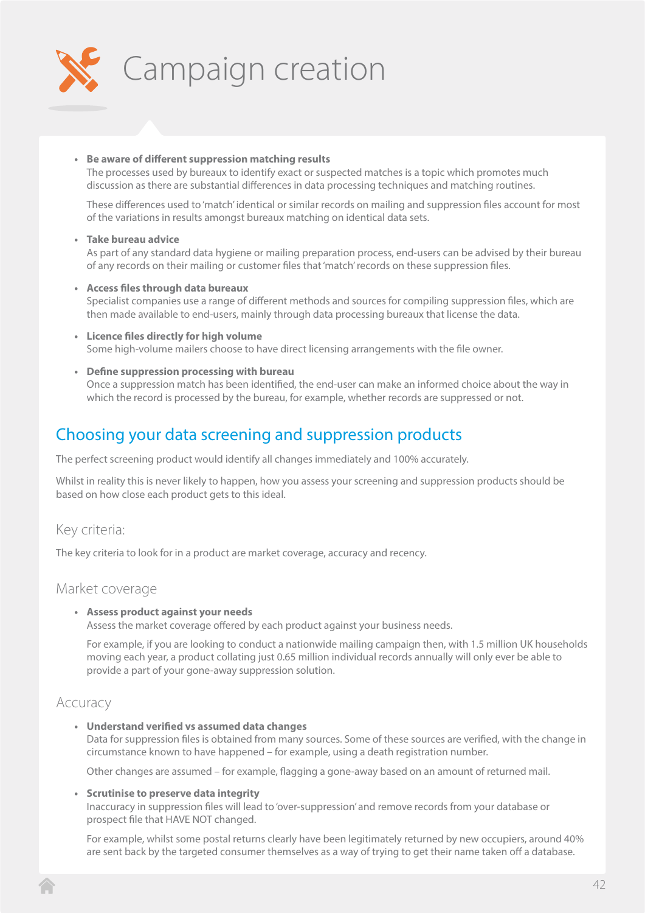# Campaign creation

- **Be aware of different suppression matching results**
  The processes used by bureaux to identify exact or suspected matches is a topic which promotes much discussion as there are substantial differences in data processing techniques and matching routines.

  These differences used to 'match' identical or similar records on mailing and suppression files account for most of the variations in results amongst bureaux matching on identical data sets.

- **Take bureau advice**
  As part of any standard data hygiene or mailing preparation process, end-users can be advised by their bureau of any records on their mailing or customer files that 'match' records on these suppression files.

- **Access files through data bureaux**
  Specialist companies use a range of different methods and sources for compiling suppression files, which are then made available to end-users, mainly through data processing bureaux that license the data.

- **Licence files directly for high volume**
  Some high-volume mailers choose to have direct licensing arrangements with the file owner.

- **Define suppression processing with bureau**
  Once a suppression match has been identified, the end-user can make an informed choice about the way in which the record is processed by the bureau, for example, whether records are suppressed or not.

## Choosing your data screening and suppression products

The perfect screening product would identify all changes immediately and 100% accurately.

Whilst in reality this is never likely to happen, how you assess your screening and suppression products should be based on how close each product gets to this ideal.

### Key criteria:

The key criteria to look for in a product are market coverage, accuracy and recency.

### Market coverage

- **Assess product against your needs**
  Assess the market coverage offered by each product against your business needs.

  For example, if you are looking to conduct a nationwide mailing campaign then, with 1.5 million UK households moving each year, a product collating just 0.65 million individual records annually will only ever be able to provide a part of your gone-away suppression solution.

### Accuracy

- **Understand verified vs assumed data changes**
  Data for suppression files is obtained from many sources. Some of these sources are verified, with the change in circumstance known to have happened – for example, using a death registration number.

  Other changes are assumed – for example, flagging a gone-away based on an amount of returned mail.

- **Scrutinise to preserve data integrity**
  Inaccuracy in suppression files will lead to 'over-suppression' and remove records from your database or prospect file that HAVE NOT changed.

  For example, whilst some postal returns clearly have been legitimately returned by new occupiers, around 40% are sent back by the targeted consumer themselves as a way of trying to get their name taken off a database.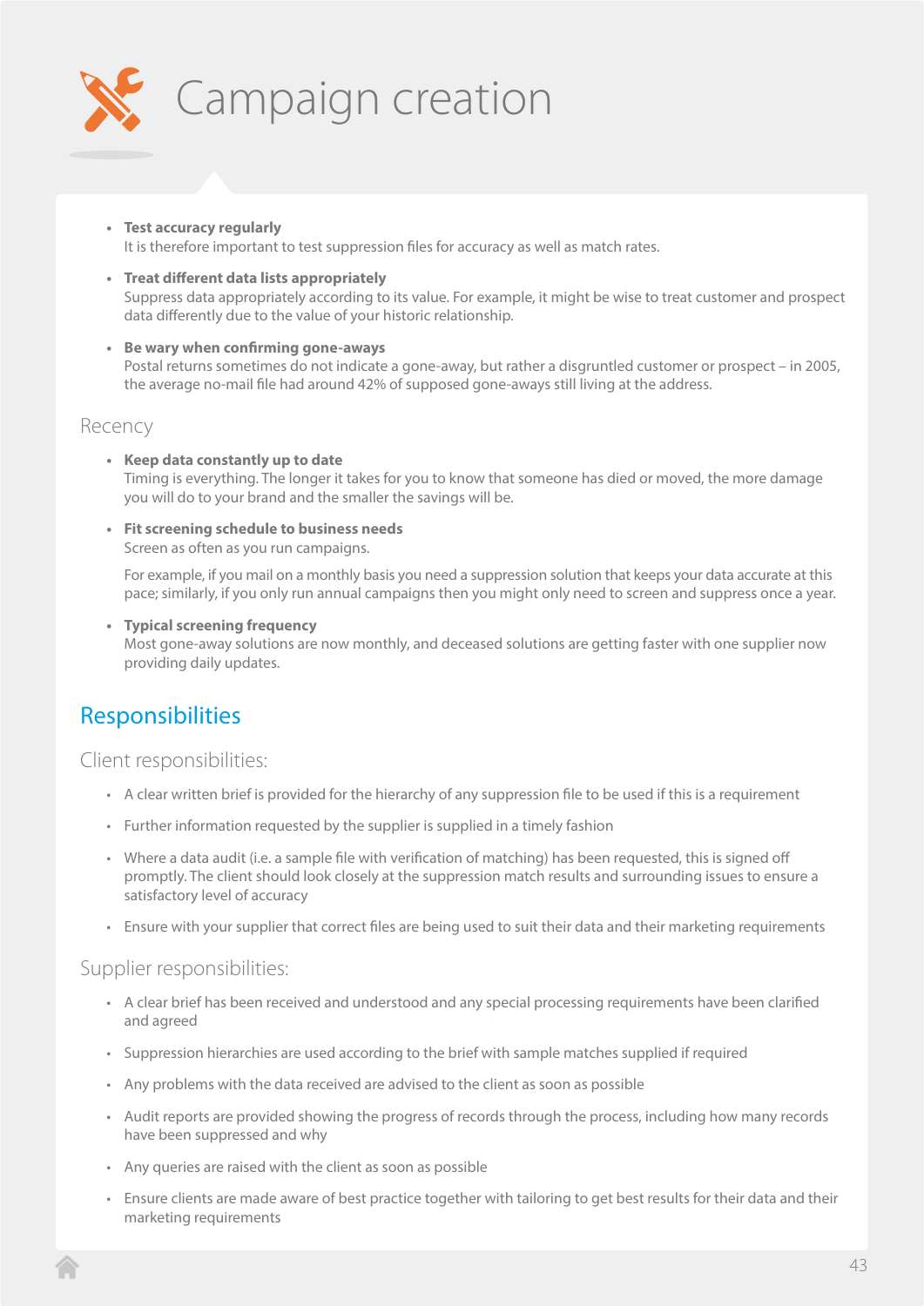# Campaign creation

- **Test accuracy regularly**
  It is therefore important to test suppression files for accuracy as well as match rates.

- **Treat different data lists appropriately**
  Suppress data appropriately according to its value. For example, it might be wise to treat customer and prospect data differently due to the value of your historic relationship.

- **Be wary when confirming gone-aways**
  Postal returns sometimes do not indicate a gone-away, but rather a disgruntled customer or prospect – in 2005, the average no-mail file had around 42% of supposed gone-aways still living at the address.

### Recency

- **Keep data constantly up to date**
  Timing is everything. The longer it takes for you to know that someone has died or moved, the more damage you will do to your brand and the smaller the savings will be.

- **Fit screening schedule to business needs**
  Screen as often as you run campaigns.

  For example, if you mail on a monthly basis you need a suppression solution that keeps your data accurate at this pace; similarly, if you only run annual campaigns then you might only need to screen and suppress once a year.

- **Typical screening frequency**
  Most gone-away solutions are now monthly, and deceased solutions are getting faster with one supplier now providing daily updates.

## Responsibilities

### Client responsibilities:

- A clear written brief is provided for the hierarchy of any suppression file to be used if this is a requirement
- Further information requested by the supplier is supplied in a timely fashion
- Where a data audit (i.e. a sample file with verification of matching) has been requested, this is signed off promptly. The client should look closely at the suppression match results and surrounding issues to ensure a satisfactory level of accuracy
- Ensure with your supplier that correct files are being used to suit their data and their marketing requirements

### Supplier responsibilities:

- A clear brief has been received and understood and any special processing requirements have been clarified and agreed
- Suppression hierarchies are used according to the brief with sample matches supplied if required
- Any problems with the data received are advised to the client as soon as possible
- Audit reports are provided showing the progress of records through the process, including how many records have been suppressed and why
- Any queries are raised with the client as soon as possible
- Ensure clients are made aware of best practice together with tailoring to get best results for their data and their marketing requirements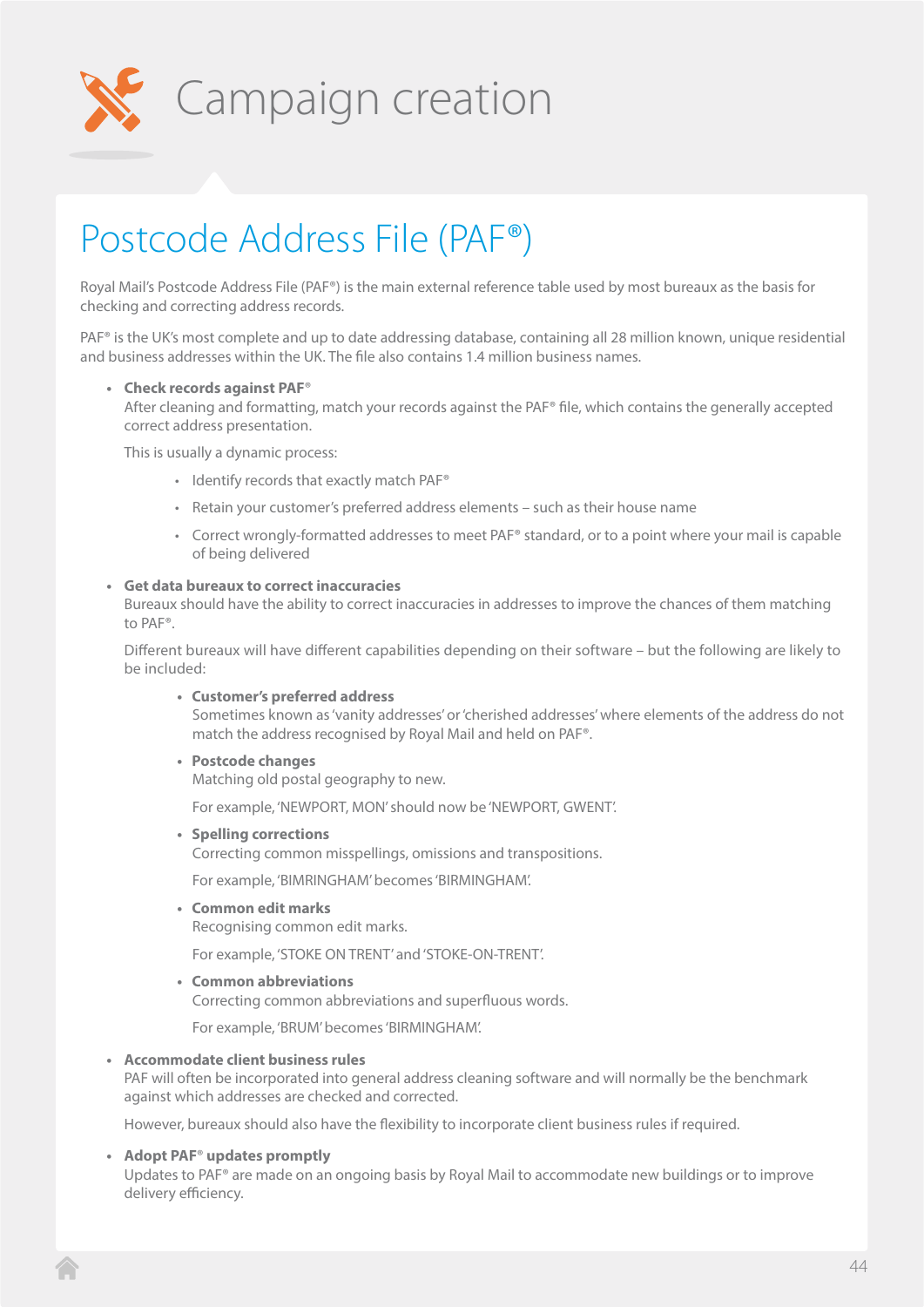# Campaign creation

## Postcode Address File (PAF®)

Royal Mail's Postcode Address File (PAF®) is the main external reference table used by most bureaux as the basis for checking and correcting address records.

PAF® is the UK's most complete and up to date addressing database, containing all 28 million known, unique residential and business addresses within the UK. The file also contains 1.4 million business names.

- **Check records against PAF®**
  After cleaning and formatting, match your records against the PAF® file, which contains the generally accepted correct address presentation.

  This is usually a dynamic process:

  - Identify records that exactly match PAF®
  - Retain your customer's preferred address elements – such as their house name
  - Correct wrongly-formatted addresses to meet PAF® standard, or to a point where your mail is capable of being delivered

- **Get data bureaux to correct inaccuracies**
  Bureaux should have the ability to correct inaccuracies in addresses to improve the chances of them matching to PAF®.

  Different bureaux will have different capabilities depending on their software – but the following are likely to be included:

  - **Customer's preferred address**
    Sometimes known as 'vanity addresses' or 'cherished addresses' where elements of the address do not match the address recognised by Royal Mail and held on PAF®.
  - **Postcode changes**
    Matching old postal geography to new.

    For example, 'NEWPORT, MON' should now be 'NEWPORT, GWENT'.
  - **Spelling corrections**
    Correcting common misspellings, omissions and transpositions.

    For example, 'BIMRINGHAM' becomes 'BIRMINGHAM'.
  - **Common edit marks**
    Recognising common edit marks.

    For example, 'STOKE ON TRENT' and 'STOKE-ON-TRENT'.
  - **Common abbreviations**
    Correcting common abbreviations and superfluous words.

    For example, 'BRUM' becomes 'BIRMINGHAM'.

- **Accommodate client business rules**
  PAF will often be incorporated into general address cleaning software and will normally be the benchmark against which addresses are checked and corrected.

  However, bureaux should also have the flexibility to incorporate client business rules if required.

- **Adopt PAF® updates promptly**
  Updates to PAF® are made on an ongoing basis by Royal Mail to accommodate new buildings or to improve delivery efficiency.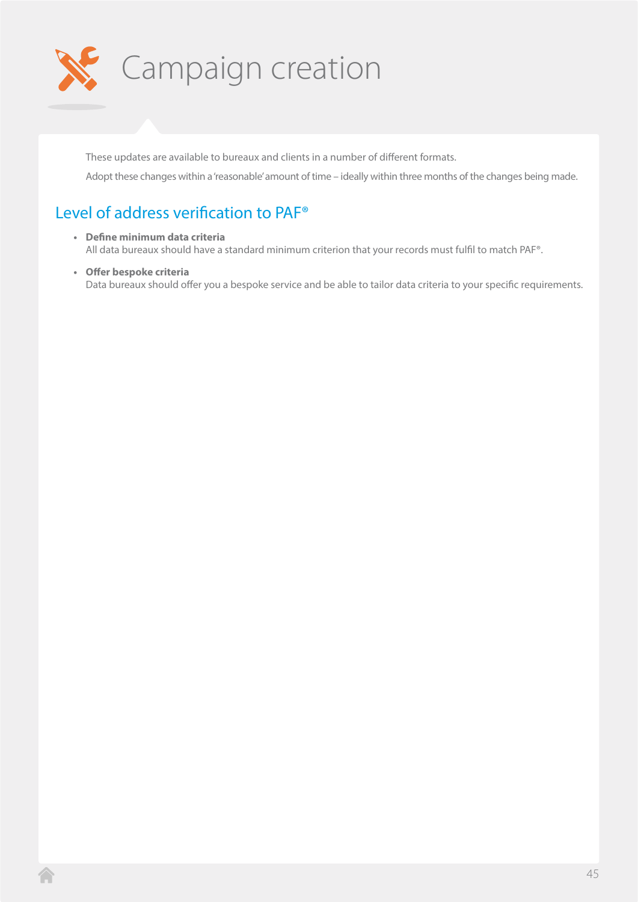# Campaign creation

These updates are available to bureaux and clients in a number of different formats.

Adopt these changes within a 'reasonable' amount of time – ideally within three months of the changes being made.

## Level of address verification to PAF®

- **Define minimum data criteria**
  All data bureaux should have a standard minimum criterion that your records must fulfil to match PAF®.

- **Offer bespoke criteria**
  Data bureaux should offer you a bespoke service and be able to tailor data criteria to your specific requirements.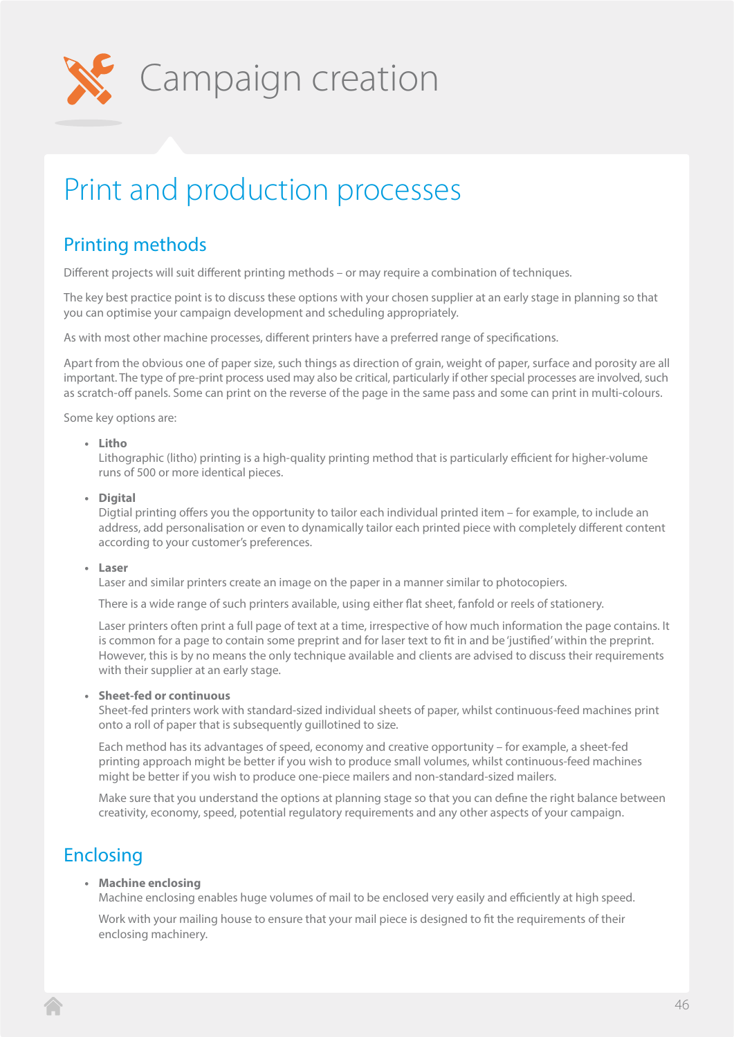# Campaign creation

## Print and production processes

### Printing methods

Different projects will suit different printing methods – or may require a combination of techniques.

The key best practice point is to discuss these options with your chosen supplier at an early stage in planning so that you can optimise your campaign development and scheduling appropriately.

As with most other machine processes, different printers have a preferred range of specifications.

Apart from the obvious one of paper size, such things as direction of grain, weight of paper, surface and porosity are all important. The type of pre-print process used may also be critical, particularly if other special processes are involved, such as scratch-off panels. Some can print on the reverse of the page in the same pass and some can print in multi-colours.

Some key options are:

- **Litho**
  Lithographic (litho) printing is a high-quality printing method that is particularly efficient for higher-volume runs of 500 or more identical pieces.

- **Digital**
  Digtial printing offers you the opportunity to tailor each individual printed item – for example, to include an address, add personalisation or even to dynamically tailor each printed piece with completely different content according to your customer's preferences.

- **Laser**
  Laser and similar printers create an image on the paper in a manner similar to photocopiers.

  There is a wide range of such printers available, using either flat sheet, fanfold or reels of stationery.

  Laser printers often print a full page of text at a time, irrespective of how much information the page contains. It is common for a page to contain some preprint and for laser text to fit in and be 'justified' within the preprint. However, this is by no means the only technique available and clients are advised to discuss their requirements with their supplier at an early stage.

- **Sheet-fed or continuous**
  Sheet-fed printers work with standard-sized individual sheets of paper, whilst continuous-feed machines print onto a roll of paper that is subsequently guillotined to size.

  Each method has its advantages of speed, economy and creative opportunity – for example, a sheet-fed printing approach might be better if you wish to produce small volumes, whilst continuous-feed machines might be better if you wish to produce one-piece mailers and non-standard-sized mailers.

  Make sure that you understand the options at planning stage so that you can define the right balance between creativity, economy, speed, potential regulatory requirements and any other aspects of your campaign.

### Enclosing

- **Machine enclosing**
  Machine enclosing enables huge volumes of mail to be enclosed very easily and efficiently at high speed.

  Work with your mailing house to ensure that your mail piece is designed to fit the requirements of their enclosing machinery.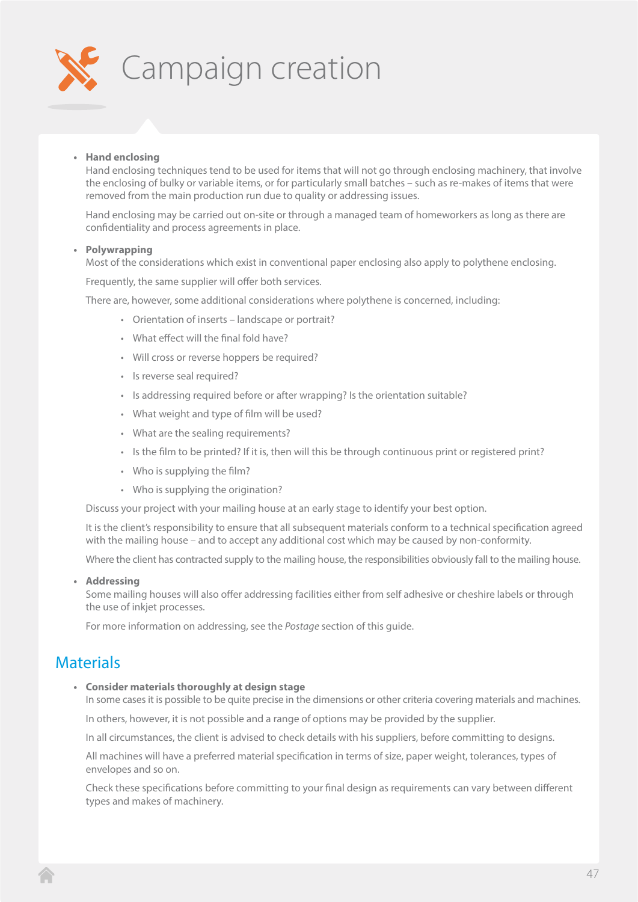# Campaign creation

- **Hand enclosing**
  Hand enclosing techniques tend to be used for items that will not go through enclosing machinery, that involve the enclosing of bulky or variable items, or for particularly small batches – such as re-makes of items that were removed from the main production run due to quality or addressing issues.

  Hand enclosing may be carried out on-site or through a managed team of homeworkers as long as there are confidentiality and process agreements in place.

- **Polywrapping**
  Most of the considerations which exist in conventional paper enclosing also apply to polythene enclosing.

  Frequently, the same supplier will offer both services.

  There are, however, some additional considerations where polythene is concerned, including:

  - Orientation of inserts – landscape or portrait?
  - What effect will the final fold have?
  - Will cross or reverse hoppers be required?
  - Is reverse seal required?
  - Is addressing required before or after wrapping? Is the orientation suitable?
  - What weight and type of film will be used?
  - What are the sealing requirements?
  - Is the film to be printed? If it is, then will this be through continuous print or registered print?
  - Who is supplying the film?
  - Who is supplying the origination?

  Discuss your project with your mailing house at an early stage to identify your best option.

  It is the client's responsibility to ensure that all subsequent materials conform to a technical specification agreed with the mailing house – and to accept any additional cost which may be caused by non-conformity.

  Where the client has contracted supply to the mailing house, the responsibilities obviously fall to the mailing house.

- **Addressing**
  Some mailing houses will also offer addressing facilities either from self adhesive or cheshire labels or through the use of inkjet processes.

  For more information on addressing, see the *Postage* section of this guide.

## Materials

- **Consider materials thoroughly at design stage**
  In some cases it is possible to be quite precise in the dimensions or other criteria covering materials and machines.

  In others, however, it is not possible and a range of options may be provided by the supplier.

  In all circumstances, the client is advised to check details with his suppliers, before committing to designs.

  All machines will have a preferred material specification in terms of size, paper weight, tolerances, types of envelopes and so on.

  Check these specifications before committing to your final design as requirements can vary between different types and makes of machinery.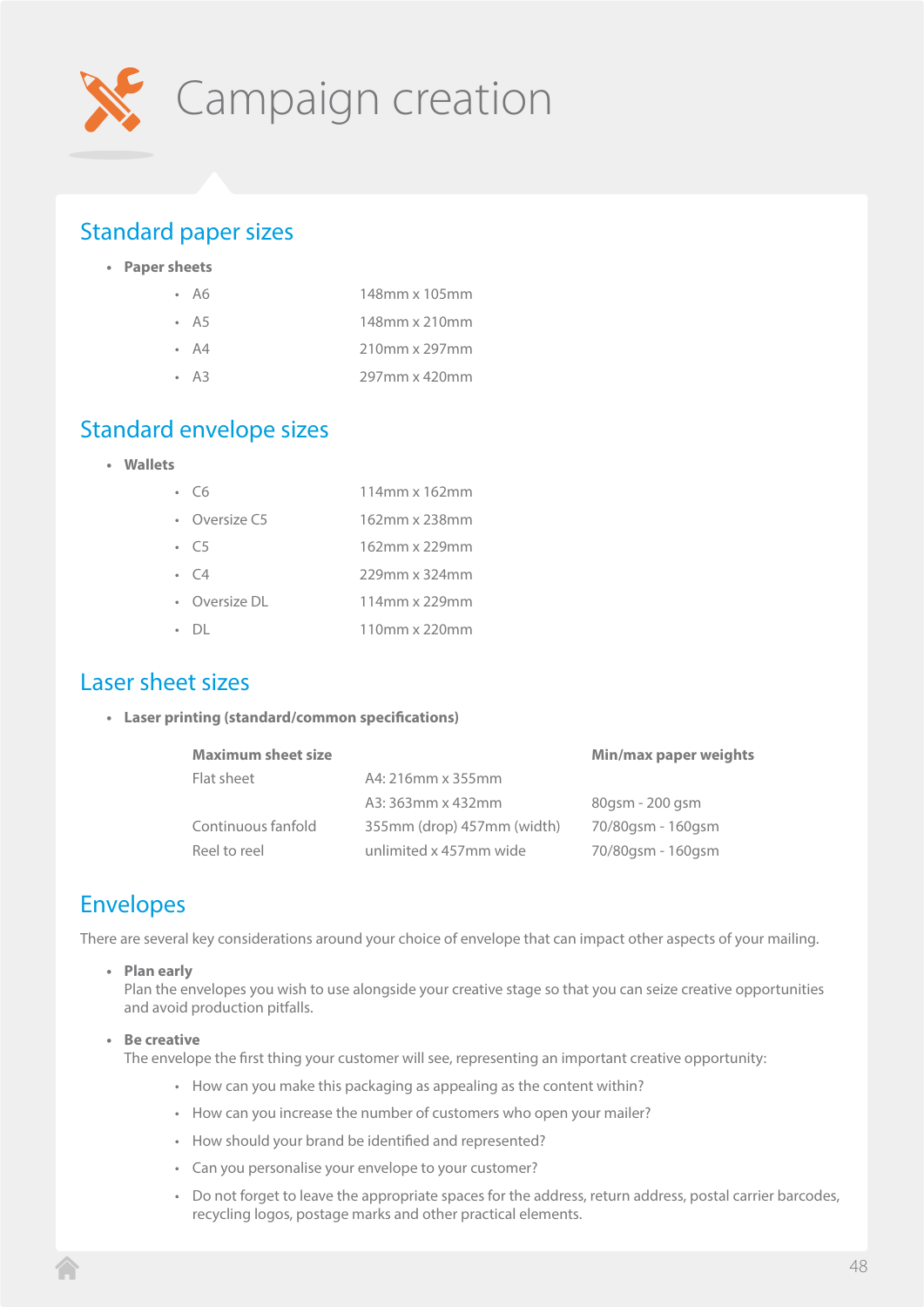# Campaign creation

## Standard paper sizes

- **Paper sheets**
  - A6 148mm x 105mm
  - A5 148mm x 210mm
  - A4 210mm x 297mm
  - A3 297mm x 420mm

## Standard envelope sizes

- **Wallets**
  - C6 114mm x 162mm
  - Oversize C5 162mm x 238mm
  - C5 162mm x 229mm
  - C4 229mm x 324mm
  - Oversize DL 114mm x 229mm
  - DL 110mm x 220mm

## Laser sheet sizes

- **Laser printing (standard/common specifications)**

| Maximum sheet size | | Min/max paper weights |
|---|---|---|
| Flat sheet | A4: 216mm x 355mm | |
| | A3: 363mm x 432mm | 80gsm - 200 gsm |
| Continuous fanfold | 355mm (drop) 457mm (width) | 70/80gsm - 160gsm |
| Reel to reel | unlimited x 457mm wide | 70/80gsm - 160gsm |

## Envelopes

There are several key considerations around your choice of envelope that can impact other aspects of your mailing.

- **Plan early**
  Plan the envelopes you wish to use alongside your creative stage so that you can seize creative opportunities and avoid production pitfalls.

- **Be creative**
  The envelope the first thing your customer will see, representing an important creative opportunity:
  - How can you make this packaging as appealing as the content within?
  - How can you increase the number of customers who open your mailer?
  - How should your brand be identified and represented?
  - Can you personalise your envelope to your customer?
  - Do not forget to leave the appropriate spaces for the address, return address, postal carrier barcodes, recycling logos, postage marks and other practical elements.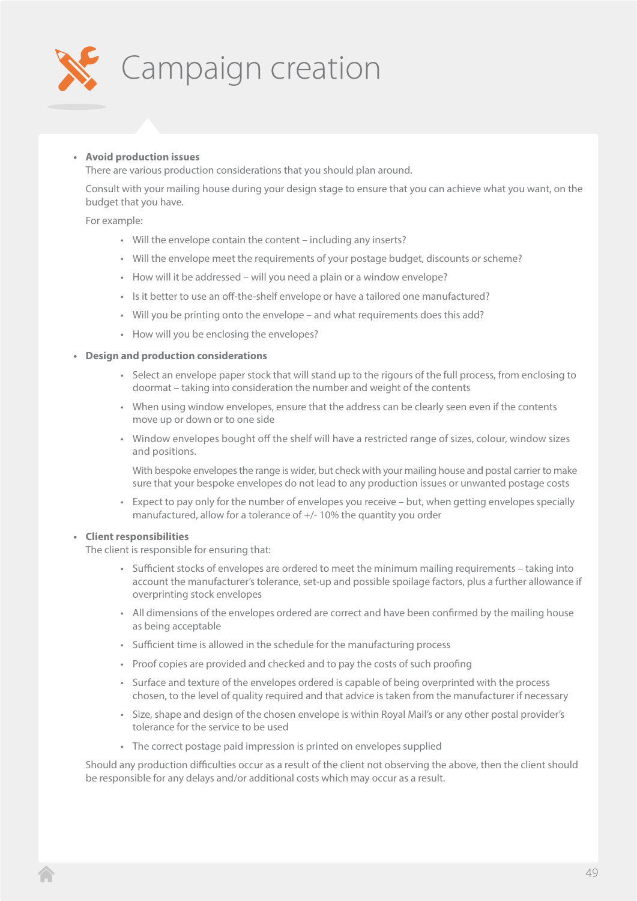# Campaign creation

- **Avoid production issues**
  There are various production considerations that you should plan around.

  Consult with your mailing house during your design stage to ensure that you can achieve what you want, on the budget that you have.

  For example:

  - Will the envelope contain the content – including any inserts?
  - Will the envelope meet the requirements of your postage budget, discounts or scheme?
  - How will it be addressed – will you need a plain or a window envelope?
  - Is it better to use an off-the-shelf envelope or have a tailored one manufactured?
  - Will you be printing onto the envelope – and what requirements does this add?
  - How will you be enclosing the envelopes?

- **Design and production considerations**

  - Select an envelope paper stock that will stand up to the rigours of the full process, from enclosing to doormat – taking into consideration the number and weight of the contents
  - When using window envelopes, ensure that the address can be clearly seen even if the contents move up or down or to one side
  - Window envelopes bought off the shelf will have a restricted range of sizes, colour, window sizes and positions.

    With bespoke envelopes the range is wider, but check with your mailing house and postal carrier to make sure that your bespoke envelopes do not lead to any production issues or unwanted postage costs
  - Expect to pay only for the number of envelopes you receive – but, when getting envelopes specially manufactured, allow for a tolerance of +/- 10% the quantity you order

- **Client responsibilities**
  The client is responsible for ensuring that:

  - Sufficient stocks of envelopes are ordered to meet the minimum mailing requirements – taking into account the manufacturer's tolerance, set-up and possible spoilage factors, plus a further allowance if overprinting stock envelopes
  - All dimensions of the envelopes ordered are correct and have been confirmed by the mailing house as being acceptable
  - Sufficient time is allowed in the schedule for the manufacturing process
  - Proof copies are provided and checked and to pay the costs of such proofing
  - Surface and texture of the envelopes ordered is capable of being overprinted with the process chosen, to the level of quality required and that advice is taken from the manufacturer if necessary
  - Size, shape and design of the chosen envelope is within Royal Mail's or any other postal provider's tolerance for the service to be used
  - The correct postage paid impression is printed on envelopes supplied

  Should any production difficulties occur as a result of the client not observing the above, then the client should be responsible for any delays and/or additional costs which may occur as a result.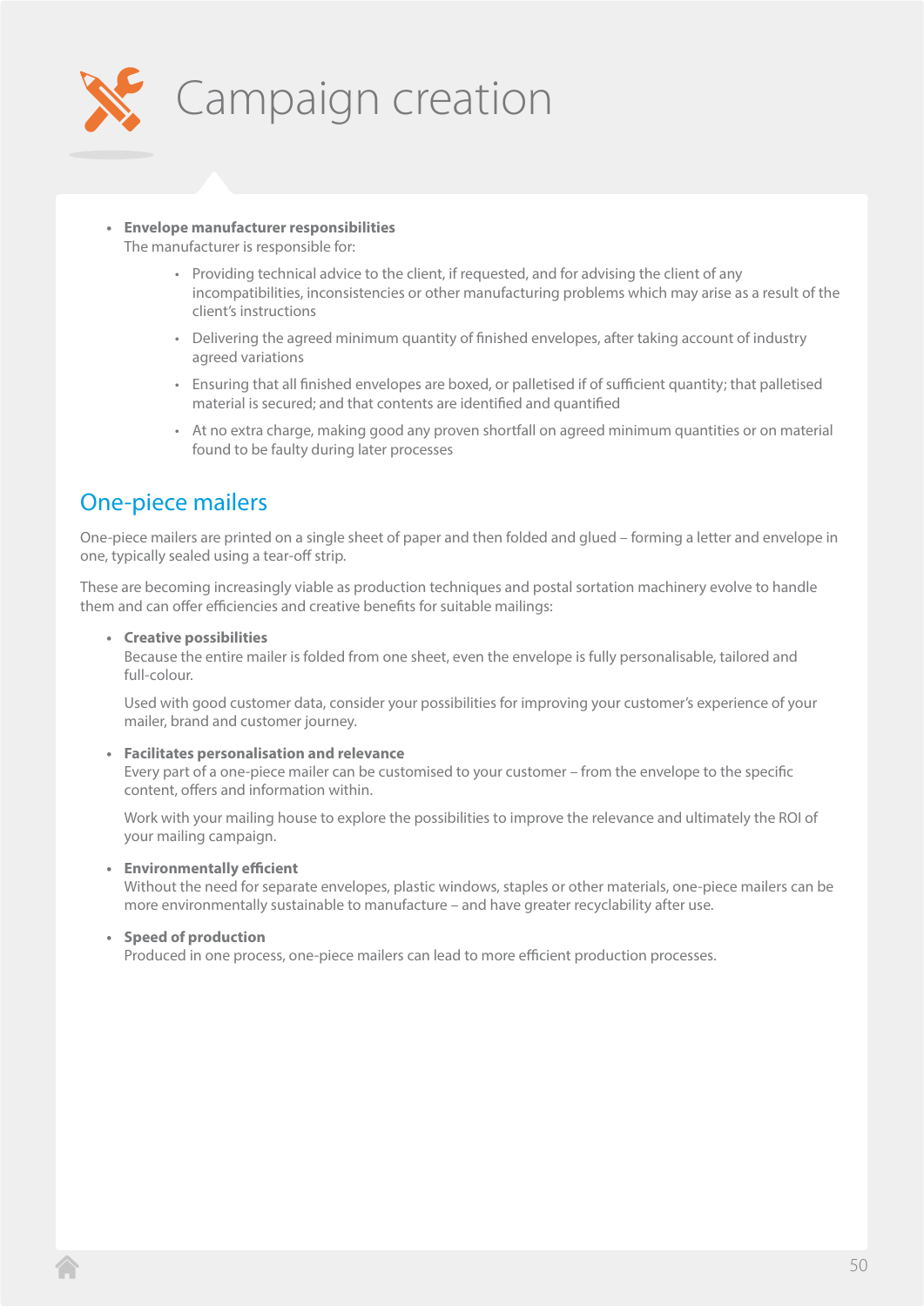# Campaign creation

- **Envelope manufacturer responsibilities**
  The manufacturer is responsible for:
  - Providing technical advice to the client, if requested, and for advising the client of any incompatibilities, inconsistencies or other manufacturing problems which may arise as a result of the client's instructions
  - Delivering the agreed minimum quantity of finished envelopes, after taking account of industry agreed variations
  - Ensuring that all finished envelopes are boxed, or palletised if of sufficient quantity; that palletised material is secured; and that contents are identified and quantified
  - At no extra charge, making good any proven shortfall on agreed minimum quantities or on material found to be faulty during later processes

## One-piece mailers

One-piece mailers are printed on a single sheet of paper and then folded and glued – forming a letter and envelope in one, typically sealed using a tear-off strip.

These are becoming increasingly viable as production techniques and postal sortation machinery evolve to handle them and can offer efficiencies and creative benefits for suitable mailings:

- **Creative possibilities**
  Because the entire mailer is folded from one sheet, even the envelope is fully personalisable, tailored and full-colour.

  Used with good customer data, consider your possibilities for improving your customer's experience of your mailer, brand and customer journey.

- **Facilitates personalisation and relevance**
  Every part of a one-piece mailer can be customised to your customer – from the envelope to the specific content, offers and information within.

  Work with your mailing house to explore the possibilities to improve the relevance and ultimately the ROI of your mailing campaign.

- **Environmentally efficient**
  Without the need for separate envelopes, plastic windows, staples or other materials, one-piece mailers can be more environmentally sustainable to manufacture – and have greater recyclability after use.

- **Speed of production**
  Produced in one process, one-piece mailers can lead to more efficient production processes.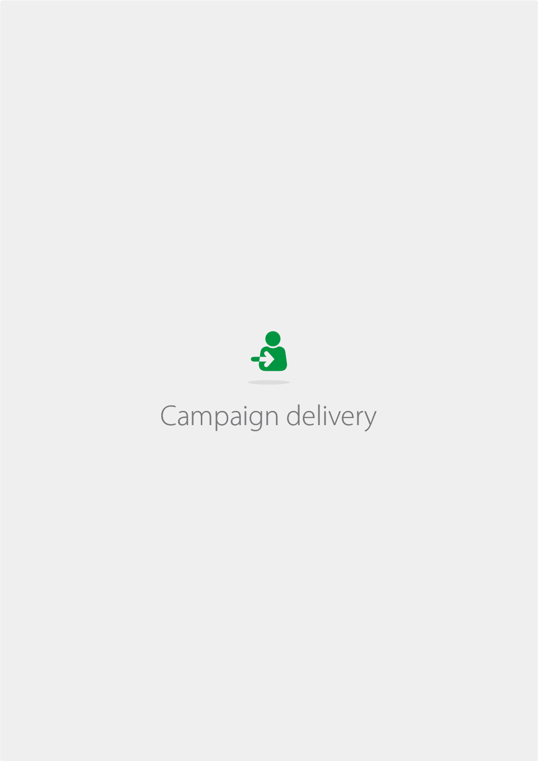# Campaign delivery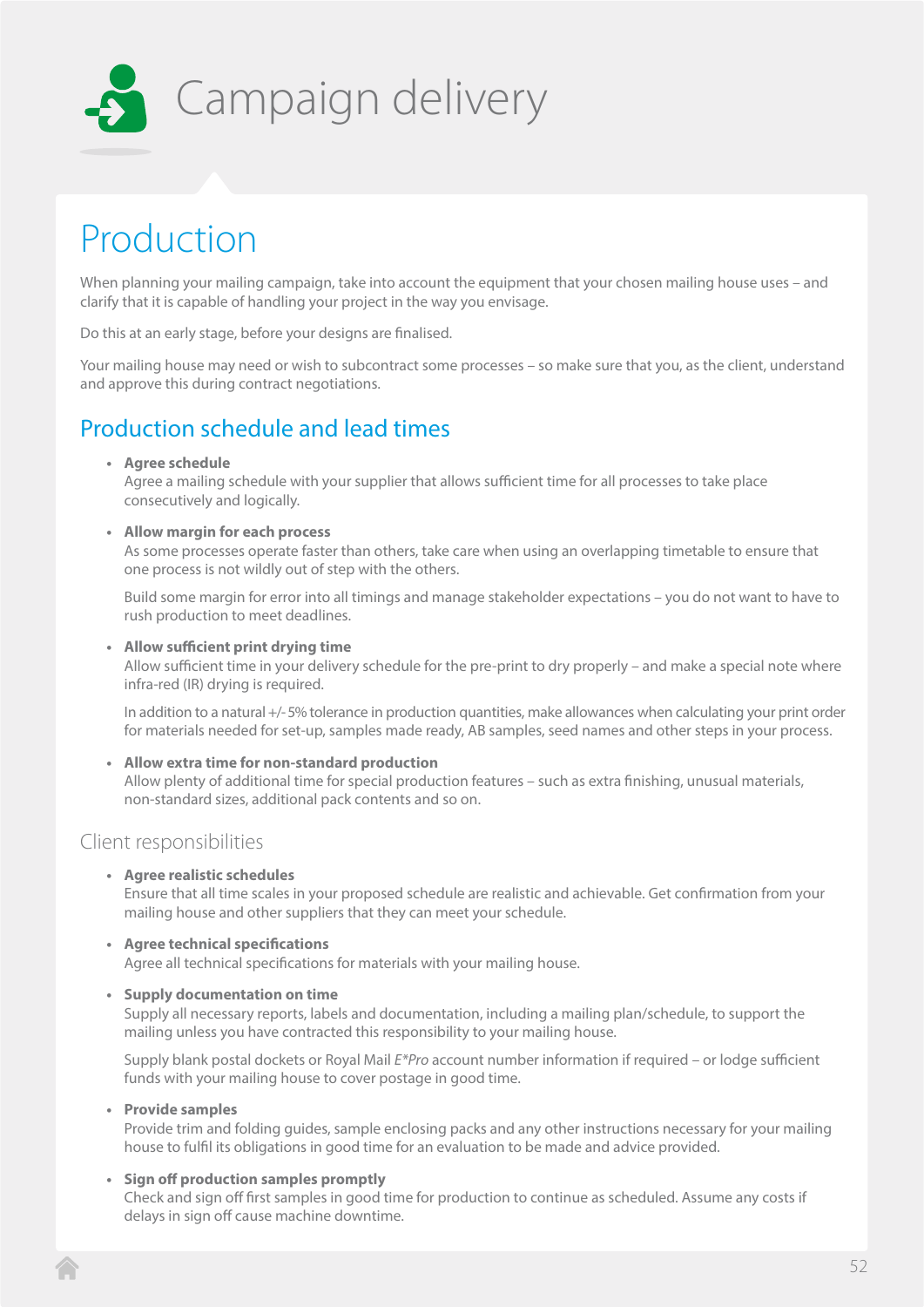# Campaign delivery

## Production

When planning your mailing campaign, take into account the equipment that your chosen mailing house uses – and clarify that it is capable of handling your project in the way you envisage.

Do this at an early stage, before your designs are finalised.

Your mailing house may need or wish to subcontract some processes – so make sure that you, as the client, understand and approve this during contract negotiations.

### Production schedule and lead times

- **Agree schedule**
  Agree a mailing schedule with your supplier that allows sufficient time for all processes to take place consecutively and logically.

- **Allow margin for each process**
  As some processes operate faster than others, take care when using an overlapping timetable to ensure that one process is not wildly out of step with the others.

  Build some margin for error into all timings and manage stakeholder expectations – you do not want to have to rush production to meet deadlines.

- **Allow sufficient print drying time**
  Allow sufficient time in your delivery schedule for the pre-print to dry properly – and make a special note where infra-red (IR) drying is required.

  In addition to a natural +/- 5% tolerance in production quantities, make allowances when calculating your print order for materials needed for set-up, samples made ready, AB samples, seed names and other steps in your process.

- **Allow extra time for non-standard production**
  Allow plenty of additional time for special production features – such as extra finishing, unusual materials, non-standard sizes, additional pack contents and so on.

#### Client responsibilities

- **Agree realistic schedules**
  Ensure that all time scales in your proposed schedule are realistic and achievable. Get confirmation from your mailing house and other suppliers that they can meet your schedule.

- **Agree technical specifications**
  Agree all technical specifications for materials with your mailing house.

- **Supply documentation on time**
  Supply all necessary reports, labels and documentation, including a mailing plan/schedule, to support the mailing unless you have contracted this responsibility to your mailing house.

  Supply blank postal dockets or Royal Mail *E*Pro* account number information if required – or lodge sufficient funds with your mailing house to cover postage in good time.

- **Provide samples**
  Provide trim and folding guides, sample enclosing packs and any other instructions necessary for your mailing house to fulfil its obligations in good time for an evaluation to be made and advice provided.

- **Sign off production samples promptly**
  Check and sign off first samples in good time for production to continue as scheduled. Assume any costs if delays in sign off cause machine downtime.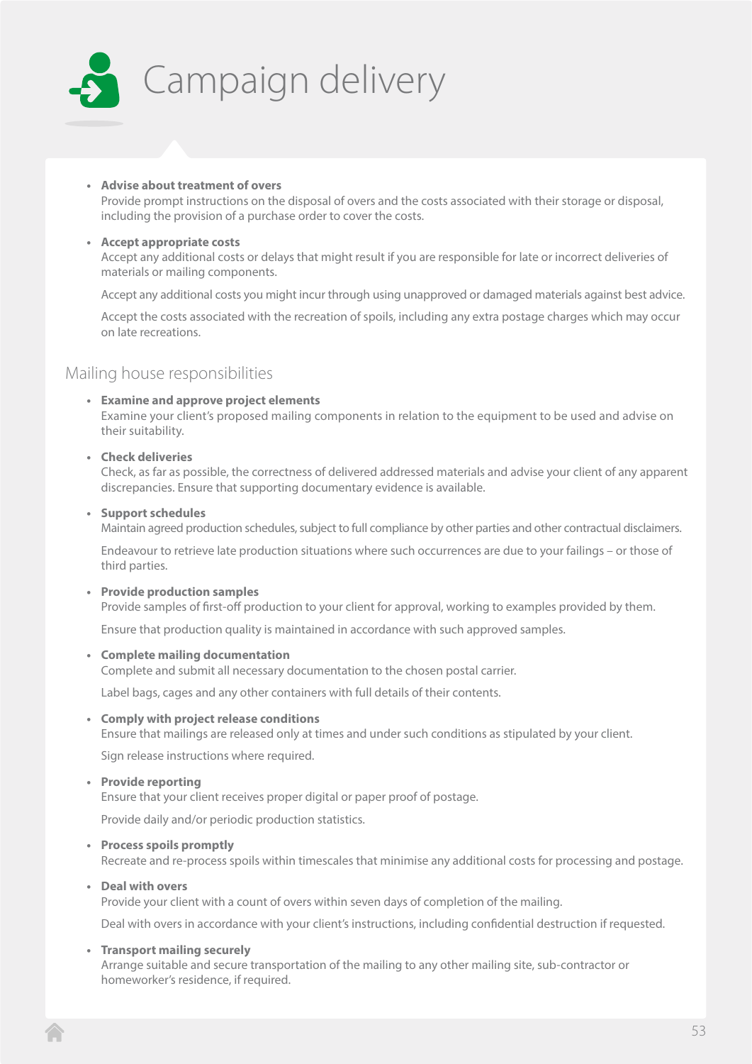# Campaign delivery

- **Advise about treatment of overs**
  Provide prompt instructions on the disposal of overs and the costs associated with their storage or disposal, including the provision of a purchase order to cover the costs.

- **Accept appropriate costs**
  Accept any additional costs or delays that might result if you are responsible for late or incorrect deliveries of materials or mailing components.

  Accept any additional costs you might incur through using unapproved or damaged materials against best advice.

  Accept the costs associated with the recreation of spoils, including any extra postage charges which may occur on late recreations.

## Mailing house responsibilities

- **Examine and approve project elements**
  Examine your client's proposed mailing components in relation to the equipment to be used and advise on their suitability.

- **Check deliveries**
  Check, as far as possible, the correctness of delivered addressed materials and advise your client of any apparent discrepancies. Ensure that supporting documentary evidence is available.

- **Support schedules**
  Maintain agreed production schedules, subject to full compliance by other parties and other contractual disclaimers.

  Endeavour to retrieve late production situations where such occurrences are due to your failings – or those of third parties.

- **Provide production samples**
  Provide samples of first-off production to your client for approval, working to examples provided by them.

  Ensure that production quality is maintained in accordance with such approved samples.

- **Complete mailing documentation**
  Complete and submit all necessary documentation to the chosen postal carrier.

  Label bags, cages and any other containers with full details of their contents.

- **Comply with project release conditions**
  Ensure that mailings are released only at times and under such conditions as stipulated by your client.

  Sign release instructions where required.

- **Provide reporting**
  Ensure that your client receives proper digital or paper proof of postage.

  Provide daily and/or periodic production statistics.

- **Process spoils promptly**
  Recreate and re-process spoils within timescales that minimise any additional costs for processing and postage.

- **Deal with overs**
  Provide your client with a count of overs within seven days of completion of the mailing.

  Deal with overs in accordance with your client's instructions, including confidential destruction if requested.

- **Transport mailing securely**
  Arrange suitable and secure transportation of the mailing to any other mailing site, sub-contractor or homeworker's residence, if required.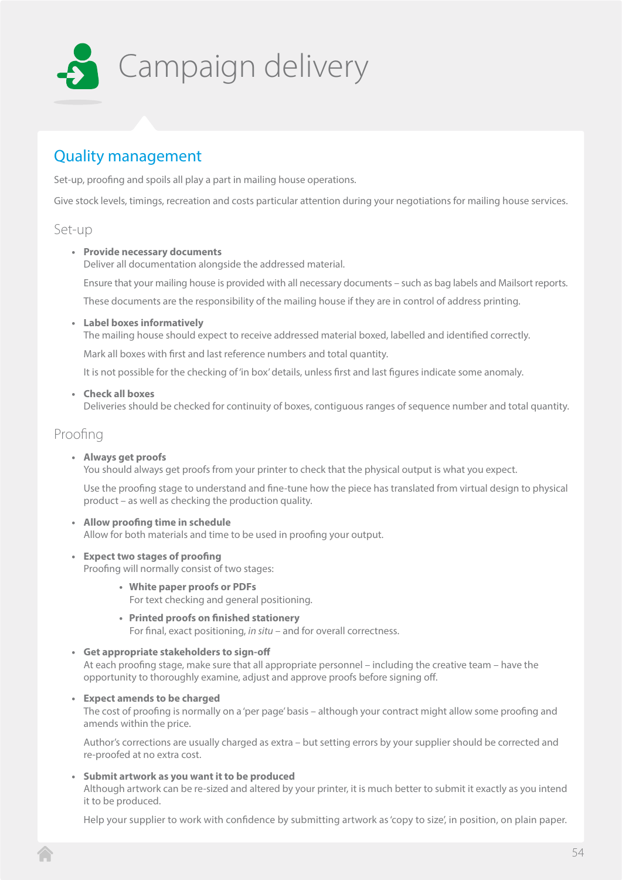# Campaign delivery

## Quality management

Set-up, proofing and spoils all play a part in mailing house operations.

Give stock levels, timings, recreation and costs particular attention during your negotiations for mailing house services.

### Set-up

- **Provide necessary documents**
  Deliver all documentation alongside the addressed material.

  Ensure that your mailing house is provided with all necessary documents – such as bag labels and Mailsort reports.

  These documents are the responsibility of the mailing house if they are in control of address printing.

- **Label boxes informatively**
  The mailing house should expect to receive addressed material boxed, labelled and identified correctly.

  Mark all boxes with first and last reference numbers and total quantity.

  It is not possible for the checking of 'in box' details, unless first and last figures indicate some anomaly.

- **Check all boxes**
  Deliveries should be checked for continuity of boxes, contiguous ranges of sequence number and total quantity.

### Proofing

- **Always get proofs**
  You should always get proofs from your printer to check that the physical output is what you expect.

  Use the proofing stage to understand and fine-tune how the piece has translated from virtual design to physical product – as well as checking the production quality.

- **Allow proofing time in schedule**
  Allow for both materials and time to be used in proofing your output.

- **Expect two stages of proofing**
  Proofing will normally consist of two stages:

  - **White paper proofs or PDFs**
    For text checking and general positioning.

  - **Printed proofs on finished stationery**
    For final, exact positioning, *in situ* – and for overall correctness.

- **Get appropriate stakeholders to sign-off**
  At each proofing stage, make sure that all appropriate personnel – including the creative team – have the opportunity to thoroughly examine, adjust and approve proofs before signing off.

- **Expect amends to be charged**
  The cost of proofing is normally on a 'per page' basis – although your contract might allow some proofing and amends within the price.

  Author's corrections are usually charged as extra – but setting errors by your supplier should be corrected and re-proofed at no extra cost.

- **Submit artwork as you want it to be produced**
  Although artwork can be re-sized and altered by your printer, it is much better to submit it exactly as you intend it to be produced.

  Help your supplier to work with confidence by submitting artwork as 'copy to size', in position, on plain paper.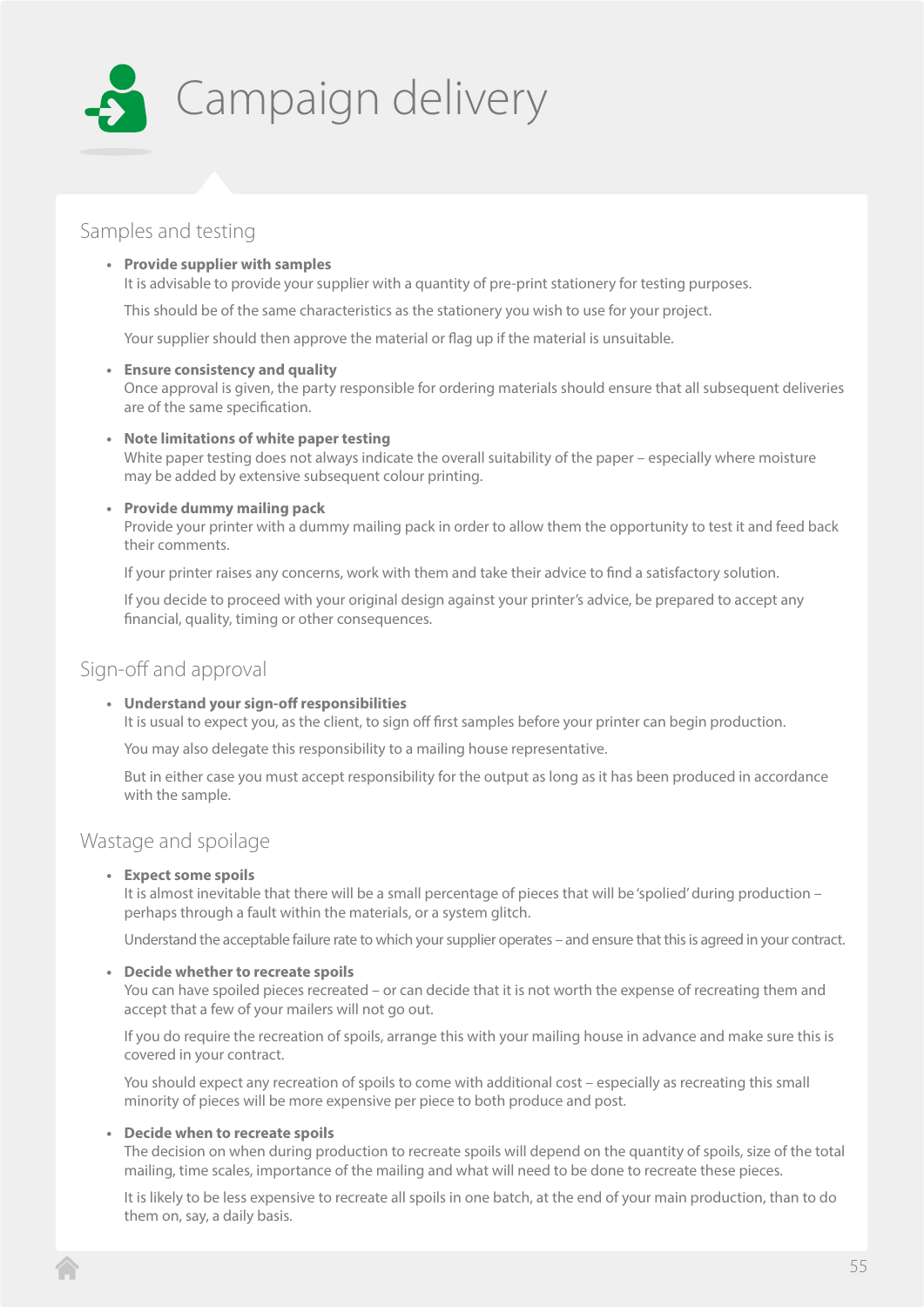# Campaign delivery

## Samples and testing

- **Provide supplier with samples**
  It is advisable to provide your supplier with a quantity of pre-print stationery for testing purposes.

  This should be of the same characteristics as the stationery you wish to use for your project.

  Your supplier should then approve the material or flag up if the material is unsuitable.

- **Ensure consistency and quality**
  Once approval is given, the party responsible for ordering materials should ensure that all subsequent deliveries are of the same specification.

- **Note limitations of white paper testing**
  White paper testing does not always indicate the overall suitability of the paper – especially where moisture may be added by extensive subsequent colour printing.

- **Provide dummy mailing pack**
  Provide your printer with a dummy mailing pack in order to allow them the opportunity to test it and feed back their comments.

  If your printer raises any concerns, work with them and take their advice to find a satisfactory solution.

  If you decide to proceed with your original design against your printer's advice, be prepared to accept any financial, quality, timing or other consequences.

## Sign-off and approval

- **Understand your sign-off responsibilities**
  It is usual to expect you, as the client, to sign off first samples before your printer can begin production.

  You may also delegate this responsibility to a mailing house representative.

  But in either case you must accept responsibility for the output as long as it has been produced in accordance with the sample.

## Wastage and spoilage

- **Expect some spoils**
  It is almost inevitable that there will be a small percentage of pieces that will be 'spoiled' during production – perhaps through a fault within the materials, or a system glitch.

  Understand the acceptable failure rate to which your supplier operates – and ensure that this is agreed in your contract.

- **Decide whether to recreate spoils**
  You can have spoiled pieces recreated – or can decide that it is not worth the expense of recreating them and accept that a few of your mailers will not go out.

  If you do require the recreation of spoils, arrange this with your mailing house in advance and make sure this is covered in your contract.

  You should expect any recreation of spoils to come with additional cost – especially as recreating this small minority of pieces will be more expensive per piece to both produce and post.

- **Decide when to recreate spoils**
  The decision on when during production to recreate spoils will depend on the quantity of spoils, size of the total mailing, time scales, importance of the mailing and what will need to be done to recreate these pieces.

  It is likely to be less expensive to recreate all spoils in one batch, at the end of your main production, than to do them on, say, a daily basis.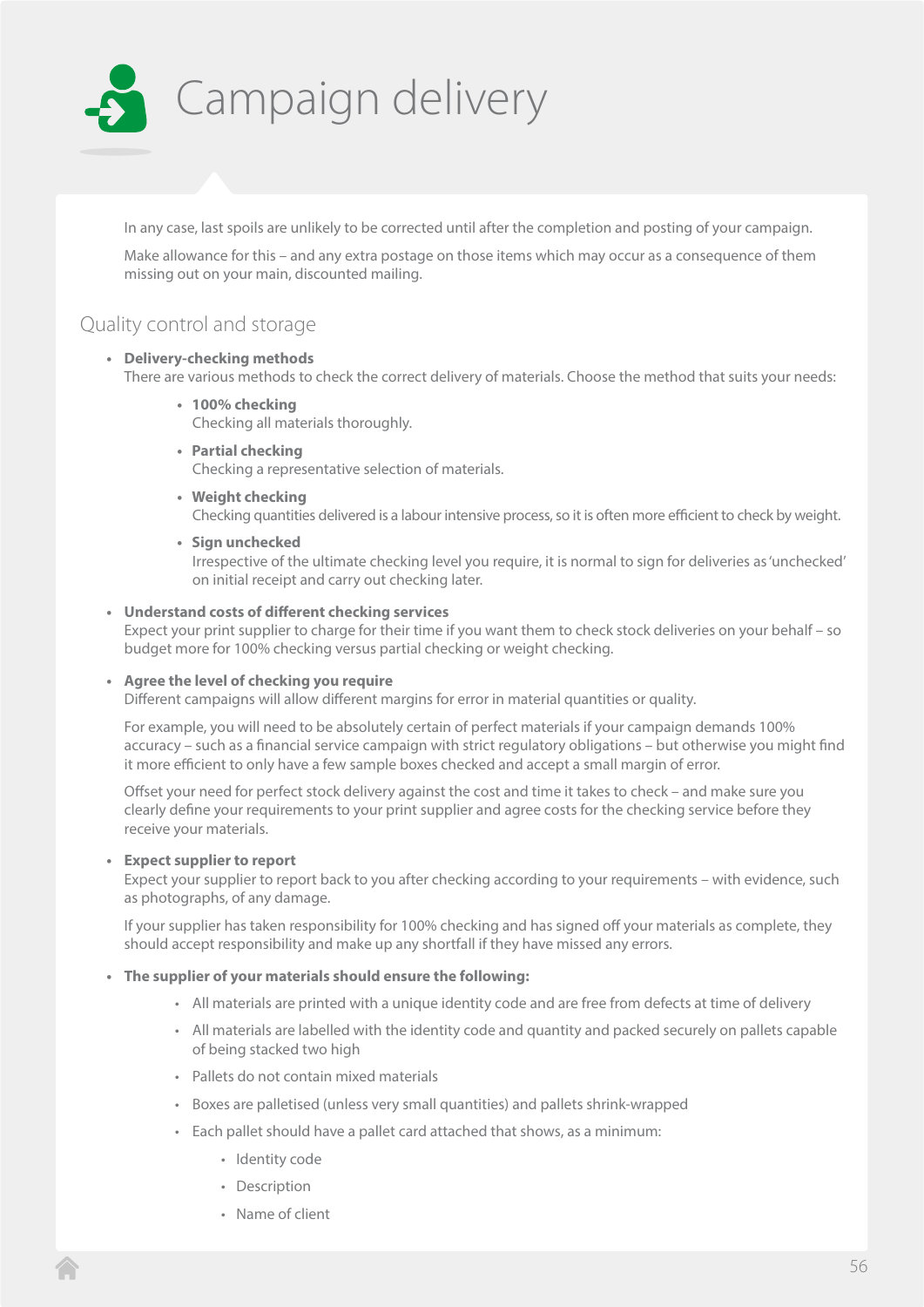# Campaign delivery

In any case, last spoils are unlikely to be corrected until after the completion and posting of your campaign.

Make allowance for this – and any extra postage on those items which may occur as a consequence of them missing out on your main, discounted mailing.

## Quality control and storage

- **Delivery-checking methods**
  There are various methods to check the correct delivery of materials. Choose the method that suits your needs:
    - **100% checking**
      Checking all materials thoroughly.
    - **Partial checking**
      Checking a representative selection of materials.
    - **Weight checking**
      Checking quantities delivered is a labour intensive process, so it is often more efficient to check by weight.
    - **Sign unchecked**
      Irrespective of the ultimate checking level you require, it is normal to sign for deliveries as 'unchecked' on initial receipt and carry out checking later.
- **Understand costs of different checking services**
  Expect your print supplier to charge for their time if you want them to check stock deliveries on your behalf – so budget more for 100% checking versus partial checking or weight checking.
- **Agree the level of checking you require**
  Different campaigns will allow different margins for error in material quantities or quality.

  For example, you will need to be absolutely certain of perfect materials if your campaign demands 100% accuracy – such as a financial service campaign with strict regulatory obligations – but otherwise you might find it more efficient to only have a few sample boxes checked and accept a small margin of error.

  Offset your need for perfect stock delivery against the cost and time it takes to check – and make sure you clearly define your requirements to your print supplier and agree costs for the checking service before they receive your materials.
- **Expect supplier to report**
  Expect your supplier to report back to you after checking according to your requirements – with evidence, such as photographs, of any damage.

  If your supplier has taken responsibility for 100% checking and has signed off your materials as complete, they should accept responsibility and make up any shortfall if they have missed any errors.
- **The supplier of your materials should ensure the following:**
    - All materials are printed with a unique identity code and are free from defects at time of delivery
    - All materials are labelled with the identity code and quantity and packed securely on pallets capable of being stacked two high
    - Pallets do not contain mixed materials
    - Boxes are palletised (unless very small quantities) and pallets shrink-wrapped
    - Each pallet should have a pallet card attached that shows, as a minimum:
        - Identity code
        - Description
        - Name of client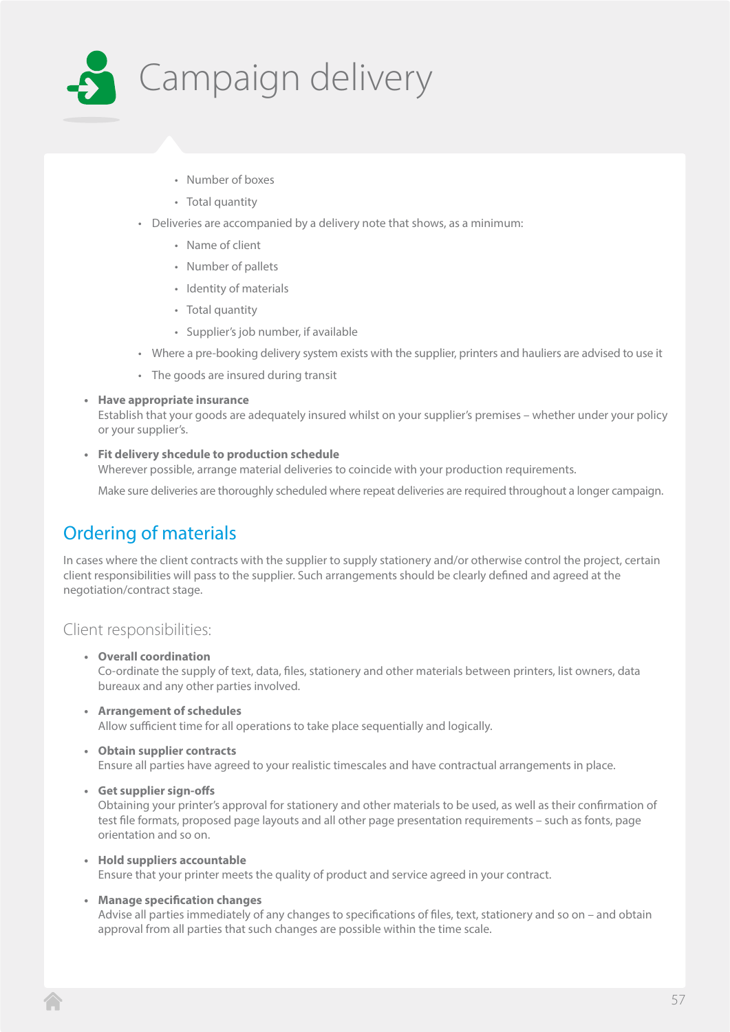# Campaign delivery

        - Number of boxes
        - Total quantity
    - Deliveries are accompanied by a delivery note that shows, as a minimum:
        - Name of client
        - Number of pallets
        - Identity of materials
        - Total quantity
        - Supplier's job number, if available
    - Where a pre-booking delivery system exists with the supplier, printers and hauliers are advised to use it
    - The goods are insured during transit

- **Have appropriate insurance**
  Establish that your goods are adequately insured whilst on your supplier's premises – whether under your policy or your supplier's.

- **Fit delivery shcedule to production schedule**
  Wherever possible, arrange material deliveries to coincide with your production requirements.

  Make sure deliveries are thoroughly scheduled where repeat deliveries are required throughout a longer campaign.

## Ordering of materials

In cases where the client contracts with the supplier to supply stationery and/or otherwise control the project, certain client responsibilities will pass to the supplier. Such arrangements should be clearly defined and agreed at the negotiation/contract stage.

### Client responsibilities:

- **Overall coordination**
  Co-ordinate the supply of text, data, files, stationery and other materials between printers, list owners, data bureaux and any other parties involved.

- **Arrangement of schedules**
  Allow sufficient time for all operations to take place sequentially and logically.

- **Obtain supplier contracts**
  Ensure all parties have agreed to your realistic timescales and have contractual arrangements in place.

- **Get supplier sign-offs**
  Obtaining your printer's approval for stationery and other materials to be used, as well as their confirmation of test file formats, proposed page layouts and all other page presentation requirements – such as fonts, page orientation and so on.

- **Hold suppliers accountable**
  Ensure that your printer meets the quality of product and service agreed in your contract.

- **Manage specification changes**
  Advise all parties immediately of any changes to specifications of files, text, stationery and so on – and obtain approval from all parties that such changes are possible within the time scale.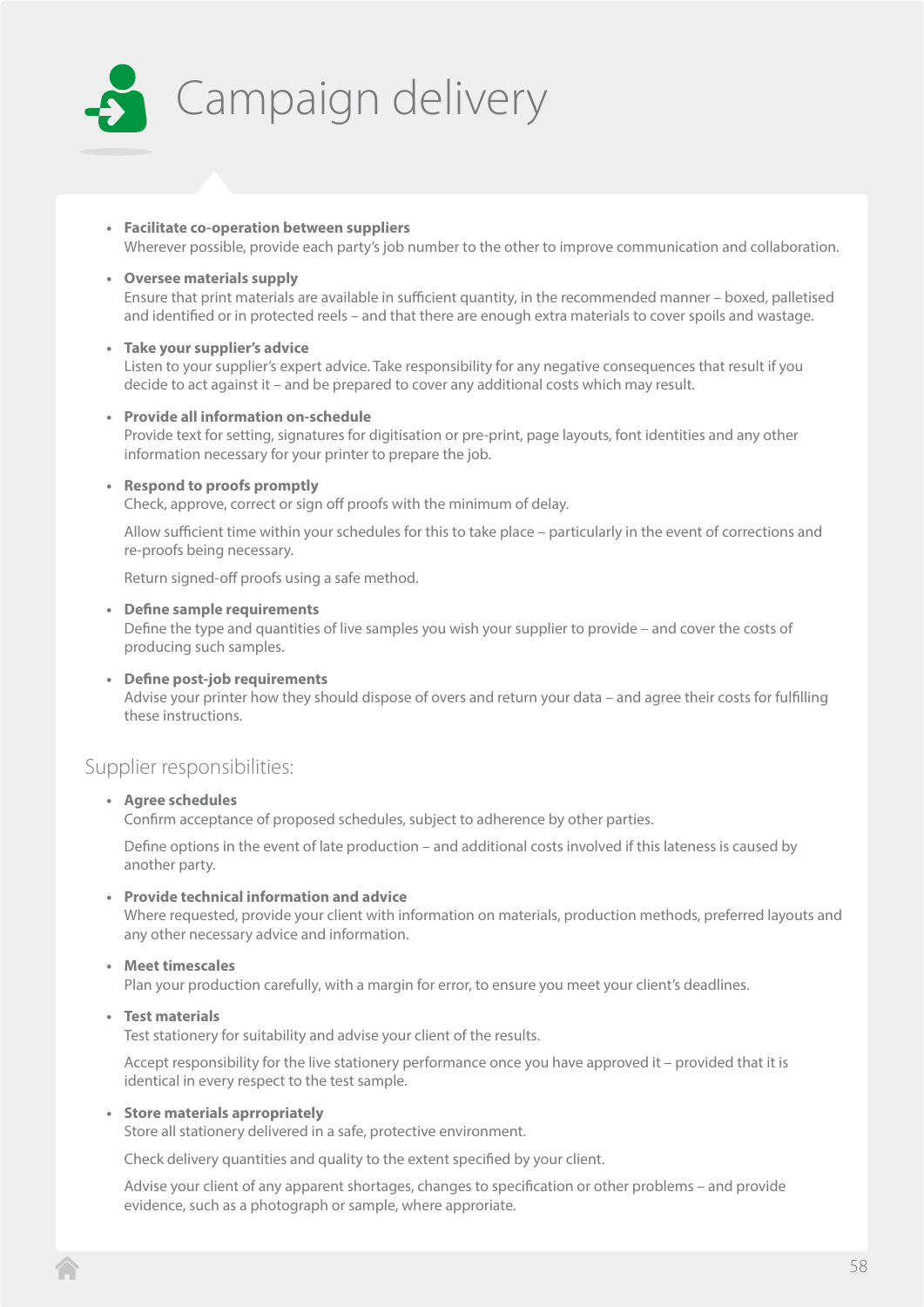# Campaign delivery

- **Facilitate co-operation between suppliers**
  Wherever possible, provide each party's job number to the other to improve communication and collaboration.

- **Oversee materials supply**
  Ensure that print materials are available in sufficient quantity, in the recommended manner – boxed, palletised and identified or in protected reels – and that there are enough extra materials to cover spoils and wastage.

- **Take your supplier's advice**
  Listen to your supplier's expert advice. Take responsibility for any negative consequences that result if you decide to act against it – and be prepared to cover any additional costs which may result.

- **Provide all information on-schedule**
  Provide text for setting, signatures for digitisation or pre-print, page layouts, font identities and any other information necessary for your printer to prepare the job.

- **Respond to proofs promptly**
  Check, approve, correct or sign off proofs with the minimum of delay.

  Allow sufficient time within your schedules for this to take place – particularly in the event of corrections and re-proofs being necessary.

  Return signed-off proofs using a safe method.

- **Define sample requirements**
  Define the type and quantities of live samples you wish your supplier to provide – and cover the costs of producing such samples.

- **Define post-job requirements**
  Advise your printer how they should dispose of overs and return your data – and agree their costs for fulfilling these instructions.

## Supplier responsibilities:

- **Agree schedules**
  Confirm acceptance of proposed schedules, subject to adherence by other parties.

  Define options in the event of late production – and additional costs involved if this lateness is caused by another party.

- **Provide technical information and advice**
  Where requested, provide your client with information on materials, production methods, preferred layouts and any other necessary advice and information.

- **Meet timescales**
  Plan your production carefully, with a margin for error, to ensure you meet your client's deadlines.

- **Test materials**
  Test stationery for suitability and advise your client of the results.

  Accept responsibility for the live stationery performance once you have approved it – provided that it is identical in every respect to the test sample.

- **Store materials aprropriately**
  Store all stationery delivered in a safe, protective environment.

  Check delivery quantities and quality to the extent specified by your client.

  Advise your client of any apparent shortages, changes to specification or other problems – and provide evidence, such as a photograph or sample, where approriate.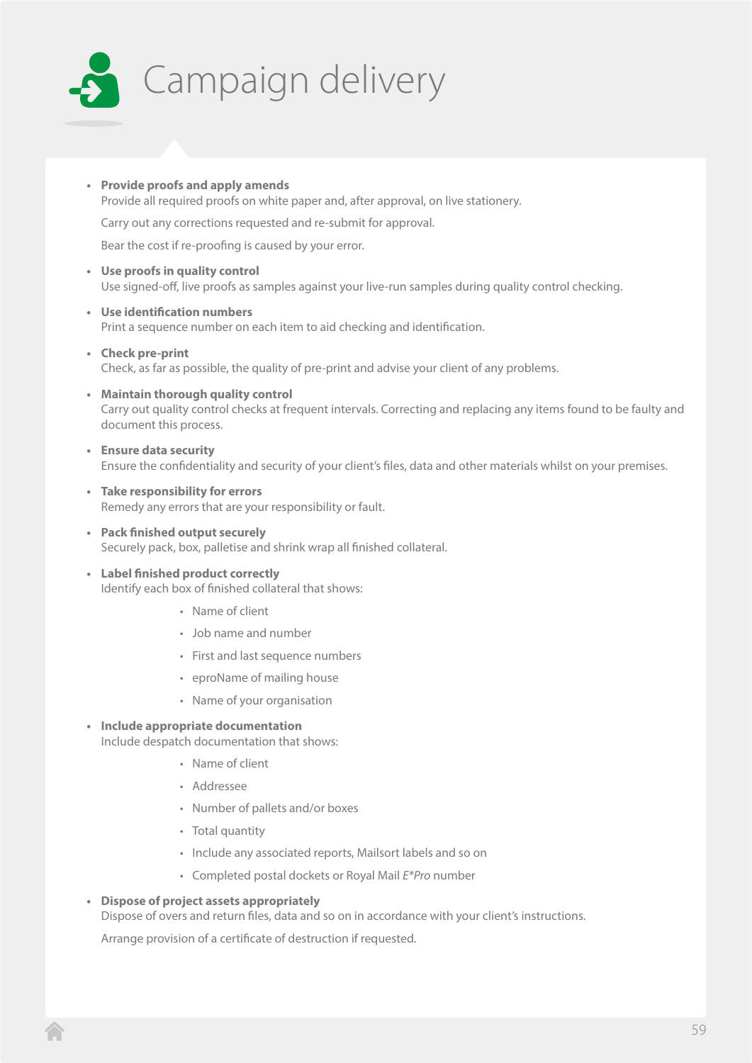# Campaign delivery

- **Provide proofs and apply amends**
  Provide all required proofs on white paper and, after approval, on live stationery.

  Carry out any corrections requested and re-submit for approval.

  Bear the cost if re-proofing is caused by your error.

- **Use proofs in quality control**
  Use signed-off, live proofs as samples against your live-run samples during quality control checking.

- **Use identification numbers**
  Print a sequence number on each item to aid checking and identification.

- **Check pre-print**
  Check, as far as possible, the quality of pre-print and advise your client of any problems.

- **Maintain thorough quality control**
  Carry out quality control checks at frequent intervals. Correcting and replacing any items found to be faulty and document this process.

- **Ensure data security**
  Ensure the confidentiality and security of your client's files, data and other materials whilst on your premises.

- **Take responsibility for errors**
  Remedy any errors that are your responsibility or fault.

- **Pack finished output securely**
  Securely pack, box, palletise and shrink wrap all finished collateral.

- **Label finished product correctly**
  Identify each box of finished collateral that shows:

  - Name of client
  - Job name and number
  - First and last sequence numbers
  - eproName of mailing house
  - Name of your organisation

- **Include appropriate documentation**
  Include despatch documentation that shows:

  - Name of client
  - Addressee
  - Number of pallets and/or boxes
  - Total quantity
  - Include any associated reports, Mailsort labels and so on
  - Completed postal dockets or Royal Mail *E*Pro* number

- **Dispose of project assets appropriately**
  Dispose of overs and return files, data and so on in accordance with your client's instructions.

  Arrange provision of a certificate of destruction if requested.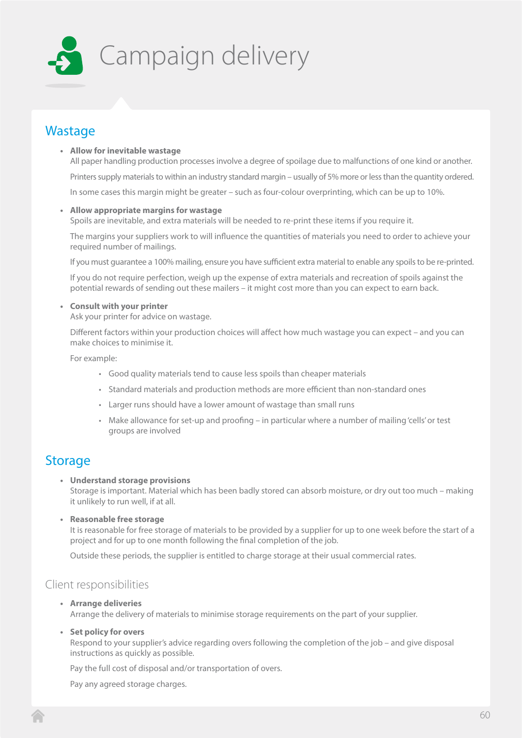# Campaign delivery

## Wastage

- **Allow for inevitable wastage**
  All paper handling production processes involve a degree of spoilage due to malfunctions of one kind or another.

  Printers supply materials to within an industry standard margin – usually of 5% more or less than the quantity ordered.

  In some cases this margin might be greater – such as four-colour overprinting, which can be up to 10%.

- **Allow appropriate margins for wastage**
  Spoils are inevitable, and extra materials will be needed to re-print these items if you require it.

  The margins your suppliers work to will influence the quantities of materials you need to order to achieve your required number of mailings.

  If you must guarantee a 100% mailing, ensure you have sufficient extra material to enable any spoils to be re-printed.

  If you do not require perfection, weigh up the expense of extra materials and recreation of spoils against the potential rewards of sending out these mailers – it might cost more than you can expect to earn back.

- **Consult with your printer**
  Ask your printer for advice on wastage.

  Different factors within your production choices will affect how much wastage you can expect – and you can make choices to minimise it.

  For example:

  - Good quality materials tend to cause less spoils than cheaper materials
  - Standard materials and production methods are more efficient than non-standard ones
  - Larger runs should have a lower amount of wastage than small runs
  - Make allowance for set-up and proofing – in particular where a number of mailing 'cells' or test groups are involved

## Storage

- **Understand storage provisions**
  Storage is important. Material which has been badly stored can absorb moisture, or dry out too much – making it unlikely to run well, if at all.

- **Reasonable free storage**
  It is reasonable for free storage of materials to be provided by a supplier for up to one week before the start of a project and for up to one month following the final completion of the job.

  Outside these periods, the supplier is entitled to charge storage at their usual commercial rates.

### Client responsibilities

- **Arrange deliveries**
  Arrange the delivery of materials to minimise storage requirements on the part of your supplier.

- **Set policy for overs**
  Respond to your supplier's advice regarding overs following the completion of the job – and give disposal instructions as quickly as possible.

  Pay the full cost of disposal and/or transportation of overs.

  Pay any agreed storage charges.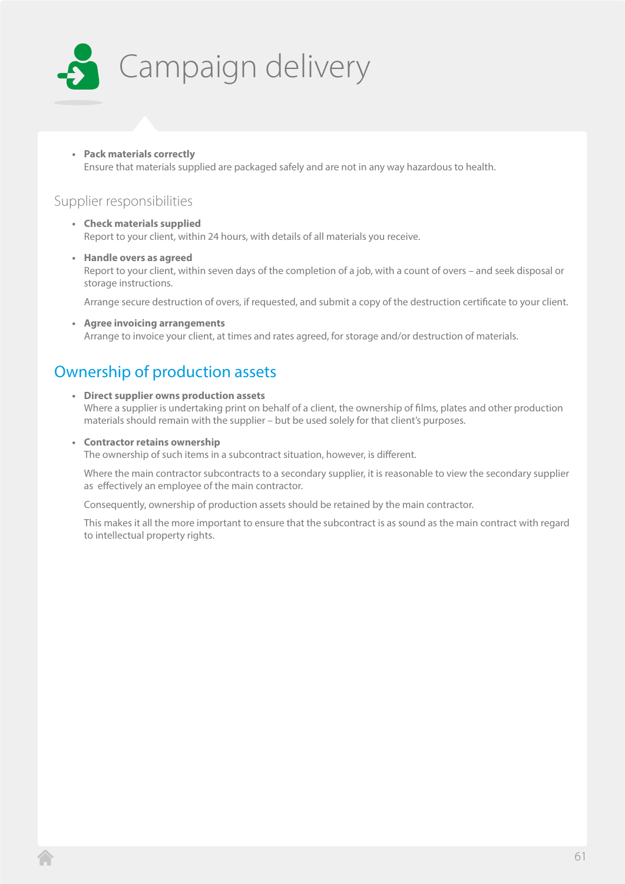# Campaign delivery

- **Pack materials correctly**
  Ensure that materials supplied are packaged safely and are not in any way hazardous to health.

## Supplier responsibilities

- **Check materials supplied**
  Report to your client, within 24 hours, with details of all materials you receive.

- **Handle overs as agreed**
  Report to your client, within seven days of the completion of a job, with a count of overs – and seek disposal or storage instructions.

  Arrange secure destruction of overs, if requested, and submit a copy of the destruction certificate to your client.

- **Agree invoicing arrangements**
  Arrange to invoice your client, at times and rates agreed, for storage and/or destruction of materials.

## Ownership of production assets

- **Direct supplier owns production assets**
  Where a supplier is undertaking print on behalf of a client, the ownership of films, plates and other production materials should remain with the supplier – but be used solely for that client's purposes.

- **Contractor retains ownership**
  The ownership of such items in a subcontract situation, however, is different.

  Where the main contractor subcontracts to a secondary supplier, it is reasonable to view the secondary supplier as effectively an employee of the main contractor.

  Consequently, ownership of production assets should be retained by the main contractor.

  This makes it all the more important to ensure that the subcontract is as sound as the main contract with regard to intellectual property rights.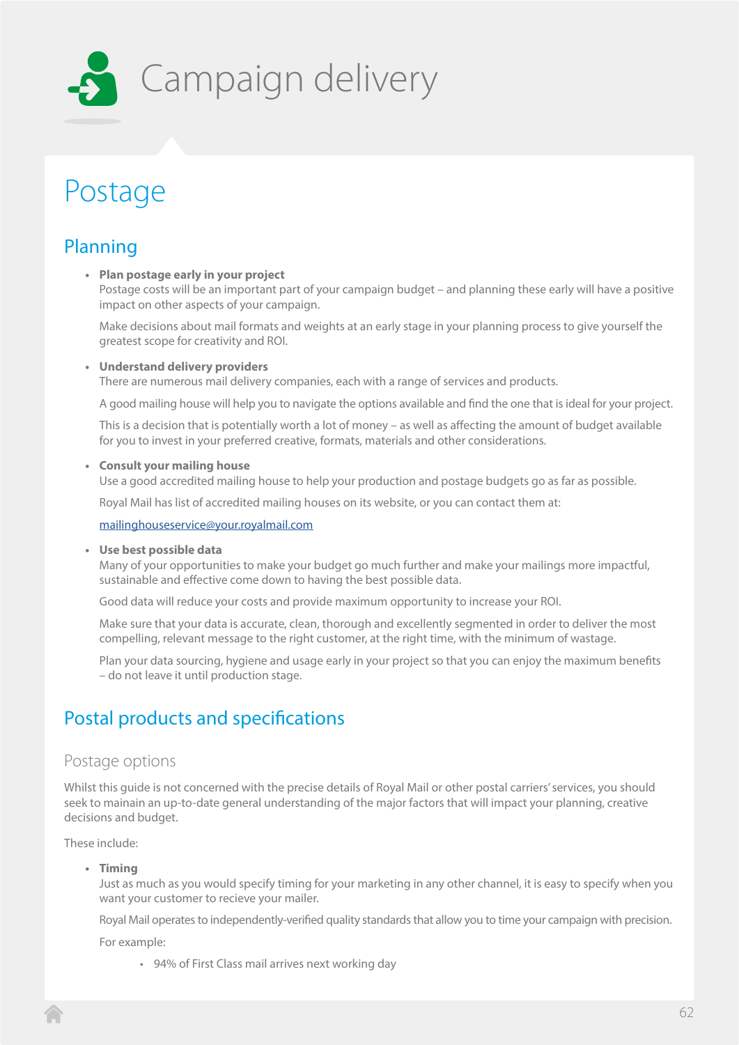# Campaign delivery

## Postage

### Planning

- **Plan postage early in your project**
  Postage costs will be an important part of your campaign budget – and planning these early will have a positive impact on other aspects of your campaign.

  Make decisions about mail formats and weights at an early stage in your planning process to give yourself the greatest scope for creativity and ROI.

- **Understand delivery providers**
  There are numerous mail delivery companies, each with a range of services and products.

  A good mailing house will help you to navigate the options available and find the one that is ideal for your project.

  This is a decision that is potentially worth a lot of money – as well as affecting the amount of budget available for you to invest in your preferred creative, formats, materials and other considerations.

- **Consult your mailing house**
  Use a good accredited mailing house to help your production and postage budgets go as far as possible.

  Royal Mail has list of accredited mailing houses on its website, or you can contact them at:

  mailinghouseservice@your.royalmail.com

- **Use best possible data**
  Many of your opportunities to make your budget go much further and make your mailings more impactful, sustainable and effective come down to having the best possible data.

  Good data will reduce your costs and provide maximum opportunity to increase your ROI.

  Make sure that your data is accurate, clean, thorough and excellently segmented in order to deliver the most compelling, relevant message to the right customer, at the right time, with the minimum of wastage.

  Plan your data sourcing, hygiene and usage early in your project so that you can enjoy the maximum benefits – do not leave it until production stage.

### Postal products and specifications

#### Postage options

Whilst this guide is not concerned with the precise details of Royal Mail or other postal carriers' services, you should seek to mainain an up-to-date general understanding of the major factors that will impact your planning, creative decisions and budget.

These include:

- **Timing**
  Just as much as you would specify timing for your marketing in any other channel, it is easy to specify when you want your customer to recieve your mailer.

  Royal Mail operates to independently-verified quality standards that allow you to time your campaign with precision.

  For example:

  - 94% of First Class mail arrives next working day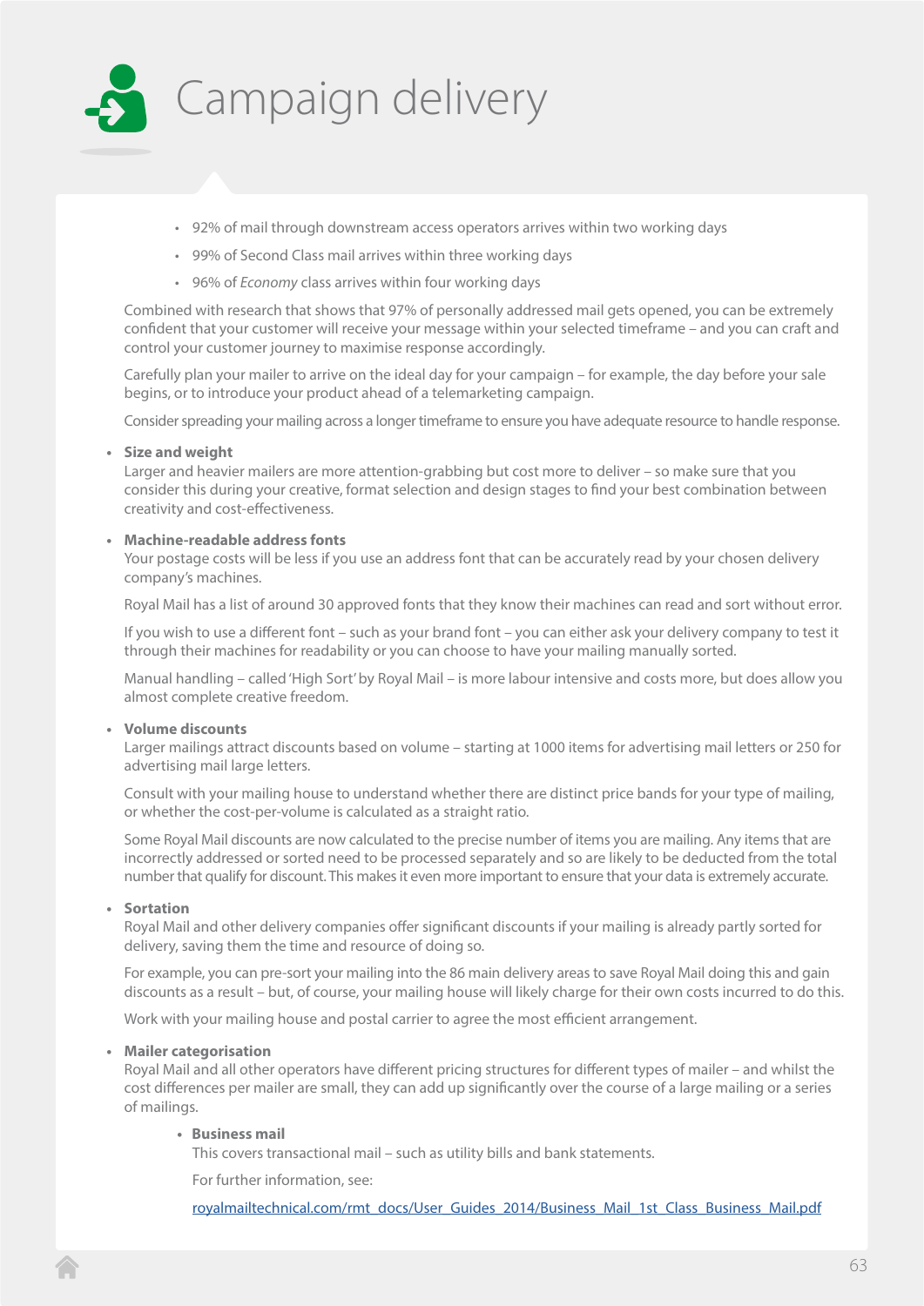# Campaign delivery

- 92% of mail through downstream access operators arrives within two working days
- 99% of Second Class mail arrives within three working days
- 96% of *Economy* class arrives within four working days

Combined with research that shows that 97% of personally addressed mail gets opened, you can be extremely confident that your customer will receive your message within your selected timeframe – and you can craft and control your customer journey to maximise response accordingly.

Carefully plan your mailer to arrive on the ideal day for your campaign – for example, the day before your sale begins, or to introduce your product ahead of a telemarketing campaign.

Consider spreading your mailing across a longer timeframe to ensure you have adequate resource to handle response.

- **Size and weight**
  Larger and heavier mailers are more attention-grabbing but cost more to deliver – so make sure that you consider this during your creative, format selection and design stages to find your best combination between creativity and cost-effectiveness.

- **Machine-readable address fonts**
  Your postage costs will be less if you use an address font that can be accurately read by your chosen delivery company's machines.

  Royal Mail has a list of around 30 approved fonts that they know their machines can read and sort without error.

  If you wish to use a different font – such as your brand font – you can either ask your delivery company to test it through their machines for readability or you can choose to have your mailing manually sorted.

  Manual handling – called 'High Sort' by Royal Mail – is more labour intensive and costs more, but does allow you almost complete creative freedom.

- **Volume discounts**
  Larger mailings attract discounts based on volume – starting at 1000 items for advertising mail letters or 250 for advertising mail large letters.

  Consult with your mailing house to understand whether there are distinct price bands for your type of mailing, or whether the cost-per-volume is calculated as a straight ratio.

  Some Royal Mail discounts are now calculated to the precise number of items you are mailing. Any items that are incorrectly addressed or sorted need to be processed separately and so are likely to be deducted from the total number that qualify for discount. This makes it even more important to ensure that your data is extremely accurate.

- **Sortation**
  Royal Mail and other delivery companies offer significant discounts if your mailing is already partly sorted for delivery, saving them the time and resource of doing so.

  For example, you can pre-sort your mailing into the 86 main delivery areas to save Royal Mail doing this and gain discounts as a result – but, of course, your mailing house will likely charge for their own costs incurred to do this.

  Work with your mailing house and postal carrier to agree the most efficient arrangement.

- **Mailer categorisation**
  Royal Mail and all other operators have different pricing structures for different types of mailer – and whilst the cost differences per mailer are small, they can add up significantly over the course of a large mailing or a series of mailings.

  - **Business mail**
    This covers transactional mail – such as utility bills and bank statements.

    For further information, see:

    royalmailtechnical.com/rmt_docs/User_Guides_2014/Business_Mail_1st_Class_Business_Mail.pdf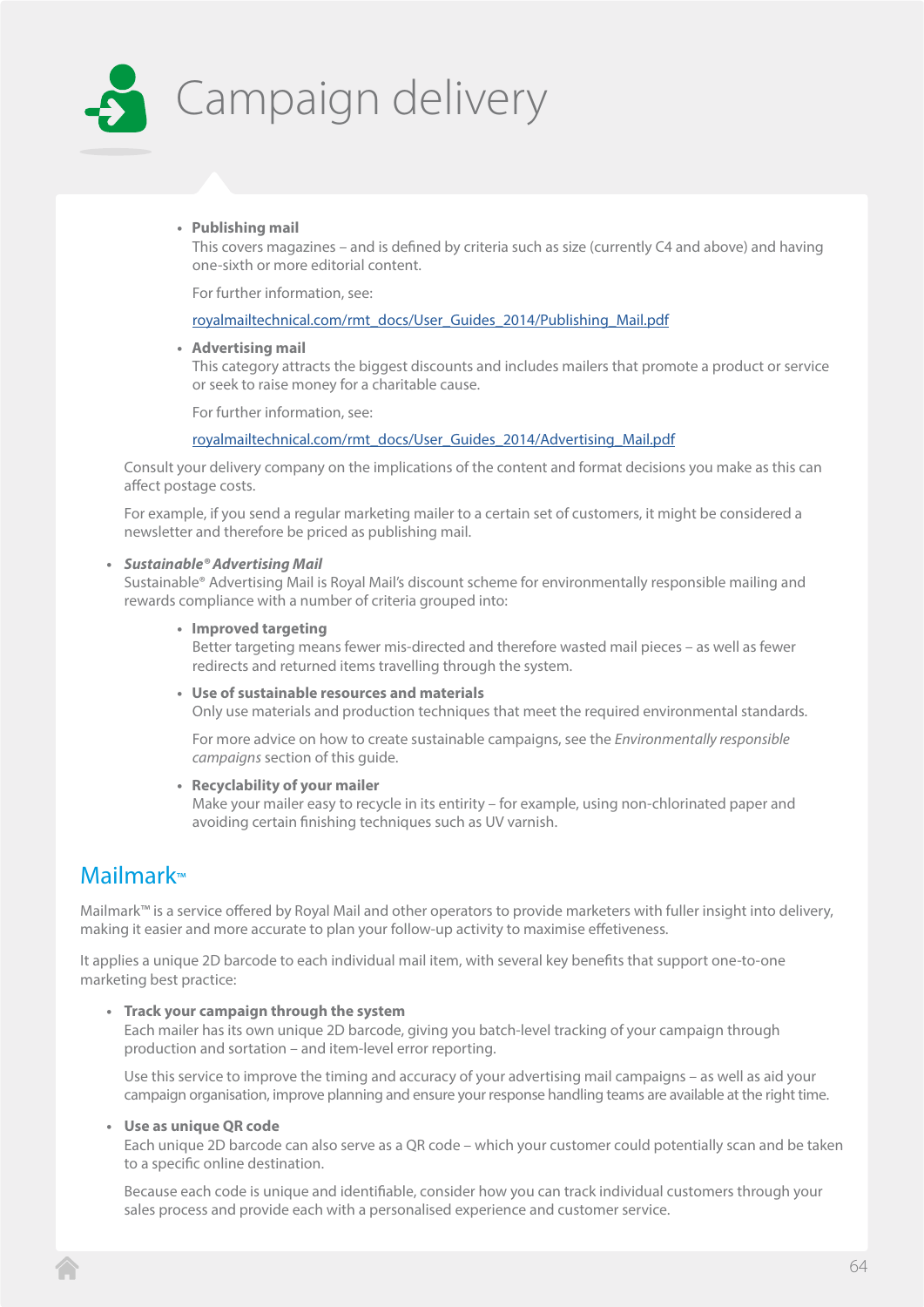# Campaign delivery

- **Publishing mail**
  This covers magazines – and is defined by criteria such as size (currently C4 and above) and having one-sixth or more editorial content.

  For further information, see:

  royalmailtechnical.com/rmt_docs/User_Guides_2014/Publishing_Mail.pdf

- **Advertising mail**
  This category attracts the biggest discounts and includes mailers that promote a product or service or seek to raise money for a charitable cause.

  For further information, see:

  royalmailtechnical.com/rmt_docs/User_Guides_2014/Advertising_Mail.pdf

Consult your delivery company on the implications of the content and format decisions you make as this can affect postage costs.

For example, if you send a regular marketing mailer to a certain set of customers, it might be considered a newsletter and therefore be priced as publishing mail.

- ***Sustainable® Advertising Mail***
  Sustainable® Advertising Mail is Royal Mail's discount scheme for environmentally responsible mailing and rewards compliance with a number of criteria grouped into:

  - **Improved targeting**
    Better targeting means fewer mis-directed and therefore wasted mail pieces – as well as fewer redirects and returned items travelling through the system.
  - **Use of sustainable resources and materials**
    Only use materials and production techniques that meet the required environmental standards.

    For more advice on how to create sustainable campaigns, see the *Environmentally responsible campaigns* section of this guide.
  - **Recyclability of your mailer**
    Make your mailer easy to recycle in its entirity – for example, using non-chlorinated paper and avoiding certain finishing techniques such as UV varnish.

## Mailmark™

Mailmark™ is a service offered by Royal Mail and other operators to provide marketers with fuller insight into delivery, making it easier and more accurate to plan your follow-up activity to maximise effetiveness.

It applies a unique 2D barcode to each individual mail item, with several key benefits that support one-to-one marketing best practice:

- **Track your campaign through the system**
  Each mailer has its own unique 2D barcode, giving you batch-level tracking of your campaign through production and sortation – and item-level error reporting.

  Use this service to improve the timing and accuracy of your advertising mail campaigns – as well as aid your campaign organisation, improve planning and ensure your response handling teams are available at the right time.

- **Use as unique QR code**
  Each unique 2D barcode can also serve as a QR code – which your customer could potentially scan and be taken to a specific online destination.

  Because each code is unique and identifiable, consider how you can track individual customers through your sales process and provide each with a personalised experience and customer service.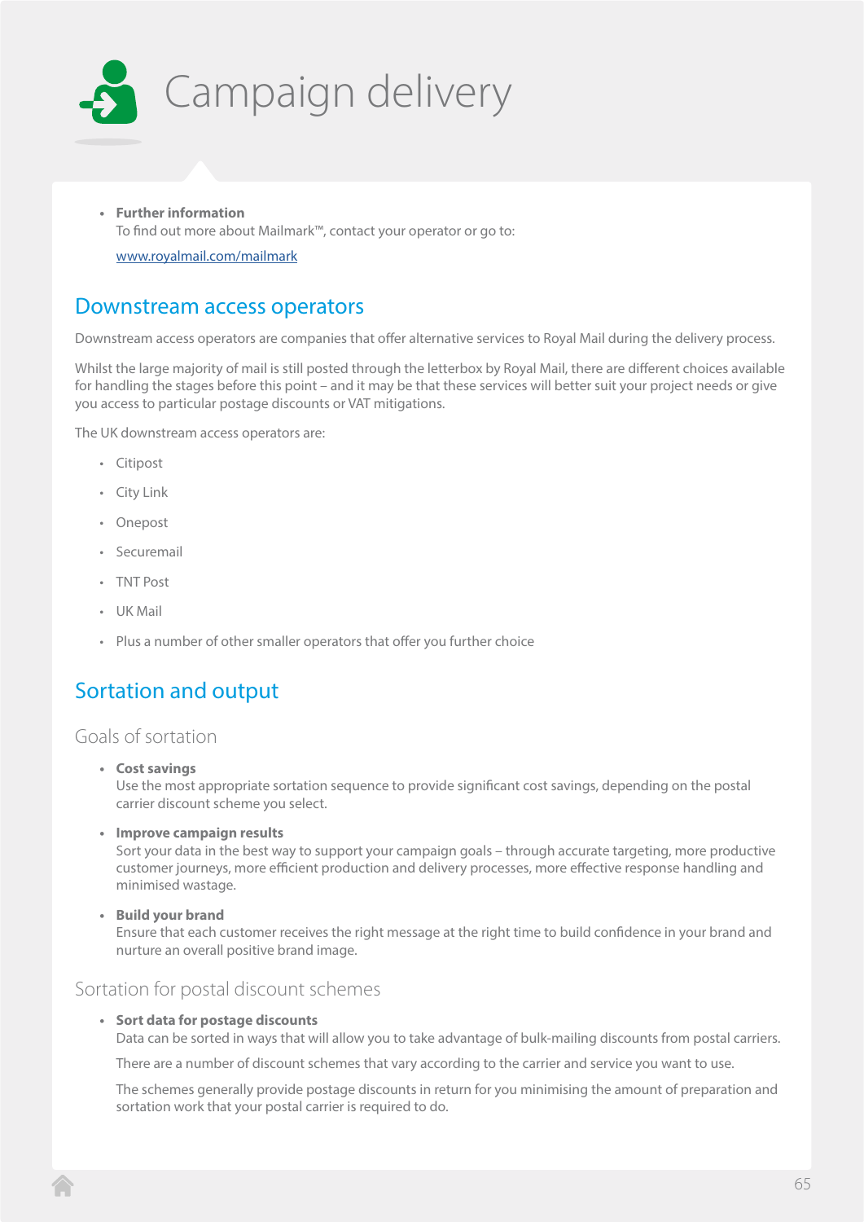# Campaign delivery

- **Further information**
  To find out more about Mailmark™, contact your operator or go to:

  [www.royalmail.com/mailmark](http://www.royalmail.com/mailmark)

## Downstream access operators

Downstream access operators are companies that offer alternative services to Royal Mail during the delivery process.

Whilst the large majority of mail is still posted through the letterbox by Royal Mail, there are different choices available for handling the stages before this point – and it may be that these services will better suit your project needs or give you access to particular postage discounts or VAT mitigations.

The UK downstream access operators are:

- Citipost
- City Link
- Onepost
- Securemail
- TNT Post
- UK Mail
- Plus a number of other smaller operators that offer you further choice

## Sortation and output

### Goals of sortation

- **Cost savings**
  Use the most appropriate sortation sequence to provide significant cost savings, depending on the postal carrier discount scheme you select.
- **Improve campaign results**
  Sort your data in the best way to support your campaign goals – through accurate targeting, more productive customer journeys, more efficient production and delivery processes, more effective response handling and minimised wastage.
- **Build your brand**
  Ensure that each customer receives the right message at the right time to build confidence in your brand and nurture an overall positive brand image.

### Sortation for postal discount schemes

- **Sort data for postage discounts**
  Data can be sorted in ways that will allow you to take advantage of bulk-mailing discounts from postal carriers.

  There are a number of discount schemes that vary according to the carrier and service you want to use.

  The schemes generally provide postage discounts in return for you minimising the amount of preparation and sortation work that your postal carrier is required to do.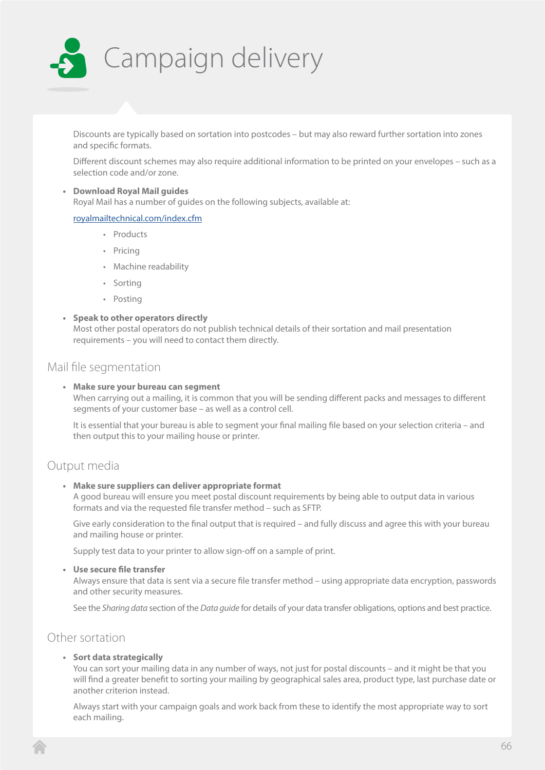# Campaign delivery

Discounts are typically based on sortation into postcodes – but may also reward further sortation into zones and specific formats.

Different discount schemes may also require additional information to be printed on your envelopes – such as a selection code and/or zone.

- **Download Royal Mail guides**
  Royal Mail has a number of guides on the following subjects, available at:

  royalmailtechnical.com/index.cfm

  - Products
  - Pricing
  - Machine readability
  - Sorting
  - Posting

- **Speak to other operators directly**
  Most other postal operators do not publish technical details of their sortation and mail presentation requirements – you will need to contact them directly.

## Mail file segmentation

- **Make sure your bureau can segment**
  When carrying out a mailing, it is common that you will be sending different packs and messages to different segments of your customer base – as well as a control cell.

  It is essential that your bureau is able to segment your final mailing file based on your selection criteria – and then output this to your mailing house or printer.

## Output media

- **Make sure suppliers can deliver appropriate format**
  A good bureau will ensure you meet postal discount requirements by being able to output data in various formats and via the requested file transfer method – such as SFTP.

  Give early consideration to the final output that is required – and fully discuss and agree this with your bureau and mailing house or printer.

  Supply test data to your printer to allow sign-off on a sample of print.

- **Use secure file transfer**
  Always ensure that data is sent via a secure file transfer method – using appropriate data encryption, passwords and other security measures.

  See the *Sharing data* section of the *Data guide* for details of your data transfer obligations, options and best practice.

## Other sortation

- **Sort data strategically**
  You can sort your mailing data in any number of ways, not just for postal discounts – and it might be that you will find a greater benefit to sorting your mailing by geographical sales area, product type, last purchase date or another criterion instead.

  Always start with your campaign goals and work back from these to identify the most appropriate way to sort each mailing.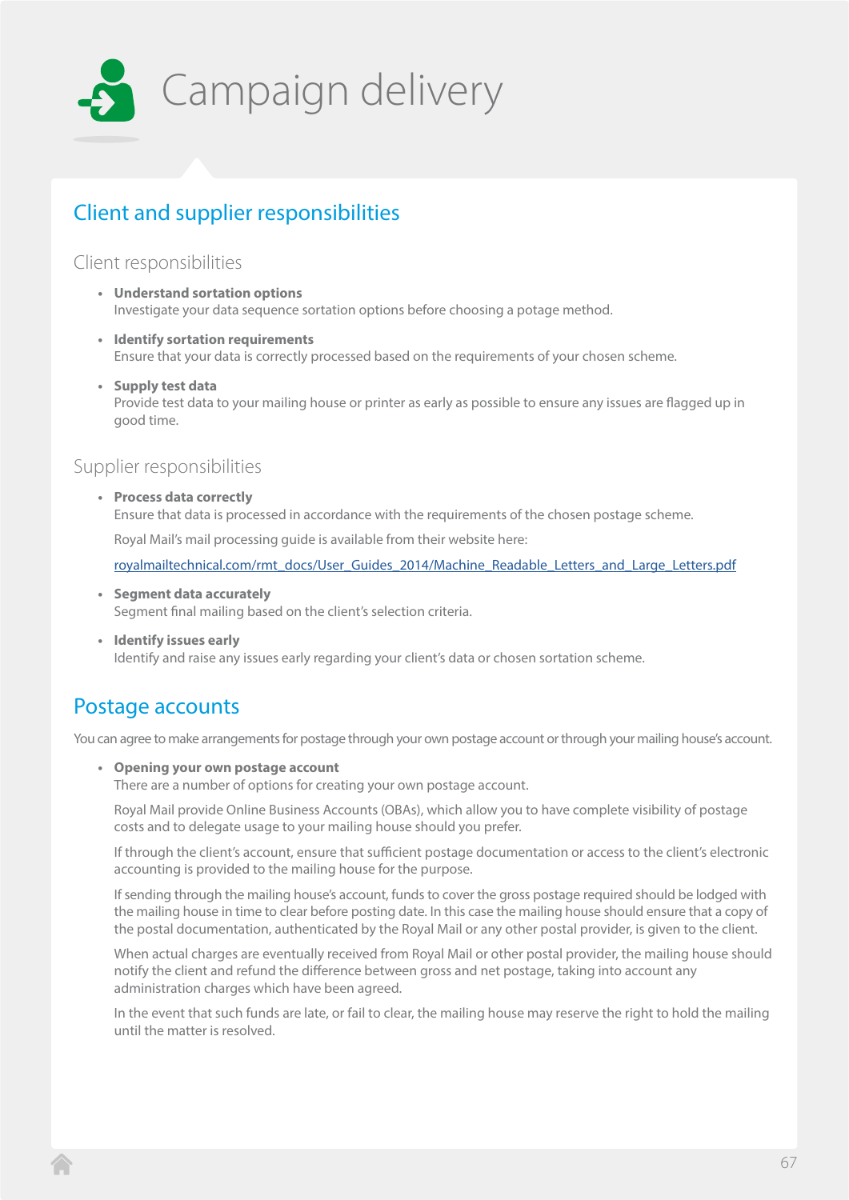# Campaign delivery

## Client and supplier responsibilities

### Client responsibilities

- **Understand sortation options**
  Investigate your data sequence sortation options before choosing a potage method.

- **Identify sortation requirements**
  Ensure that your data is correctly processed based on the requirements of your chosen scheme.

- **Supply test data**
  Provide test data to your mailing house or printer as early as possible to ensure any issues are flagged up in good time.

### Supplier responsibilities

- **Process data correctly**
  Ensure that data is processed in accordance with the requirements of the chosen postage scheme.

  Royal Mail's mail processing guide is available from their website here:

  royalmailtechnical.com/rmt_docs/User_Guides_2014/Machine_Readable_Letters_and_Large_Letters.pdf

- **Segment data accurately**
  Segment final mailing based on the client's selection criteria.

- **Identify issues early**
  Identify and raise any issues early regarding your client's data or chosen sortation scheme.

## Postage accounts

You can agree to make arrangements for postage through your own postage account or through your mailing house's account.

- **Opening your own postage account**
  There are a number of options for creating your own postage account.

  Royal Mail provide Online Business Accounts (OBAs), which allow you to have complete visibility of postage costs and to delegate usage to your mailing house should you prefer.

  If through the client's account, ensure that sufficient postage documentation or access to the client's electronic accounting is provided to the mailing house for the purpose.

  If sending through the mailing house's account, funds to cover the gross postage required should be lodged with the mailing house in time to clear before posting date. In this case the mailing house should ensure that a copy of the postal documentation, authenticated by the Royal Mail or any other postal provider, is given to the client.

  When actual charges are eventually received from Royal Mail or other postal provider, the mailing house should notify the client and refund the difference between gross and net postage, taking into account any administration charges which have been agreed.

  In the event that such funds are late, or fail to clear, the mailing house may reserve the right to hold the mailing until the matter is resolved.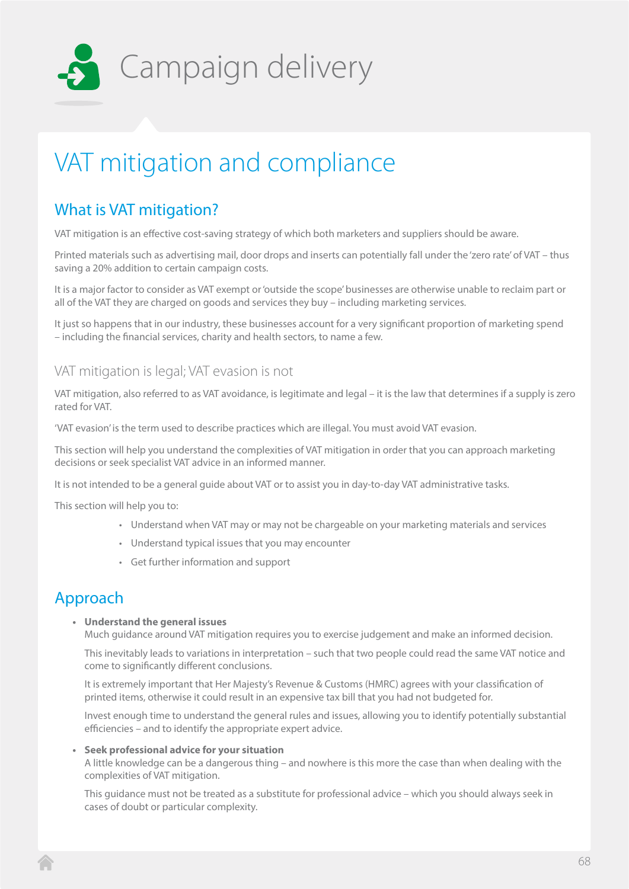# Campaign delivery

## VAT mitigation and compliance

### What is VAT mitigation?

VAT mitigation is an effective cost-saving strategy of which both marketers and suppliers should be aware.

Printed materials such as advertising mail, door drops and inserts can potentially fall under the 'zero rate' of VAT – thus saving a 20% addition to certain campaign costs.

It is a major factor to consider as VAT exempt or 'outside the scope' businesses are otherwise unable to reclaim part or all of the VAT they are charged on goods and services they buy – including marketing services.

It just so happens that in our industry, these businesses account for a very significant proportion of marketing spend – including the financial services, charity and health sectors, to name a few.

#### VAT mitigation is legal; VAT evasion is not

VAT mitigation, also referred to as VAT avoidance, is legitimate and legal – it is the law that determines if a supply is zero rated for VAT.

'VAT evasion' is the term used to describe practices which are illegal. You must avoid VAT evasion.

This section will help you understand the complexities of VAT mitigation in order that you can approach marketing decisions or seek specialist VAT advice in an informed manner.

It is not intended to be a general guide about VAT or to assist you in day-to-day VAT administrative tasks.

This section will help you to:

- Understand when VAT may or may not be chargeable on your marketing materials and services
- Understand typical issues that you may encounter
- Get further information and support

### Approach

- **Understand the general issues**
  Much guidance around VAT mitigation requires you to exercise judgement and make an informed decision.

  This inevitably leads to variations in interpretation – such that two people could read the same VAT notice and come to significantly different conclusions.

  It is extremely important that Her Majesty's Revenue & Customs (HMRC) agrees with your classification of printed items, otherwise it could result in an expensive tax bill that you had not budgeted for.

  Invest enough time to understand the general rules and issues, allowing you to identify potentially substantial efficiencies – and to identify the appropriate expert advice.

- **Seek professional advice for your situation**
  A little knowledge can be a dangerous thing – and nowhere is this more the case than when dealing with the complexities of VAT mitigation.

  This guidance must not be treated as a substitute for professional advice – which you should always seek in cases of doubt or particular complexity.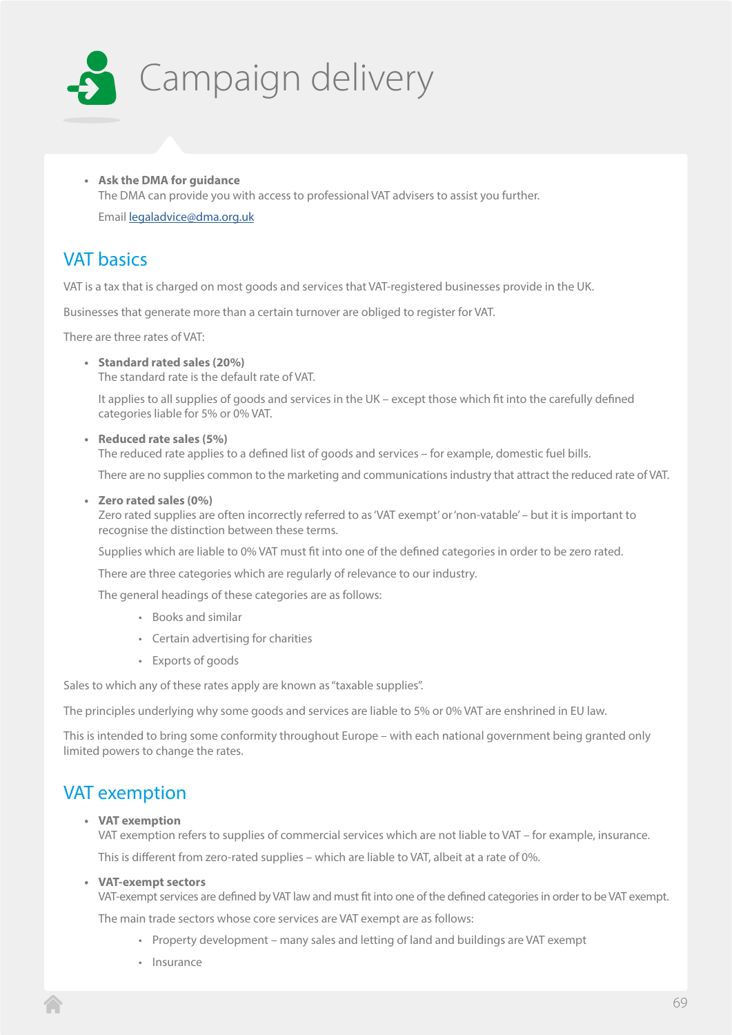# Campaign delivery

- **Ask the DMA for guidance**
  The DMA can provide you with access to professional VAT advisers to assist you further.

  Email [legaladvice@dma.org.uk](mailto:legaladvice@dma.org.uk)

## VAT basics

VAT is a tax that is charged on most goods and services that VAT-registered businesses provide in the UK.

Businesses that generate more than a certain turnover are obliged to register for VAT.

There are three rates of VAT:

- **Standard rated sales (20%)**
  The standard rate is the default rate of VAT.

  It applies to all supplies of goods and services in the UK – except those which fit into the carefully defined categories liable for 5% or 0% VAT.

- **Reduced rate sales (5%)**
  The reduced rate applies to a defined list of goods and services – for example, domestic fuel bills.

  There are no supplies common to the marketing and communications industry that attract the reduced rate of VAT.

- **Zero rated sales (0%)**
  Zero rated supplies are often incorrectly referred to as 'VAT exempt' or 'non-vatable' – but it is important to recognise the distinction between these terms.

  Supplies which are liable to 0% VAT must fit into one of the defined categories in order to be zero rated.

  There are three categories which are regularly of relevance to our industry.

  The general headings of these categories are as follows:

  - Books and similar
  - Certain advertising for charities
  - Exports of goods

Sales to which any of these rates apply are known as "taxable supplies".

The principles underlying why some goods and services are liable to 5% or 0% VAT are enshrined in EU law.

This is intended to bring some conformity throughout Europe – with each national government being granted only limited powers to change the rates.

## VAT exemption

- **VAT exemption**
  VAT exemption refers to supplies of commercial services which are not liable to VAT – for example, insurance.

  This is different from zero-rated supplies – which are liable to VAT, albeit at a rate of 0%.

- **VAT-exempt sectors**
  VAT-exempt services are defined by VAT law and must fit into one of the defined categories in order to be VAT exempt.

  The main trade sectors whose core services are VAT exempt are as follows:

  - Property development – many sales and letting of land and buildings are VAT exempt
  - Insurance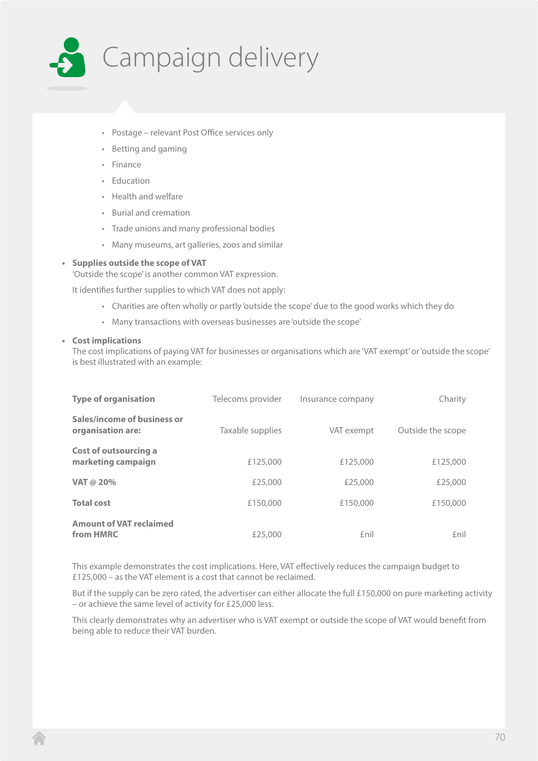# Campaign delivery

   - Postage – relevant Post Office services only
   - Betting and gaming
   - Finance
   - Education
   - Health and welfare
   - Burial and cremation
   - Trade unions and many professional bodies
   - Many museums, art galleries, zoos and similar

- **Supplies outside the scope of VAT**
  'Outside the scope' is another common VAT expression.

  It identifies further supplies to which VAT does not apply:

   - Charities are often wholly or partly 'outside the scope' due to the good works which they do
   - Many transactions with overseas businesses are 'outside the scope'

- **Cost implications**
  The cost implications of paying VAT for businesses or organisations which are 'VAT exempt' or 'outside the scope' is best illustrated with an example:

| **Type of organisation** | Telecoms provider | Insurance company | Charity |
|---|---|---|---|
| **Sales/income of business or organisation are:** | Taxable supplies | VAT exempt | Outside the scope |
| **Cost of outsourcing a marketing campaign** | £125,000 | £125,000 | £125,000 |
| **VAT @ 20%** | £25,000 | £25,000 | £25,000 |
| **Total cost** | £150,000 | £150,000 | £150,000 |
| **Amount of VAT reclaimed from HMRC** | £25,000 | £nil | £nil |

This example demonstrates the cost implications. Here, VAT effectively reduces the campaign budget to £125,000 – as the VAT element is a cost that cannot be reclaimed.

But if the supply can be zero rated, the advertiser can either allocate the full £150,000 on pure marketing activity – or achieve the same level of activity for £25,000 less.

This clearly demonstrates why an advertiser who is VAT exempt or outside the scope of VAT would benefit from being able to reduce their VAT burden.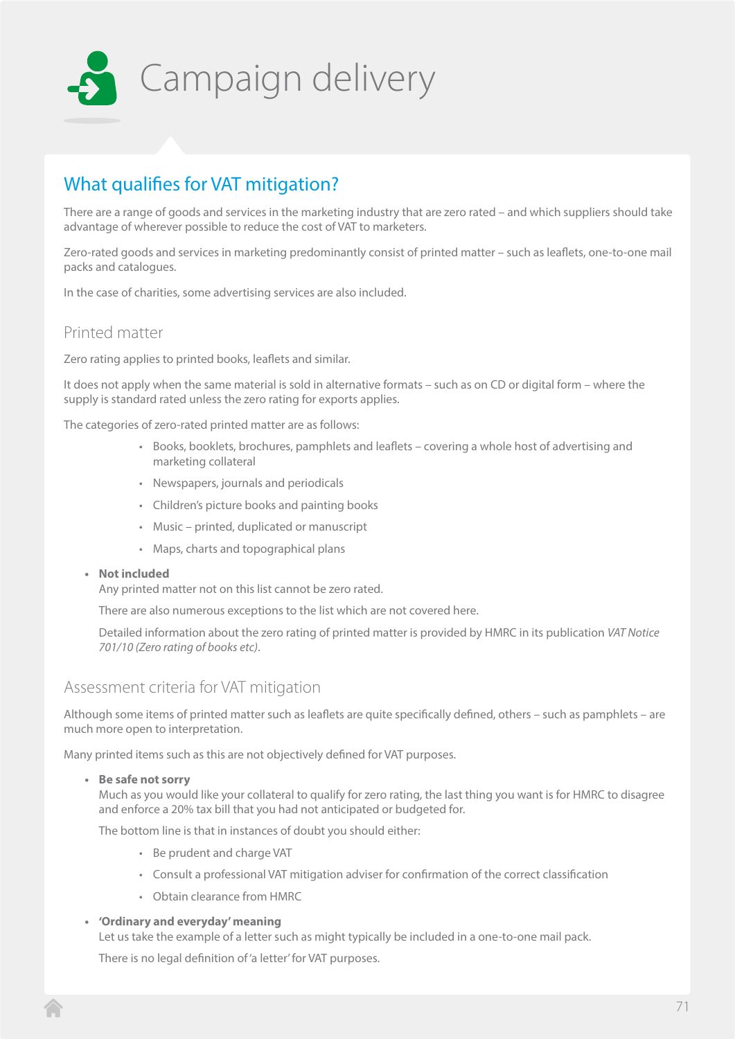# Campaign delivery

## What qualifies for VAT mitigation?

There are a range of goods and services in the marketing industry that are zero rated – and which suppliers should take advantage of wherever possible to reduce the cost of VAT to marketers.

Zero-rated goods and services in marketing predominantly consist of printed matter – such as leaflets, one-to-one mail packs and catalogues.

In the case of charities, some advertising services are also included.

### Printed matter

Zero rating applies to printed books, leaflets and similar.

It does not apply when the same material is sold in alternative formats – such as on CD or digital form – where the supply is standard rated unless the zero rating for exports applies.

The categories of zero-rated printed matter are as follows:

- Books, booklets, brochures, pamphlets and leaflets – covering a whole host of advertising and marketing collateral
- Newspapers, journals and periodicals
- Children's picture books and painting books
- Music – printed, duplicated or manuscript
- Maps, charts and topographical plans

- **Not included**
  Any printed matter not on this list cannot be zero rated.

  There are also numerous exceptions to the list which are not covered here.

  Detailed information about the zero rating of printed matter is provided by HMRC in its publication *VAT Notice 701/10 (Zero rating of books etc)*.

### Assessment criteria for VAT mitigation

Although some items of printed matter such as leaflets are quite specifically defined, others – such as pamphlets – are much more open to interpretation.

Many printed items such as this are not objectively defined for VAT purposes.

- **Be safe not sorry**
  Much as you would like your collateral to qualify for zero rating, the last thing you want is for HMRC to disagree and enforce a 20% tax bill that you had not anticipated or budgeted for.

  The bottom line is that in instances of doubt you should either:

  - Be prudent and charge VAT
  - Consult a professional VAT mitigation adviser for confirmation of the correct classification
  - Obtain clearance from HMRC

- **'Ordinary and everyday' meaning**
  Let us take the example of a letter such as might typically be included in a one-to-one mail pack.

  There is no legal definition of 'a letter' for VAT purposes.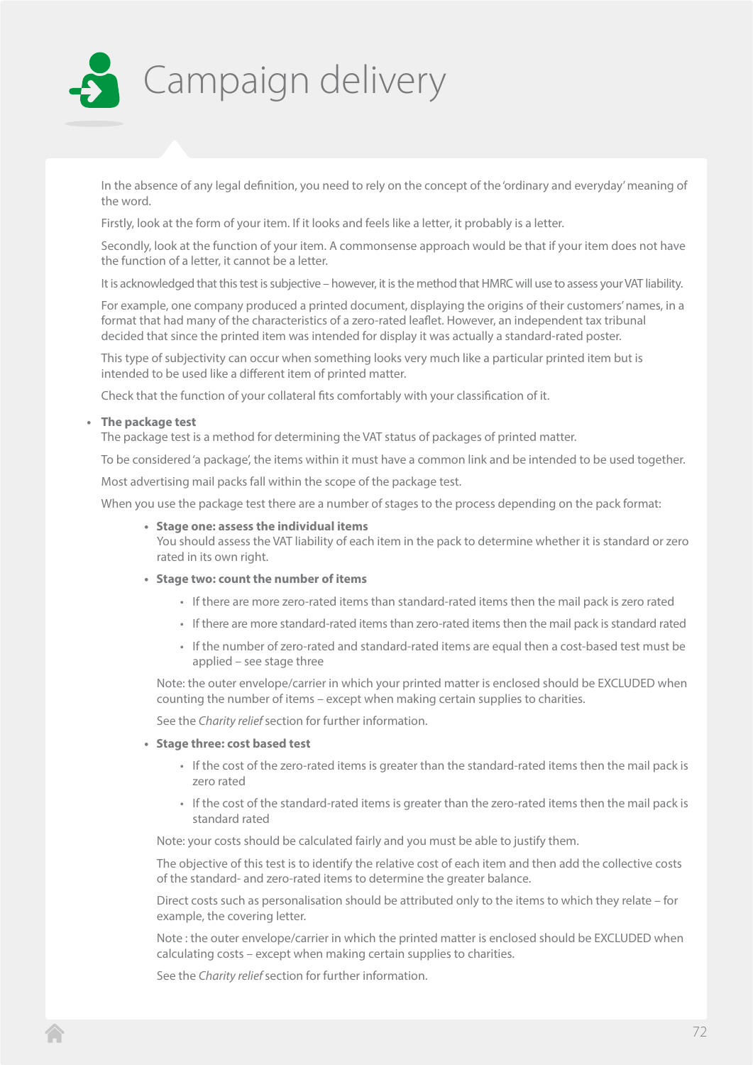# Campaign delivery

In the absence of any legal definition, you need to rely on the concept of the 'ordinary and everyday' meaning of the word.

Firstly, look at the form of your item. If it looks and feels like a letter, it probably is a letter.

Secondly, look at the function of your item. A commonsense approach would be that if your item does not have the function of a letter, it cannot be a letter.

It is acknowledged that this test is subjective – however, it is the method that HMRC will use to assess your VAT liability.

For example, one company produced a printed document, displaying the origins of their customers' names, in a format that had many of the characteristics of a zero-rated leaflet. However, an independent tax tribunal decided that since the printed item was intended for display it was actually a standard-rated poster.

This type of subjectivity can occur when something looks very much like a particular printed item but is intended to be used like a different item of printed matter.

Check that the function of your collateral fits comfortably with your classification of it.

- **The package test**
  The package test is a method for determining the VAT status of packages of printed matter.

  To be considered 'a package', the items within it must have a common link and be intended to be used together.

  Most advertising mail packs fall within the scope of the package test.

  When you use the package test there are a number of stages to the process depending on the pack format:

  - **Stage one: assess the individual items**
    You should assess the VAT liability of each item in the pack to determine whether it is standard or zero rated in its own right.
  - **Stage two: count the number of items**
    - If there are more zero-rated items than standard-rated items then the mail pack is zero rated
    - If there are more standard-rated items than zero-rated items then the mail pack is standard rated
    - If the number of zero-rated and standard-rated items are equal then a cost-based test must be applied – see stage three

    Note: the outer envelope/carrier in which your printed matter is enclosed should be EXCLUDED when counting the number of items – except when making certain supplies to charities.

    See the *Charity relief* section for further information.
  - **Stage three: cost based test**
    - If the cost of the zero-rated items is greater than the standard-rated items then the mail pack is zero rated
    - If the cost of the standard-rated items is greater than the zero-rated items then the mail pack is standard rated

    Note: your costs should be calculated fairly and you must be able to justify them.

    The objective of this test is to identify the relative cost of each item and then add the collective costs of the standard- and zero-rated items to determine the greater balance.

    Direct costs such as personalisation should be attributed only to the items to which they relate – for example, the covering letter.

    Note : the outer envelope/carrier in which the printed matter is enclosed should be EXCLUDED when calculating costs – except when making certain supplies to charities.

    See the *Charity relief* section for further information.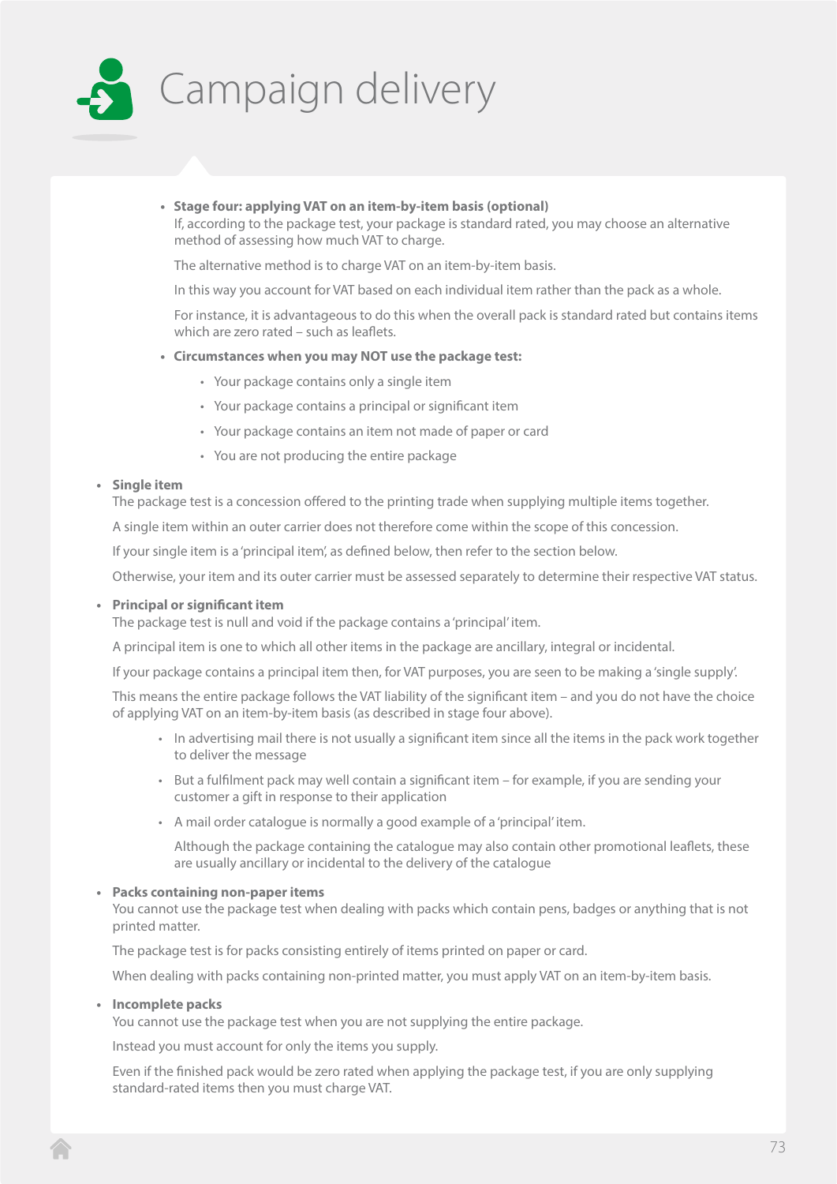# Campaign delivery

- **Stage four: applying VAT on an item-by-item basis (optional)**
  If, according to the package test, your package is standard rated, you may choose an alternative method of assessing how much VAT to charge.

  The alternative method is to charge VAT on an item-by-item basis.

  In this way you account for VAT based on each individual item rather than the pack as a whole.

  For instance, it is advantageous to do this when the overall pack is standard rated but contains items which are zero rated – such as leaflets.

- **Circumstances when you may NOT use the package test:**
  - Your package contains only a single item
  - Your package contains a principal or significant item
  - Your package contains an item not made of paper or card
  - You are not producing the entire package

- **Single item**
  The package test is a concession offered to the printing trade when supplying multiple items together.

  A single item within an outer carrier does not therefore come within the scope of this concession.

  If your single item is a 'principal item', as defined below, then refer to the section below.

  Otherwise, your item and its outer carrier must be assessed separately to determine their respective VAT status.

- **Principal or significant item**
  The package test is null and void if the package contains a 'principal' item.

  A principal item is one to which all other items in the package are ancillary, integral or incidental.

  If your package contains a principal item then, for VAT purposes, you are seen to be making a 'single supply'.

  This means the entire package follows the VAT liability of the significant item – and you do not have the choice of applying VAT on an item-by-item basis (as described in stage four above).

  - In advertising mail there is not usually a significant item since all the items in the pack work together to deliver the message
  - But a fulfilment pack may well contain a significant item – for example, if you are sending your customer a gift in response to their application
  - A mail order catalogue is normally a good example of a 'principal' item.

    Although the package containing the catalogue may also contain other promotional leaflets, these are usually ancillary or incidental to the delivery of the catalogue

- **Packs containing non-paper items**
  You cannot use the package test when dealing with packs which contain pens, badges or anything that is not printed matter.

  The package test is for packs consisting entirely of items printed on paper or card.

  When dealing with packs containing non-printed matter, you must apply VAT on an item-by-item basis.

- **Incomplete packs**
  You cannot use the package test when you are not supplying the entire package.

  Instead you must account for only the items you supply.

  Even if the finished pack would be zero rated when applying the package test, if you are only supplying standard-rated items then you must charge VAT.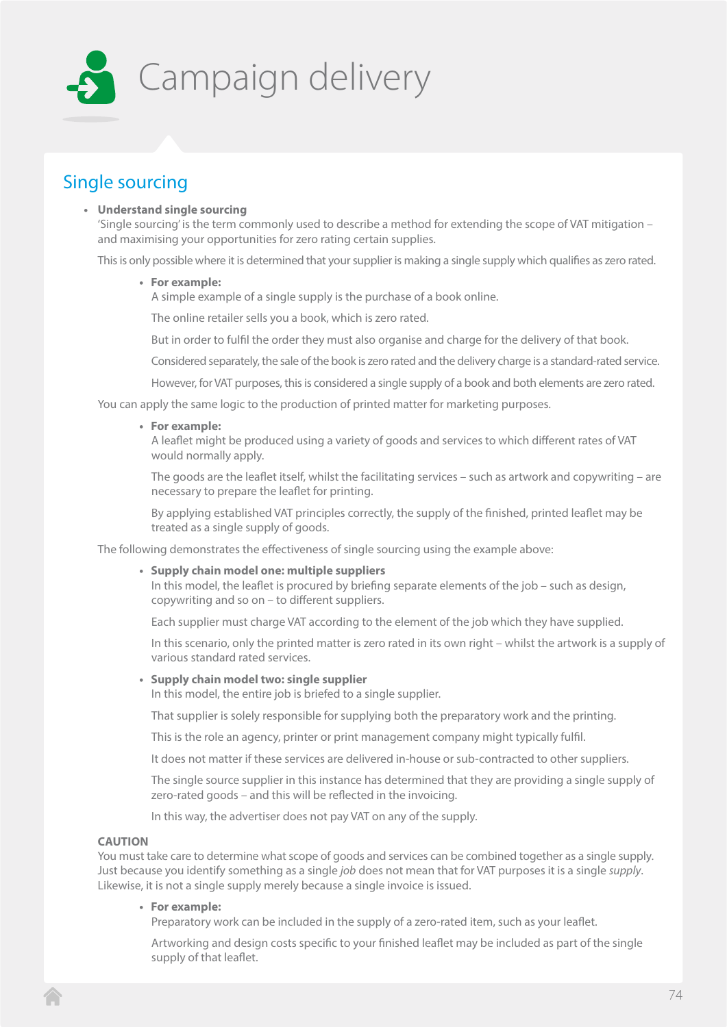# Campaign delivery

## Single sourcing

- **Understand single sourcing**
  'Single sourcing' is the term commonly used to describe a method for extending the scope of VAT mitigation – and maximising your opportunities for zero rating certain supplies.

  This is only possible where it is determined that your supplier is making a single supply which qualifies as zero rated.

  - **For example:**
    A simple example of a single supply is the purchase of a book online.

    The online retailer sells you a book, which is zero rated.

    But in order to fulfil the order they must also organise and charge for the delivery of that book.

    Considered separately, the sale of the book is zero rated and the delivery charge is a standard-rated service.

    However, for VAT purposes, this is considered a single supply of a book and both elements are zero rated.

  You can apply the same logic to the production of printed matter for marketing purposes.

  - **For example:**
    A leaflet might be produced using a variety of goods and services to which different rates of VAT would normally apply.

    The goods are the leaflet itself, whilst the facilitating services – such as artwork and copywriting – are necessary to prepare the leaflet for printing.

    By applying established VAT principles correctly, the supply of the finished, printed leaflet may be treated as a single supply of goods.

  The following demonstrates the effectiveness of single sourcing using the example above:

  - **Supply chain model one: multiple suppliers**
    In this model, the leaflet is procured by briefing separate elements of the job – such as design, copywriting and so on – to different suppliers.

    Each supplier must charge VAT according to the element of the job which they have supplied.

    In this scenario, only the printed matter is zero rated in its own right – whilst the artwork is a supply of various standard rated services.

  - **Supply chain model two: single supplier**
    In this model, the entire job is briefed to a single supplier.

    That supplier is solely responsible for supplying both the preparatory work and the printing.

    This is the role an agency, printer or print management company might typically fulfil.

    It does not matter if these services are delivered in-house or sub-contracted to other suppliers.

    The single source supplier in this instance has determined that they are providing a single supply of zero-rated goods – and this will be reflected in the invoicing.

    In this way, the advertiser does not pay VAT on any of the supply.

  **CAUTION**
  You must take care to determine what scope of goods and services can be combined together as a single supply. Just because you identify something as a single *job* does not mean that for VAT purposes it is a single *supply*. Likewise, it is not a single supply merely because a single invoice is issued.

  - **For example:**
    Preparatory work can be included in the supply of a zero-rated item, such as your leaflet.

    Artworking and design costs specific to your finished leaflet may be included as part of the single supply of that leaflet.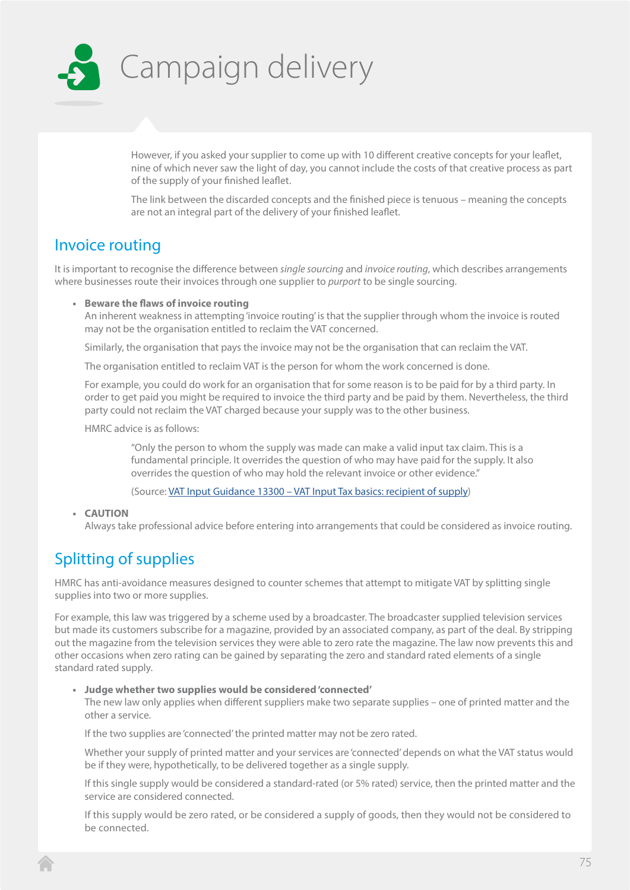# Campaign delivery

However, if you asked your supplier to come up with 10 different creative concepts for your leaflet, nine of which never saw the light of day, you cannot include the costs of that creative process as part of the supply of your finished leaflet.

The link between the discarded concepts and the finished piece is tenuous – meaning the concepts are not an integral part of the delivery of your finished leaflet.

## Invoice routing

It is important to recognise the difference between *single sourcing* and *invoice routing*, which describes arrangements where businesses route their invoices through one supplier to *purport* to be single sourcing.

- **Beware the flaws of invoice routing**
  An inherent weakness in attempting 'invoice routing' is that the supplier through whom the invoice is routed may not be the organisation entitled to reclaim the VAT concerned.

  Similarly, the organisation that pays the invoice may not be the organisation that can reclaim the VAT.

  The organisation entitled to reclaim VAT is the person for whom the work concerned is done.

  For example, you could do work for an organisation that for some reason is to be paid for by a third party. In order to get paid you might be required to invoice the third party and be paid by them. Nevertheless, the third party could not reclaim the VAT charged because your supply was to the other business.

  HMRC advice is as follows:

  > "Only the person to whom the supply was made can make a valid input tax claim. This is a fundamental principle. It overrides the question of who may have paid for the supply. It also overrides the question of who may hold the relevant invoice or other evidence."
  >
  > (Source: VAT Input Guidance 13300 – VAT Input Tax basics: recipient of supply)

- **CAUTION**
  Always take professional advice before entering into arrangements that could be considered as invoice routing.

## Splitting of supplies

HMRC has anti-avoidance measures designed to counter schemes that attempt to mitigate VAT by splitting single supplies into two or more supplies.

For example, this law was triggered by a scheme used by a broadcaster. The broadcaster supplied television services but made its customers subscribe for a magazine, provided by an associated company, as part of the deal. By stripping out the magazine from the television services they were able to zero rate the magazine. The law now prevents this and other occasions when zero rating can be gained by separating the zero and standard rated elements of a single standard rated supply.

- **Judge whether two supplies would be considered 'connected'**
  The new law only applies when different suppliers make two separate supplies – one of printed matter and the other a service.

  If the two supplies are 'connected' the printed matter may not be zero rated.

  Whether your supply of printed matter and your services are 'connected' depends on what the VAT status would be if they were, hypothetically, to be delivered together as a single supply.

  If this single supply would be considered a standard-rated (or 5% rated) service, then the printed matter and the service are considered connected.

  If this supply would be zero rated, or be considered a supply of goods, then they would not be considered to be connected.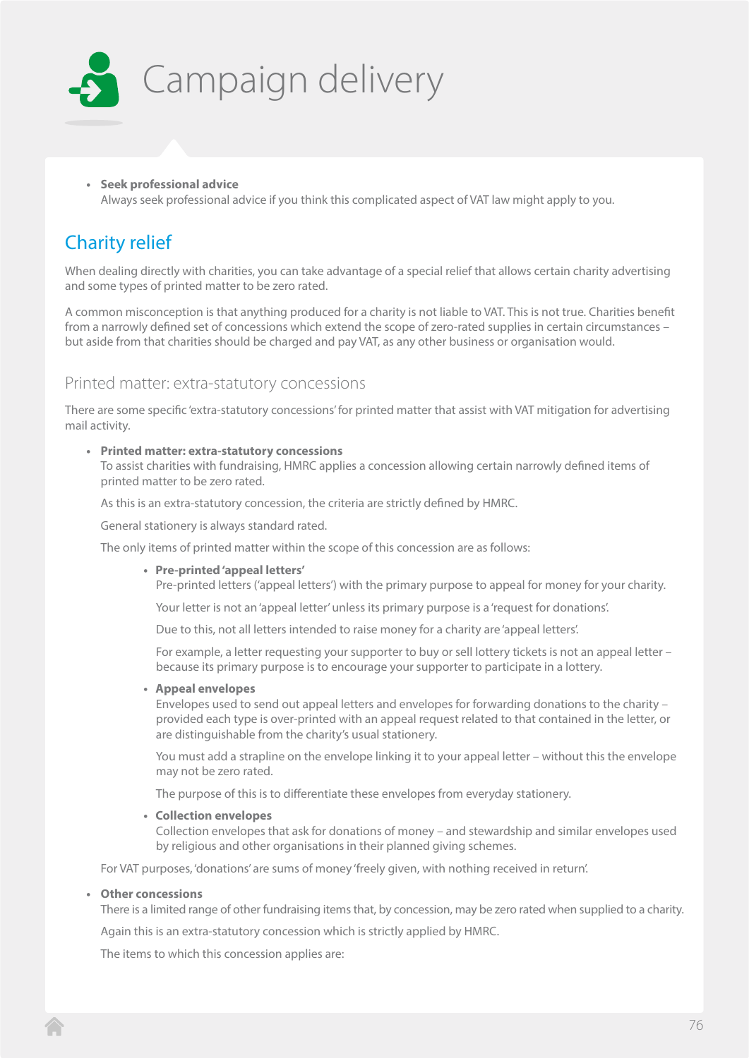# Campaign delivery

- **Seek professional advice**
  Always seek professional advice if you think this complicated aspect of VAT law might apply to you.

## Charity relief

When dealing directly with charities, you can take advantage of a special relief that allows certain charity advertising and some types of printed matter to be zero rated.

A common misconception is that anything produced for a charity is not liable to VAT. This is not true. Charities benefit from a narrowly defined set of concessions which extend the scope of zero-rated supplies in certain circumstances – but aside from that charities should be charged and pay VAT, as any other business or organisation would.

### Printed matter: extra-statutory concessions

There are some specific 'extra-statutory concessions' for printed matter that assist with VAT mitigation for advertising mail activity.

- **Printed matter: extra-statutory concessions**
  To assist charities with fundraising, HMRC applies a concession allowing certain narrowly defined items of printed matter to be zero rated.

  As this is an extra-statutory concession, the criteria are strictly defined by HMRC.

  General stationery is always standard rated.

  The only items of printed matter within the scope of this concession are as follows:

  - **Pre-printed 'appeal letters'**
    Pre-printed letters ('appeal letters') with the primary purpose to appeal for money for your charity.

    Your letter is not an 'appeal letter' unless its primary purpose is a 'request for donations'.

    Due to this, not all letters intended to raise money for a charity are 'appeal letters'.

    For example, a letter requesting your supporter to buy or sell lottery tickets is not an appeal letter – because its primary purpose is to encourage your supporter to participate in a lottery.

  - **Appeal envelopes**
    Envelopes used to send out appeal letters and envelopes for forwarding donations to the charity – provided each type is over-printed with an appeal request related to that contained in the letter, or are distinguishable from the charity's usual stationery.

    You must add a strapline on the envelope linking it to your appeal letter – without this the envelope may not be zero rated.

    The purpose of this is to differentiate these envelopes from everyday stationery.

  - **Collection envelopes**
    Collection envelopes that ask for donations of money – and stewardship and similar envelopes used by religious and other organisations in their planned giving schemes.

  For VAT purposes, 'donations' are sums of money 'freely given, with nothing received in return'.

- **Other concessions**
  There is a limited range of other fundraising items that, by concession, may be zero rated when supplied to a charity.

  Again this is an extra-statutory concession which is strictly applied by HMRC.

  The items to which this concession applies are: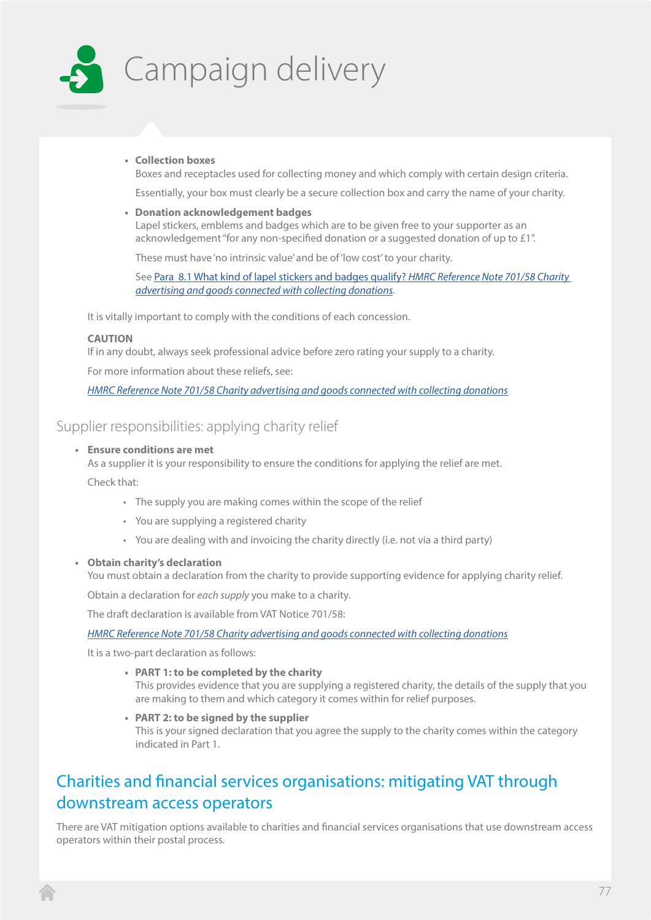# Campaign delivery

- **Collection boxes**
  Boxes and receptacles used for collecting money and which comply with certain design criteria.

  Essentially, your box must clearly be a secure collection box and carry the name of your charity.

- **Donation acknowledgement badges**
  Lapel stickers, emblems and badges which are to be given free to your supporter as an acknowledgement "for any non-specified donation or a suggested donation of up to £1".

  These must have 'no intrinsic value' and be of 'low cost' to your charity.

  See Para 8.1 What kind of lapel stickers and badges qualify? *HMRC Reference Note 701/58 Charity advertising and goods connected with collecting donations*.

It is vitally important to comply with the conditions of each concession.

**CAUTION**
If in any doubt, always seek professional advice before zero rating your supply to a charity.

For more information about these reliefs, see:

*HMRC Reference Note 701/58 Charity advertising and goods connected with collecting donations*

## Supplier responsibilities: applying charity relief

- **Ensure conditions are met**
  As a supplier it is your responsibility to ensure the conditions for applying the relief are met.

  Check that:

  - The supply you are making comes within the scope of the relief
  - You are supplying a registered charity
  - You are dealing with and invoicing the charity directly (i.e. not via a third party)

- **Obtain charity's declaration**
  You must obtain a declaration from the charity to provide supporting evidence for applying charity relief.

  Obtain a declaration for *each supply* you make to a charity.

  The draft declaration is available from VAT Notice 701/58:

  *HMRC Reference Note 701/58 Charity advertising and goods connected with collecting donations*

  It is a two-part declaration as follows:

  - **PART 1: to be completed by the charity**
    This provides evidence that you are supplying a registered charity, the details of the supply that you are making to them and which category it comes within for relief purposes.
  - **PART 2: to be signed by the supplier**
    This is your signed declaration that you agree the supply to the charity comes within the category indicated in Part 1.

## Charities and financial services organisations: mitigating VAT through downstream access operators

There are VAT mitigation options available to charities and financial services organisations that use downstream access operators within their postal process.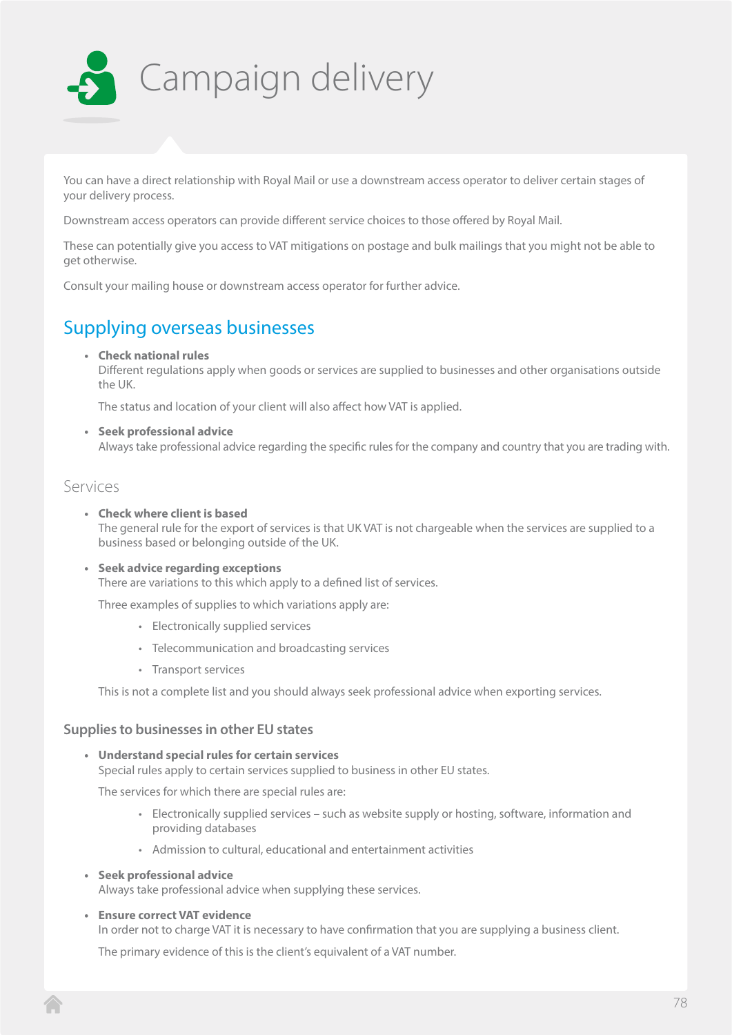# Campaign delivery

You can have a direct relationship with Royal Mail or use a downstream access operator to deliver certain stages of your delivery process.

Downstream access operators can provide different service choices to those offered by Royal Mail.

These can potentially give you access to VAT mitigations on postage and bulk mailings that you might not be able to get otherwise.

Consult your mailing house or downstream access operator for further advice.

## Supplying overseas businesses

- **Check national rules**
  Different regulations apply when goods or services are supplied to businesses and other organisations outside the UK.

  The status and location of your client will also affect how VAT is applied.

- **Seek professional advice**
  Always take professional advice regarding the specific rules for the company and country that you are trading with.

### Services

- **Check where client is based**
  The general rule for the export of services is that UK VAT is not chargeable when the services are supplied to a business based or belonging outside of the UK.

- **Seek advice regarding exceptions**
  There are variations to this which apply to a defined list of services.

  Three examples of supplies to which variations apply are:

  - Electronically supplied services
  - Telecommunication and broadcasting services
  - Transport services

  This is not a complete list and you should always seek professional advice when exporting services.

#### Supplies to businesses in other EU states

- **Understand special rules for certain services**
  Special rules apply to certain services supplied to business in other EU states.

  The services for which there are special rules are:

  - Electronically supplied services – such as website supply or hosting, software, information and providing databases
  - Admission to cultural, educational and entertainment activities

- **Seek professional advice**
  Always take professional advice when supplying these services.

- **Ensure correct VAT evidence**
  In order not to charge VAT it is necessary to have confirmation that you are supplying a business client.

  The primary evidence of this is the client's equivalent of a VAT number.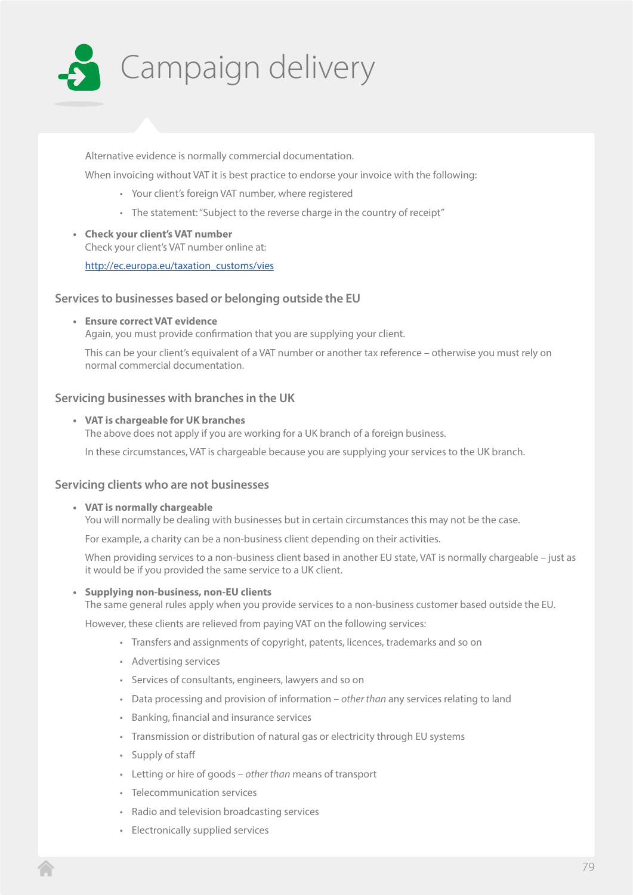# Campaign delivery

Alternative evidence is normally commercial documentation.

When invoicing without VAT it is best practice to endorse your invoice with the following:

- Your client's foreign VAT number, where registered
- The statement: "Subject to the reverse charge in the country of receipt"

- **Check your client's VAT number**
  Check your client's VAT number online at:

  http://ec.europa.eu/taxation_customs/vies

## Services to businesses based or belonging outside the EU

- **Ensure correct VAT evidence**
  Again, you must provide confirmation that you are supplying your client.

  This can be your client's equivalent of a VAT number or another tax reference – otherwise you must rely on normal commercial documentation.

## Servicing businesses with branches in the UK

- **VAT is chargeable for UK branches**
  The above does not apply if you are working for a UK branch of a foreign business.

  In these circumstances, VAT is chargeable because you are supplying your services to the UK branch.

## Servicing clients who are not businesses

- **VAT is normally chargeable**
  You will normally be dealing with businesses but in certain circumstances this may not be the case.

  For example, a charity can be a non-business client depending on their activities.

  When providing services to a non-business client based in another EU state, VAT is normally chargeable – just as it would be if you provided the same service to a UK client.

- **Supplying non-business, non-EU clients**
  The same general rules apply when you provide services to a non-business customer based outside the EU.

  However, these clients are relieved from paying VAT on the following services:

  - Transfers and assignments of copyright, patents, licences, trademarks and so on
  - Advertising services
  - Services of consultants, engineers, lawyers and so on
  - Data processing and provision of information – *other than* any services relating to land
  - Banking, financial and insurance services
  - Transmission or distribution of natural gas or electricity through EU systems
  - Supply of staff
  - Letting or hire of goods – *other than* means of transport
  - Telecommunication services
  - Radio and television broadcasting services
  - Electronically supplied services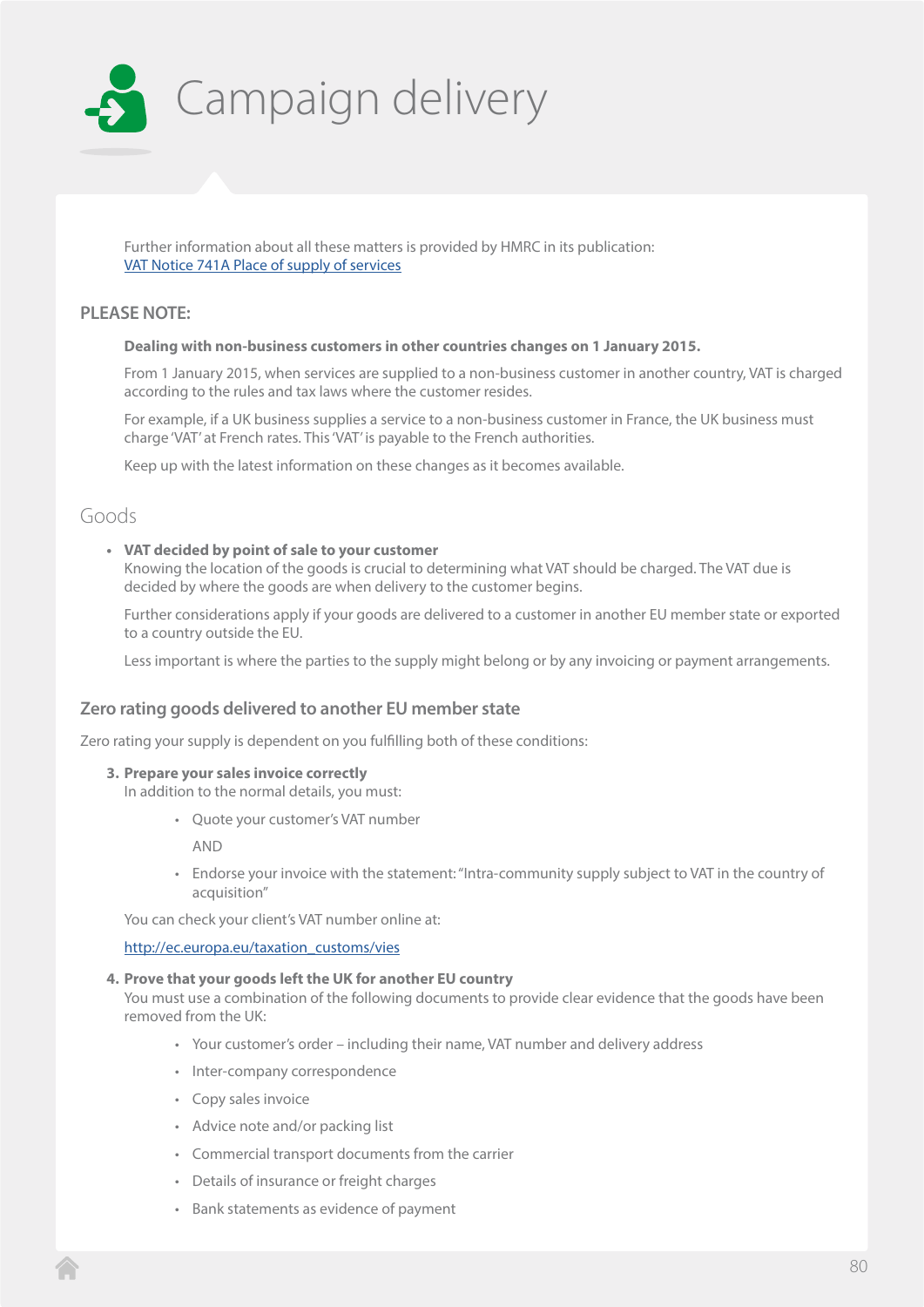# Campaign delivery

Further information about all these matters is provided by HMRC in its publication: [VAT Notice 741A Place of supply of services]

**PLEASE NOTE:**

**Dealing with non-business customers in other countries changes on 1 January 2015.**

From 1 January 2015, when services are supplied to a non-business customer in another country, VAT is charged according to the rules and tax laws where the customer resides.

For example, if a UK business supplies a service to a non-business customer in France, the UK business must charge 'VAT' at French rates. This 'VAT' is payable to the French authorities.

Keep up with the latest information on these changes as it becomes available.

## Goods

- **VAT decided by point of sale to your customer**
  Knowing the location of the goods is crucial to determining what VAT should be charged. The VAT due is decided by where the goods are when delivery to the customer begins.

  Further considerations apply if your goods are delivered to a customer in another EU member state or exported to a country outside the EU.

  Less important is where the parties to the supply might belong or by any invoicing or payment arrangements.

### Zero rating goods delivered to another EU member state

Zero rating your supply is dependent on you fulfilling both of these conditions:

3. **Prepare your sales invoice correctly**
   In addition to the normal details, you must:

   - Quote your customer's VAT number

     AND

   - Endorse your invoice with the statement: "Intra-community supply subject to VAT in the country of acquisition"

   You can check your client's VAT number online at:

   http://ec.europa.eu/taxation_customs/vies

4. **Prove that your goods left the UK for another EU country**
   You must use a combination of the following documents to provide clear evidence that the goods have been removed from the UK:

   - Your customer's order – including their name, VAT number and delivery address
   - Inter-company correspondence
   - Copy sales invoice
   - Advice note and/or packing list
   - Commercial transport documents from the carrier
   - Details of insurance or freight charges
   - Bank statements as evidence of payment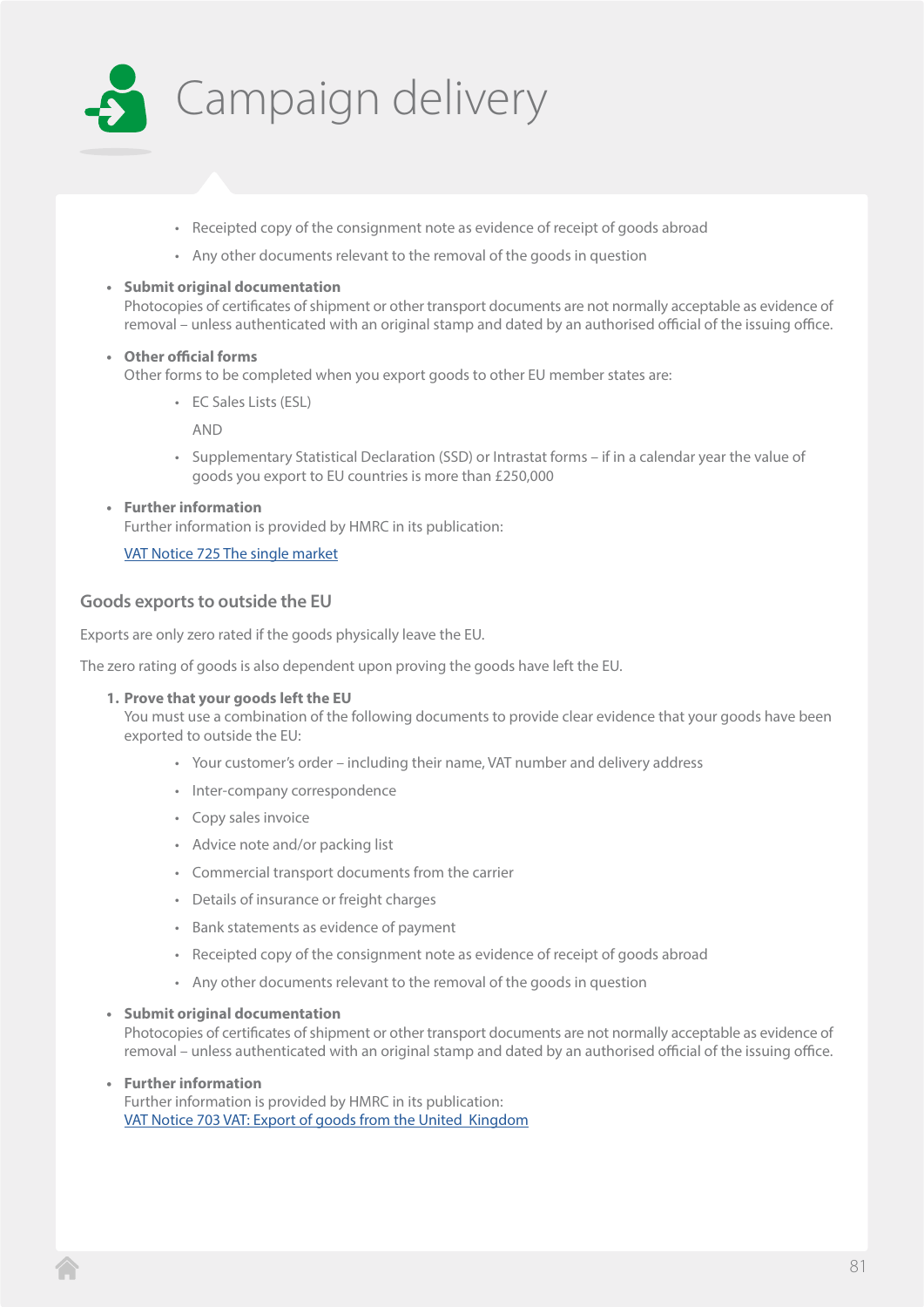# Campaign delivery

- Receipted copy of the consignment note as evidence of receipt of goods abroad
- Any other documents relevant to the removal of the goods in question

- **Submit original documentation**
  Photocopies of certificates of shipment or other transport documents are not normally acceptable as evidence of removal – unless authenticated with an original stamp and dated by an authorised official of the issuing office.

- **Other official forms**
  Other forms to be completed when you export goods to other EU member states are:
  - EC Sales Lists (ESL)

    AND
  - Supplementary Statistical Declaration (SSD) or Intrastat forms – if in a calendar year the value of goods you export to EU countries is more than £250,000

- **Further information**
  Further information is provided by HMRC in its publication:

  [VAT Notice 725 The single market]

## Goods exports to outside the EU

Exports are only zero rated if the goods physically leave the EU.

The zero rating of goods is also dependent upon proving the goods have left the EU.

1. **Prove that your goods left the EU**
   You must use a combination of the following documents to provide clear evidence that your goods have been exported to outside the EU:
   - Your customer's order – including their name, VAT number and delivery address
   - Inter-company correspondence
   - Copy sales invoice
   - Advice note and/or packing list
   - Commercial transport documents from the carrier
   - Details of insurance or freight charges
   - Bank statements as evidence of payment
   - Receipted copy of the consignment note as evidence of receipt of goods abroad
   - Any other documents relevant to the removal of the goods in question

- **Submit original documentation**
  Photocopies of certificates of shipment or other transport documents are not normally acceptable as evidence of removal – unless authenticated with an original stamp and dated by an authorised official of the issuing office.

- **Further information**
  Further information is provided by HMRC in its publication:
  [VAT Notice 703 VAT: Export of goods from the United Kingdom]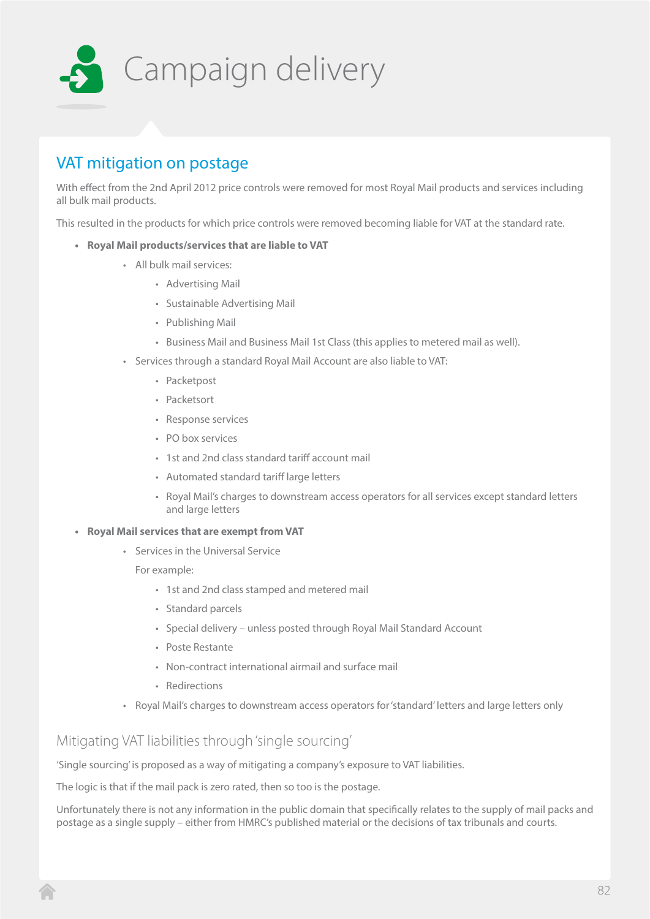# Campaign delivery

## VAT mitigation on postage

With effect from the 2nd April 2012 price controls were removed for most Royal Mail products and services including all bulk mail products.

This resulted in the products for which price controls were removed becoming liable for VAT at the standard rate.

- **Royal Mail products/services that are liable to VAT**
  - All bulk mail services:
    - Advertising Mail
    - Sustainable Advertising Mail
    - Publishing Mail
    - Business Mail and Business Mail 1st Class (this applies to metered mail as well).
  - Services through a standard Royal Mail Account are also liable to VAT:
    - Packetpost
    - Packetsort
    - Response services
    - PO box services
    - 1st and 2nd class standard tariff account mail
    - Automated standard tariff large letters
    - Royal Mail's charges to downstream access operators for all services except standard letters and large letters
- **Royal Mail services that are exempt from VAT**
  - Services in the Universal Service

    For example:
    - 1st and 2nd class stamped and metered mail
    - Standard parcels
    - Special delivery – unless posted through Royal Mail Standard Account
    - Poste Restante
    - Non-contract international airmail and surface mail
    - Redirections
  - Royal Mail's charges to downstream access operators for 'standard' letters and large letters only

### Mitigating VAT liabilities through 'single sourcing'

'Single sourcing' is proposed as a way of mitigating a company's exposure to VAT liabilities.

The logic is that if the mail pack is zero rated, then so too is the postage.

Unfortunately there is not any information in the public domain that specifically relates to the supply of mail packs and postage as a single supply – either from HMRC's published material or the decisions of tax tribunals and courts.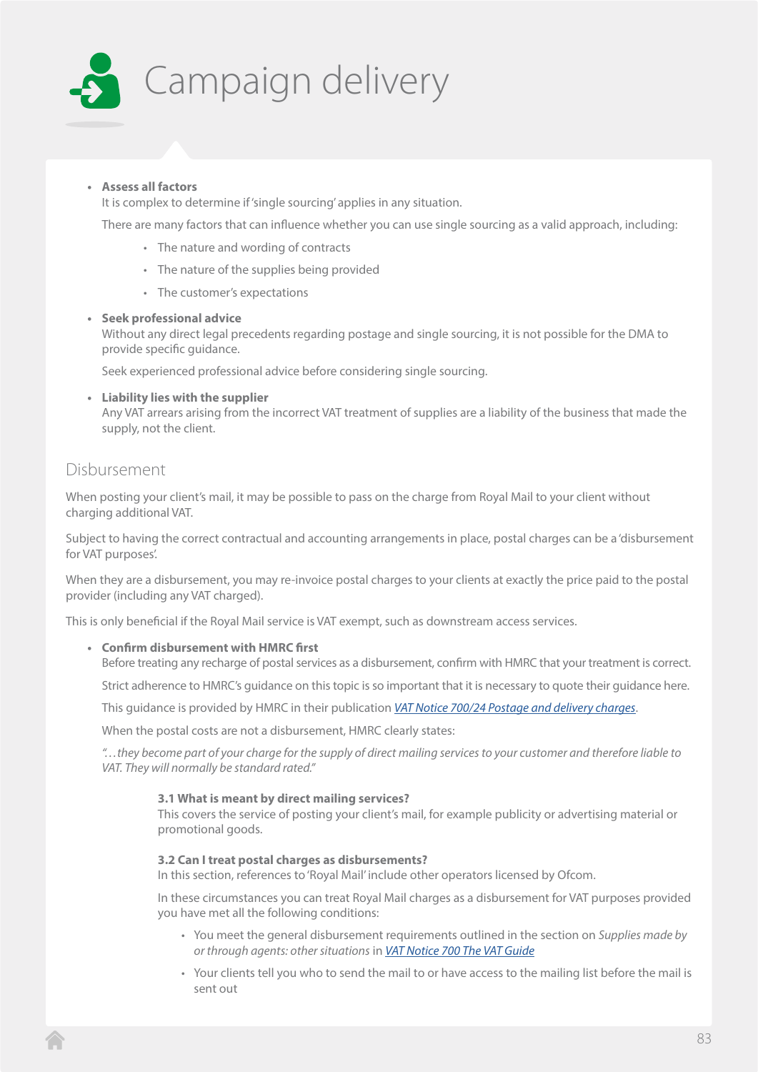# Campaign delivery

- **Assess all factors**
  It is complex to determine if 'single sourcing' applies in any situation.

  There are many factors that can influence whether you can use single sourcing as a valid approach, including:

  - The nature and wording of contracts
  - The nature of the supplies being provided
  - The customer's expectations

- **Seek professional advice**
  Without any direct legal precedents regarding postage and single sourcing, it is not possible for the DMA to provide specific guidance.

  Seek experienced professional advice before considering single sourcing.

- **Liability lies with the supplier**
  Any VAT arrears arising from the incorrect VAT treatment of supplies are a liability of the business that made the supply, not the client.

## Disbursement

When posting your client's mail, it may be possible to pass on the charge from Royal Mail to your client without charging additional VAT.

Subject to having the correct contractual and accounting arrangements in place, postal charges can be a 'disbursement for VAT purposes'.

When they are a disbursement, you may re-invoice postal charges to your clients at exactly the price paid to the postal provider (including any VAT charged).

This is only beneficial if the Royal Mail service is VAT exempt, such as downstream access services.

- **Confirm disbursement with HMRC first**
  Before treating any recharge of postal services as a disbursement, confirm with HMRC that your treatment is correct.

  Strict adherence to HMRC's guidance on this topic is so important that it is necessary to quote their guidance here.

  This guidance is provided by HMRC in their publication [VAT Notice 700/24 Postage and delivery charges](VAT Notice 700/24 Postage and delivery charges).

  When the postal costs are not a disbursement, HMRC clearly states:

  *"…they become part of your charge for the supply of direct mailing services to your customer and therefore liable to VAT. They will normally be standard rated."*

  > **3.1 What is meant by direct mailing services?**
  > This covers the service of posting your client's mail, for example publicity or advertising material or promotional goods.
  >
  > **3.2 Can I treat postal charges as disbursements?**
  > In this section, references to 'Royal Mail' include other operators licensed by Ofcom.
  >
  > In these circumstances you can treat Royal Mail charges as a disbursement for VAT purposes provided you have met all the following conditions:
  >
  > - You meet the general disbursement requirements outlined in the section on *Supplies made by or through agents: other situations* in VAT Notice 700 The VAT Guide
  > - Your clients tell you who to send the mail to or have access to the mailing list before the mail is sent out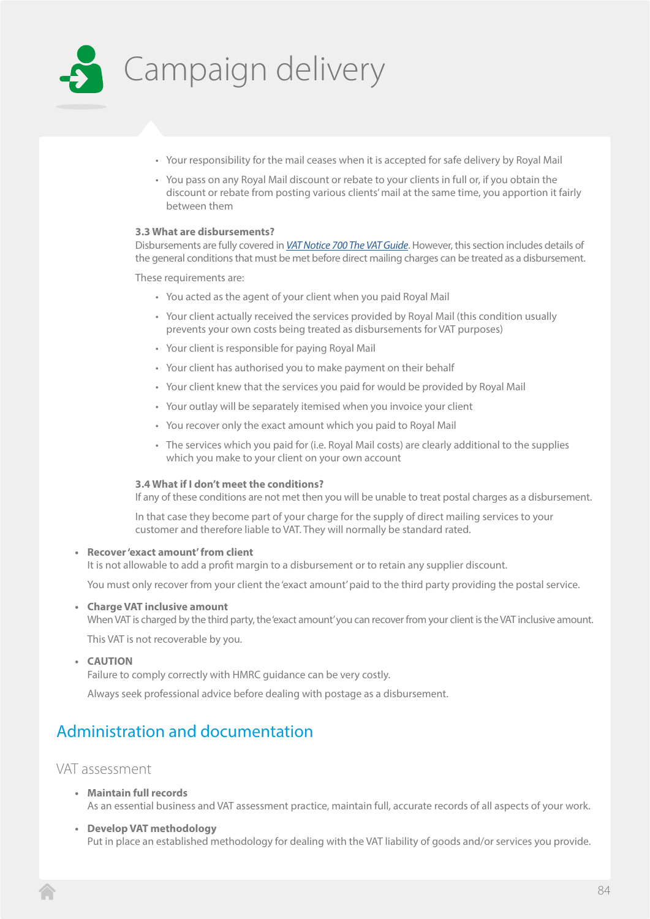# Campaign delivery

- Your responsibility for the mail ceases when it is accepted for safe delivery by Royal Mail
- You pass on any Royal Mail discount or rebate to your clients in full or, if you obtain the discount or rebate from posting various clients' mail at the same time, you apportion it fairly between them

**3.3 What are disbursements?**
Disbursements are fully covered in *VAT Notice 700 The VAT Guide*. However, this section includes details of the general conditions that must be met before direct mailing charges can be treated as a disbursement.

These requirements are:

- You acted as the agent of your client when you paid Royal Mail
- Your client actually received the services provided by Royal Mail (this condition usually prevents your own costs being treated as disbursements for VAT purposes)
- Your client is responsible for paying Royal Mail
- Your client has authorised you to make payment on their behalf
- Your client knew that the services you paid for would be provided by Royal Mail
- Your outlay will be separately itemised when you invoice your client
- You recover only the exact amount which you paid to Royal Mail
- The services which you paid for (i.e. Royal Mail costs) are clearly additional to the supplies which you make to your client on your own account

**3.4 What if I don't meet the conditions?**
If any of these conditions are not met then you will be unable to treat postal charges as a disbursement.

In that case they become part of your charge for the supply of direct mailing services to your customer and therefore liable to VAT. They will normally be standard rated.

- **Recover 'exact amount' from client**
  It is not allowable to add a profit margin to a disbursement or to retain any supplier discount.

  You must only recover from your client the 'exact amount' paid to the third party providing the postal service.

- **Charge VAT inclusive amount**
  When VAT is charged by the third party, the 'exact amount' you can recover from your client is the VAT inclusive amount.

  This VAT is not recoverable by you.

- **CAUTION**
  Failure to comply correctly with HMRC guidance can be very costly.

  Always seek professional advice before dealing with postage as a disbursement.

## Administration and documentation

### VAT assessment

- **Maintain full records**
  As an essential business and VAT assessment practice, maintain full, accurate records of all aspects of your work.

- **Develop VAT methodology**
  Put in place an established methodology for dealing with the VAT liability of goods and/or services you provide.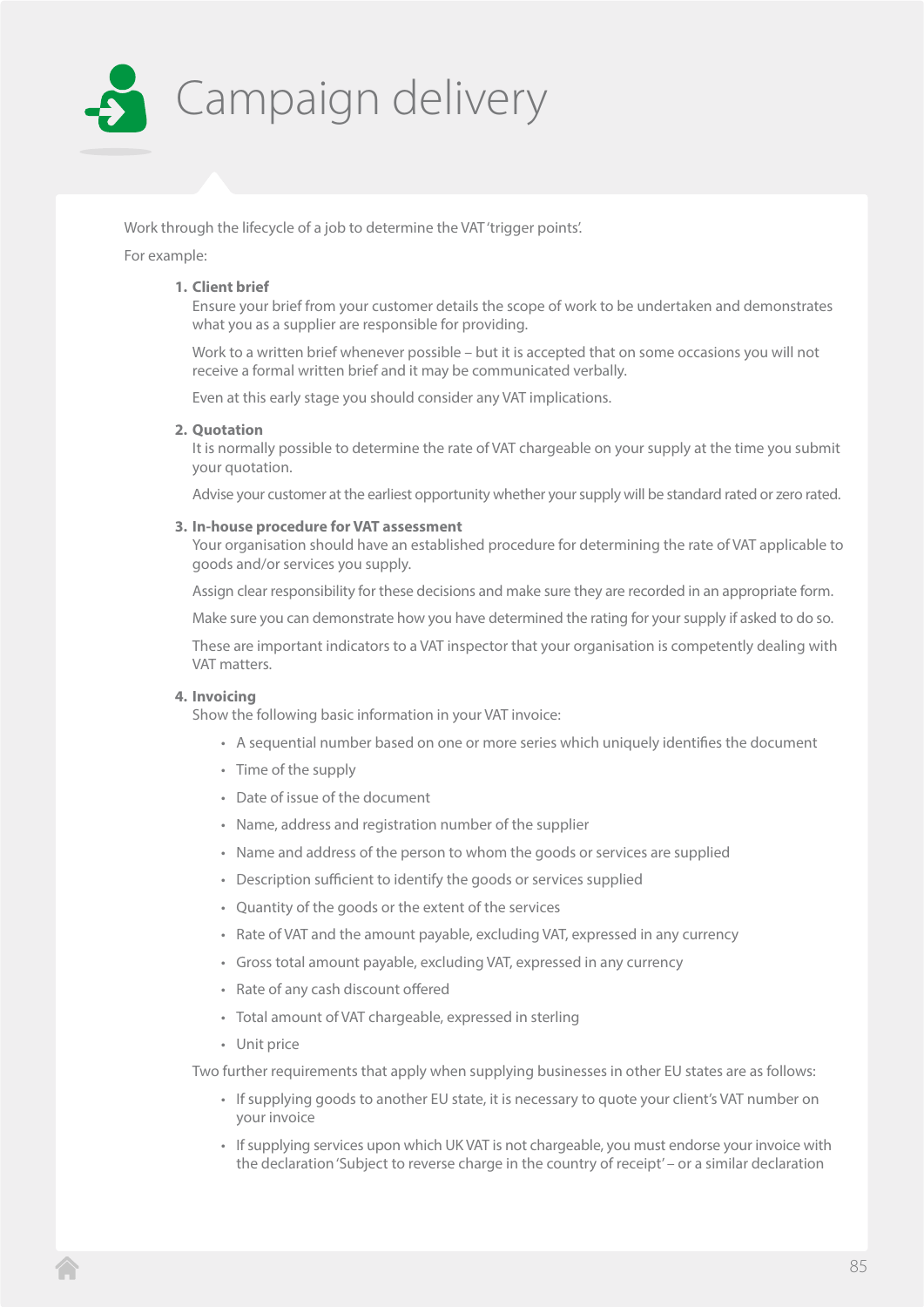# Campaign delivery

Work through the lifecycle of a job to determine the VAT 'trigger points'.

For example:

1. **Client brief**

   Ensure your brief from your customer details the scope of work to be undertaken and demonstrates what you as a supplier are responsible for providing.

   Work to a written brief whenever possible – but it is accepted that on some occasions you will not receive a formal written brief and it may be communicated verbally.

   Even at this early stage you should consider any VAT implications.

2. **Quotation**

   It is normally possible to determine the rate of VAT chargeable on your supply at the time you submit your quotation.

   Advise your customer at the earliest opportunity whether your supply will be standard rated or zero rated.

3. **In-house procedure for VAT assessment**

   Your organisation should have an established procedure for determining the rate of VAT applicable to goods and/or services you supply.

   Assign clear responsibility for these decisions and make sure they are recorded in an appropriate form.

   Make sure you can demonstrate how you have determined the rating for your supply if asked to do so.

   These are important indicators to a VAT inspector that your organisation is competently dealing with VAT matters.

4. **Invoicing**

   Show the following basic information in your VAT invoice:

   - A sequential number based on one or more series which uniquely identifies the document
   - Time of the supply
   - Date of issue of the document
   - Name, address and registration number of the supplier
   - Name and address of the person to whom the goods or services are supplied
   - Description sufficient to identify the goods or services supplied
   - Quantity of the goods or the extent of the services
   - Rate of VAT and the amount payable, excluding VAT, expressed in any currency
   - Gross total amount payable, excluding VAT, expressed in any currency
   - Rate of any cash discount offered
   - Total amount of VAT chargeable, expressed in sterling
   - Unit price

   Two further requirements that apply when supplying businesses in other EU states are as follows:

   - If supplying goods to another EU state, it is necessary to quote your client's VAT number on your invoice
   - If supplying services upon which UK VAT is not chargeable, you must endorse your invoice with the declaration 'Subject to reverse charge in the country of receipt' – or a similar declaration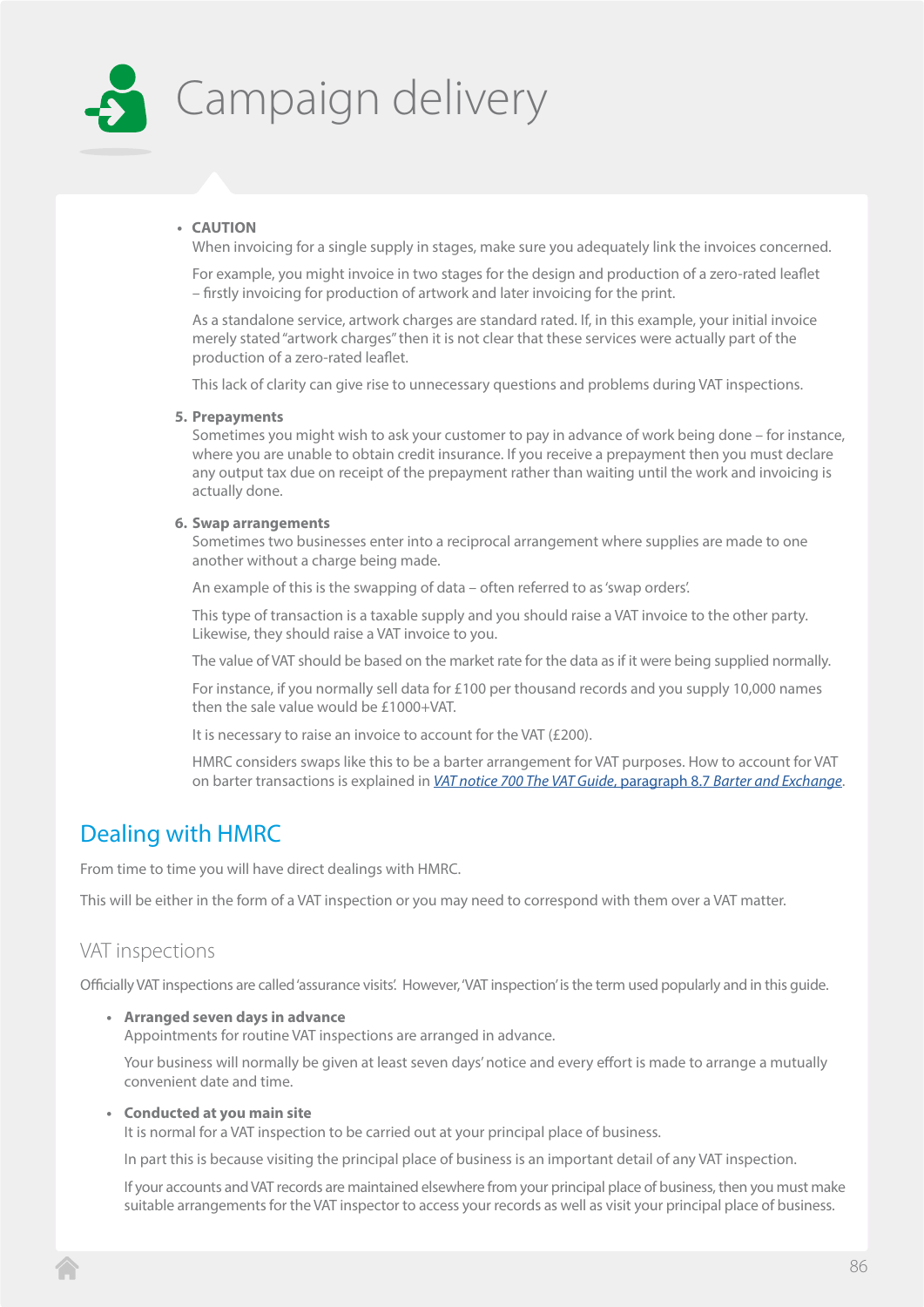# Campaign delivery

- **CAUTION**
  When invoicing for a single supply in stages, make sure you adequately link the invoices concerned.

  For example, you might invoice in two stages for the design and production of a zero-rated leaflet – firstly invoicing for production of artwork and later invoicing for the print.

  As a standalone service, artwork charges are standard rated. If, in this example, your initial invoice merely stated "artwork charges" then it is not clear that these services were actually part of the production of a zero-rated leaflet.

  This lack of clarity can give rise to unnecessary questions and problems during VAT inspections.

5. **Prepayments**
   Sometimes you might wish to ask your customer to pay in advance of work being done – for instance, where you are unable to obtain credit insurance. If you receive a prepayment then you must declare any output tax due on receipt of the prepayment rather than waiting until the work and invoicing is actually done.

6. **Swap arrangements**
   Sometimes two businesses enter into a reciprocal arrangement where supplies are made to one another without a charge being made.

   An example of this is the swapping of data – often referred to as 'swap orders'.

   This type of transaction is a taxable supply and you should raise a VAT invoice to the other party. Likewise, they should raise a VAT invoice to you.

   The value of VAT should be based on the market rate for the data as if it were being supplied normally.

   For instance, if you normally sell data for £100 per thousand records and you supply 10,000 names then the sale value would be £1000+VAT.

   It is necessary to raise an invoice to account for the VAT (£200).

   HMRC considers swaps like this to be a barter arrangement for VAT purposes. How to account for VAT on barter transactions is explained in *VAT notice 700 The VAT Guide*, paragraph 8.7 *Barter and Exchange*.

## Dealing with HMRC

From time to time you will have direct dealings with HMRC.

This will be either in the form of a VAT inspection or you may need to correspond with them over a VAT matter.

### VAT inspections

Officially VAT inspections are called 'assurance visits'. However, 'VAT inspection' is the term used popularly and in this guide.

- **Arranged seven days in advance**
  Appointments for routine VAT inspections are arranged in advance.

  Your business will normally be given at least seven days' notice and every effort is made to arrange a mutually convenient date and time.

- **Conducted at you main site**
  It is normal for a VAT inspection to be carried out at your principal place of business.

  In part this is because visiting the principal place of business is an important detail of any VAT inspection.

  If your accounts and VAT records are maintained elsewhere from your principal place of business, then you must make suitable arrangements for the VAT inspector to access your records as well as visit your principal place of business.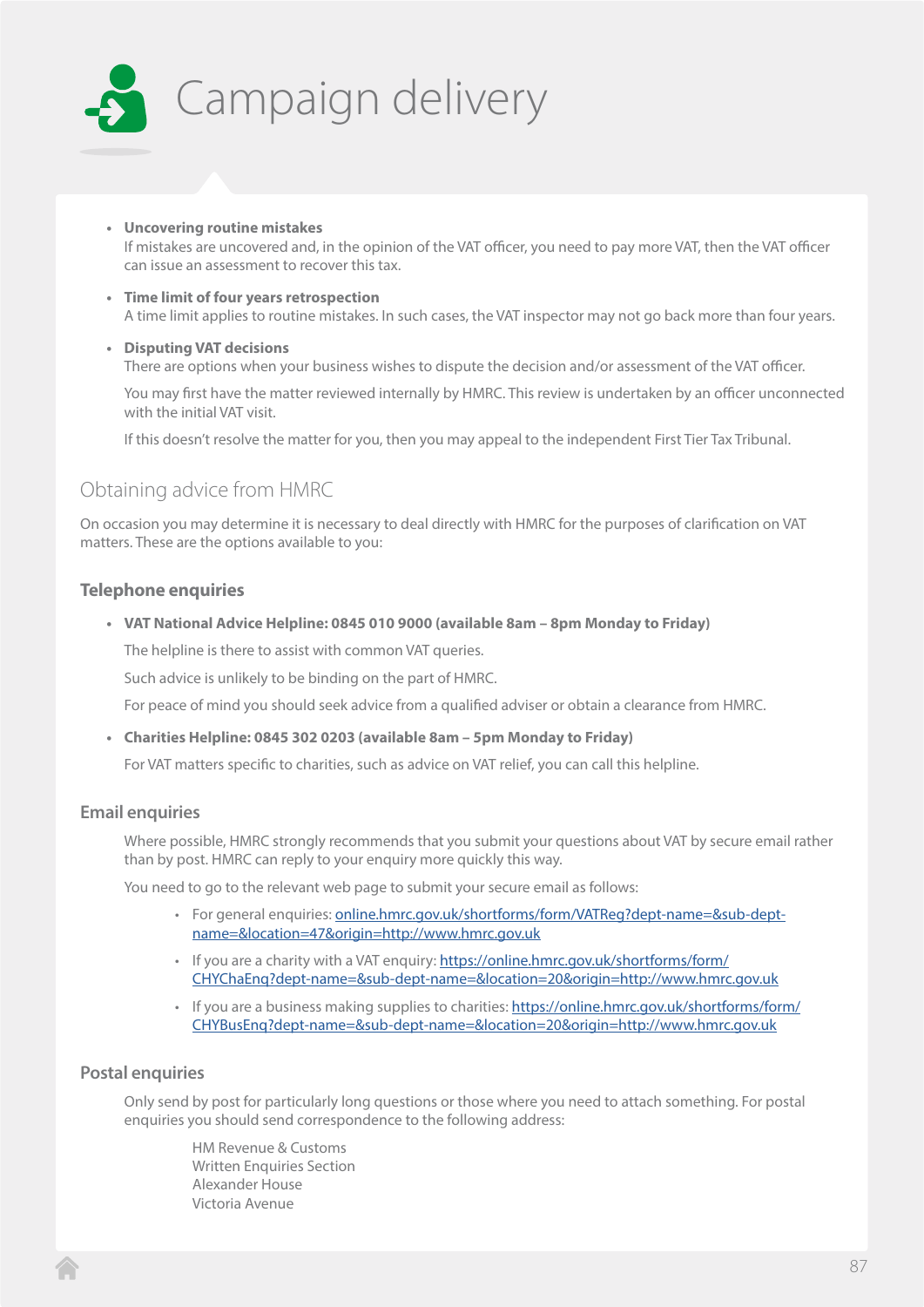# Campaign delivery

- **Uncovering routine mistakes**
  If mistakes are uncovered and, in the opinion of the VAT officer, you need to pay more VAT, then the VAT officer can issue an assessment to recover this tax.

- **Time limit of four years retrospection**
  A time limit applies to routine mistakes. In such cases, the VAT inspector may not go back more than four years.

- **Disputing VAT decisions**
  There are options when your business wishes to dispute the decision and/or assessment of the VAT officer.

  You may first have the matter reviewed internally by HMRC. This review is undertaken by an officer unconnected with the initial VAT visit.

  If this doesn't resolve the matter for you, then you may appeal to the independent First Tier Tax Tribunal.

## Obtaining advice from HMRC

On occasion you may determine it is necessary to deal directly with HMRC for the purposes of clarification on VAT matters. These are the options available to you:

### Telephone enquiries

- **VAT National Advice Helpline: 0845 010 9000 (available 8am – 8pm Monday to Friday)**

  The helpline is there to assist with common VAT queries.

  Such advice is unlikely to be binding on the part of HMRC.

  For peace of mind you should seek advice from a qualified adviser or obtain a clearance from HMRC.

- **Charities Helpline: 0845 302 0203 (available 8am – 5pm Monday to Friday)**

  For VAT matters specific to charities, such as advice on VAT relief, you can call this helpline.

### Email enquiries

Where possible, HMRC strongly recommends that you submit your questions about VAT by secure email rather than by post. HMRC can reply to your enquiry more quickly this way.

You need to go to the relevant web page to submit your secure email as follows:

- For general enquiries: online.hmrc.gov.uk/shortforms/form/VATReg?dept-name=&sub-dept-name=&location=47&origin=http://www.hmrc.gov.uk
- If you are a charity with a VAT enquiry: https://online.hmrc.gov.uk/shortforms/form/CHYChaEnq?dept-name=&sub-dept-name=&location=20&origin=http://www.hmrc.gov.uk
- If you are a business making supplies to charities: https://online.hmrc.gov.uk/shortforms/form/CHYBusEnq?dept-name=&sub-dept-name=&location=20&origin=http://www.hmrc.gov.uk

### Postal enquiries

Only send by post for particularly long questions or those where you need to attach something. For postal enquiries you should send correspondence to the following address:

HM Revenue & Customs
Written Enquiries Section
Alexander House
Victoria Avenue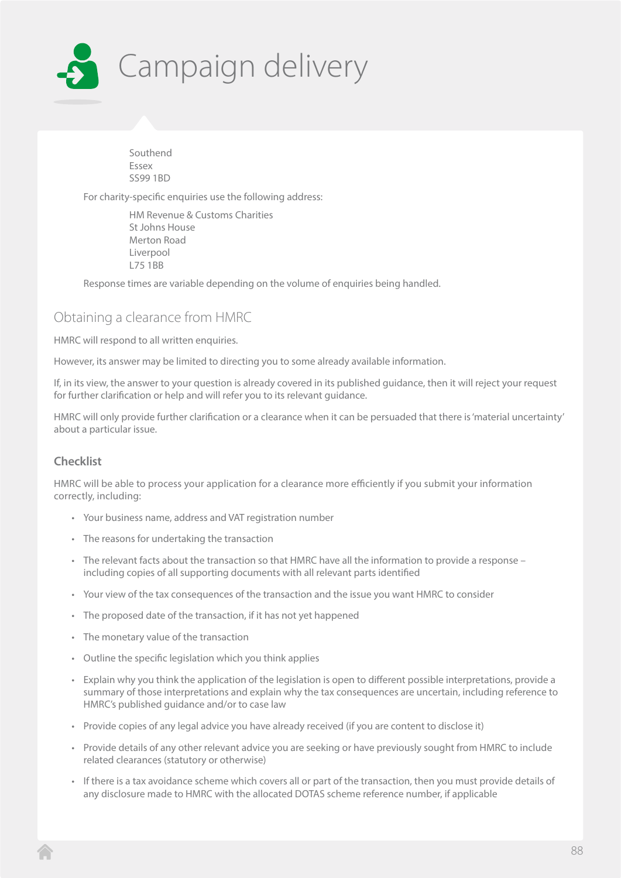# Campaign delivery

Southend
Essex
SS99 1BD

For charity-specific enquiries use the following address:

HM Revenue & Customs Charities
St Johns House
Merton Road
Liverpool
L75 1BB

Response times are variable depending on the volume of enquiries being handled.

## Obtaining a clearance from HMRC

HMRC will respond to all written enquiries.

However, its answer may be limited to directing you to some already available information.

If, in its view, the answer to your question is already covered in its published guidance, then it will reject your request for further clarification or help and will refer you to its relevant guidance.

HMRC will only provide further clarification or a clearance when it can be persuaded that there is 'material uncertainty' about a particular issue.

### Checklist

HMRC will be able to process your application for a clearance more efficiently if you submit your information correctly, including:

- Your business name, address and VAT registration number
- The reasons for undertaking the transaction
- The relevant facts about the transaction so that HMRC have all the information to provide a response – including copies of all supporting documents with all relevant parts identified
- Your view of the tax consequences of the transaction and the issue you want HMRC to consider
- The proposed date of the transaction, if it has not yet happened
- The monetary value of the transaction
- Outline the specific legislation which you think applies
- Explain why you think the application of the legislation is open to different possible interpretations, provide a summary of those interpretations and explain why the tax consequences are uncertain, including reference to HMRC's published guidance and/or to case law
- Provide copies of any legal advice you have already received (if you are content to disclose it)
- Provide details of any other relevant advice you are seeking or have previously sought from HMRC to include related clearances (statutory or otherwise)
- If there is a tax avoidance scheme which covers all or part of the transaction, then you must provide details of any disclosure made to HMRC with the allocated DOTAS scheme reference number, if applicable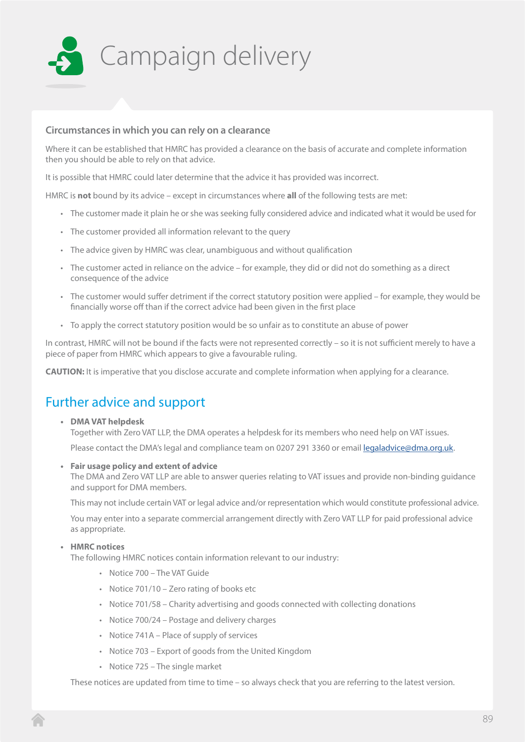# Campaign delivery

### Circumstances in which you can rely on a clearance

Where it can be established that HMRC has provided a clearance on the basis of accurate and complete information then you should be able to rely on that advice.

It is possible that HMRC could later determine that the advice it has provided was incorrect.

HMRC is **not** bound by its advice – except in circumstances where **all** of the following tests are met:

- The customer made it plain he or she was seeking fully considered advice and indicated what it would be used for
- The customer provided all information relevant to the query
- The advice given by HMRC was clear, unambiguous and without qualification
- The customer acted in reliance on the advice – for example, they did or did not do something as a direct consequence of the advice
- The customer would suffer detriment if the correct statutory position were applied – for example, they would be financially worse off than if the correct advice had been given in the first place
- To apply the correct statutory position would be so unfair as to constitute an abuse of power

In contrast, HMRC will not be bound if the facts were not represented correctly – so it is not sufficient merely to have a piece of paper from HMRC which appears to give a favourable ruling.

**CAUTION:** It is imperative that you disclose accurate and complete information when applying for a clearance.

## Further advice and support

- **DMA VAT helpdesk**
  Together with Zero VAT LLP, the DMA operates a helpdesk for its members who need help on VAT issues.

  Please contact the DMA's legal and compliance team on 0207 291 3360 or email legaladvice@dma.org.uk.

- **Fair usage policy and extent of advice**
  The DMA and Zero VAT LLP are able to answer queries relating to VAT issues and provide non-binding guidance and support for DMA members.

  This may not include certain VAT or legal advice and/or representation which would constitute professional advice.

  You may enter into a separate commercial arrangement directly with Zero VAT LLP for paid professional advice as appropriate.

- **HMRC notices**
  The following HMRC notices contain information relevant to our industry:

  - Notice 700 – The VAT Guide
  - Notice 701/10 – Zero rating of books etc
  - Notice 701/58 – Charity advertising and goods connected with collecting donations
  - Notice 700/24 – Postage and delivery charges
  - Notice 741A – Place of supply of services
  - Notice 703 – Export of goods from the United Kingdom
  - Notice 725 – The single market

  These notices are updated from time to time – so always check that you are referring to the latest version.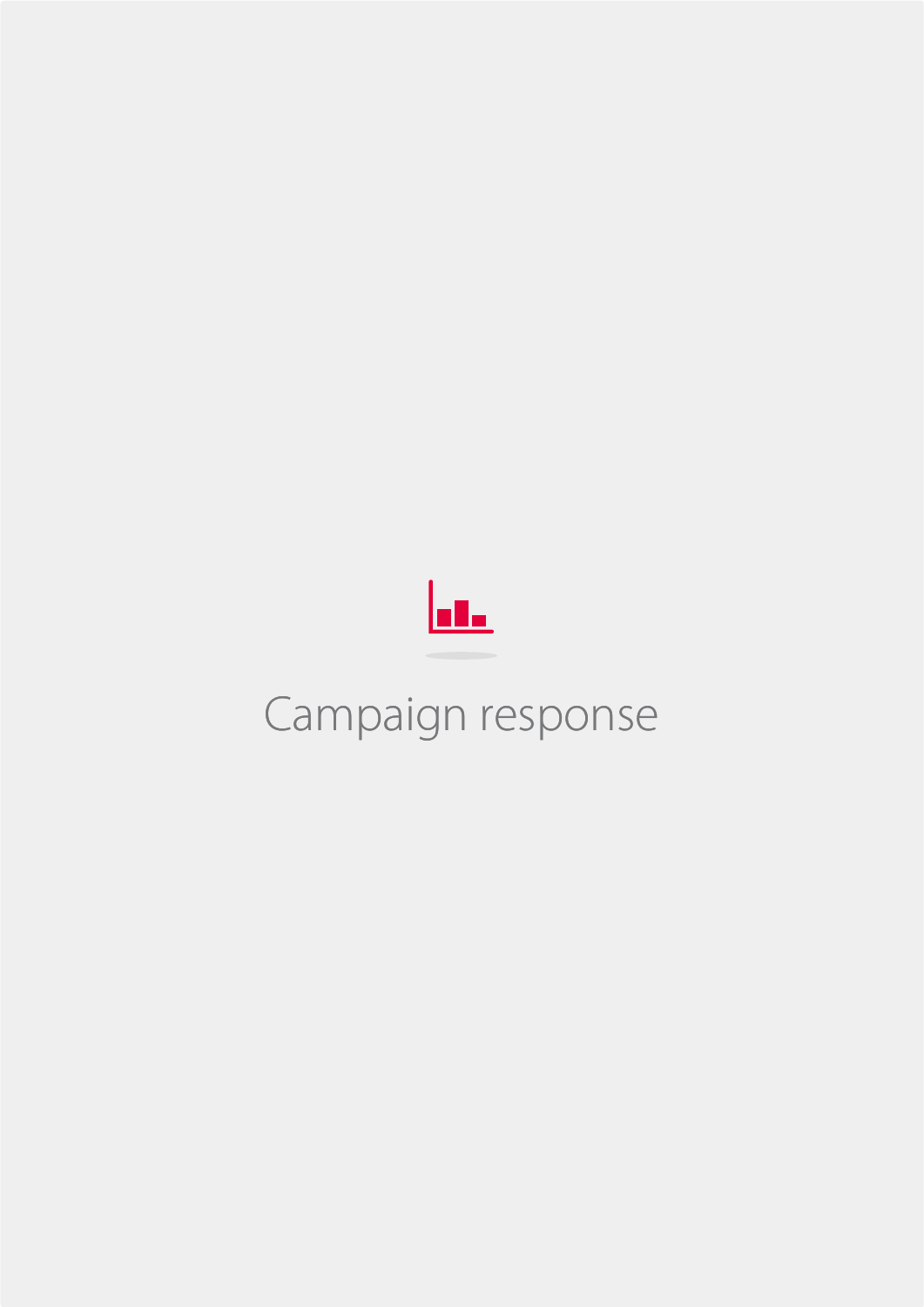# Campaign response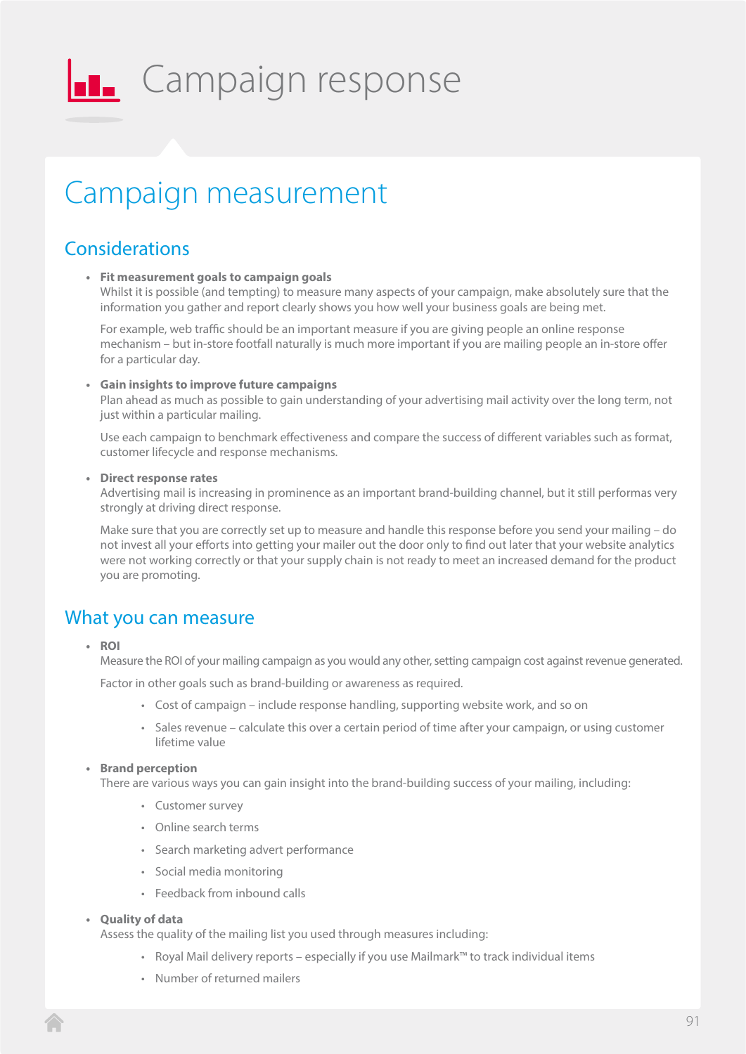# Campaign response

## Campaign measurement

### Considerations

- **Fit measurement goals to campaign goals**
  Whilst it is possible (and tempting) to measure many aspects of your campaign, make absolutely sure that the information you gather and report clearly shows you how well your business goals are being met.

  For example, web traffic should be an important measure if you are giving people an online response mechanism – but in-store footfall naturally is much more important if you are mailing people an in-store offer for a particular day.

- **Gain insights to improve future campaigns**
  Plan ahead as much as possible to gain understanding of your advertising mail activity over the long term, not just within a particular mailing.

  Use each campaign to benchmark effectiveness and compare the success of different variables such as format, customer lifecycle and response mechanisms.

- **Direct response rates**
  Advertising mail is increasing in prominence as an important brand-building channel, but it still performas very strongly at driving direct response.

  Make sure that you are correctly set up to measure and handle this response before you send your mailing – do not invest all your efforts into getting your mailer out the door only to find out later that your website analytics were not working correctly or that your supply chain is not ready to meet an increased demand for the product you are promoting.

### What you can measure

- **ROI**
  Measure the ROI of your mailing campaign as you would any other, setting campaign cost against revenue generated.

  Factor in other goals such as brand-building or awareness as required.

  - Cost of campaign – include response handling, supporting website work, and so on
  - Sales revenue – calculate this over a certain period of time after your campaign, or using customer lifetime value

- **Brand perception**
  There are various ways you can gain insight into the brand-building success of your mailing, including:

  - Customer survey
  - Online search terms
  - Search marketing advert performance
  - Social media monitoring
  - Feedback from inbound calls

- **Quality of data**
  Assess the quality of the mailing list you used through measures including:

  - Royal Mail delivery reports – especially if you use Mailmark™ to track individual items
  - Number of returned mailers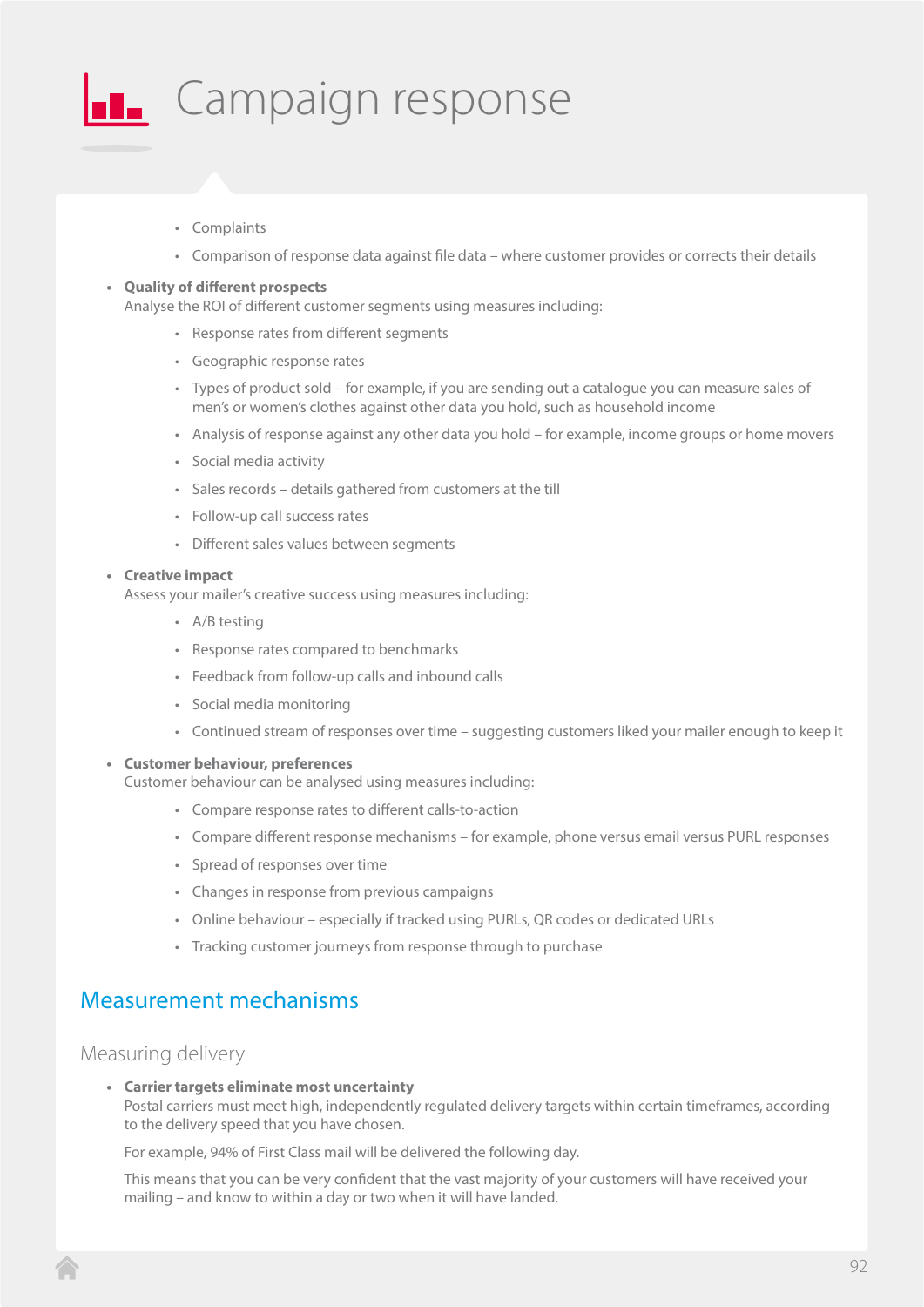# Campaign response

    - Complaints
    - Comparison of response data against file data – where customer provides or corrects their details

- **Quality of different prospects**
  Analyse the ROI of different customer segments using measures including:
    - Response rates from different segments
    - Geographic response rates
    - Types of product sold – for example, if you are sending out a catalogue you can measure sales of men's or women's clothes against other data you hold, such as household income
    - Analysis of response against any other data you hold – for example, income groups or home movers
    - Social media activity
    - Sales records – details gathered from customers at the till
    - Follow-up call success rates
    - Different sales values between segments

- **Creative impact**
  Assess your mailer's creative success using measures including:
    - A/B testing
    - Response rates compared to benchmarks
    - Feedback from follow-up calls and inbound calls
    - Social media monitoring
    - Continued stream of responses over time – suggesting customers liked your mailer enough to keep it

- **Customer behaviour, preferences**
  Customer behaviour can be analysed using measures including:
    - Compare response rates to different calls-to-action
    - Compare different response mechanisms – for example, phone versus email versus PURL responses
    - Spread of responses over time
    - Changes in response from previous campaigns
    - Online behaviour – especially if tracked using PURLs, QR codes or dedicated URLs
    - Tracking customer journeys from response through to purchase

## Measurement mechanisms

### Measuring delivery

- **Carrier targets eliminate most uncertainty**
  Postal carriers must meet high, independently regulated delivery targets within certain timeframes, according to the delivery speed that you have chosen.

  For example, 94% of First Class mail will be delivered the following day.

  This means that you can be very confident that the vast majority of your customers will have received your mailing – and know to within a day or two when it will have landed.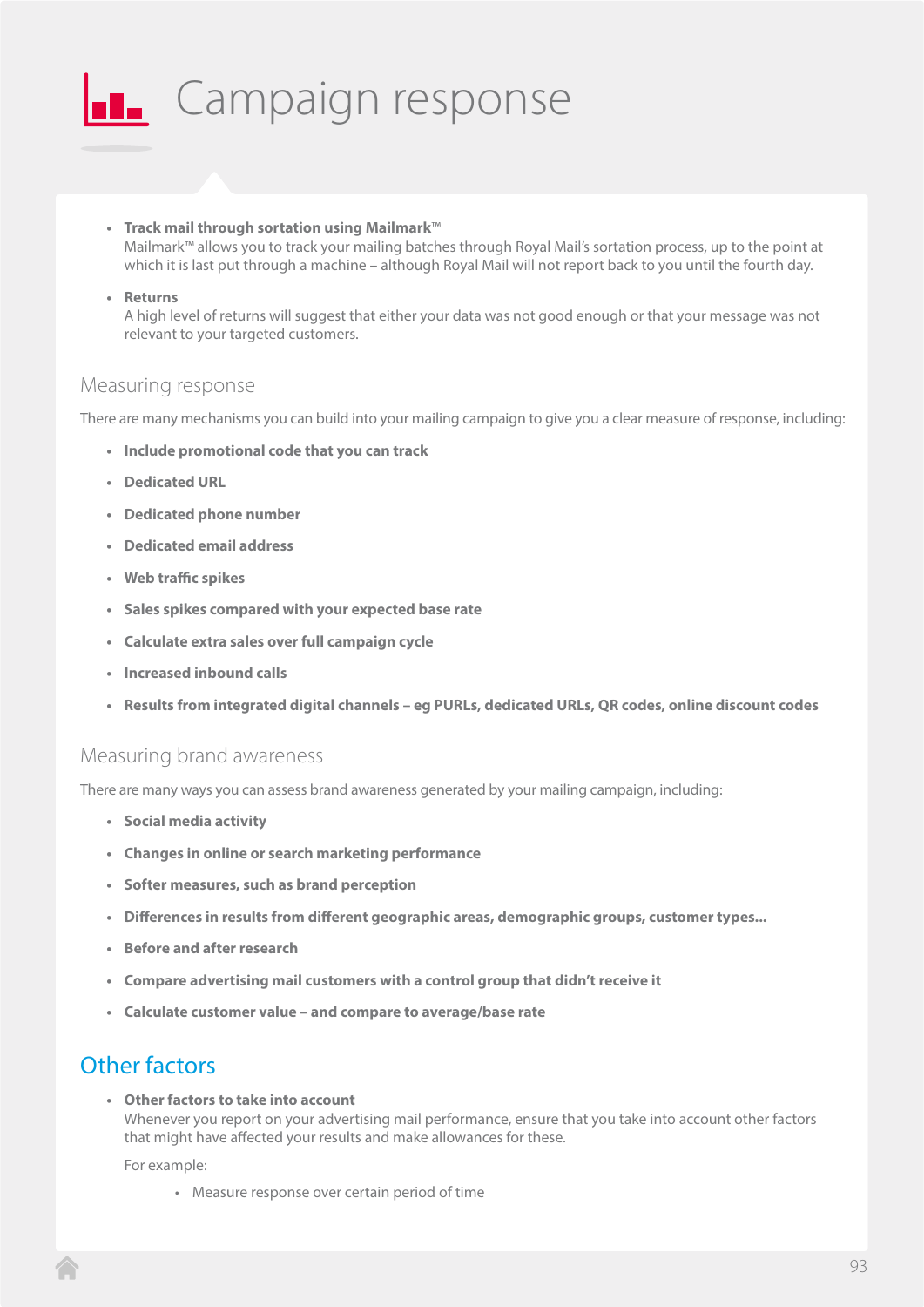# Campaign response

- **Track mail through sortation using Mailmark™**
  Mailmark™ allows you to track your mailing batches through Royal Mail's sortation process, up to the point at which it is last put through a machine – although Royal Mail will not report back to you until the fourth day.

- **Returns**
  A high level of returns will suggest that either your data was not good enough or that your message was not relevant to your targeted customers.

## Measuring response

There are many mechanisms you can build into your mailing campaign to give you a clear measure of response, including:

- **Include promotional code that you can track**
- **Dedicated URL**
- **Dedicated phone number**
- **Dedicated email address**
- **Web traffic spikes**
- **Sales spikes compared with your expected base rate**
- **Calculate extra sales over full campaign cycle**
- **Increased inbound calls**
- **Results from integrated digital channels – eg PURLs, dedicated URLs, QR codes, online discount codes**

## Measuring brand awareness

There are many ways you can assess brand awareness generated by your mailing campaign, including:

- **Social media activity**
- **Changes in online or search marketing performance**
- **Softer measures, such as brand perception**
- **Differences in results from different geographic areas, demographic groups, customer types...**
- **Before and after research**
- **Compare advertising mail customers with a control group that didn't receive it**
- **Calculate customer value – and compare to average/base rate**

## Other factors

- **Other factors to take into account**
  Whenever you report on your advertising mail performance, ensure that you take into account other factors that might have affected your results and make allowances for these.

  For example:

  - Measure response over certain period of time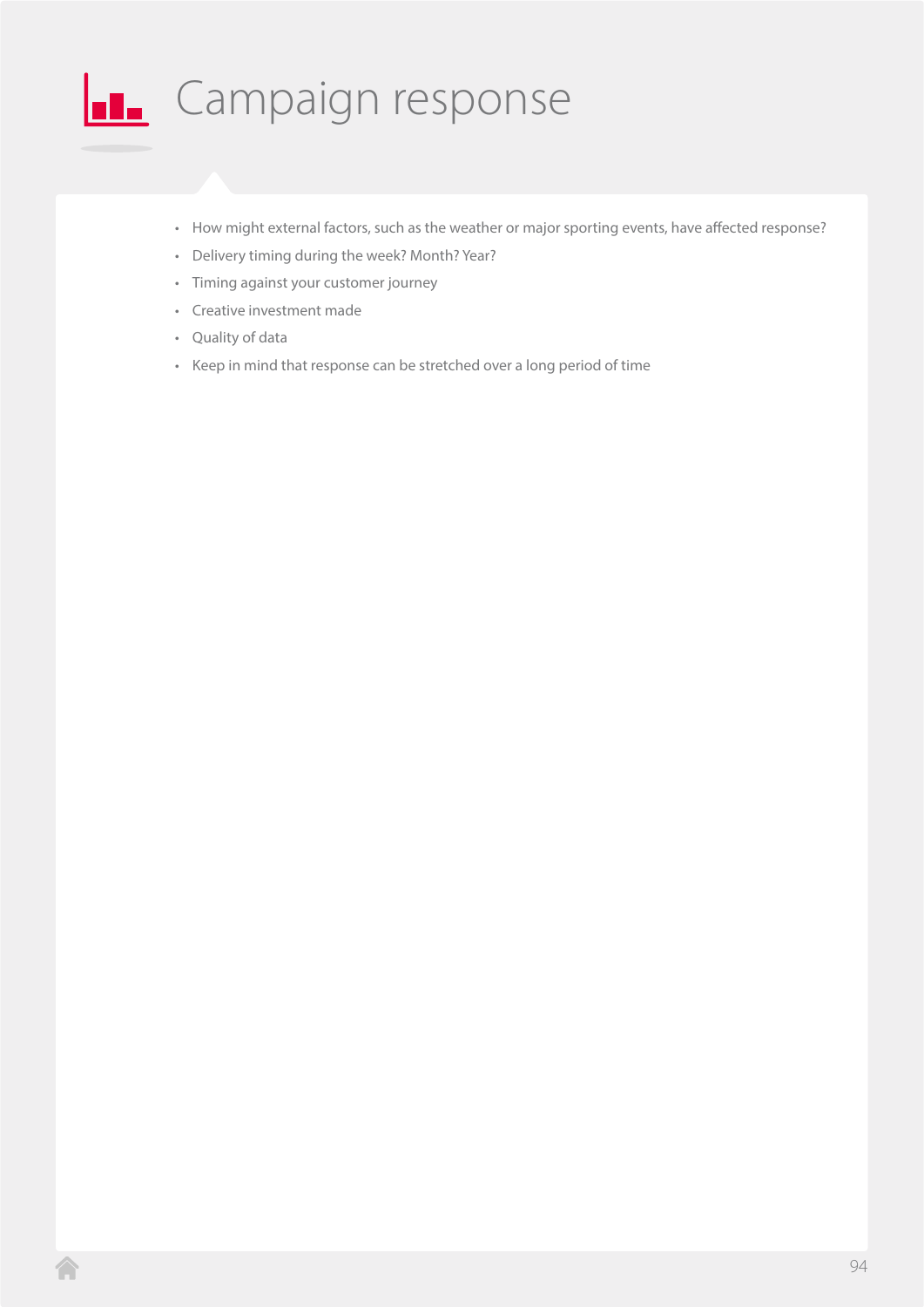# Campaign response

- How might external factors, such as the weather or major sporting events, have affected response?
- Delivery timing during the week? Month? Year?
- Timing against your customer journey
- Creative investment made
- Quality of data
- Keep in mind that response can be stretched over a long period of time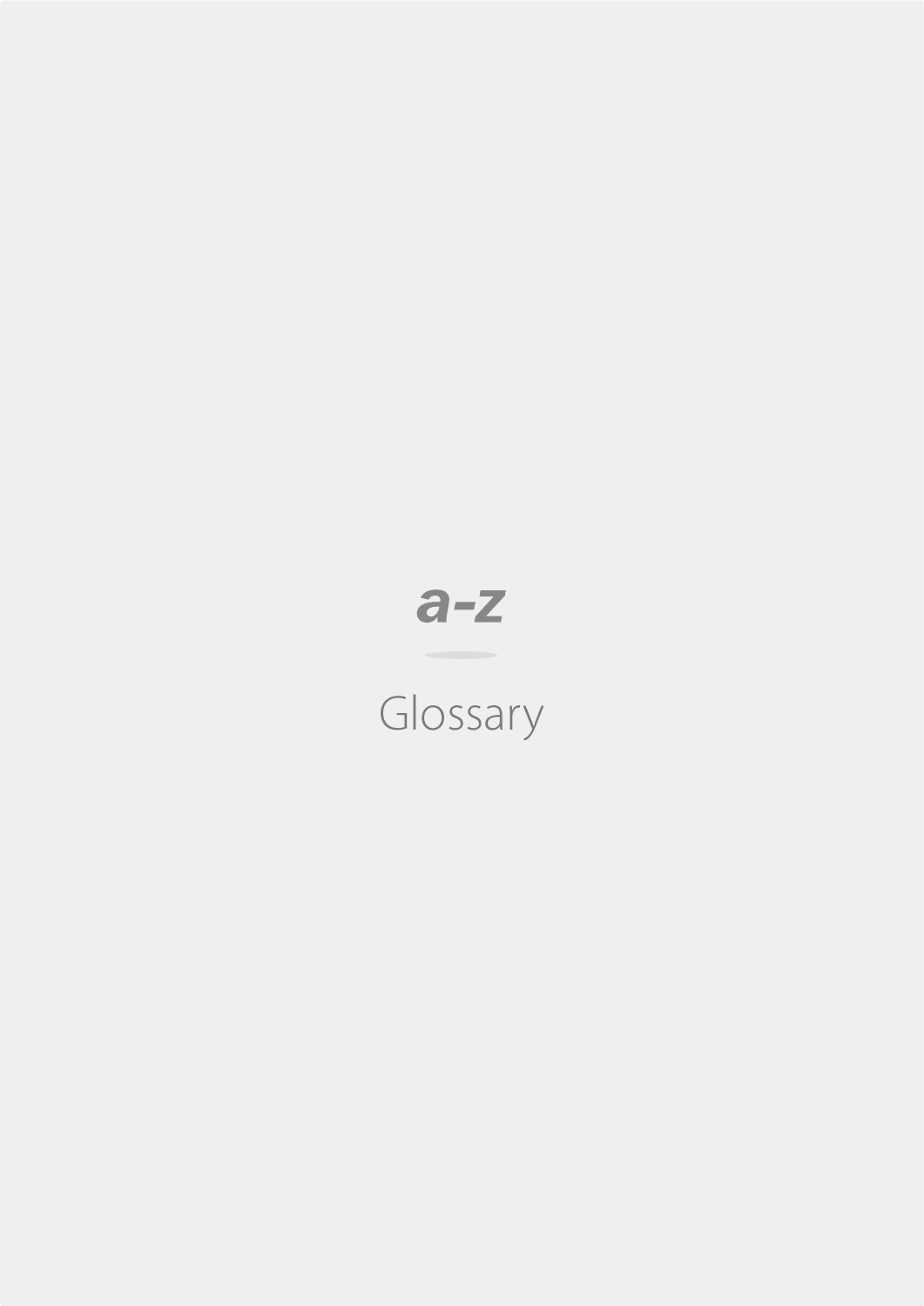# a-z

## Glossary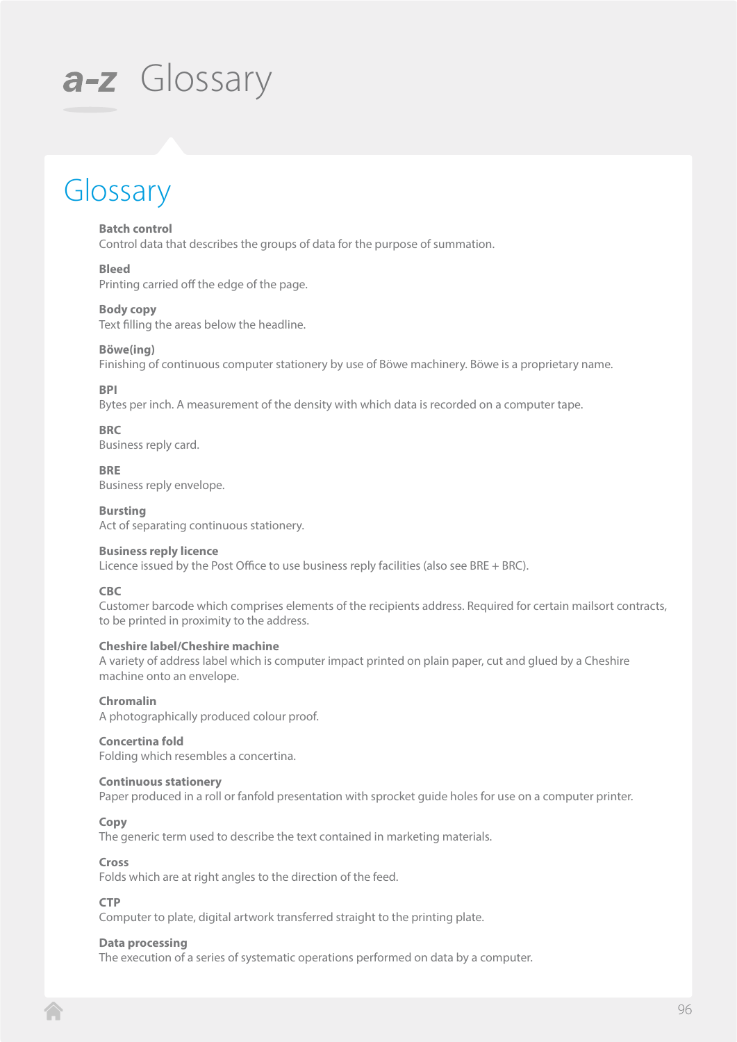# a-z Glossary

## Glossary

**Batch control**
Control data that describes the groups of data for the purpose of summation.

**Bleed**
Printing carried off the edge of the page.

**Body copy**
Text filling the areas below the headline.

**Böwe(ing)**
Finishing of continuous computer stationery by use of Böwe machinery. Böwe is a proprietary name.

**BPI**
Bytes per inch. A measurement of the density with which data is recorded on a computer tape.

**BRC**
Business reply card.

**BRE**
Business reply envelope.

**Bursting**
Act of separating continuous stationery.

**Business reply licence**
Licence issued by the Post Office to use business reply facilities (also see BRE + BRC).

**CBC**
Customer barcode which comprises elements of the recipients address. Required for certain mailsort contracts, to be printed in proximity to the address.

**Cheshire label/Cheshire machine**
A variety of address label which is computer impact printed on plain paper, cut and glued by a Cheshire machine onto an envelope.

**Chromalin**
A photographically produced colour proof.

**Concertina fold**
Folding which resembles a concertina.

**Continuous stationery**
Paper produced in a roll or fanfold presentation with sprocket guide holes for use on a computer printer.

**Copy**
The generic term used to describe the text contained in marketing materials.

**Cross**
Folds which are at right angles to the direction of the feed.

**CTP**
Computer to plate, digital artwork transferred straight to the printing plate.

**Data processing**
The execution of a series of systematic operations performed on data by a computer.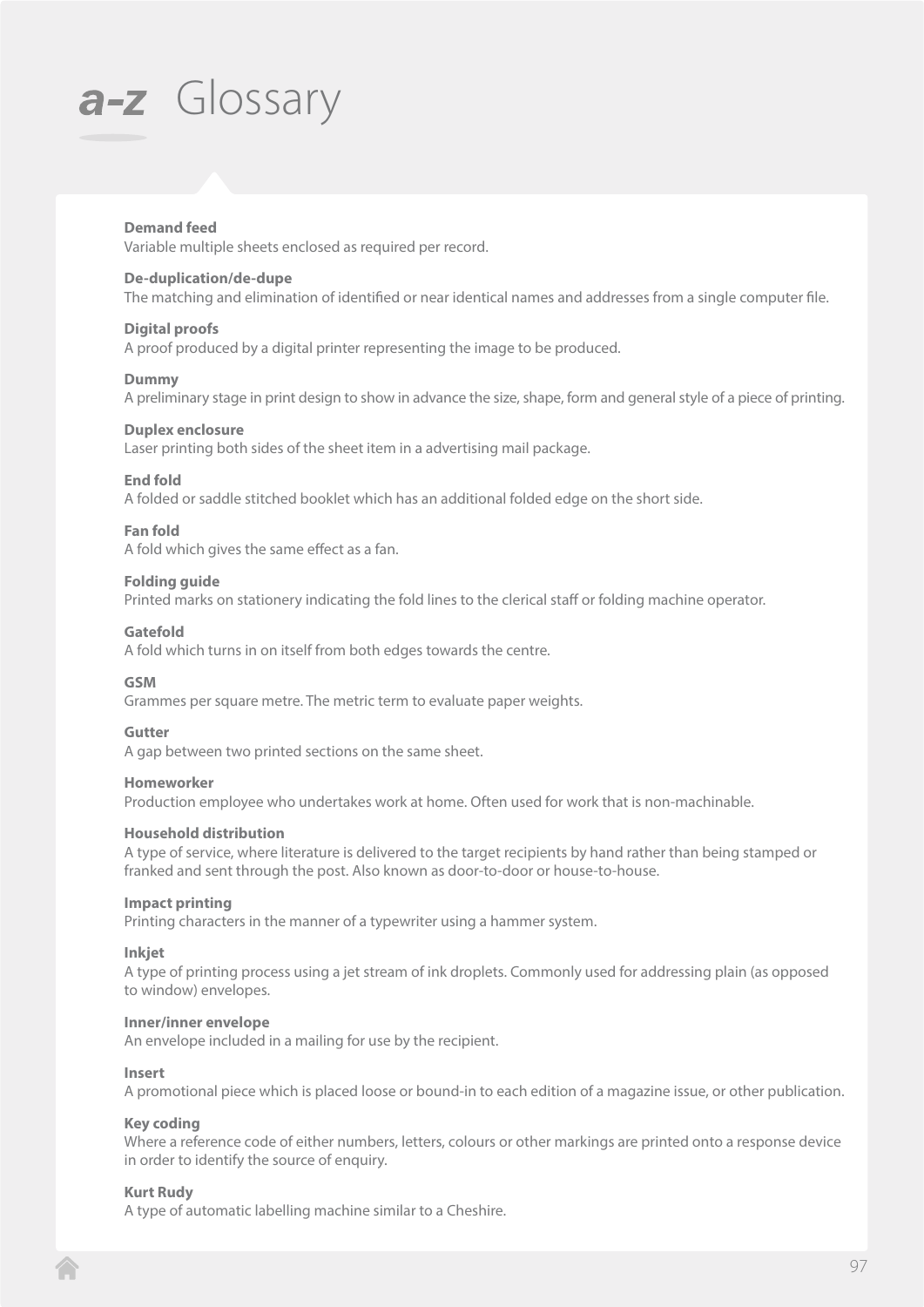# a-z Glossary

**Demand feed**
Variable multiple sheets enclosed as required per record.

**De-duplication/de-dupe**
The matching and elimination of identified or near identical names and addresses from a single computer file.

**Digital proofs**
A proof produced by a digital printer representing the image to be produced.

**Dummy**
A preliminary stage in print design to show in advance the size, shape, form and general style of a piece of printing.

**Duplex enclosure**
Laser printing both sides of the sheet item in a advertising mail package.

**End fold**
A folded or saddle stitched booklet which has an additional folded edge on the short side.

**Fan fold**
A fold which gives the same effect as a fan.

**Folding guide**
Printed marks on stationery indicating the fold lines to the clerical staff or folding machine operator.

**Gatefold**
A fold which turns in on itself from both edges towards the centre.

**GSM**
Grammes per square metre. The metric term to evaluate paper weights.

**Gutter**
A gap between two printed sections on the same sheet.

**Homeworker**
Production employee who undertakes work at home. Often used for work that is non-machinable.

**Household distribution**
A type of service, where literature is delivered to the target recipients by hand rather than being stamped or franked and sent through the post. Also known as door-to-door or house-to-house.

**Impact printing**
Printing characters in the manner of a typewriter using a hammer system.

**Inkjet**
A type of printing process using a jet stream of ink droplets. Commonly used for addressing plain (as opposed to window) envelopes.

**Inner/inner envelope**
An envelope included in a mailing for use by the recipient.

**Insert**
A promotional piece which is placed loose or bound-in to each edition of a magazine issue, or other publication.

**Key coding**
Where a reference code of either numbers, letters, colours or other markings are printed onto a response device in order to identify the source of enquiry.

**Kurt Rudy**
A type of automatic labelling machine similar to a Cheshire.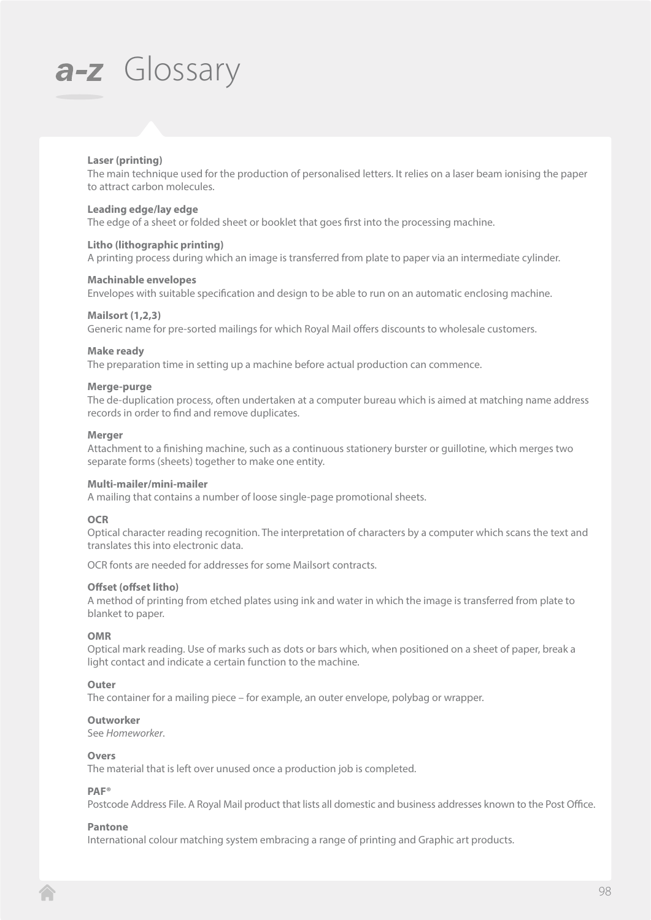# a-z Glossary

**Laser (printing)**
The main technique used for the production of personalised letters. It relies on a laser beam ionising the paper to attract carbon molecules.

**Leading edge/lay edge**
The edge of a sheet or folded sheet or booklet that goes first into the processing machine.

**Litho (lithographic printing)**
A printing process during which an image is transferred from plate to paper via an intermediate cylinder.

**Machinable envelopes**
Envelopes with suitable specification and design to be able to run on an automatic enclosing machine.

**Mailsort (1,2,3)**
Generic name for pre-sorted mailings for which Royal Mail offers discounts to wholesale customers.

**Make ready**
The preparation time in setting up a machine before actual production can commence.

**Merge-purge**
The de-duplication process, often undertaken at a computer bureau which is aimed at matching name address records in order to find and remove duplicates.

**Merger**
Attachment to a finishing machine, such as a continuous stationery burster or guillotine, which merges two separate forms (sheets) together to make one entity.

**Multi-mailer/mini-mailer**
A mailing that contains a number of loose single-page promotional sheets.

**OCR**
Optical character reading recognition. The interpretation of characters by a computer which scans the text and translates this into electronic data.

OCR fonts are needed for addresses for some Mailsort contracts.

**Offset (offset litho)**
A method of printing from etched plates using ink and water in which the image is transferred from plate to blanket to paper.

**OMR**
Optical mark reading. Use of marks such as dots or bars which, when positioned on a sheet of paper, break a light contact and indicate a certain function to the machine.

**Outer**
The container for a mailing piece – for example, an outer envelope, polybag or wrapper.

**Outworker**
See *Homeworker*.

**Overs**
The material that is left over unused once a production job is completed.

**PAF®**
Postcode Address File. A Royal Mail product that lists all domestic and business addresses known to the Post Office.

**Pantone**
International colour matching system embracing a range of printing and Graphic art products.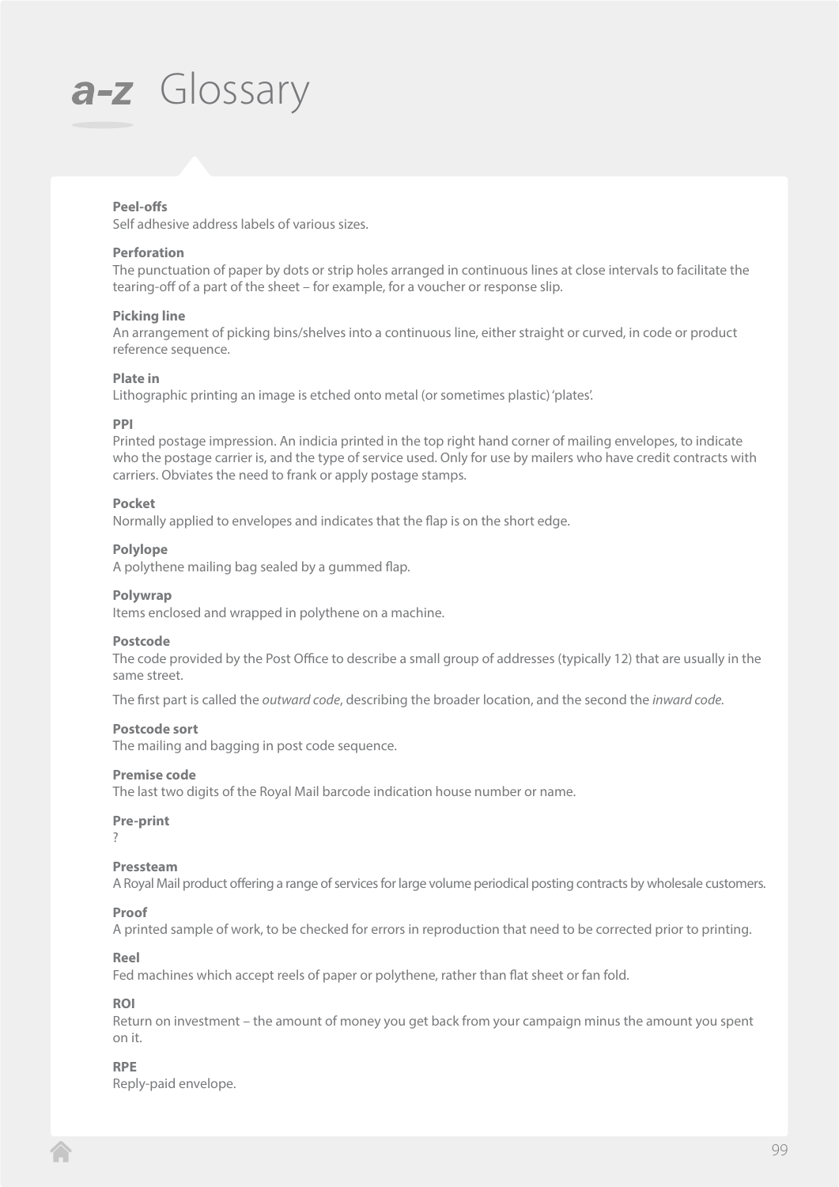# a-z Glossary

**Peel-offs**
Self adhesive address labels of various sizes.

**Perforation**
The punctuation of paper by dots or strip holes arranged in continuous lines at close intervals to facilitate the tearing-off of a part of the sheet – for example, for a voucher or response slip.

**Picking line**
An arrangement of picking bins/shelves into a continuous line, either straight or curved, in code or product reference sequence.

**Plate in**
Lithographic printing an image is etched onto metal (or sometimes plastic) 'plates'.

**PPI**
Printed postage impression. An indicia printed in the top right hand corner of mailing envelopes, to indicate who the postage carrier is, and the type of service used. Only for use by mailers who have credit contracts with carriers. Obviates the need to frank or apply postage stamps.

**Pocket**
Normally applied to envelopes and indicates that the flap is on the short edge.

**Polylope**
A polythene mailing bag sealed by a gummed flap.

**Polywrap**
Items enclosed and wrapped in polythene on a machine.

**Postcode**
The code provided by the Post Office to describe a small group of addresses (typically 12) that are usually in the same street.

The first part is called the *outward code*, describing the broader location, and the second the *inward code.*

**Postcode sort**
The mailing and bagging in post code sequence.

**Premise code**
The last two digits of the Royal Mail barcode indication house number or name.

**Pre-print**
?

**Pressteam**
A Royal Mail product offering a range of services for large volume periodical posting contracts by wholesale customers.

**Proof**
A printed sample of work, to be checked for errors in reproduction that need to be corrected prior to printing.

**Reel**
Fed machines which accept reels of paper or polythene, rather than flat sheet or fan fold.

**ROI**
Return on investment – the amount of money you get back from your campaign minus the amount you spent on it.

**RPE**
Reply-paid envelope.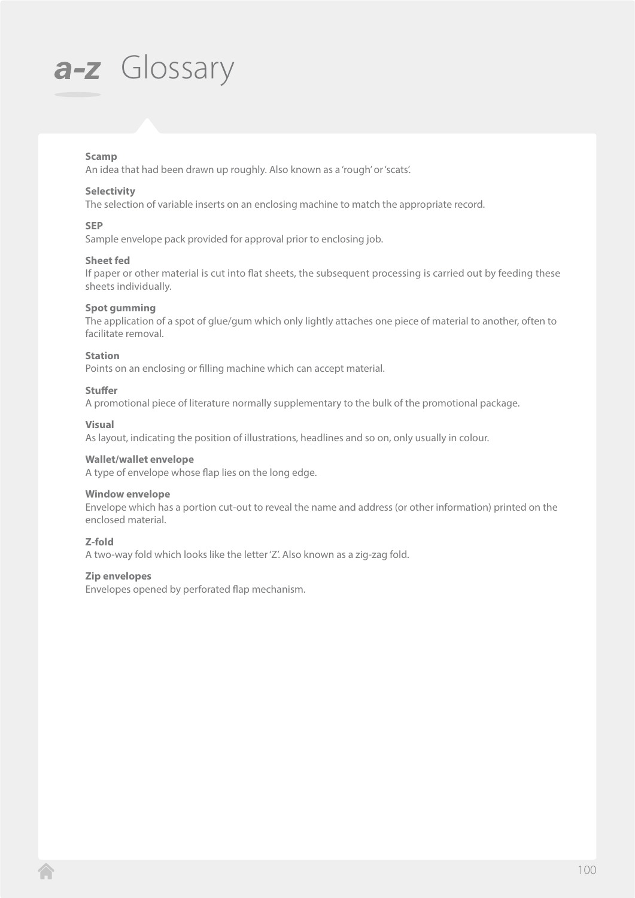# a-z Glossary

**Scamp**
An idea that had been drawn up roughly. Also known as a 'rough' or 'scats'.

**Selectivity**
The selection of variable inserts on an enclosing machine to match the appropriate record.

**SEP**
Sample envelope pack provided for approval prior to enclosing job.

**Sheet fed**
If paper or other material is cut into flat sheets, the subsequent processing is carried out by feeding these sheets individually.

**Spot gumming**
The application of a spot of glue/gum which only lightly attaches one piece of material to another, often to facilitate removal.

**Station**
Points on an enclosing or filling machine which can accept material.

**Stuffer**
A promotional piece of literature normally supplementary to the bulk of the promotional package.

**Visual**
As layout, indicating the position of illustrations, headlines and so on, only usually in colour.

**Wallet/wallet envelope**
A type of envelope whose flap lies on the long edge.

**Window envelope**
Envelope which has a portion cut-out to reveal the name and address (or other information) printed on the enclosed material.

**Z-fold**
A two-way fold which looks like the letter 'Z'. Also known as a zig-zag fold.

**Zip envelopes**
Envelopes opened by perforated flap mechanism.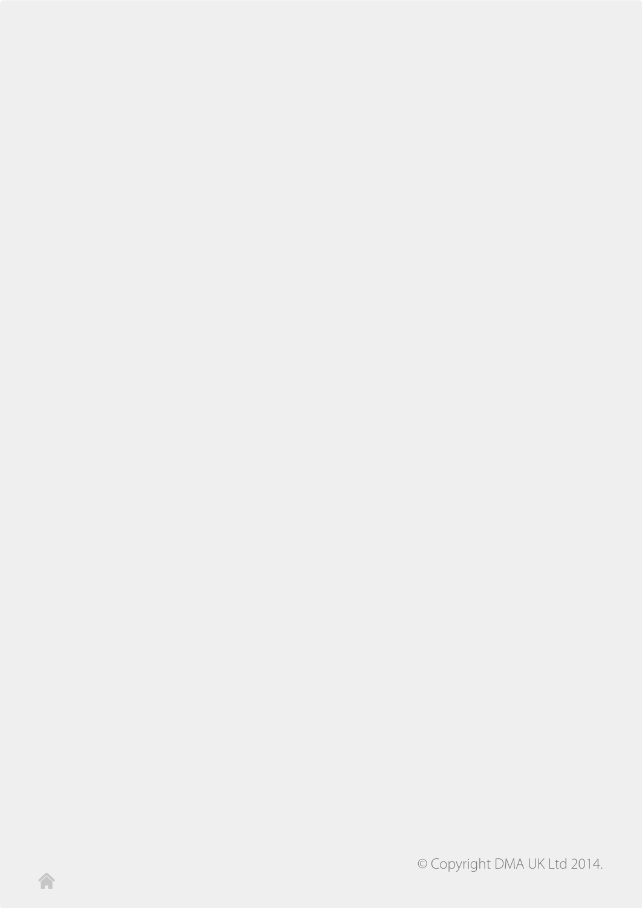© Copyright DMA UK Ltd 2014.